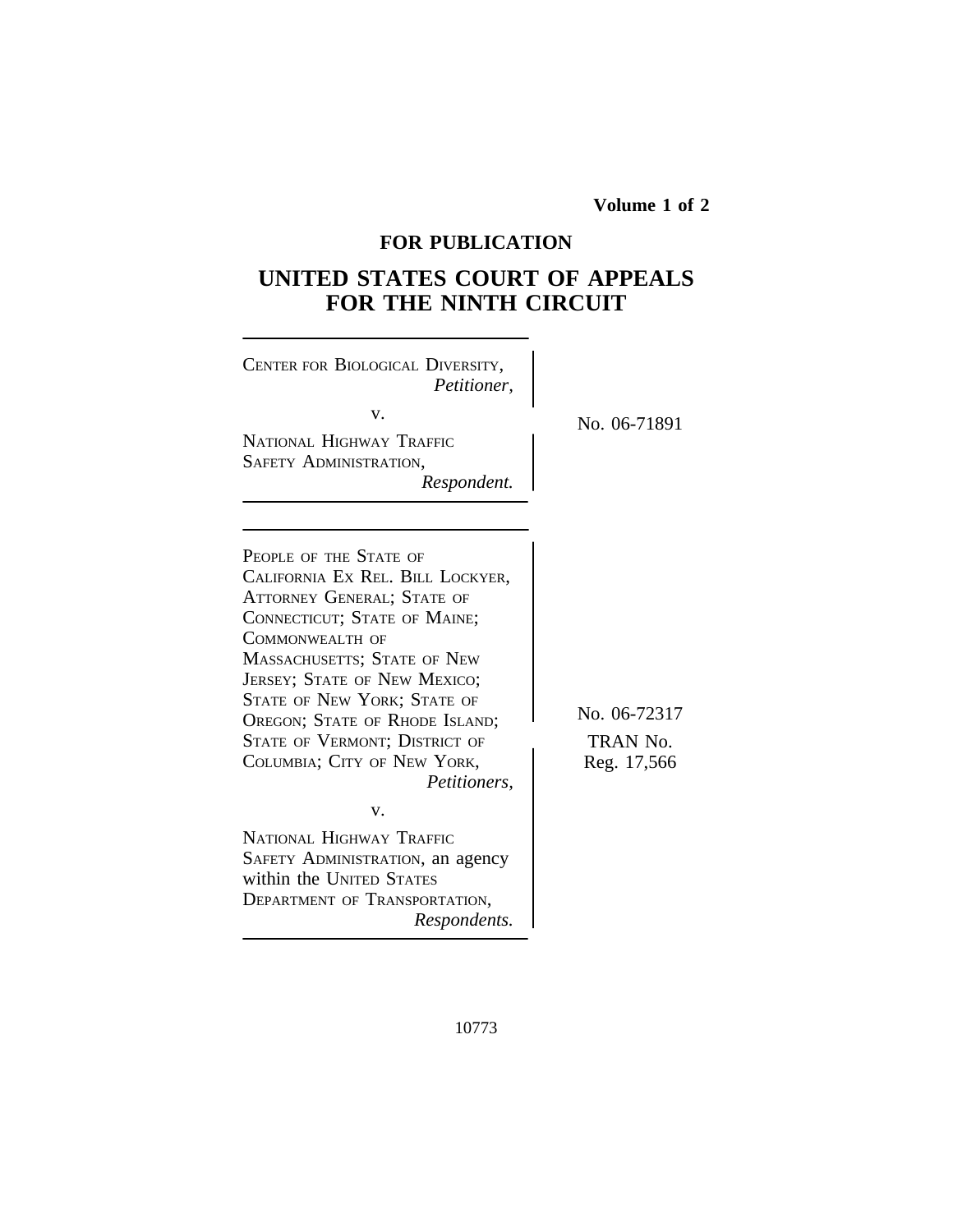**Volume 1 of 2**

**FOR PUBLICATION**

# UNITED STATES COURT OF APPEALS FOR THE NINTH CIRCUIT

CENTER FOR BIOLOGICAL DIVERSITY,
*Petitioner,*

v.

NATIONAL HIGHWAY TRAFFIC SAFETY ADMINISTRATION,
*Respondent.*

No. 06-71891

---

PEOPLE OF THE STATE OF CALIFORNIA EX REL. BILL LOCKYER, ATTORNEY GENERAL; STATE OF CONNECTICUT; STATE OF MAINE; COMMONWEALTH OF MASSACHUSETTS; STATE OF NEW JERSEY; STATE OF NEW MEXICO; STATE OF NEW YORK; STATE OF OREGON; STATE OF RHODE ISLAND; STATE OF VERMONT; DISTRICT OF COLUMBIA; CITY OF NEW YORK,
*Petitioners,*

v.

NATIONAL HIGHWAY TRAFFIC SAFETY ADMINISTRATION, an agency within the UNITED STATES DEPARTMENT OF TRANSPORTATION,
*Respondents.*

No. 06-72317

TRAN No. Reg. 17,566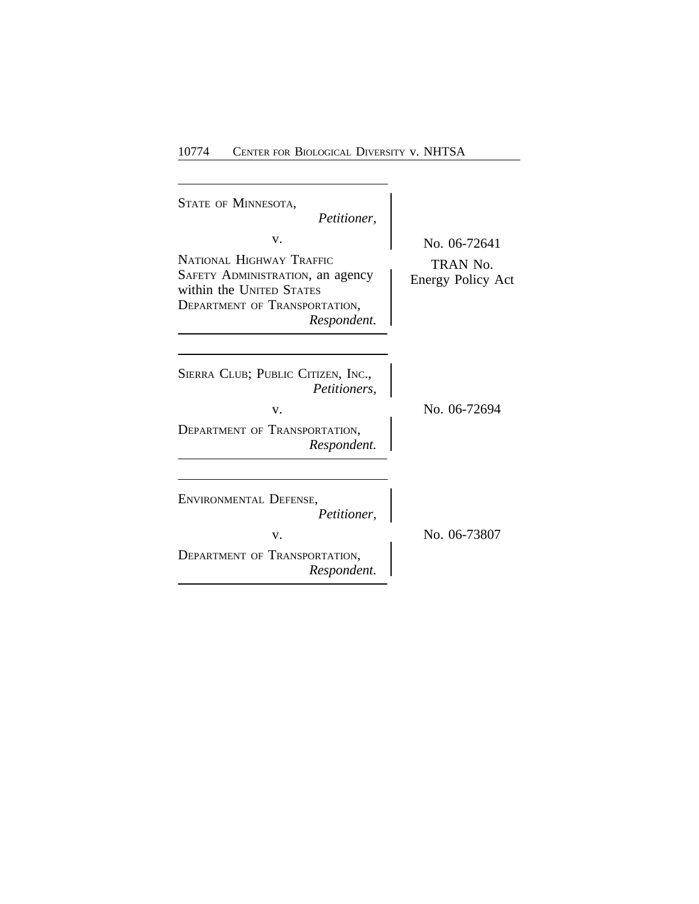STATE OF MINNESOTA,
*Petitioner,*

v.

NATIONAL HIGHWAY TRAFFIC SAFETY ADMINISTRATION, an agency within the UNITED STATES DEPARTMENT OF TRANSPORTATION,
*Respondent.*

No. 06-72641
TRAN No.
Energy Policy Act

---

SIERRA CLUB; PUBLIC CITIZEN, INC.,
*Petitioners,*

v.

DEPARTMENT OF TRANSPORTATION,
*Respondent.*

No. 06-72694

---

ENVIRONMENTAL DEFENSE,
*Petitioner,*

v.

DEPARTMENT OF TRANSPORTATION,
*Respondent.*

No. 06-73807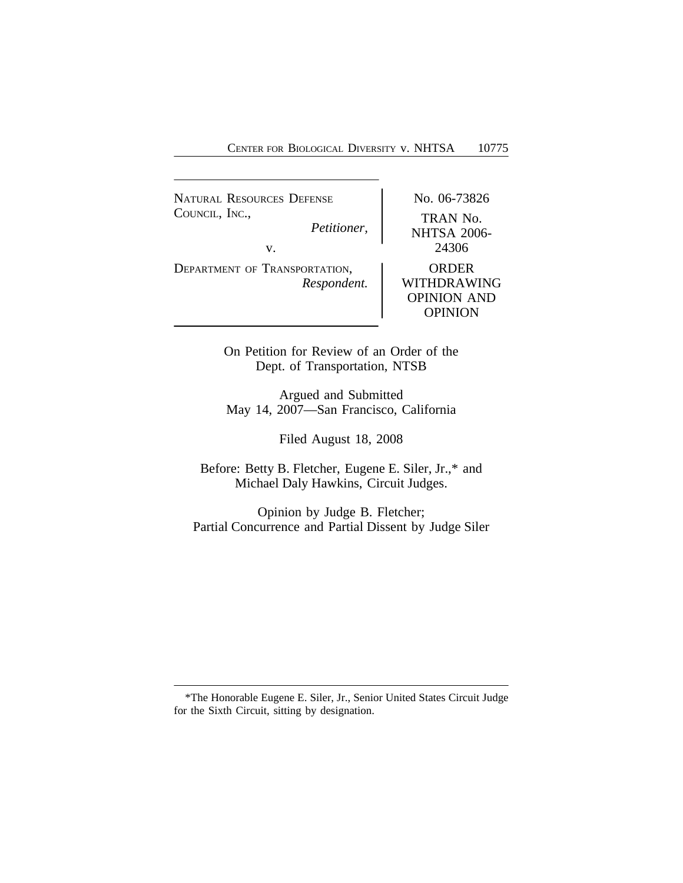NATURAL RESOURCES DEFENSE COUNCIL, INC.,
*Petitioner,*

v.

DEPARTMENT OF TRANSPORTATION,
*Respondent.*

No. 06-73826

TRAN No. NHTSA 2006-24306

ORDER WITHDRAWING OPINION AND OPINION

On Petition for Review of an Order of the Dept. of Transportation, NTSB

Argued and Submitted
May 14, 2007—San Francisco, California

Filed August 18, 2008

Before: Betty B. Fletcher, Eugene E. Siler, Jr.,* and Michael Daly Hawkins, Circuit Judges.

Opinion by Judge B. Fletcher;
Partial Concurrence and Partial Dissent by Judge Siler

---

*The Honorable Eugene E. Siler, Jr., Senior United States Circuit Judge for the Sixth Circuit, sitting by designation.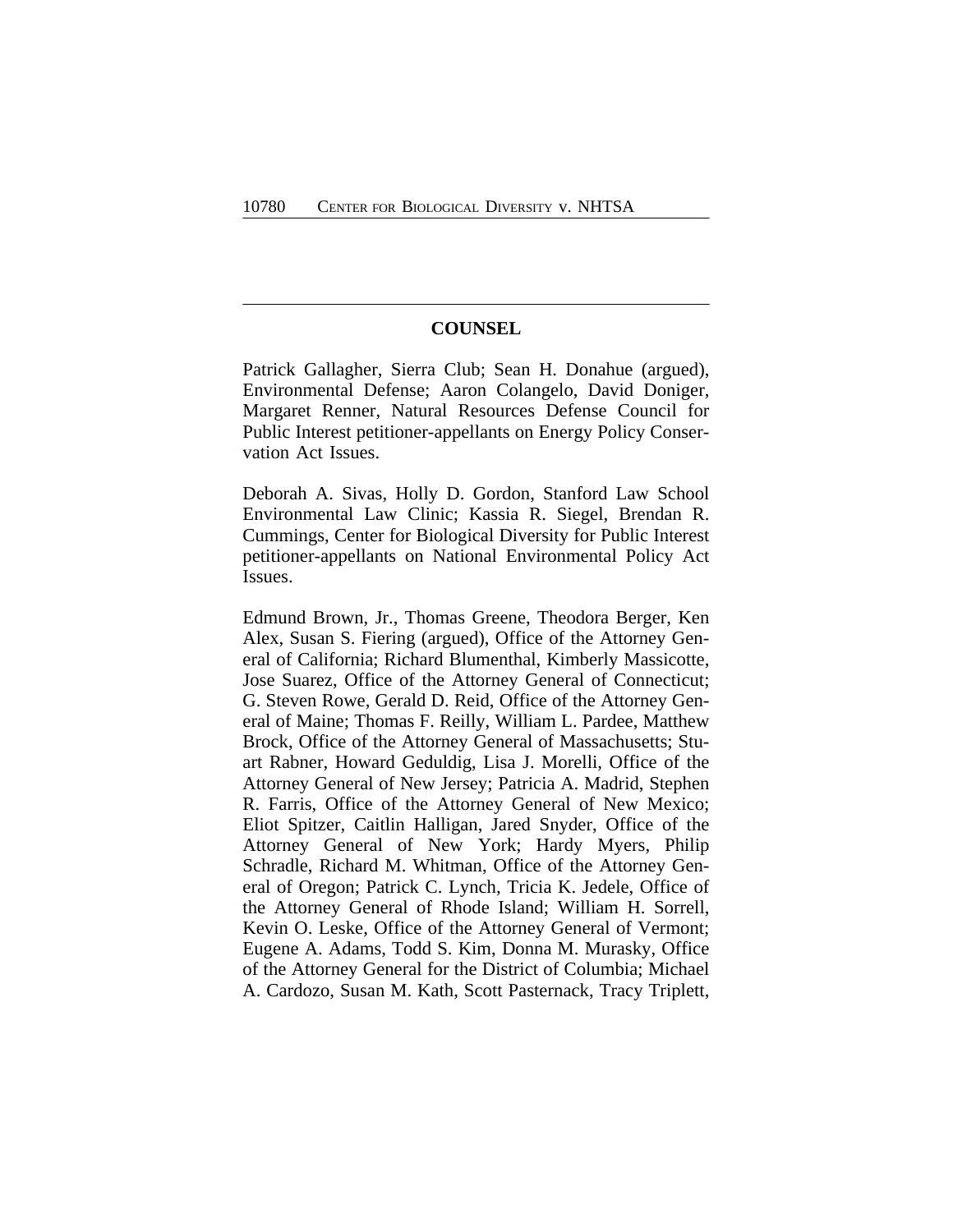## COUNSEL

Patrick Gallagher, Sierra Club; Sean H. Donahue (argued), Environmental Defense; Aaron Colangelo, David Doniger, Margaret Renner, Natural Resources Defense Council for Public Interest petitioner-appellants on Energy Policy Conservation Act Issues.

Deborah A. Sivas, Holly D. Gordon, Stanford Law School Environmental Law Clinic; Kassia R. Siegel, Brendan R. Cummings, Center for Biological Diversity for Public Interest petitioner-appellants on National Environmental Policy Act Issues.

Edmund Brown, Jr., Thomas Greene, Theodora Berger, Ken Alex, Susan S. Fiering (argued), Office of the Attorney General of California; Richard Blumenthal, Kimberly Massicotte, Jose Suarez, Office of the Attorney General of Connecticut; G. Steven Rowe, Gerald D. Reid, Office of the Attorney General of Maine; Thomas F. Reilly, William L. Pardee, Matthew Brock, Office of the Attorney General of Massachusetts; Stuart Rabner, Howard Geduldig, Lisa J. Morelli, Office of the Attorney General of New Jersey; Patricia A. Madrid, Stephen R. Farris, Office of the Attorney General of New Mexico; Eliot Spitzer, Caitlin Halligan, Jared Snyder, Office of the Attorney General of New York; Hardy Myers, Philip Schradle, Richard M. Whitman, Office of the Attorney General of Oregon; Patrick C. Lynch, Tricia K. Jedele, Office of the Attorney General of Rhode Island; William H. Sorrell, Kevin O. Leske, Office of the Attorney General of Vermont; Eugene A. Adams, Todd S. Kim, Donna M. Murasky, Office of the Attorney General for the District of Columbia; Michael A. Cardozo, Susan M. Kath, Scott Pasternack, Tracy Triplett,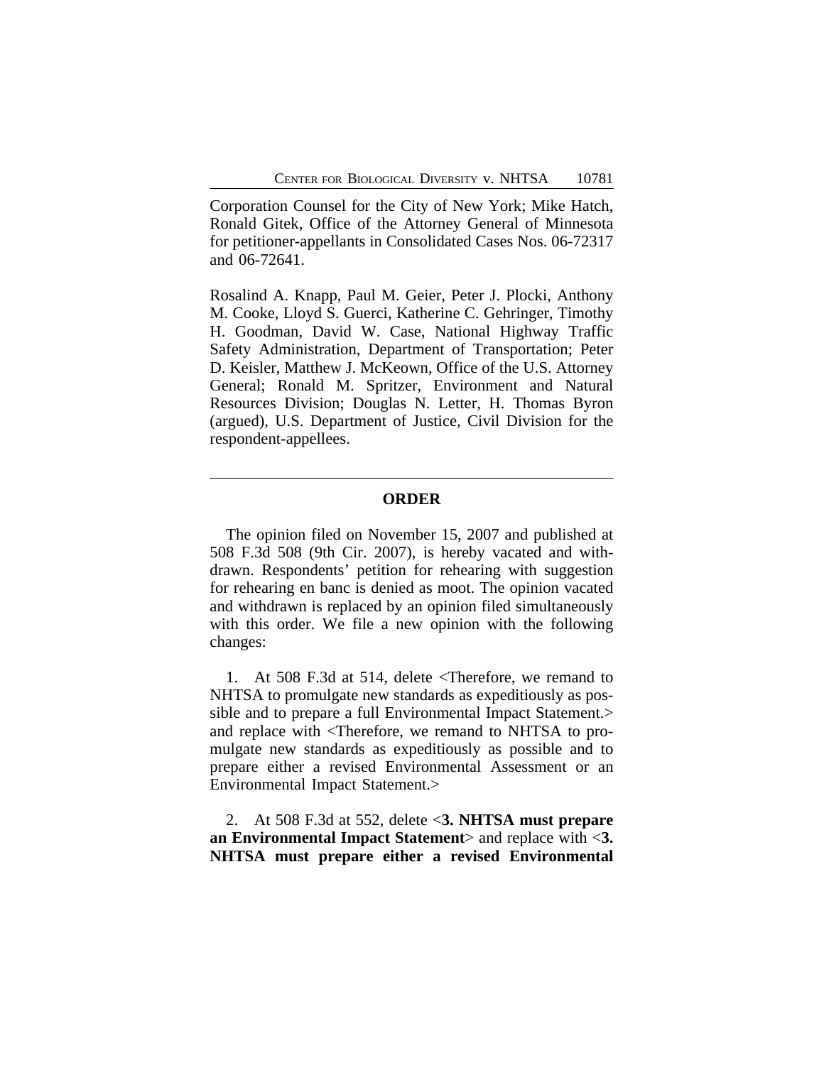Corporation Counsel for the City of New York; Mike Hatch, Ronald Gitek, Office of the Attorney General of Minnesota for petitioner-appellants in Consolidated Cases Nos. 06-72317 and 06-72641.

Rosalind A. Knapp, Paul M. Geier, Peter J. Plocki, Anthony M. Cooke, Lloyd S. Guerci, Katherine C. Gehringer, Timothy H. Goodman, David W. Case, National Highway Traffic Safety Administration, Department of Transportation; Peter D. Keisler, Matthew J. McKeown, Office of the U.S. Attorney General; Ronald M. Spritzer, Environment and Natural Resources Division; Douglas N. Letter, H. Thomas Byron (argued), U.S. Department of Justice, Civil Division for the respondent-appellees.

---

**ORDER**

The opinion filed on November 15, 2007 and published at 508 F.3d 508 (9th Cir. 2007), is hereby vacated and withdrawn. Respondents' petition for rehearing with suggestion for rehearing en banc is denied as moot. The opinion vacated and withdrawn is replaced by an opinion filed simultaneously with this order. We file a new opinion with the following changes:

1. At 508 F.3d at 514, delete <Therefore, we remand to NHTSA to promulgate new standards as expeditiously as possible and to prepare a full Environmental Impact Statement.> and replace with <Therefore, we remand to NHTSA to promulgate new standards as expeditiously as possible and to prepare either a revised Environmental Assessment or an Environmental Impact Statement.>

2. At 508 F.3d at 552, delete <**3. NHTSA must prepare an Environmental Impact Statement**> and replace with <**3. NHTSA must prepare either a revised Environmental**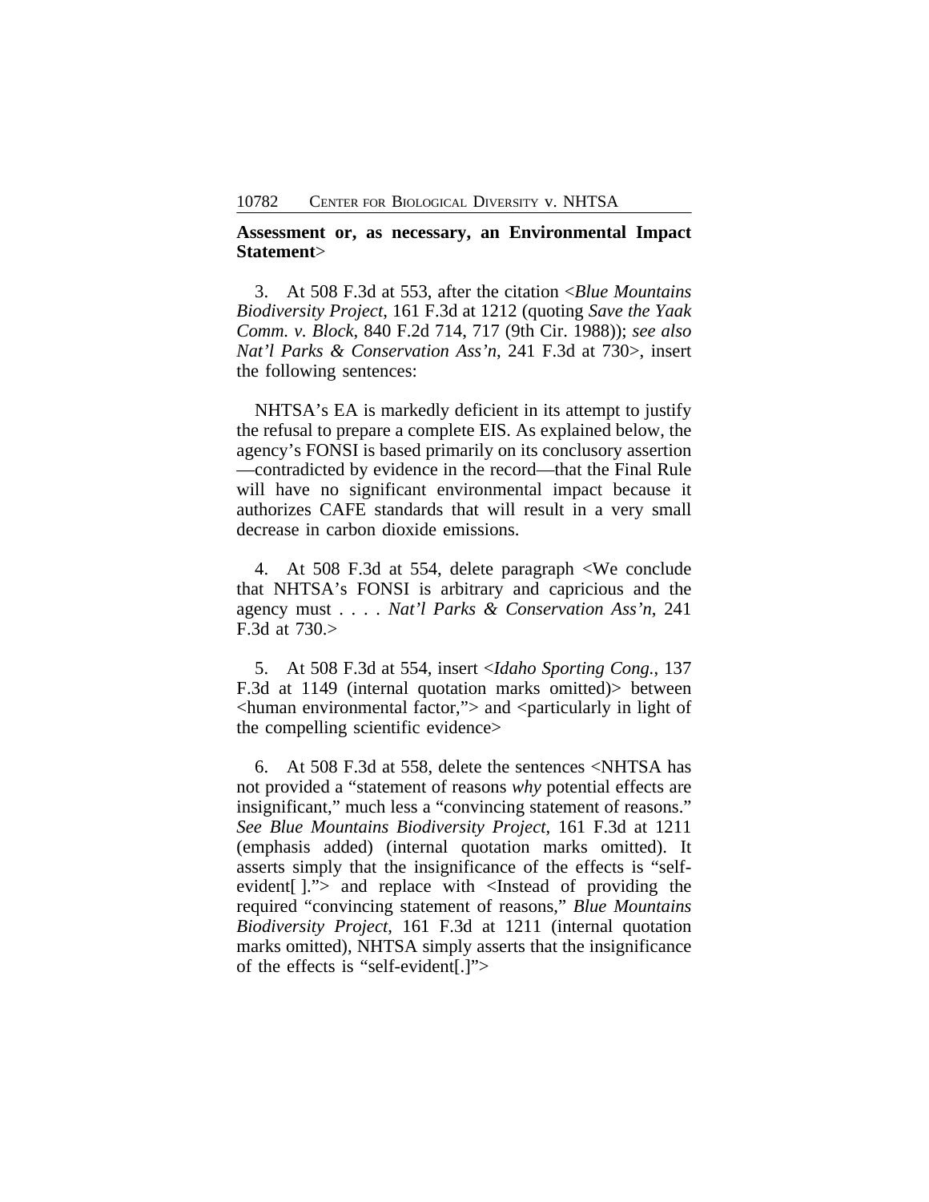**Assessment or, as necessary, an Environmental Impact Statement**>

3. At 508 F.3d at 553, after the citation <*Blue Mountains Biodiversity Project*, 161 F.3d at 1212 (quoting *Save the Yaak Comm. v. Block*, 840 F.2d 714, 717 (9th Cir. 1988)); *see also Nat'l Parks & Conservation Ass'n*, 241 F.3d at 730>, insert the following sentences:

NHTSA's EA is markedly deficient in its attempt to justify the refusal to prepare a complete EIS. As explained below, the agency's FONSI is based primarily on its conclusory assertion —contradicted by evidence in the record—that the Final Rule will have no significant environmental impact because it authorizes CAFE standards that will result in a very small decrease in carbon dioxide emissions.

4. At 508 F.3d at 554, delete paragraph <We conclude that NHTSA's FONSI is arbitrary and capricious and the agency must . . . . *Nat'l Parks & Conservation Ass'n*, 241 F.3d at 730.>

5. At 508 F.3d at 554, insert <*Idaho Sporting Cong.*, 137 F.3d at 1149 (internal quotation marks omitted)> between <human environmental factor,"> and <particularly in light of the compelling scientific evidence>

6. At 508 F.3d at 558, delete the sentences <NHTSA has not provided a "statement of reasons *why* potential effects are insignificant," much less a "convincing statement of reasons." *See Blue Mountains Biodiversity Project*, 161 F.3d at 1211 (emphasis added) (internal quotation marks omitted). It asserts simply that the insignificance of the effects is "self-evident[ ]."> and replace with <Instead of providing the required "convincing statement of reasons," *Blue Mountains Biodiversity Project*, 161 F.3d at 1211 (internal quotation marks omitted), NHTSA simply asserts that the insignificance of the effects is "self-evident[.]">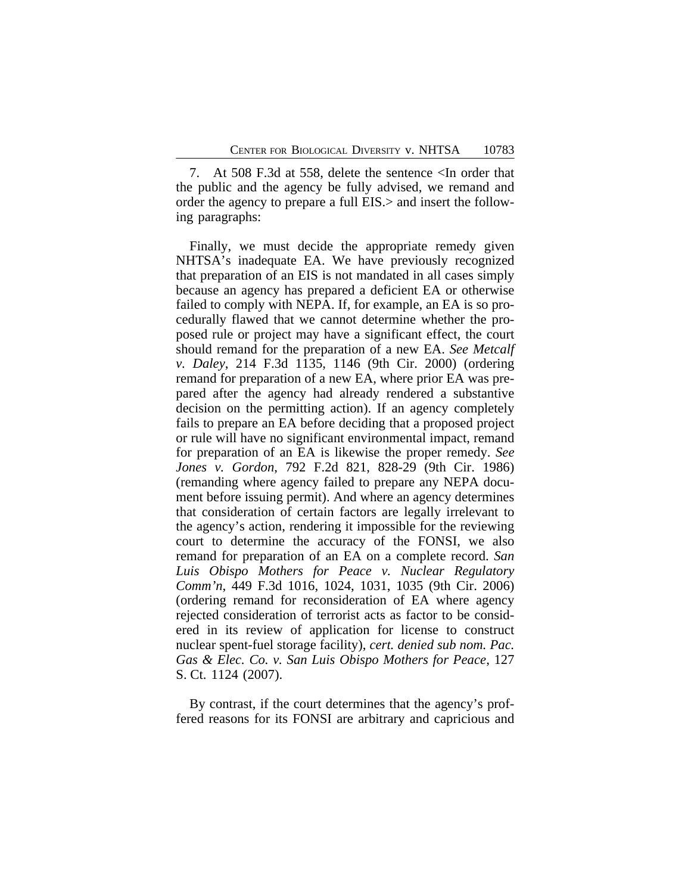7. At 508 F.3d at 558, delete the sentence <In order that the public and the agency be fully advised, we remand and order the agency to prepare a full EIS.> and insert the following paragraphs:

Finally, we must decide the appropriate remedy given NHTSA's inadequate EA. We have previously recognized that preparation of an EIS is not mandated in all cases simply because an agency has prepared a deficient EA or otherwise failed to comply with NEPA. If, for example, an EA is so procedurally flawed that we cannot determine whether the proposed rule or project may have a significant effect, the court should remand for the preparation of a new EA. *See Metcalf v. Daley*, 214 F.3d 1135, 1146 (9th Cir. 2000) (ordering remand for preparation of a new EA, where prior EA was prepared after the agency had already rendered a substantive decision on the permitting action). If an agency completely fails to prepare an EA before deciding that a proposed project or rule will have no significant environmental impact, remand for preparation of an EA is likewise the proper remedy. *See Jones v. Gordon*, 792 F.2d 821, 828-29 (9th Cir. 1986) (remanding where agency failed to prepare any NEPA document before issuing permit). And where an agency determines that consideration of certain factors are legally irrelevant to the agency's action, rendering it impossible for the reviewing court to determine the accuracy of the FONSI, we also remand for preparation of an EA on a complete record. *San Luis Obispo Mothers for Peace v. Nuclear Regulatory Comm'n*, 449 F.3d 1016, 1024, 1031, 1035 (9th Cir. 2006) (ordering remand for reconsideration of EA where agency rejected consideration of terrorist acts as factor to be considered in its review of application for license to construct nuclear spent-fuel storage facility), *cert. denied sub nom. Pac. Gas & Elec. Co. v. San Luis Obispo Mothers for Peace*, 127 S. Ct. 1124 (2007).

By contrast, if the court determines that the agency's proffered reasons for its FONSI are arbitrary and capricious and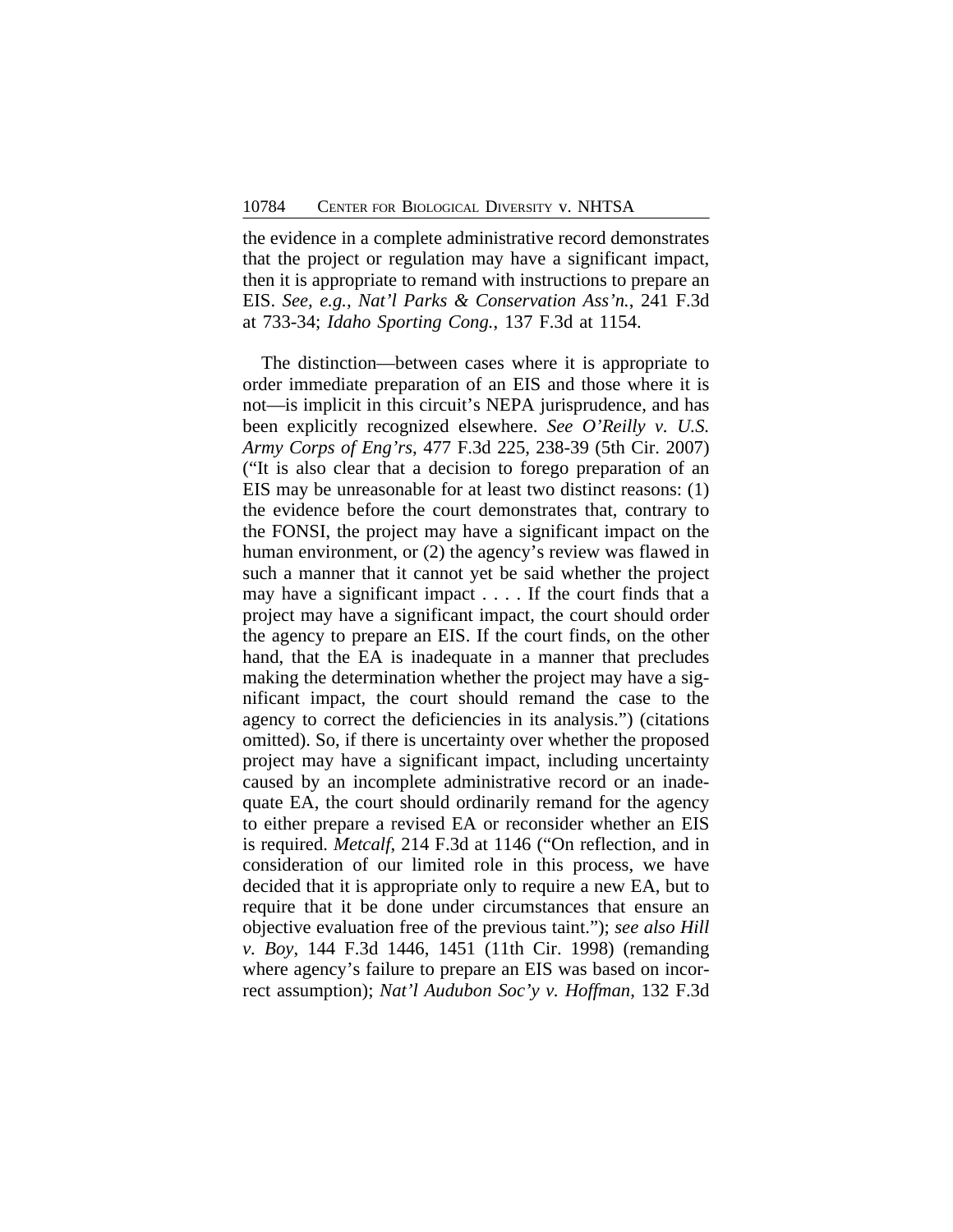the evidence in a complete administrative record demonstrates that the project or regulation may have a significant impact, then it is appropriate to remand with instructions to prepare an EIS. *See, e.g., Nat'l Parks & Conservation Ass'n.*, 241 F.3d at 733-34; *Idaho Sporting Cong.*, 137 F.3d at 1154.

The distinction—between cases where it is appropriate to order immediate preparation of an EIS and those where it is not—is implicit in this circuit's NEPA jurisprudence, and has been explicitly recognized elsewhere. *See O'Reilly v. U.S. Army Corps of Eng'rs*, 477 F.3d 225, 238-39 (5th Cir. 2007) ("It is also clear that a decision to forego preparation of an EIS may be unreasonable for at least two distinct reasons: (1) the evidence before the court demonstrates that, contrary to the FONSI, the project may have a significant impact on the human environment, or (2) the agency's review was flawed in such a manner that it cannot yet be said whether the project may have a significant impact . . . . If the court finds that a project may have a significant impact, the court should order the agency to prepare an EIS. If the court finds, on the other hand, that the EA is inadequate in a manner that precludes making the determination whether the project may have a significant impact, the court should remand the case to the agency to correct the deficiencies in its analysis.") (citations omitted). So, if there is uncertainty over whether the proposed project may have a significant impact, including uncertainty caused by an incomplete administrative record or an inadequate EA, the court should ordinarily remand for the agency to either prepare a revised EA or reconsider whether an EIS is required. *Metcalf*, 214 F.3d at 1146 ("On reflection, and in consideration of our limited role in this process, we have decided that it is appropriate only to require a new EA, but to require that it be done under circumstances that ensure an objective evaluation free of the previous taint."); *see also Hill v. Boy*, 144 F.3d 1446, 1451 (11th Cir. 1998) (remanding where agency's failure to prepare an EIS was based on incorrect assumption); *Nat'l Audubon Soc'y v. Hoffman*, 132 F.3d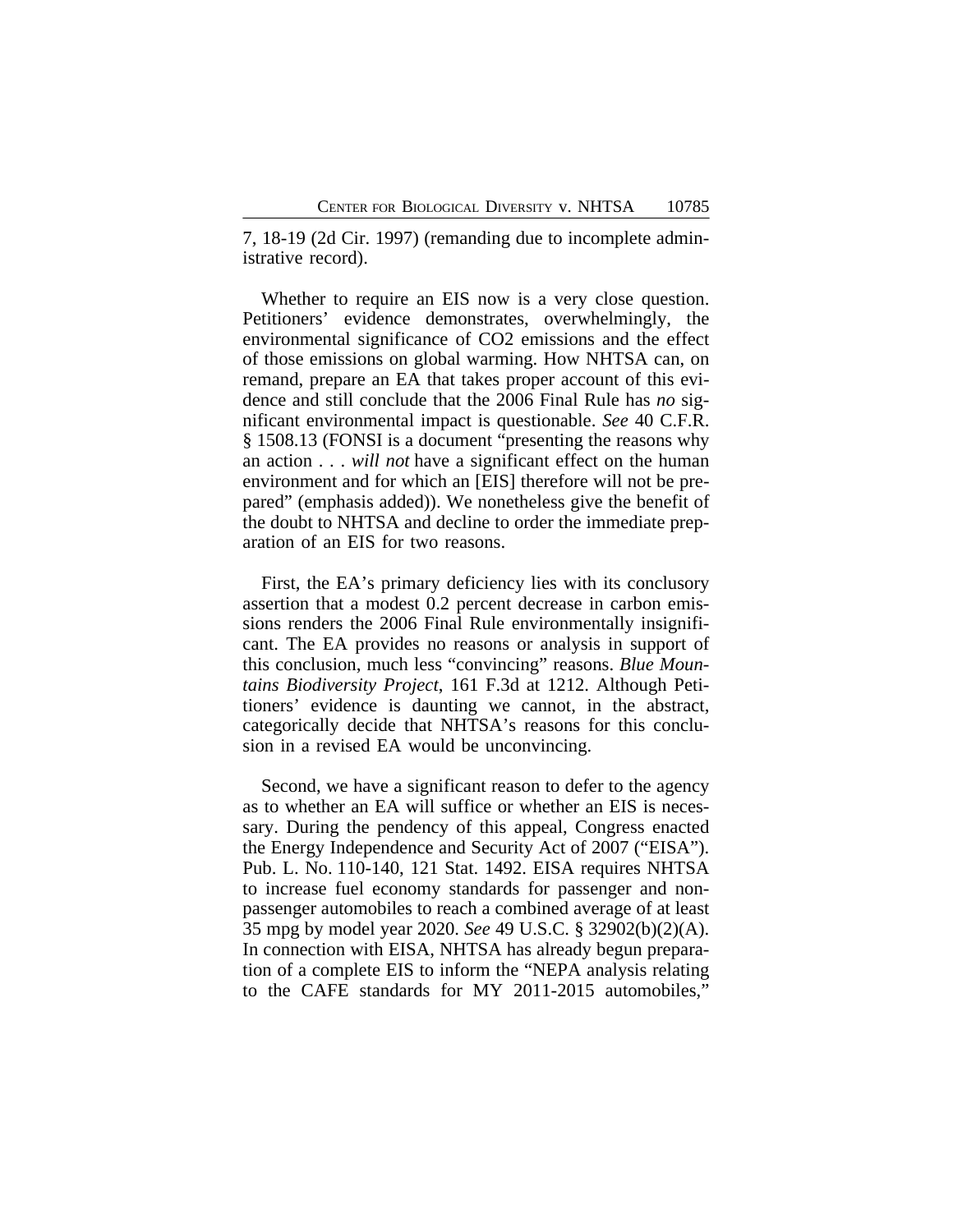7, 18-19 (2d Cir. 1997) (remanding due to incomplete administrative record).

Whether to require an EIS now is a very close question. Petitioners' evidence demonstrates, overwhelmingly, the environmental significance of $CO_2$ emissions and the effect of those emissions on global warming. How NHTSA can, on remand, prepare an EA that takes proper account of this evidence and still conclude that the 2006 Final Rule has *no* significant environmental impact is questionable. *See* 40 C.F.R. § 1508.13 (FONSI is a document "presenting the reasons why an action . . . *will not* have a significant effect on the human environment and for which an [EIS] therefore will not be prepared" (emphasis added)). We nonetheless give the benefit of the doubt to NHTSA and decline to order the immediate preparation of an EIS for two reasons.

First, the EA's primary deficiency lies with its conclusory assertion that a modest 0.2 percent decrease in carbon emissions renders the 2006 Final Rule environmentally insignificant. The EA provides no reasons or analysis in support of this conclusion, much less "convincing" reasons. *Blue Mountains Biodiversity Project*, 161 F.3d at 1212. Although Petitioners' evidence is daunting we cannot, in the abstract, categorically decide that NHTSA's reasons for this conclusion in a revised EA would be unconvincing.

Second, we have a significant reason to defer to the agency as to whether an EA will suffice or whether an EIS is necessary. During the pendency of this appeal, Congress enacted the Energy Independence and Security Act of 2007 ("EISA"). Pub. L. No. 110-140, 121 Stat. 1492. EISA requires NHTSA to increase fuel economy standards for passenger and non-passenger automobiles to reach a combined average of at least 35 mpg by model year 2020. *See* 49 U.S.C. § 32902(b)(2)(A). In connection with EISA, NHTSA has already begun preparation of a complete EIS to inform the "NEPA analysis relating to the CAFE standards for MY 2011-2015 automobiles,"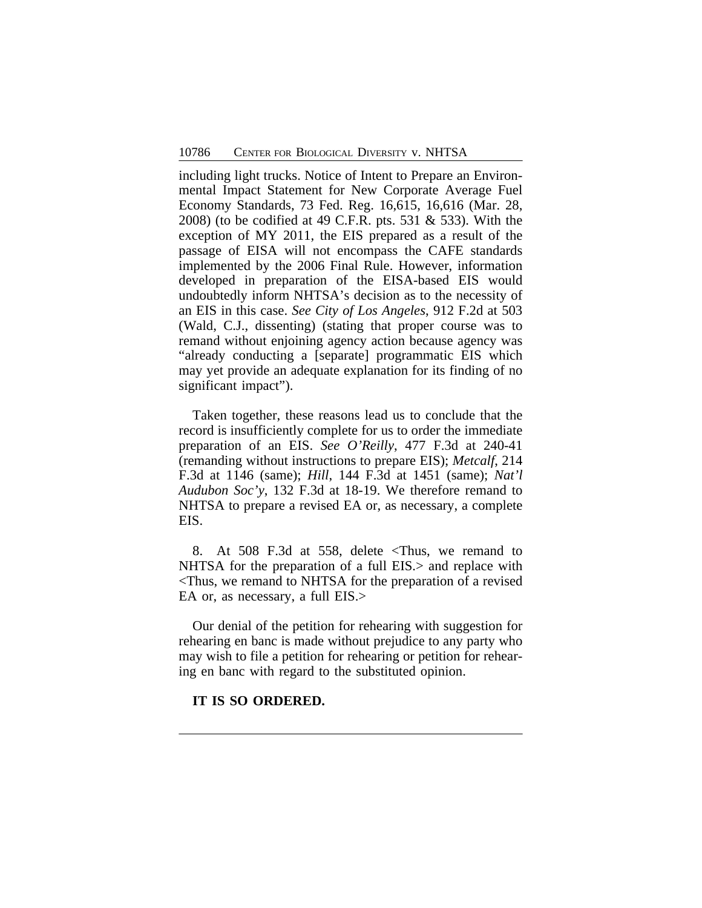including light trucks. Notice of Intent to Prepare an Environmental Impact Statement for New Corporate Average Fuel Economy Standards, 73 Fed. Reg. 16,615, 16,616 (Mar. 28, 2008) (to be codified at 49 C.F.R. pts. 531 & 533). With the exception of MY 2011, the EIS prepared as a result of the passage of EISA will not encompass the CAFE standards implemented by the 2006 Final Rule. However, information developed in preparation of the EISA-based EIS would undoubtedly inform NHTSA's decision as to the necessity of an EIS in this case. *See City of Los Angeles*, 912 F.2d at 503 (Wald, C.J., dissenting) (stating that proper course was to remand without enjoining agency action because agency was "already conducting a [separate] programmatic EIS which may yet provide an adequate explanation for its finding of no significant impact").

Taken together, these reasons lead us to conclude that the record is insufficiently complete for us to order the immediate preparation of an EIS. *See O'Reilly*, 477 F.3d at 240-41 (remanding without instructions to prepare EIS); *Metcalf*, 214 F.3d at 1146 (same); *Hill*, 144 F.3d at 1451 (same); *Nat'l Audubon Soc'y*, 132 F.3d at 18-19. We therefore remand to NHTSA to prepare a revised EA or, as necessary, a complete EIS.

8. At 508 F.3d at 558, delete <Thus, we remand to NHTSA for the preparation of a full EIS.> and replace with <Thus, we remand to NHTSA for the preparation of a revised EA or, as necessary, a full EIS.>

Our denial of the petition for rehearing with suggestion for rehearing en banc is made without prejudice to any party who may wish to file a petition for rehearing or petition for rehearing en banc with regard to the substituted opinion.

**IT IS SO ORDERED.**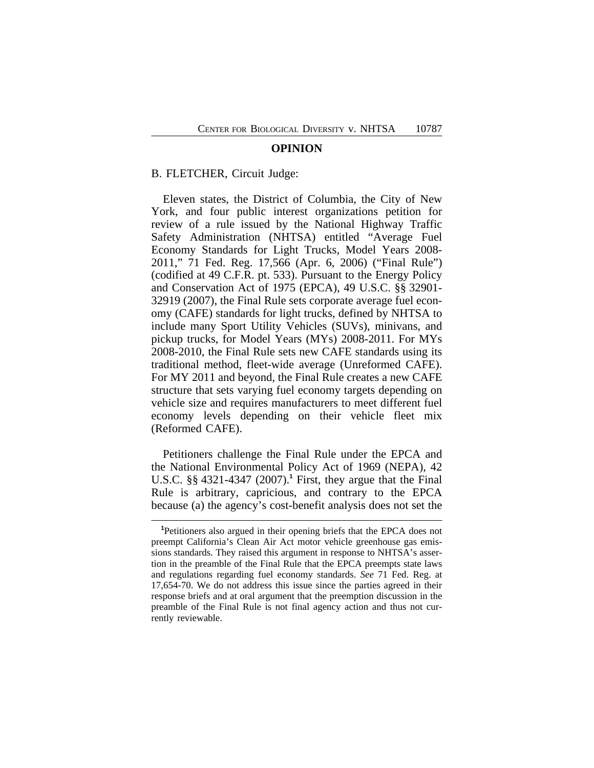## OPINION

B. FLETCHER, Circuit Judge:

Eleven states, the District of Columbia, the City of New York, and four public interest organizations petition for review of a rule issued by the National Highway Traffic Safety Administration (NHTSA) entitled "Average Fuel Economy Standards for Light Trucks, Model Years 2008-2011," 71 Fed. Reg. 17,566 (Apr. 6, 2006) ("Final Rule") (codified at 49 C.F.R. pt. 533). Pursuant to the Energy Policy and Conservation Act of 1975 (EPCA), 49 U.S.C. §§ 32901-32919 (2007), the Final Rule sets corporate average fuel economy (CAFE) standards for light trucks, defined by NHTSA to include many Sport Utility Vehicles (SUVs), minivans, and pickup trucks, for Model Years (MYs) 2008-2011. For MYs 2008-2010, the Final Rule sets new CAFE standards using its traditional method, fleet-wide average (Unreformed CAFE). For MY 2011 and beyond, the Final Rule creates a new CAFE structure that sets varying fuel economy targets depending on vehicle size and requires manufacturers to meet different fuel economy levels depending on their vehicle fleet mix (Reformed CAFE).

Petitioners challenge the Final Rule under the EPCA and the National Environmental Policy Act of 1969 (NEPA), 42 U.S.C. §§ 4321-4347 (2007).[1] First, they argue that the Final Rule is arbitrary, capricious, and contrary to the EPCA because (a) the agency's cost-benefit analysis does not set the

[1]Petitioners also argued in their opening briefs that the EPCA does not preempt California's Clean Air Act motor vehicle greenhouse gas emissions standards. They raised this argument in response to NHTSA's assertion in the preamble of the Final Rule that the EPCA preempts state laws and regulations regarding fuel economy standards. *See* 71 Fed. Reg. at 17,654-70. We do not address this issue since the parties agreed in their response briefs and at oral argument that the preemption discussion in the preamble of the Final Rule is not final agency action and thus not currently reviewable.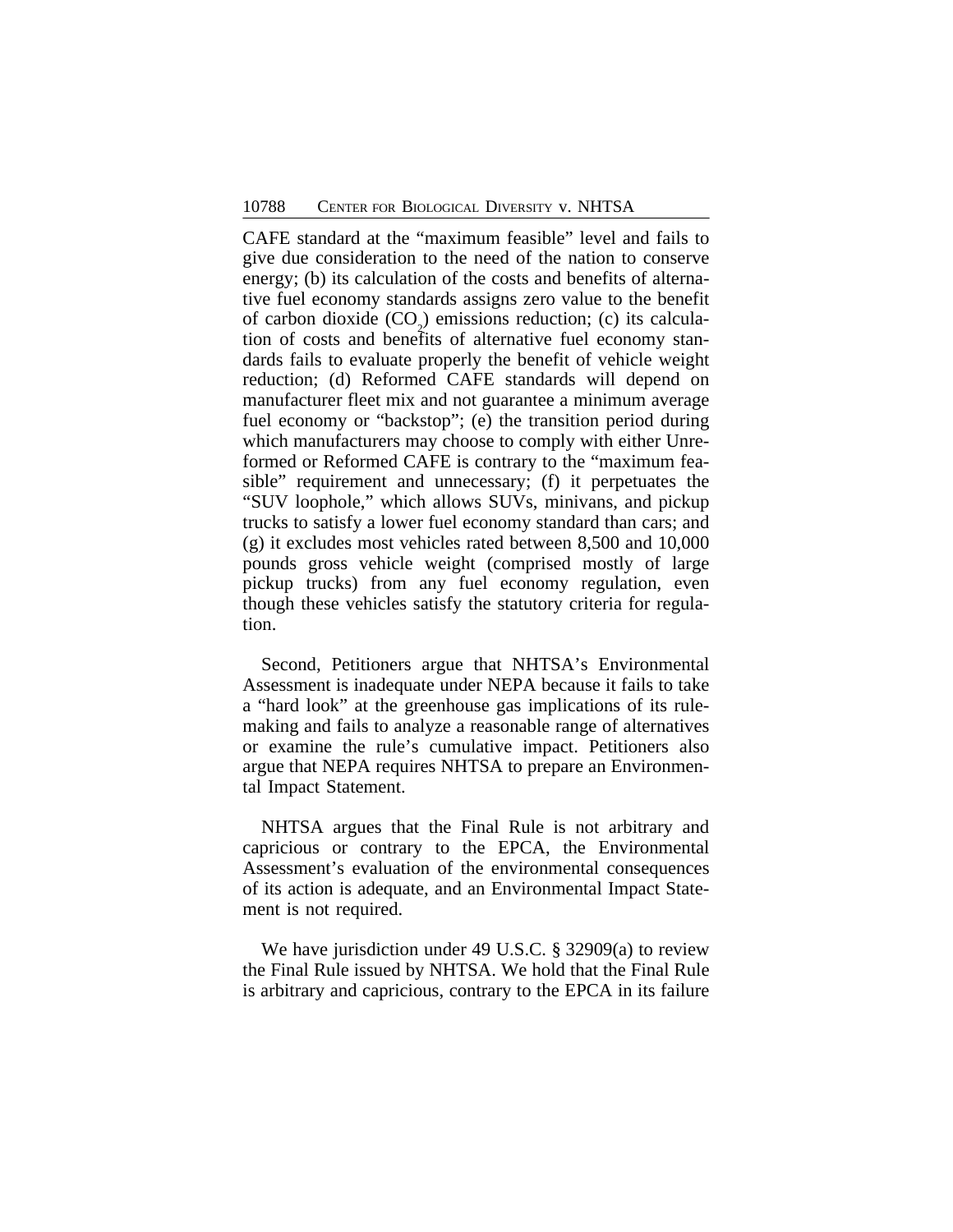CAFE standard at the "maximum feasible" level and fails to give due consideration to the need of the nation to conserve energy; (b) its calculation of the costs and benefits of alternative fuel economy standards assigns zero value to the benefit of carbon dioxide ($CO_2$) emissions reduction; (c) its calculation of costs and benefits of alternative fuel economy standards fails to evaluate properly the benefit of vehicle weight reduction; (d) Reformed CAFE standards will depend on manufacturer fleet mix and not guarantee a minimum average fuel economy or "backstop"; (e) the transition period during which manufacturers may choose to comply with either Unreformed or Reformed CAFE is contrary to the "maximum feasible" requirement and unnecessary; (f) it perpetuates the "SUV loophole," which allows SUVs, minivans, and pickup trucks to satisfy a lower fuel economy standard than cars; and (g) it excludes most vehicles rated between 8,500 and 10,000 pounds gross vehicle weight (comprised mostly of large pickup trucks) from any fuel economy regulation, even though these vehicles satisfy the statutory criteria for regulation.

Second, Petitioners argue that NHTSA's Environmental Assessment is inadequate under NEPA because it fails to take a "hard look" at the greenhouse gas implications of its rulemaking and fails to analyze a reasonable range of alternatives or examine the rule's cumulative impact. Petitioners also argue that NEPA requires NHTSA to prepare an Environmental Impact Statement.

NHTSA argues that the Final Rule is not arbitrary and capricious or contrary to the EPCA, the Environmental Assessment's evaluation of the environmental consequences of its action is adequate, and an Environmental Impact Statement is not required.

We have jurisdiction under 49 U.S.C. § 32909(a) to review the Final Rule issued by NHTSA. We hold that the Final Rule is arbitrary and capricious, contrary to the EPCA in its failure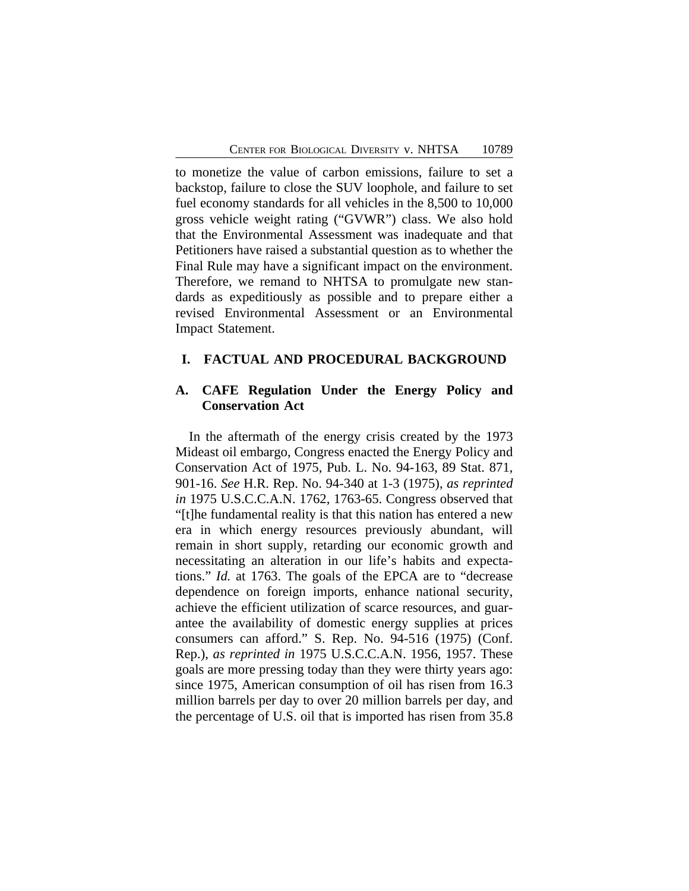to monetize the value of carbon emissions, failure to set a backstop, failure to close the SUV loophole, and failure to set fuel economy standards for all vehicles in the 8,500 to 10,000 gross vehicle weight rating ("GVWR") class. We also hold that the Environmental Assessment was inadequate and that Petitioners have raised a substantial question as to whether the Final Rule may have a significant impact on the environment. Therefore, we remand to NHTSA to promulgate new standards as expeditiously as possible and to prepare either a revised Environmental Assessment or an Environmental Impact Statement.

## I. FACTUAL AND PROCEDURAL BACKGROUND

### A. CAFE Regulation Under the Energy Policy and Conservation Act

In the aftermath of the energy crisis created by the 1973 Mideast oil embargo, Congress enacted the Energy Policy and Conservation Act of 1975, Pub. L. No. 94-163, 89 Stat. 871, 901-16. *See* H.R. Rep. No. 94-340 at 1-3 (1975), *as reprinted in* 1975 U.S.C.C.A.N. 1762, 1763-65. Congress observed that "[t]he fundamental reality is that this nation has entered a new era in which energy resources previously abundant, will remain in short supply, retarding our economic growth and necessitating an alteration in our life's habits and expectations." *Id.* at 1763. The goals of the EPCA are to "decrease dependence on foreign imports, enhance national security, achieve the efficient utilization of scarce resources, and guarantee the availability of domestic energy supplies at prices consumers can afford." S. Rep. No. 94-516 (1975) (Conf. Rep.), *as reprinted in* 1975 U.S.C.C.A.N. 1956, 1957. These goals are more pressing today than they were thirty years ago: since 1975, American consumption of oil has risen from 16.3 million barrels per day to over 20 million barrels per day, and the percentage of U.S. oil that is imported has risen from 35.8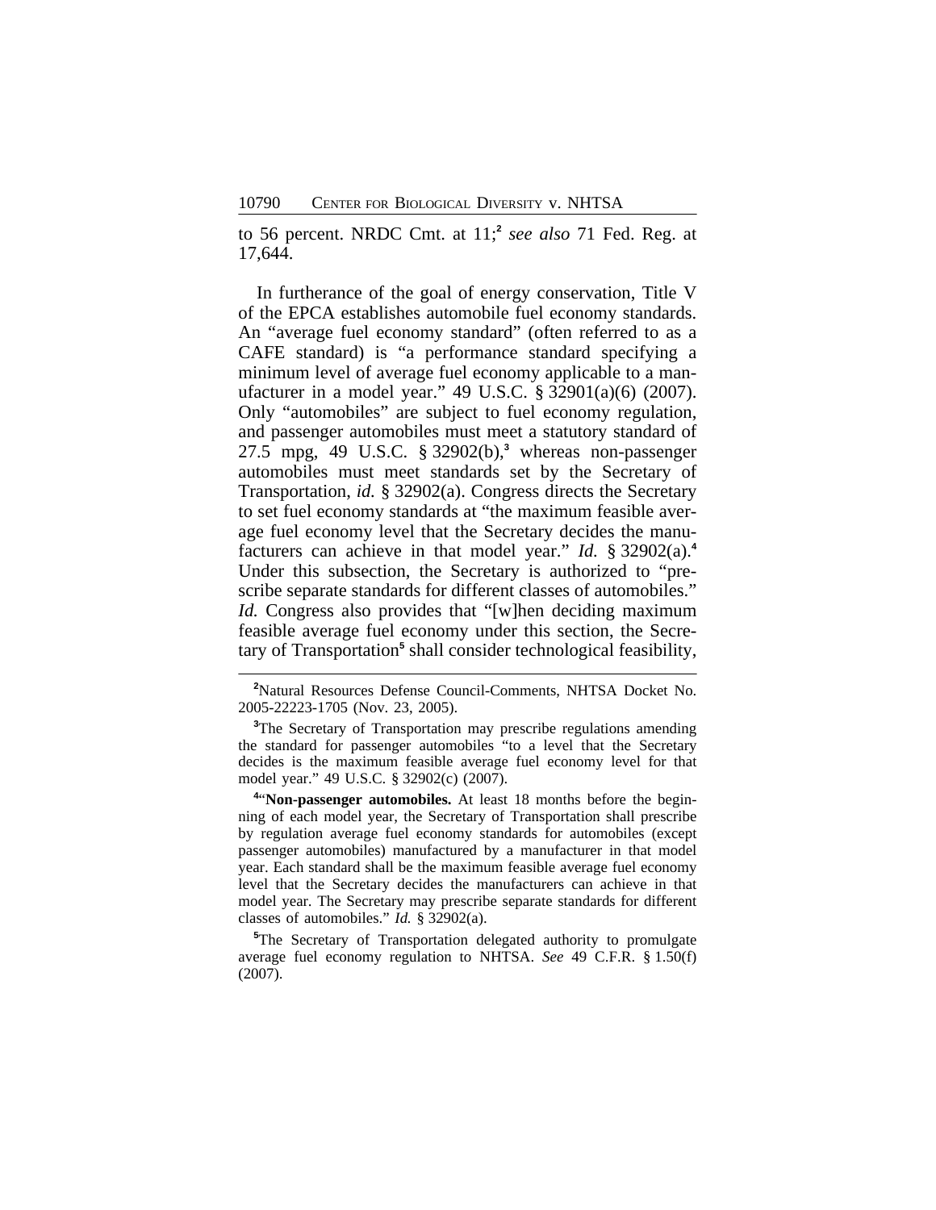to 56 percent. NRDC Cmt. at 11;[2] *see also* 71 Fed. Reg. at 17,644.

In furtherance of the goal of energy conservation, Title V of the EPCA establishes automobile fuel economy standards. An "average fuel economy standard" (often referred to as a CAFE standard) is "a performance standard specifying a minimum level of average fuel economy applicable to a manufacturer in a model year." 49 U.S.C. § 32901(a)(6) (2007). Only "automobiles" are subject to fuel economy regulation, and passenger automobiles must meet a statutory standard of 27.5 mpg, 49 U.S.C. § 32902(b),[3] whereas non-passenger automobiles must meet standards set by the Secretary of Transportation, *id.* § 32902(a). Congress directs the Secretary to set fuel economy standards at "the maximum feasible average fuel economy level that the Secretary decides the manufacturers can achieve in that model year." *Id.* § 32902(a).[4] Under this subsection, the Secretary is authorized to "prescribe separate standards for different classes of automobiles." *Id.* Congress also provides that "[w]hen deciding maximum feasible average fuel economy under this section, the Secretary of Transportation[5] shall consider technological feasibility,

---

[2]Natural Resources Defense Council-Comments, NHTSA Docket No. 2005-22223-1705 (Nov. 23, 2005).

[3]The Secretary of Transportation may prescribe regulations amending the standard for passenger automobiles "to a level that the Secretary decides is the maximum feasible average fuel economy level for that model year." 49 U.S.C. § 32902(c) (2007).

[4]"**Non-passenger automobiles.** At least 18 months before the beginning of each model year, the Secretary of Transportation shall prescribe by regulation average fuel economy standards for automobiles (except passenger automobiles) manufactured by a manufacturer in that model year. Each standard shall be the maximum feasible average fuel economy level that the Secretary decides the manufacturers can achieve in that model year. The Secretary may prescribe separate standards for different classes of automobiles." *Id.* § 32902(a).

[5]The Secretary of Transportation delegated authority to promulgate average fuel economy regulation to NHTSA. *See* 49 C.F.R. § 1.50(f) (2007).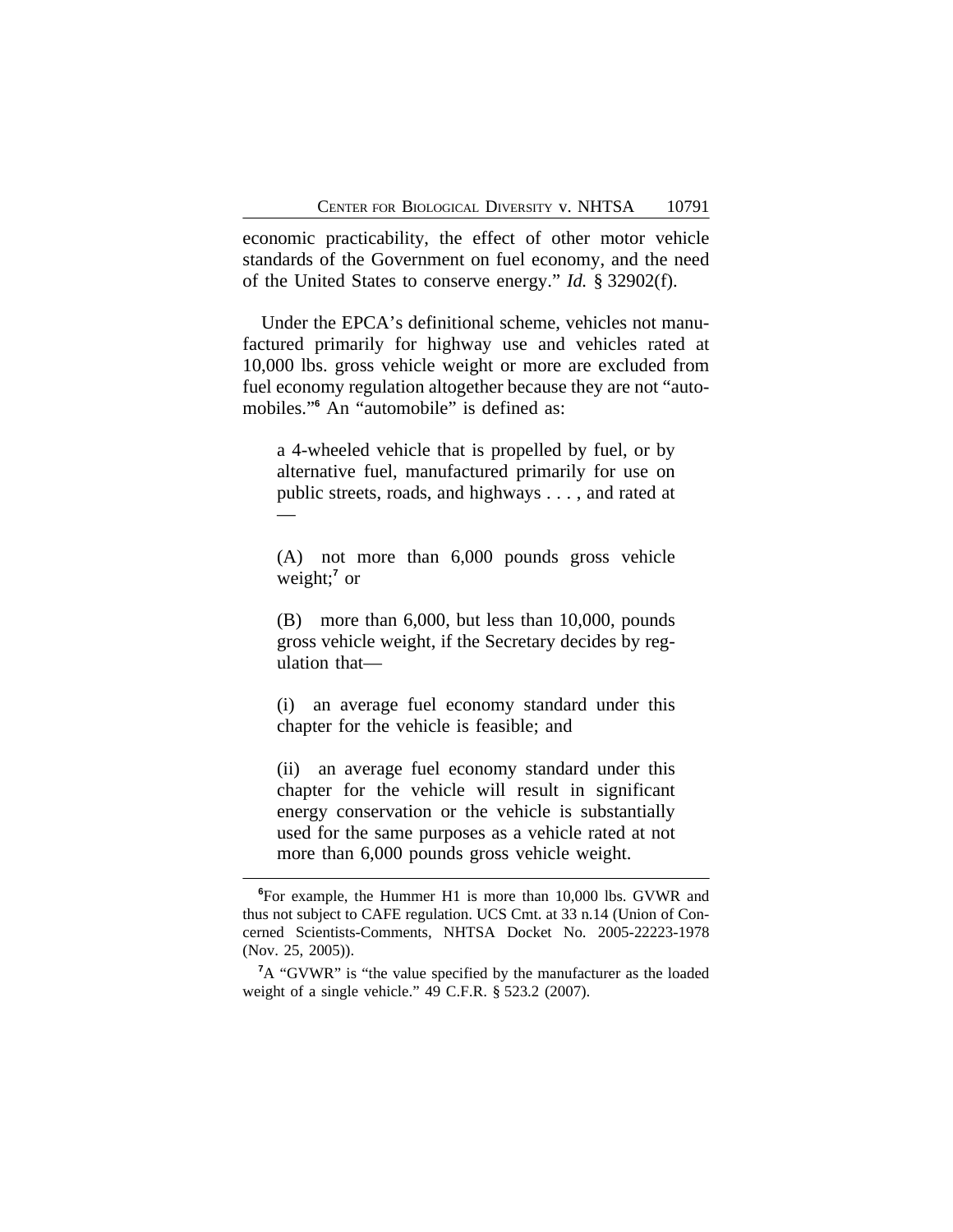economic practicability, the effect of other motor vehicle standards of the Government on fuel economy, and the need of the United States to conserve energy." *Id.* § 32902(f).

Under the EPCA's definitional scheme, vehicles not manufactured primarily for highway use and vehicles rated at 10,000 lbs. gross vehicle weight or more are excluded from fuel economy regulation altogether because they are not "automobiles."[6] An "automobile" is defined as:

> a 4-wheeled vehicle that is propelled by fuel, or by alternative fuel, manufactured primarily for use on public streets, roads, and highways . . . , and rated at —
>
> (A) not more than 6,000 pounds gross vehicle weight;[7] or
>
> (B) more than 6,000, but less than 10,000, pounds gross vehicle weight, if the Secretary decides by regulation that—
>
> (i) an average fuel economy standard under this chapter for the vehicle is feasible; and
>
> (ii) an average fuel economy standard under this chapter for the vehicle will result in significant energy conservation or the vehicle is substantially used for the same purposes as a vehicle rated at not more than 6,000 pounds gross vehicle weight.

---

[6]For example, the Hummer H1 is more than 10,000 lbs. GVWR and thus not subject to CAFE regulation. UCS Cmt. at 33 n.14 (Union of Concerned Scientists-Comments, NHTSA Docket No. 2005-22223-1978 (Nov. 25, 2005)).

[7]A "GVWR" is "the value specified by the manufacturer as the loaded weight of a single vehicle." 49 C.F.R. § 523.2 (2007).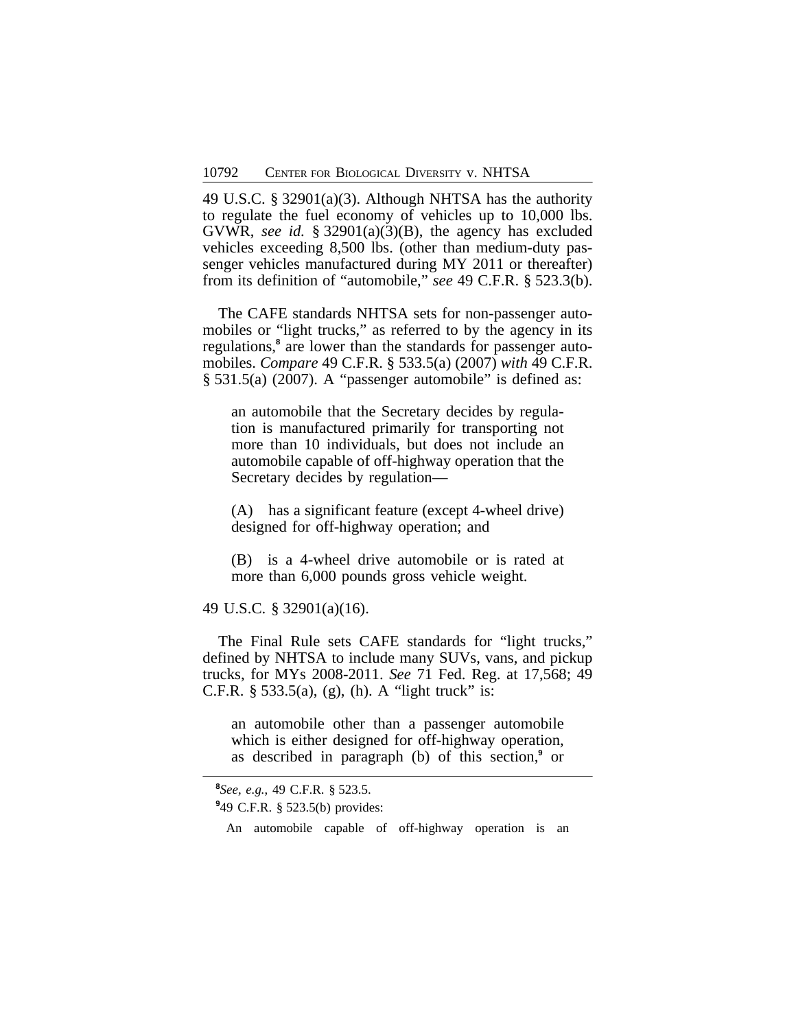49 U.S.C. § 32901(a)(3). Although NHTSA has the authority to regulate the fuel economy of vehicles up to 10,000 lbs. GVWR, *see id.* § 32901(a)(3)(B), the agency has excluded vehicles exceeding 8,500 lbs. (other than medium-duty passenger vehicles manufactured during MY 2011 or thereafter) from its definition of "automobile," *see* 49 C.F.R. § 523.3(b).

The CAFE standards NHTSA sets for non-passenger automobiles or "light trucks," as referred to by the agency in its regulations,[8] are lower than the standards for passenger automobiles. *Compare* 49 C.F.R. § 533.5(a) (2007) *with* 49 C.F.R. § 531.5(a) (2007). A "passenger automobile" is defined as:

> an automobile that the Secretary decides by regulation is manufactured primarily for transporting not more than 10 individuals, but does not include an automobile capable of off-highway operation that the Secretary decides by regulation—
>
> (A) has a significant feature (except 4-wheel drive) designed for off-highway operation; and
>
> (B) is a 4-wheel drive automobile or is rated at more than 6,000 pounds gross vehicle weight.

49 U.S.C. § 32901(a)(16).

The Final Rule sets CAFE standards for "light trucks," defined by NHTSA to include many SUVs, vans, and pickup trucks, for MYs 2008-2011. *See* 71 Fed. Reg. at 17,568; 49 C.F.R. § 533.5(a), (g), (h). A "light truck" is:

> an automobile other than a passenger automobile which is either designed for off-highway operation, as described in paragraph (b) of this section,[9] or

---

[8] *See, e.g.*, 49 C.F.R. § 523.5.

[9] 49 C.F.R. § 523.5(b) provides:

> An automobile capable of off-highway operation is an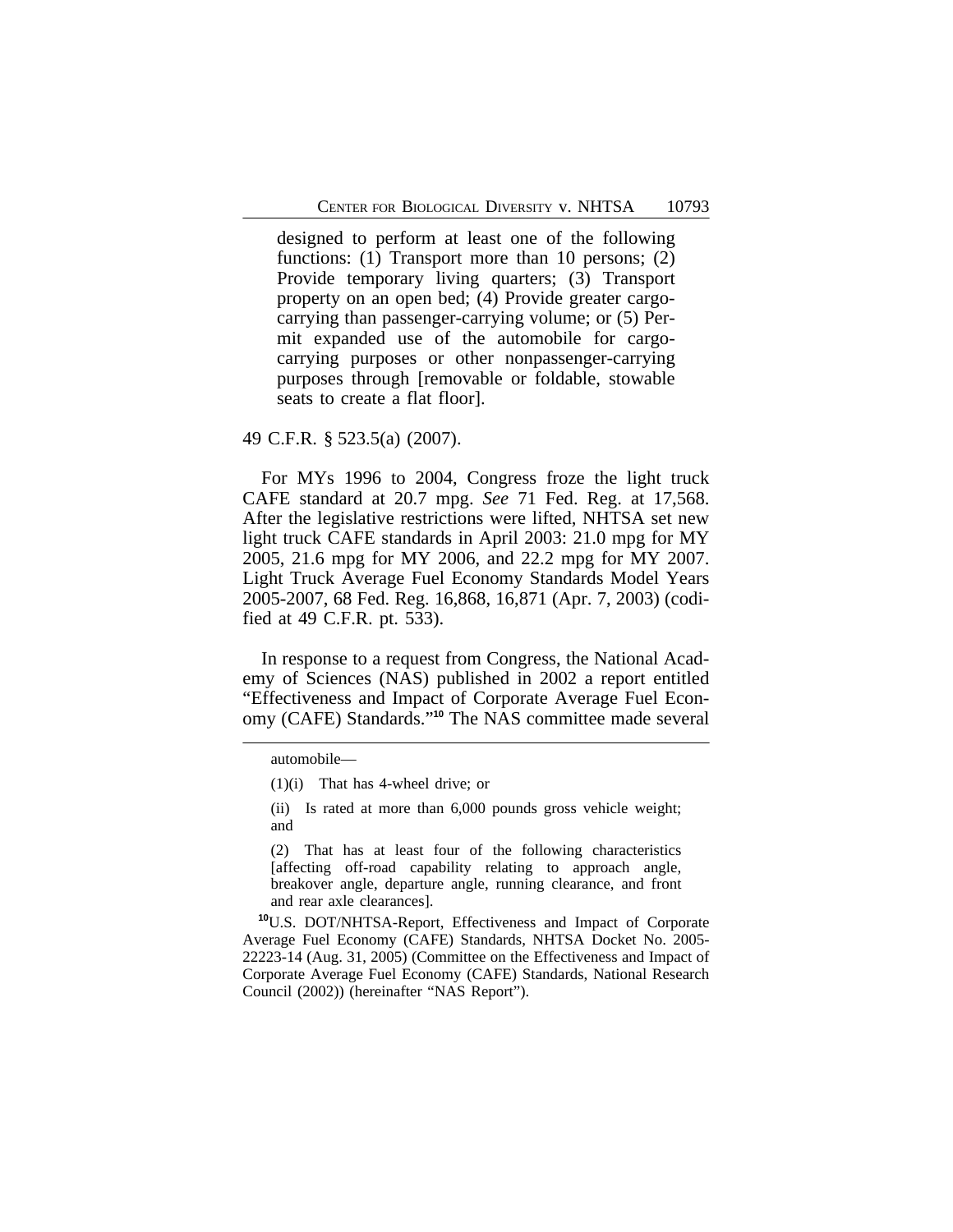> designed to perform at least one of the following functions: (1) Transport more than 10 persons; (2) Provide temporary living quarters; (3) Transport property on an open bed; (4) Provide greater cargo-carrying than passenger-carrying volume; or (5) Permit expanded use of the automobile for cargo-carrying purposes or other nonpassenger-carrying purposes through [removable or foldable, stowable seats to create a flat floor].

49 C.F.R. § 523.5(a) (2007).

For MYs 1996 to 2004, Congress froze the light truck CAFE standard at 20.7 mpg. *See* 71 Fed. Reg. at 17,568. After the legislative restrictions were lifted, NHTSA set new light truck CAFE standards in April 2003: 21.0 mpg for MY 2005, 21.6 mpg for MY 2006, and 22.2 mpg for MY 2007. Light Truck Average Fuel Economy Standards Model Years 2005-2007, 68 Fed. Reg. 16,868, 16,871 (Apr. 7, 2003) (codified at 49 C.F.R. pt. 533).

In response to a request from Congress, the National Academy of Sciences (NAS) published in 2002 a report entitled "Effectiveness and Impact of Corporate Average Fuel Economy (CAFE) Standards."[10] The NAS committee made several

---

automobile—

(1)(i) That has 4-wheel drive; or

(ii) Is rated at more than 6,000 pounds gross vehicle weight; and

(2) That has at least four of the following characteristics [affecting off-road capability relating to approach angle, breakover angle, departure angle, running clearance, and front and rear axle clearances].

[10] U.S. DOT/NHTSA-Report, Effectiveness and Impact of Corporate Average Fuel Economy (CAFE) Standards, NHTSA Docket No. 2005-22223-14 (Aug. 31, 2005) (Committee on the Effectiveness and Impact of Corporate Average Fuel Economy (CAFE) Standards, National Research Council (2002)) (hereinafter "NAS Report").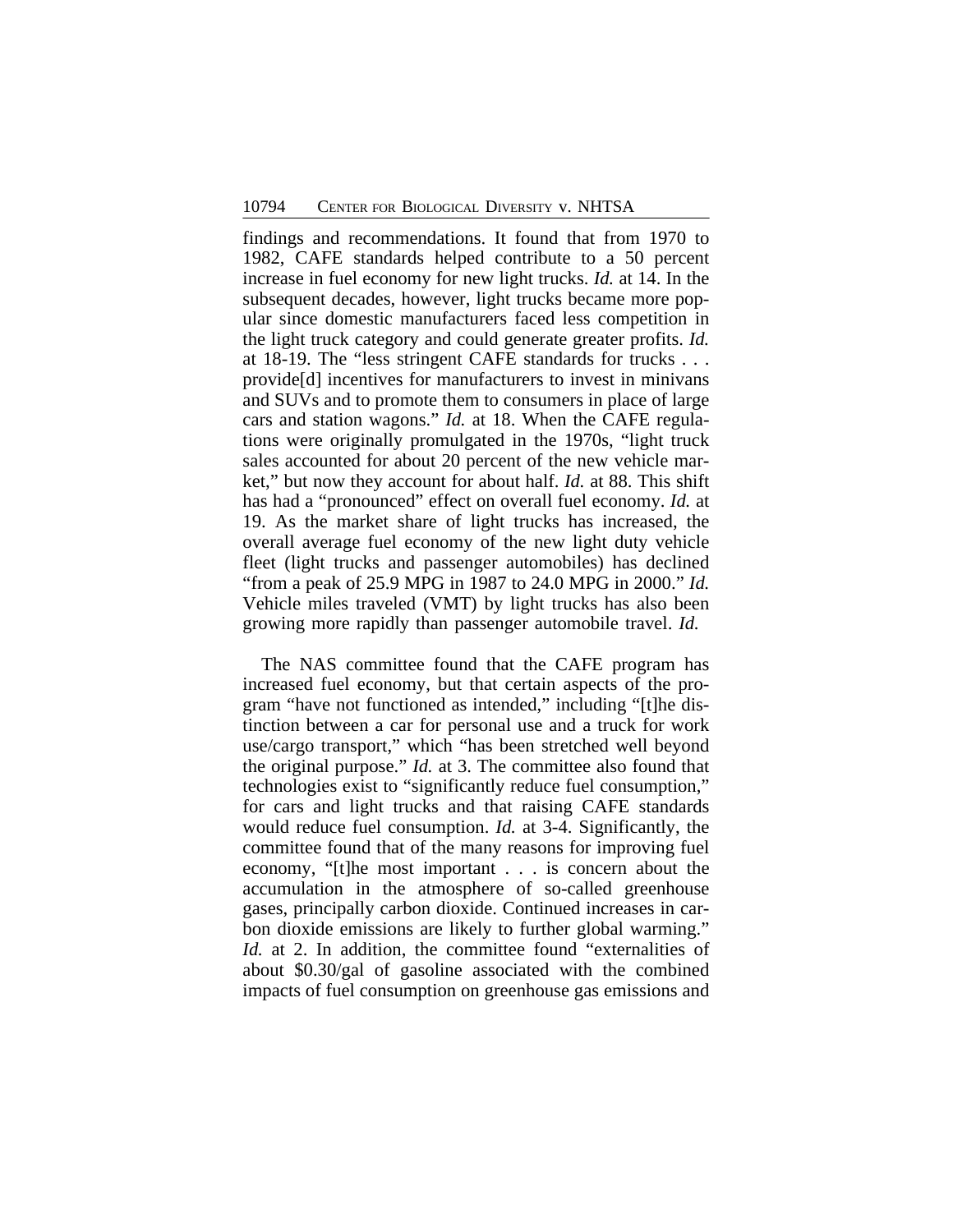findings and recommendations. It found that from 1970 to 1982, CAFE standards helped contribute to a 50 percent increase in fuel economy for new light trucks. *Id.* at 14. In the subsequent decades, however, light trucks became more popular since domestic manufacturers faced less competition in the light truck category and could generate greater profits. *Id.* at 18-19. The "less stringent CAFE standards for trucks . . . provide[d] incentives for manufacturers to invest in minivans and SUVs and to promote them to consumers in place of large cars and station wagons." *Id.* at 18. When the CAFE regulations were originally promulgated in the 1970s, "light truck sales accounted for about 20 percent of the new vehicle market," but now they account for about half. *Id.* at 88. This shift has had a "pronounced" effect on overall fuel economy. *Id.* at 19. As the market share of light trucks has increased, the overall average fuel economy of the new light duty vehicle fleet (light trucks and passenger automobiles) has declined "from a peak of 25.9 MPG in 1987 to 24.0 MPG in 2000." *Id.* Vehicle miles traveled (VMT) by light trucks has also been growing more rapidly than passenger automobile travel. *Id.*

The NAS committee found that the CAFE program has increased fuel economy, but that certain aspects of the program "have not functioned as intended," including "[t]he distinction between a car for personal use and a truck for work use/cargo transport," which "has been stretched well beyond the original purpose." *Id.* at 3. The committee also found that technologies exist to "significantly reduce fuel consumption," for cars and light trucks and that raising CAFE standards would reduce fuel consumption. *Id.* at 3-4. Significantly, the committee found that of the many reasons for improving fuel economy, "[t]he most important . . . is concern about the accumulation in the atmosphere of so-called greenhouse gases, principally carbon dioxide. Continued increases in carbon dioxide emissions are likely to further global warming." *Id.* at 2. In addition, the committee found "externalities of about $0.30/gal of gasoline associated with the combined impacts of fuel consumption on greenhouse gas emissions and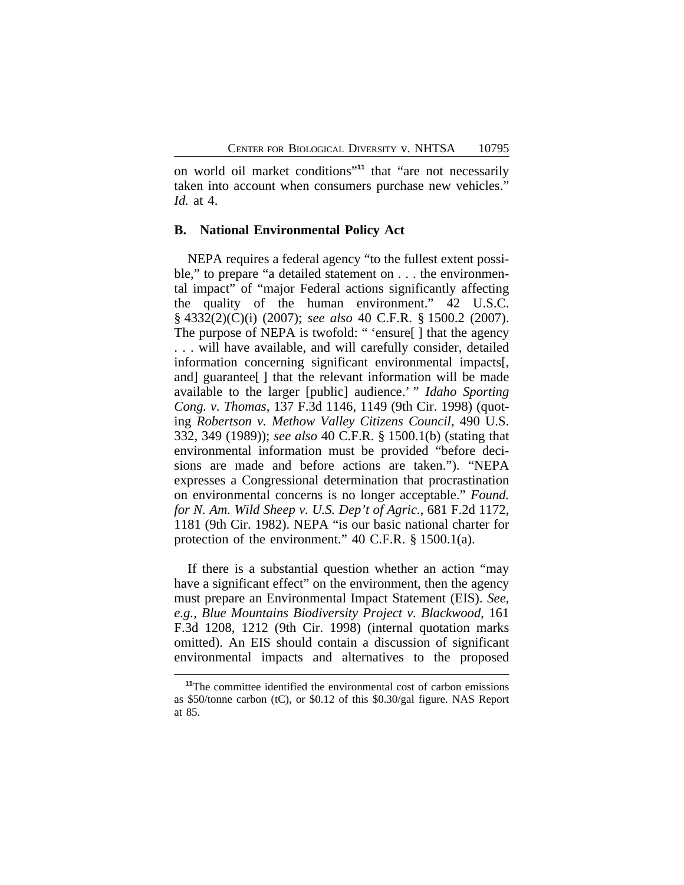on world oil market conditions"[11] that "are not necessarily taken into account when consumers purchase new vehicles." *Id.* at 4.

**B. National Environmental Policy Act**

NEPA requires a federal agency "to the fullest extent possible," to prepare "a detailed statement on . . . the environmental impact" of "major Federal actions significantly affecting the quality of the human environment." 42 U.S.C. § 4332(2)(C)(i) (2007); *see also* 40 C.F.R. § 1500.2 (2007). The purpose of NEPA is twofold: " 'ensure[ ] that the agency . . . will have available, and will carefully consider, detailed information concerning significant environmental impacts[, and] guarantee[ ] that the relevant information will be made available to the larger [public] audience.' " *Idaho Sporting Cong. v. Thomas*, 137 F.3d 1146, 1149 (9th Cir. 1998) (quoting *Robertson v. Methow Valley Citizens Council*, 490 U.S. 332, 349 (1989)); *see also* 40 C.F.R. § 1500.1(b) (stating that environmental information must be provided "before decisions are made and before actions are taken."). "NEPA expresses a Congressional determination that procrastination on environmental concerns is no longer acceptable." *Found. for N. Am. Wild Sheep v. U.S. Dep't of Agric.*, 681 F.2d 1172, 1181 (9th Cir. 1982). NEPA "is our basic national charter for protection of the environment." 40 C.F.R. § 1500.1(a).

If there is a substantial question whether an action "may have a significant effect" on the environment, then the agency must prepare an Environmental Impact Statement (EIS). *See, e.g.*, *Blue Mountains Biodiversity Project v. Blackwood*, 161 F.3d 1208, 1212 (9th Cir. 1998) (internal quotation marks omitted). An EIS should contain a discussion of significant environmental impacts and alternatives to the proposed

[11]The committee identified the environmental cost of carbon emissions as \$50/tonne carbon (tC), or \$0.12 of this \$0.30/gal figure. NAS Report at 85.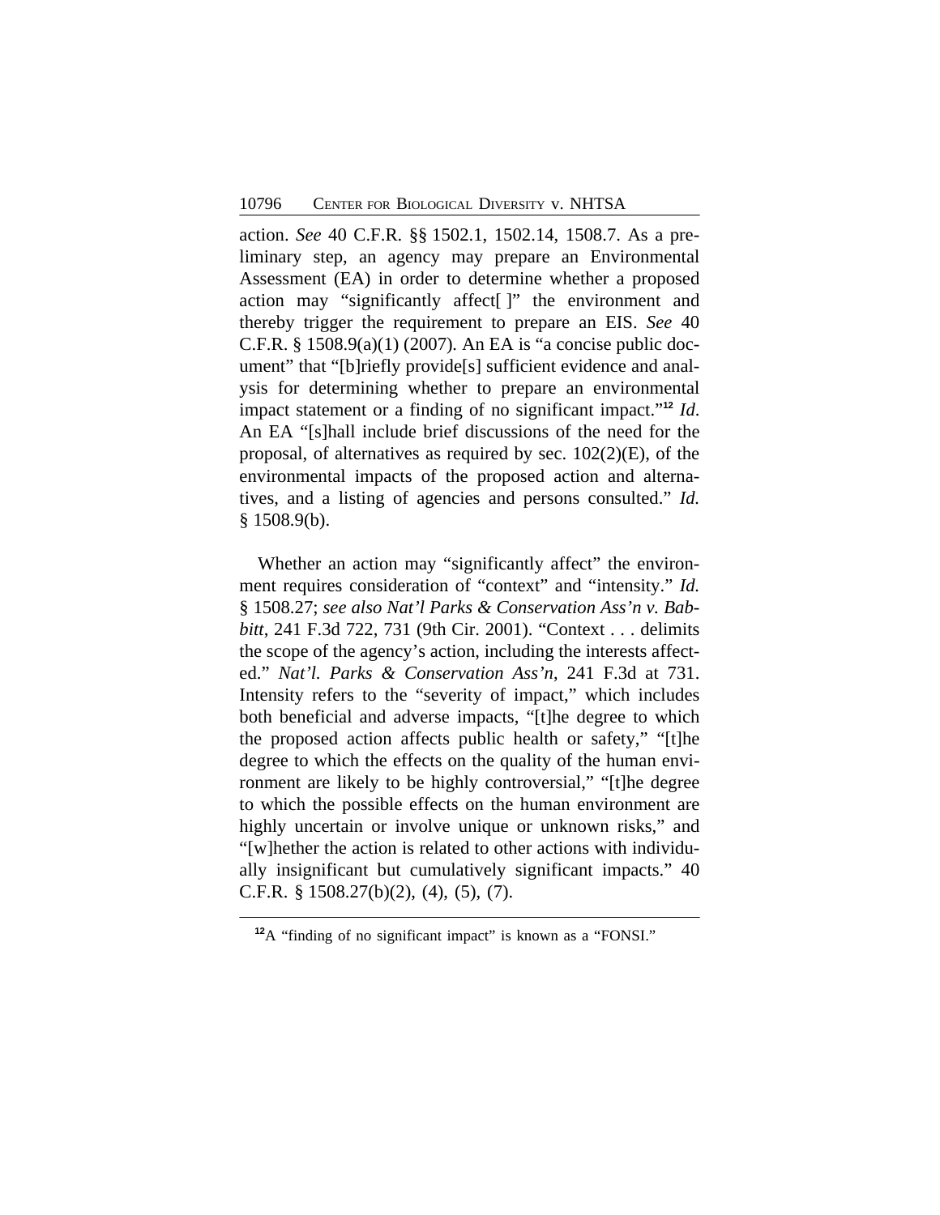action. *See* 40 C.F.R. §§ 1502.1, 1502.14, 1508.7. As a preliminary step, an agency may prepare an Environmental Assessment (EA) in order to determine whether a proposed action may "significantly affect[ ]" the environment and thereby trigger the requirement to prepare an EIS. *See* 40 C.F.R. § 1508.9(a)(1) (2007). An EA is "a concise public document" that "[b]riefly provide[s] sufficient evidence and analysis for determining whether to prepare an environmental impact statement or a finding of no significant impact."[12] *Id*. An EA "[s]hall include brief discussions of the need for the proposal, of alternatives as required by sec. 102(2)(E), of the environmental impacts of the proposed action and alternatives, and a listing of agencies and persons consulted." *Id.* § 1508.9(b).

Whether an action may "significantly affect" the environment requires consideration of "context" and "intensity." *Id.* § 1508.27; *see also Nat'l Parks & Conservation Ass'n v. Babbitt*, 241 F.3d 722, 731 (9th Cir. 2001). "Context . . . delimits the scope of the agency's action, including the interests affected." *Nat'l. Parks & Conservation Ass'n*, 241 F.3d at 731. Intensity refers to the "severity of impact," which includes both beneficial and adverse impacts, "[t]he degree to which the proposed action affects public health or safety," "[t]he degree to which the effects on the quality of the human environment are likely to be highly controversial," "[t]he degree to which the possible effects on the human environment are highly uncertain or involve unique or unknown risks," and "[w]hether the action is related to other actions with individually insignificant but cumulatively significant impacts." 40 C.F.R. § 1508.27(b)(2), (4), (5), (7).

[12] A "finding of no significant impact" is known as a "FONSI."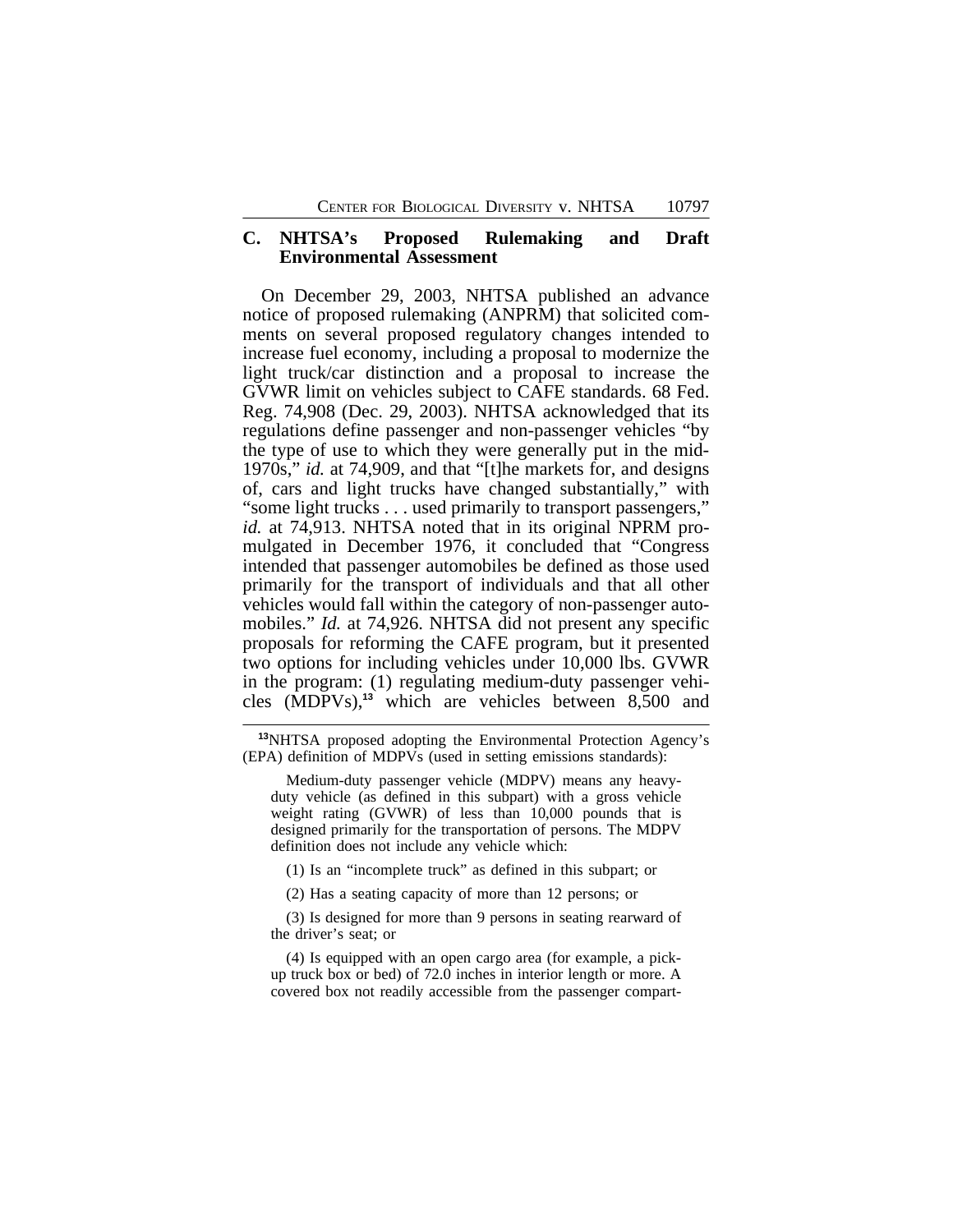### C. NHTSA's Proposed Rulemaking and Draft Environmental Assessment

On December 29, 2003, NHTSA published an advance notice of proposed rulemaking (ANPRM) that solicited comments on several proposed regulatory changes intended to increase fuel economy, including a proposal to modernize the light truck/car distinction and a proposal to increase the GVWR limit on vehicles subject to CAFE standards. 68 Fed. Reg. 74,908 (Dec. 29, 2003). NHTSA acknowledged that its regulations define passenger and non-passenger vehicles "by the type of use to which they were generally put in the mid-1970s," *id.* at 74,909, and that "[t]he markets for, and designs of, cars and light trucks have changed substantially," with "some light trucks . . . used primarily to transport passengers," *id.* at 74,913. NHTSA noted that in its original NPRM promulgated in December 1976, it concluded that "Congress intended that passenger automobiles be defined as those used primarily for the transport of individuals and that all other vehicles would fall within the category of non-passenger automobiles." *Id.* at 74,926. NHTSA did not present any specific proposals for reforming the CAFE program, but it presented two options for including vehicles under 10,000 lbs. GVWR in the program: (1) regulating medium-duty passenger vehicles (MDPVs),[13] which are vehicles between 8,500 and

---

[13] NHTSA proposed adopting the Environmental Protection Agency's (EPA) definition of MDPVs (used in setting emissions standards):

> Medium-duty passenger vehicle (MDPV) means any heavy-duty vehicle (as defined in this subpart) with a gross vehicle weight rating (GVWR) of less than 10,000 pounds that is designed primarily for the transportation of persons. The MDPV definition does not include any vehicle which:
>
> (1) Is an "incomplete truck" as defined in this subpart; or
>
> (2) Has a seating capacity of more than 12 persons; or
>
> (3) Is designed for more than 9 persons in seating rearward of the driver's seat; or
>
> (4) Is equipped with an open cargo area (for example, a pick-up truck box or bed) of 72.0 inches in interior length or more. A covered box not readily accessible from the passenger compart-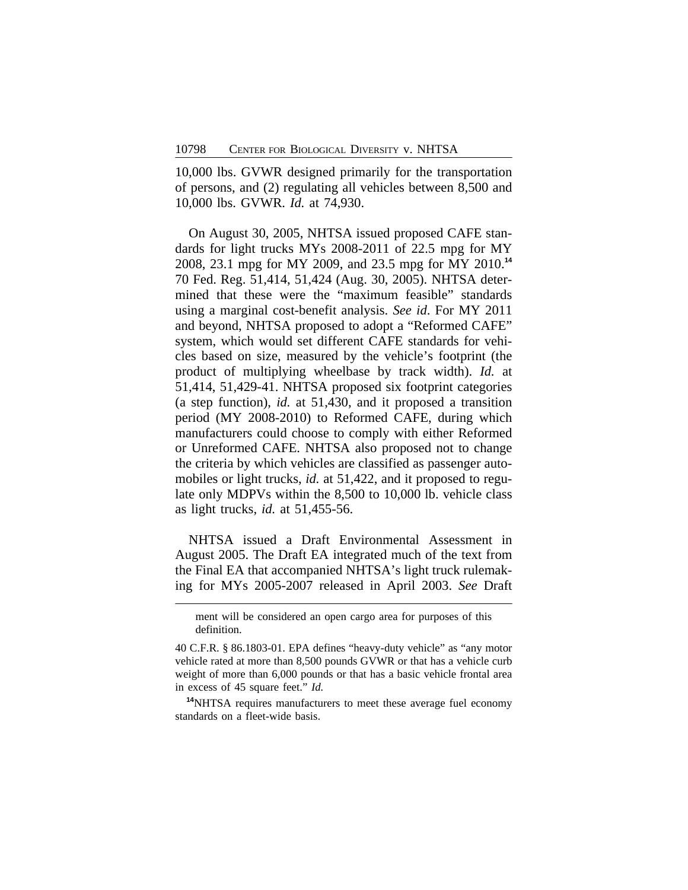10,000 lbs. GVWR designed primarily for the transportation of persons, and (2) regulating all vehicles between 8,500 and 10,000 lbs. GVWR. *Id.* at 74,930.

On August 30, 2005, NHTSA issued proposed CAFE standards for light trucks MYs 2008-2011 of 22.5 mpg for MY 2008, 23.1 mpg for MY 2009, and 23.5 mpg for MY 2010.[14] 70 Fed. Reg. 51,414, 51,424 (Aug. 30, 2005). NHTSA determined that these were the "maximum feasible" standards using a marginal cost-benefit analysis. *See id*. For MY 2011 and beyond, NHTSA proposed to adopt a "Reformed CAFE" system, which would set different CAFE standards for vehicles based on size, measured by the vehicle's footprint (the product of multiplying wheelbase by track width). *Id.* at 51,414, 51,429-41. NHTSA proposed six footprint categories (a step function), *id.* at 51,430, and it proposed a transition period (MY 2008-2010) to Reformed CAFE, during which manufacturers could choose to comply with either Reformed or Unreformed CAFE. NHTSA also proposed not to change the criteria by which vehicles are classified as passenger automobiles or light trucks, *id.* at 51,422, and it proposed to regulate only MDPVs within the 8,500 to 10,000 lb. vehicle class as light trucks, *id.* at 51,455-56.

NHTSA issued a Draft Environmental Assessment in August 2005. The Draft EA integrated much of the text from the Final EA that accompanied NHTSA's light truck rulemaking for MYs 2005-2007 released in April 2003. *See* Draft

---

ment will be considered an open cargo area for purposes of this definition.

40 C.F.R. § 86.1803-01. EPA defines "heavy-duty vehicle" as "any motor vehicle rated at more than 8,500 pounds GVWR or that has a vehicle curb weight of more than 6,000 pounds or that has a basic vehicle frontal area in excess of 45 square feet." *Id.*

[14]NHTSA requires manufacturers to meet these average fuel economy standards on a fleet-wide basis.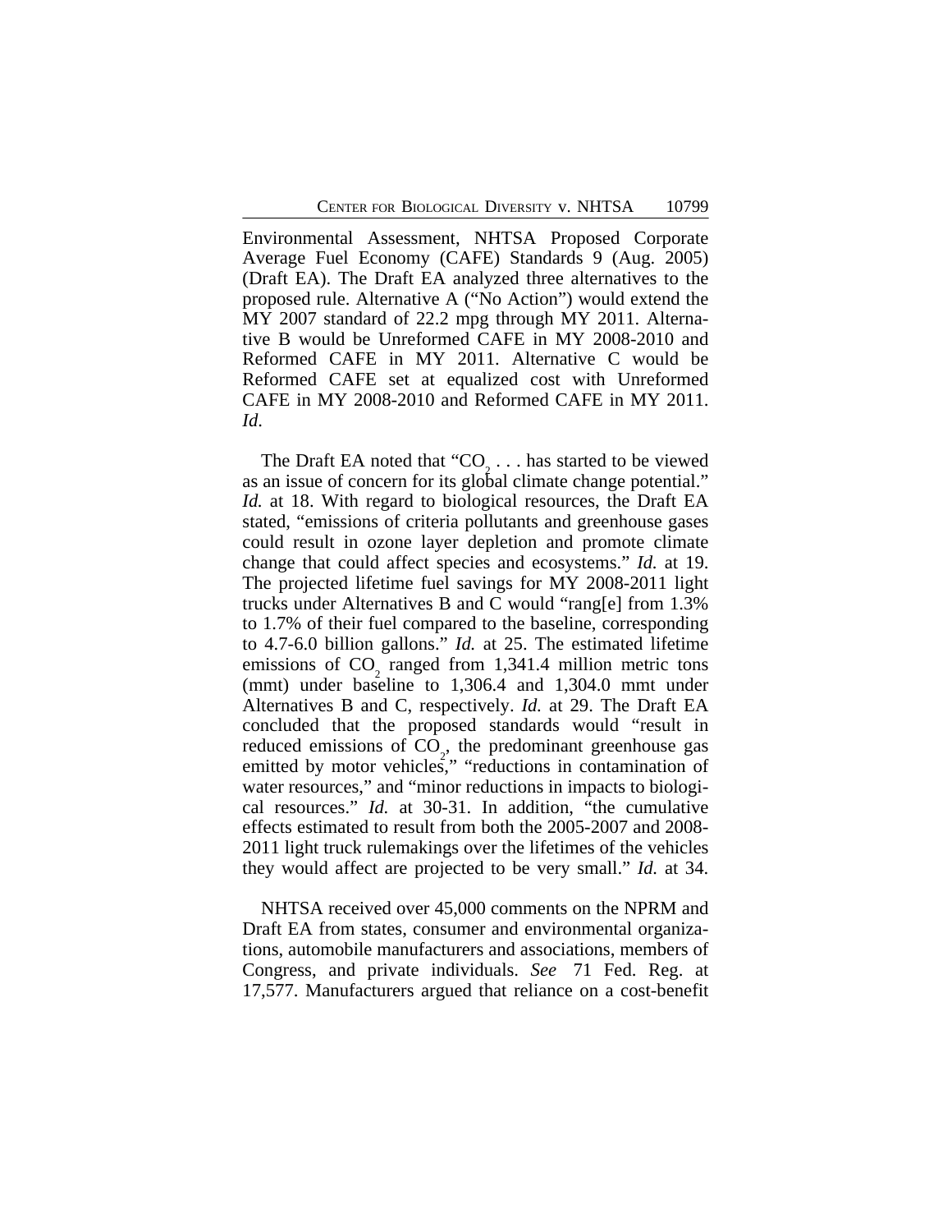Environmental Assessment, NHTSA Proposed Corporate Average Fuel Economy (CAFE) Standards 9 (Aug. 2005) (Draft EA). The Draft EA analyzed three alternatives to the proposed rule. Alternative A ("No Action") would extend the MY 2007 standard of 22.2 mpg through MY 2011. Alternative B would be Unreformed CAFE in MY 2008-2010 and Reformed CAFE in MY 2011. Alternative C would be Reformed CAFE set at equalized cost with Unreformed CAFE in MY 2008-2010 and Reformed CAFE in MY 2011. *Id*.

The Draft EA noted that "$CO_2$ . . . has started to be viewed as an issue of concern for its global climate change potential." *Id.* at 18. With regard to biological resources, the Draft EA stated, "emissions of criteria pollutants and greenhouse gases could result in ozone layer depletion and promote climate change that could affect species and ecosystems." *Id.* at 19. The projected lifetime fuel savings for MY 2008-2011 light trucks under Alternatives B and C would "rang[e] from 1.3% to 1.7% of their fuel compared to the baseline, corresponding to 4.7-6.0 billion gallons." *Id.* at 25. The estimated lifetime emissions of $CO_2$ ranged from 1,341.4 million metric tons (mmt) under baseline to 1,306.4 and 1,304.0 mmt under Alternatives B and C, respectively. *Id.* at 29. The Draft EA concluded that the proposed standards would "result in reduced emissions of $CO_2$, the predominant greenhouse gas emitted by motor vehicles," "reductions in contamination of water resources," and "minor reductions in impacts to biological resources." *Id.* at 30-31. In addition, "the cumulative effects estimated to result from both the 2005-2007 and 2008-2011 light truck rulemakings over the lifetimes of the vehicles they would affect are projected to be very small." *Id.* at 34.

NHTSA received over 45,000 comments on the NPRM and Draft EA from states, consumer and environmental organizations, automobile manufacturers and associations, members of Congress, and private individuals. *See* 71 Fed. Reg. at 17,577. Manufacturers argued that reliance on a cost-benefit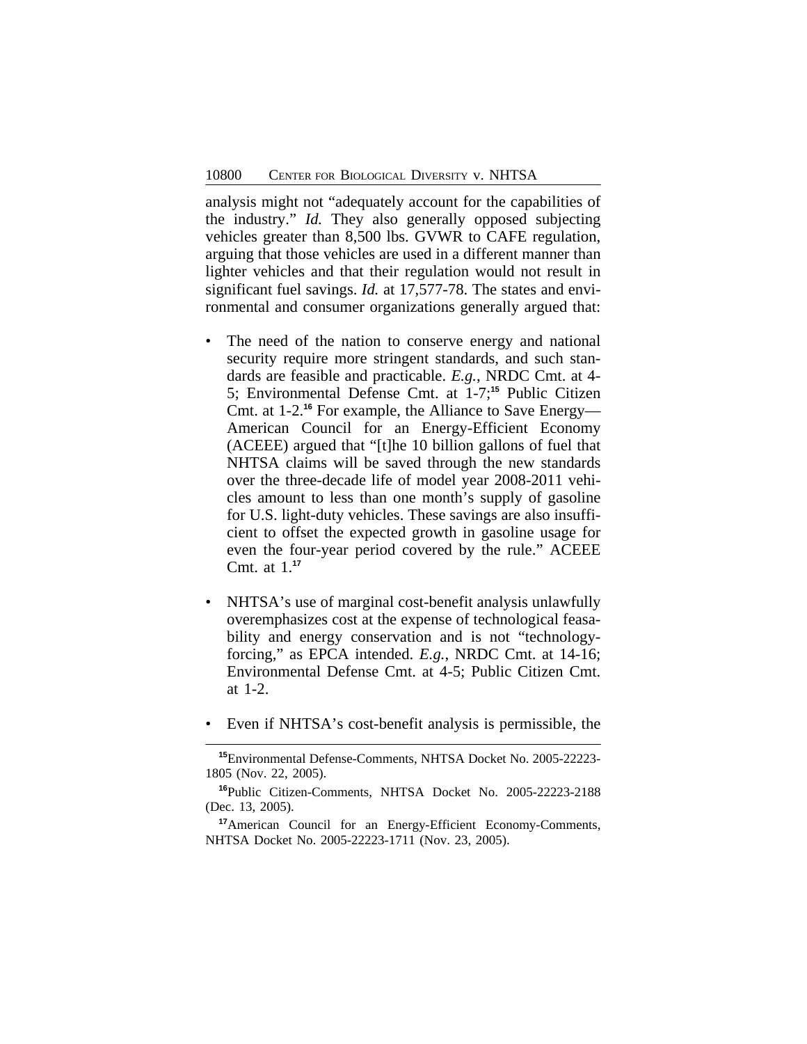analysis might not "adequately account for the capabilities of the industry." *Id.* They also generally opposed subjecting vehicles greater than 8,500 lbs. GVWR to CAFE regulation, arguing that those vehicles are used in a different manner than lighter vehicles and that their regulation would not result in significant fuel savings. *Id.* at 17,577-78. The states and environmental and consumer organizations generally argued that:

- The need of the nation to conserve energy and national security require more stringent standards, and such standards are feasible and practicable. *E.g.*, NRDC Cmt. at 4-5; Environmental Defense Cmt. at 1-7;[15] Public Citizen Cmt. at 1-2.[16] For example, the Alliance to Save Energy—American Council for an Energy-Efficient Economy (ACEEE) argued that "[t]he 10 billion gallons of fuel that NHTSA claims will be saved through the new standards over the three-decade life of model year 2008-2011 vehicles amount to less than one month's supply of gasoline for U.S. light-duty vehicles. These savings are also insufficient to offset the expected growth in gasoline usage for even the four-year period covered by the rule." ACEEE Cmt. at 1.[17]

- NHTSA's use of marginal cost-benefit analysis unlawfully overemphasizes cost at the expense of technological feasability and energy conservation and is not "technology-forcing," as EPCA intended. *E.g.*, NRDC Cmt. at 14-16; Environmental Defense Cmt. at 4-5; Public Citizen Cmt. at 1-2.

- Even if NHTSA's cost-benefit analysis is permissible, the

[15] Environmental Defense-Comments, NHTSA Docket No. 2005-22223-1805 (Nov. 22, 2005).

[16] Public Citizen-Comments, NHTSA Docket No. 2005-22223-2188 (Dec. 13, 2005).

[17] American Council for an Energy-Efficient Economy-Comments, NHTSA Docket No. 2005-22223-1711 (Nov. 23, 2005).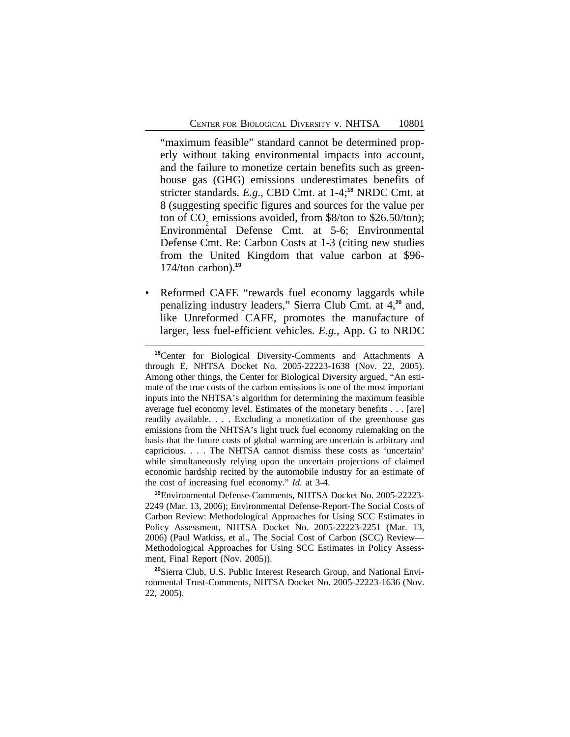"maximum feasible" standard cannot be determined properly without taking environmental impacts into account, and the failure to monetize certain benefits such as greenhouse gas (GHG) emissions underestimates benefits of stricter standards. *E.g.*, CBD Cmt. at 1-4;[18] NRDC Cmt. at 8 (suggesting specific figures and sources for the value per ton of $CO_2$ emissions avoided, from $8/ton to $26.50/ton); Environmental Defense Cmt. at 5-6; Environmental Defense Cmt. Re: Carbon Costs at 1-3 (citing new studies from the United Kingdom that value carbon at $96-174/ton carbon).[19]

- Reformed CAFE "rewards fuel economy laggards while penalizing industry leaders," Sierra Club Cmt. at 4,[20] and, like Unreformed CAFE, promotes the manufacture of larger, less fuel-efficient vehicles. *E.g.*, App. G to NRDC

---

[18]Center for Biological Diversity-Comments and Attachments A through E, NHTSA Docket No. 2005-22223-1638 (Nov. 22, 2005). Among other things, the Center for Biological Diversity argued, "An estimate of the true costs of the carbon emissions is one of the most important inputs into the NHTSA's algorithm for determining the maximum feasible average fuel economy level. Estimates of the monetary benefits . . . [are] readily available. . . . Excluding a monetization of the greenhouse gas emissions from the NHTSA's light truck fuel economy rulemaking on the basis that the future costs of global warming are uncertain is arbitrary and capricious. . . . The NHTSA cannot dismiss these costs as 'uncertain' while simultaneously relying upon the uncertain projections of claimed economic hardship recited by the automobile industry for an estimate of the cost of increasing fuel economy." *Id.* at 3-4.

[19]Environmental Defense-Comments, NHTSA Docket No. 2005-22223-2249 (Mar. 13, 2006); Environmental Defense-Report-The Social Costs of Carbon Review: Methodological Approaches for Using SCC Estimates in Policy Assessment, NHTSA Docket No. 2005-22223-2251 (Mar. 13, 2006) (Paul Watkiss, et al., The Social Cost of Carbon (SCC) Review—Methodological Approaches for Using SCC Estimates in Policy Assessment, Final Report (Nov. 2005)).

[20]Sierra Club, U.S. Public Interest Research Group, and National Environmental Trust-Comments, NHTSA Docket No. 2005-22223-1636 (Nov. 22, 2005).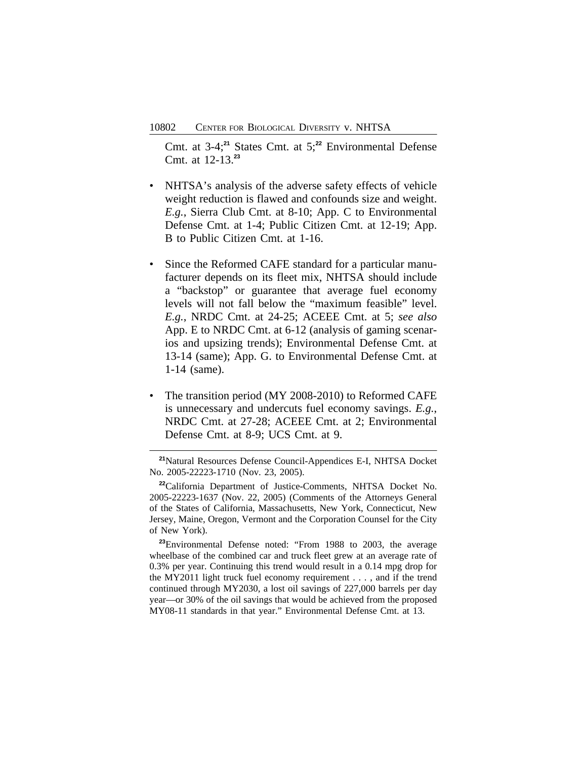Cmt. at 3-4;[21] States Cmt. at 5;[22] Environmental Defense Cmt. at 12-13.[23]

- NHTSA's analysis of the adverse safety effects of vehicle weight reduction is flawed and confounds size and weight. *E.g.*, Sierra Club Cmt. at 8-10; App. C to Environmental Defense Cmt. at 1-4; Public Citizen Cmt. at 12-19; App. B to Public Citizen Cmt. at 1-16.

- Since the Reformed CAFE standard for a particular manufacturer depends on its fleet mix, NHTSA should include a "backstop" or guarantee that average fuel economy levels will not fall below the "maximum feasible" level. *E.g.*, NRDC Cmt. at 24-25; ACEEE Cmt. at 5; *see also* App. E to NRDC Cmt. at 6-12 (analysis of gaming scenarios and upsizing trends); Environmental Defense Cmt. at 13-14 (same); App. G. to Environmental Defense Cmt. at 1-14 (same).

- The transition period (MY 2008-2010) to Reformed CAFE is unnecessary and undercuts fuel economy savings. *E.g.*, NRDC Cmt. at 27-28; ACEEE Cmt. at 2; Environmental Defense Cmt. at 8-9; UCS Cmt. at 9.

---

[21]Natural Resources Defense Council-Appendices E-I, NHTSA Docket No. 2005-22223-1710 (Nov. 23, 2005).

[22]California Department of Justice-Comments, NHTSA Docket No. 2005-22223-1637 (Nov. 22, 2005) (Comments of the Attorneys General of the States of California, Massachusetts, New York, Connecticut, New Jersey, Maine, Oregon, Vermont and the Corporation Counsel for the City of New York).

[23]Environmental Defense noted: "From 1988 to 2003, the average wheelbase of the combined car and truck fleet grew at an average rate of 0.3% per year. Continuing this trend would result in a 0.14 mpg drop for the MY2011 light truck fuel economy requirement . . . , and if the trend continued through MY2030, a lost oil savings of 227,000 barrels per day year—or 30% of the oil savings that would be achieved from the proposed MY08-11 standards in that year." Environmental Defense Cmt. at 13.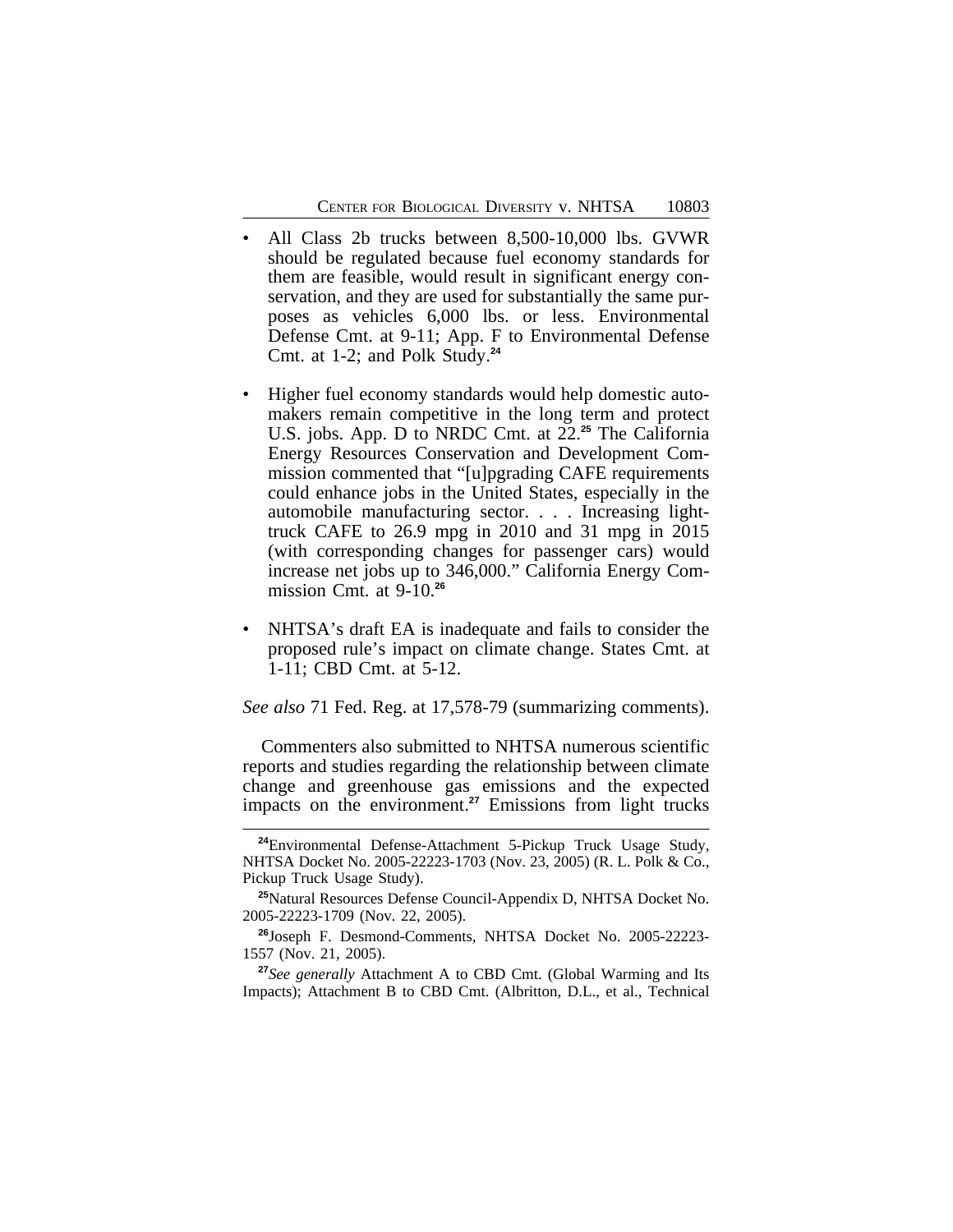- All Class 2b trucks between 8,500-10,000 lbs. GVWR should be regulated because fuel economy standards for them are feasible, would result in significant energy conservation, and they are used for substantially the same purposes as vehicles 6,000 lbs. or less. Environmental Defense Cmt. at 9-11; App. F to Environmental Defense Cmt. at 1-2; and Polk Study.[24]

- Higher fuel economy standards would help domestic automakers remain competitive in the long term and protect U.S. jobs. App. D to NRDC Cmt. at 22.[25] The California Energy Resources Conservation and Development Commission commented that "[u]pgrading CAFE requirements could enhance jobs in the United States, especially in the automobile manufacturing sector. . . . Increasing light-truck CAFE to 26.9 mpg in 2010 and 31 mpg in 2015 (with corresponding changes for passenger cars) would increase net jobs up to 346,000." California Energy Commission Cmt. at 9-10.[26]

- NHTSA's draft EA is inadequate and fails to consider the proposed rule's impact on climate change. States Cmt. at 1-11; CBD Cmt. at 5-12.

*See also* 71 Fed. Reg. at 17,578-79 (summarizing comments).

Commenters also submitted to NHTSA numerous scientific reports and studies regarding the relationship between climate change and greenhouse gas emissions and the expected impacts on the environment.[27] Emissions from light trucks

---

[24] Environmental Defense-Attachment 5-Pickup Truck Usage Study, NHTSA Docket No. 2005-22223-1703 (Nov. 23, 2005) (R. L. Polk & Co., Pickup Truck Usage Study).

[25] Natural Resources Defense Council-Appendix D, NHTSA Docket No. 2005-22223-1709 (Nov. 22, 2005).

[26] Joseph F. Desmond-Comments, NHTSA Docket No. 2005-22223-1557 (Nov. 21, 2005).

[27] *See generally* Attachment A to CBD Cmt. (Global Warming and Its Impacts); Attachment B to CBD Cmt. (Albritton, D.L., et al., Technical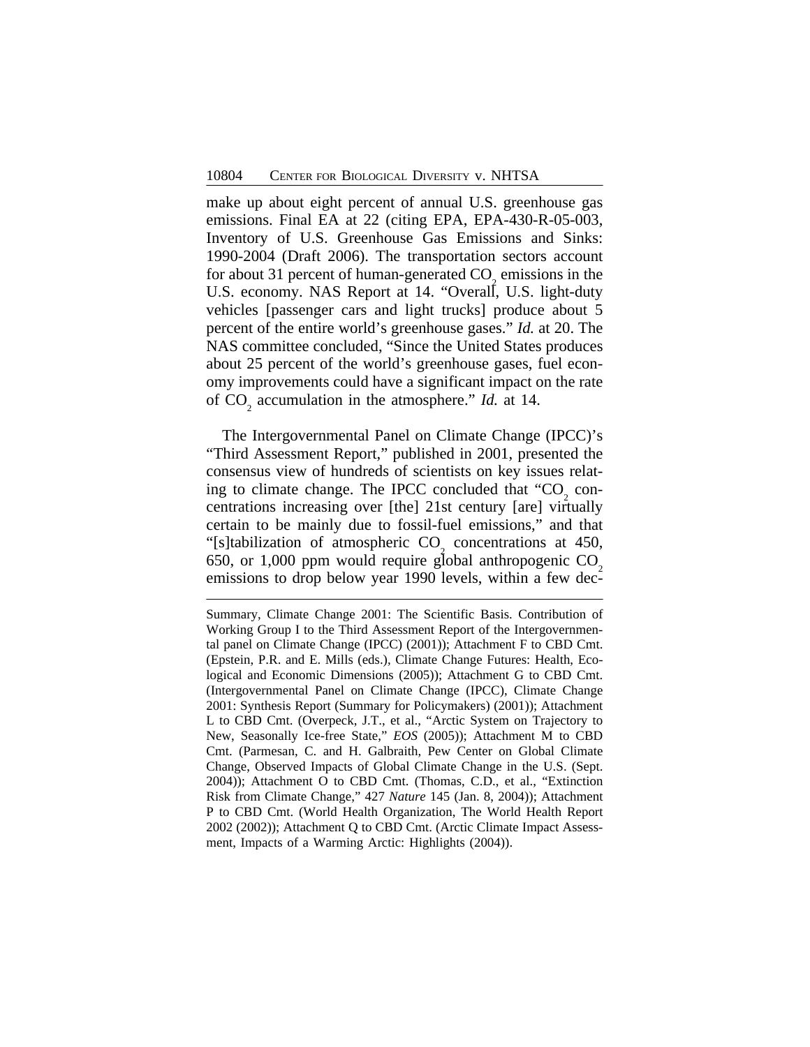make up about eight percent of annual U.S. greenhouse gas emissions. Final EA at 22 (citing EPA, EPA-430-R-05-003, Inventory of U.S. Greenhouse Gas Emissions and Sinks: 1990-2004 (Draft 2006). The transportation sectors account for about 31 percent of human-generated $CO_2$ emissions in the U.S. economy. NAS Report at 14. "Overall, U.S. light-duty vehicles [passenger cars and light trucks] produce about 5 percent of the entire world's greenhouse gases." *Id.* at 20. The NAS committee concluded, "Since the United States produces about 25 percent of the world's greenhouse gases, fuel economy improvements could have a significant impact on the rate of $CO_2$ accumulation in the atmosphere." *Id.* at 14.

The Intergovernmental Panel on Climate Change (IPCC)'s "Third Assessment Report," published in 2001, presented the consensus view of hundreds of scientists on key issues relating to climate change. The IPCC concluded that "$CO_2$ concentrations increasing over [the] 21st century [are] virtually certain to be mainly due to fossil-fuel emissions," and that "[s]tabilization of atmospheric $CO_2$ concentrations at 450, 650, or 1,000 ppm would require global anthropogenic $CO_2$ emissions to drop below year 1990 levels, within a few dec-

---

Summary, Climate Change 2001: The Scientific Basis. Contribution of Working Group I to the Third Assessment Report of the Intergovernmental panel on Climate Change (IPCC) (2001)); Attachment F to CBD Cmt. (Epstein, P.R. and E. Mills (eds.), Climate Change Futures: Health, Ecological and Economic Dimensions (2005)); Attachment G to CBD Cmt. (Intergovernmental Panel on Climate Change (IPCC), Climate Change 2001: Synthesis Report (Summary for Policymakers) (2001)); Attachment L to CBD Cmt. (Overpeck, J.T., et al., "Arctic System on Trajectory to New, Seasonally Ice-free State," *EOS* (2005)); Attachment M to CBD Cmt. (Parmesan, C. and H. Galbraith, Pew Center on Global Climate Change, Observed Impacts of Global Climate Change in the U.S. (Sept. 2004)); Attachment O to CBD Cmt. (Thomas, C.D., et al., "Extinction Risk from Climate Change," 427 *Nature* 145 (Jan. 8, 2004)); Attachment P to CBD Cmt. (World Health Organization, The World Health Report 2002 (2002)); Attachment Q to CBD Cmt. (Arctic Climate Impact Assessment, Impacts of a Warming Arctic: Highlights (2004)).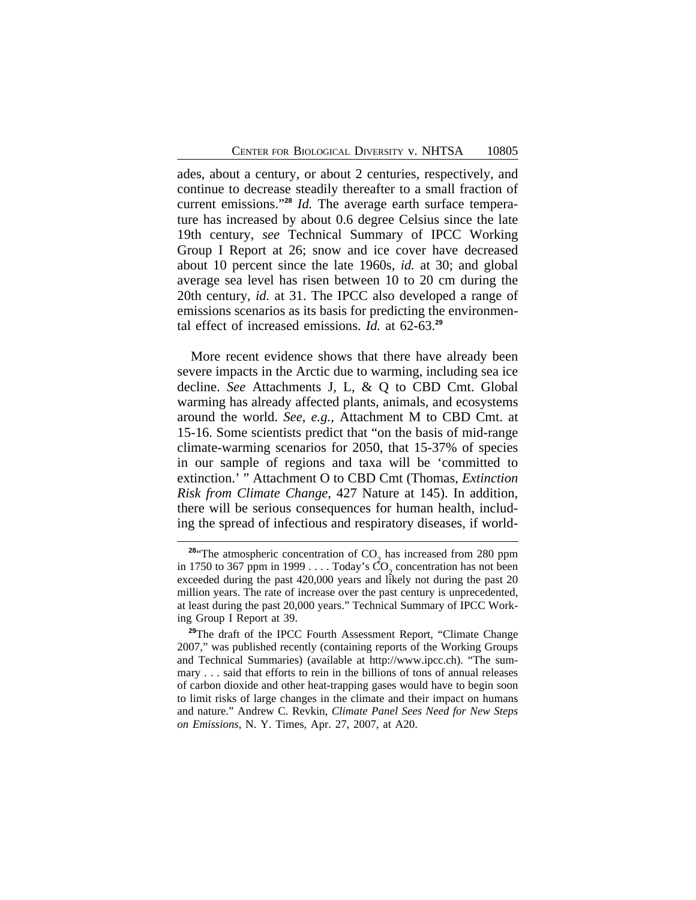ades, about a century, or about 2 centuries, respectively, and continue to decrease steadily thereafter to a small fraction of current emissions."[28] *Id.* The average earth surface temperature has increased by about 0.6 degree Celsius since the late 19th century, *see* Technical Summary of IPCC Working Group I Report at 26; snow and ice cover have decreased about 10 percent since the late 1960s, *id.* at 30; and global average sea level has risen between 10 to 20 cm during the 20th century, *id.* at 31. The IPCC also developed a range of emissions scenarios as its basis for predicting the environmental effect of increased emissions. *Id.* at 62-63.[29]

More recent evidence shows that there have already been severe impacts in the Arctic due to warming, including sea ice decline. *See* Attachments J, L, & Q to CBD Cmt. Global warming has already affected plants, animals, and ecosystems around the world. *See*, *e.g.*, Attachment M to CBD Cmt. at 15-16. Some scientists predict that "on the basis of mid-range climate-warming scenarios for 2050, that 15-37% of species in our sample of regions and taxa will be 'committed to extinction.' " Attachment O to CBD Cmt (Thomas, *Extinction Risk from Climate Change*, 427 Nature at 145). In addition, there will be serious consequences for human health, including the spread of infectious and respiratory diseases, if world-

[28]"The atmospheric concentration of $CO_2$ has increased from 280 ppm in 1750 to 367 ppm in 1999 . . . . Today's $CO_2$ concentration has not been exceeded during the past 420,000 years and likely not during the past 20 million years. The rate of increase over the past century is unprecedented, at least during the past 20,000 years." Technical Summary of IPCC Working Group I Report at 39.

[29]The draft of the IPCC Fourth Assessment Report, "Climate Change 2007," was published recently (containing reports of the Working Groups and Technical Summaries) (available at http://www.ipcc.ch). "The summary . . . said that efforts to rein in the billions of tons of annual releases of carbon dioxide and other heat-trapping gases would have to begin soon to limit risks of large changes in the climate and their impact on humans and nature." Andrew C. Revkin, *Climate Panel Sees Need for New Steps on Emissions*, N. Y. Times, Apr. 27, 2007, at A20.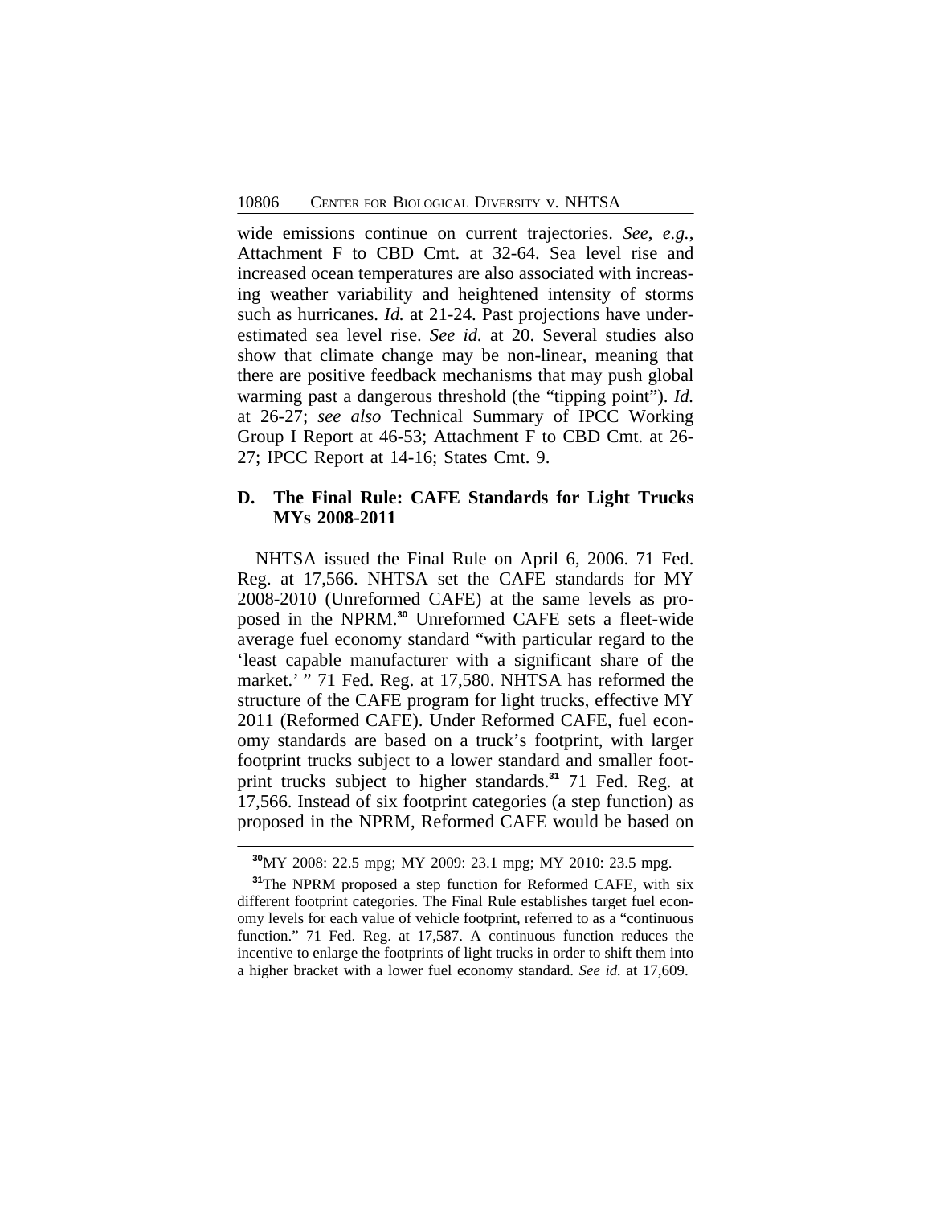wide emissions continue on current trajectories. *See, e.g.*, Attachment F to CBD Cmt. at 32-64. Sea level rise and increased ocean temperatures are also associated with increasing weather variability and heightened intensity of storms such as hurricanes. *Id.* at 21-24. Past projections have underestimated sea level rise. *See id.* at 20. Several studies also show that climate change may be non-linear, meaning that there are positive feedback mechanisms that may push global warming past a dangerous threshold (the "tipping point"). *Id.* at 26-27; *see also* Technical Summary of IPCC Working Group I Report at 46-53; Attachment F to CBD Cmt. at 26-27; IPCC Report at 14-16; States Cmt. 9.

### D. The Final Rule: CAFE Standards for Light Trucks MYs 2008-2011

NHTSA issued the Final Rule on April 6, 2006. 71 Fed. Reg. at 17,566. NHTSA set the CAFE standards for MY 2008-2010 (Unreformed CAFE) at the same levels as proposed in the NPRM.[30] Unreformed CAFE sets a fleet-wide average fuel economy standard "with particular regard to the 'least capable manufacturer with a significant share of the market.' " 71 Fed. Reg. at 17,580. NHTSA has reformed the structure of the CAFE program for light trucks, effective MY 2011 (Reformed CAFE). Under Reformed CAFE, fuel economy standards are based on a truck's footprint, with larger footprint trucks subject to a lower standard and smaller footprint trucks subject to higher standards.[31] 71 Fed. Reg. at 17,566. Instead of six footprint categories (a step function) as proposed in the NPRM, Reformed CAFE would be based on

---

[30] MY 2008: 22.5 mpg; MY 2009: 23.1 mpg; MY 2010: 23.5 mpg.

[31] The NPRM proposed a step function for Reformed CAFE, with six different footprint categories. The Final Rule establishes target fuel economy levels for each value of vehicle footprint, referred to as a "continuous function." 71 Fed. Reg. at 17,587. A continuous function reduces the incentive to enlarge the footprints of light trucks in order to shift them into a higher bracket with a lower fuel economy standard. *See id.* at 17,609.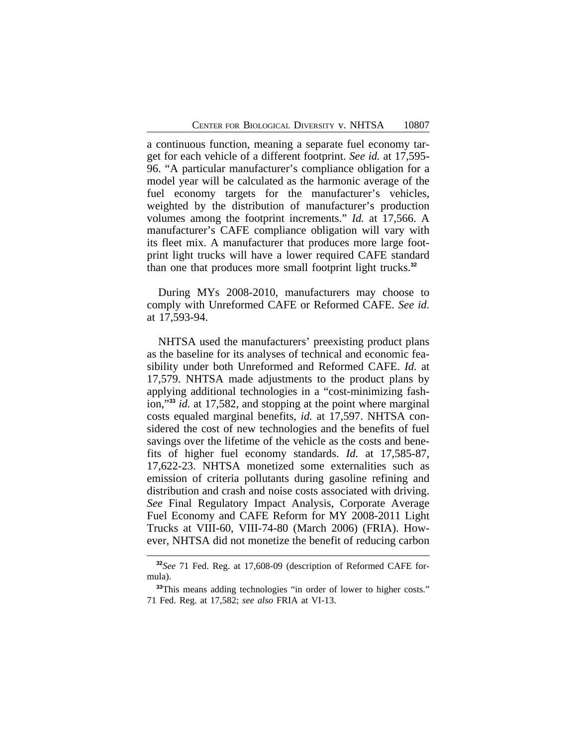a continuous function, meaning a separate fuel economy target for each vehicle of a different footprint. *See id.* at 17,595-96. "A particular manufacturer's compliance obligation for a model year will be calculated as the harmonic average of the fuel economy targets for the manufacturer's vehicles, weighted by the distribution of manufacturer's production volumes among the footprint increments." *Id.* at 17,566. A manufacturer's CAFE compliance obligation will vary with its fleet mix. A manufacturer that produces more large footprint light trucks will have a lower required CAFE standard than one that produces more small footprint light trucks.[32]

During MYs 2008-2010, manufacturers may choose to comply with Unreformed CAFE or Reformed CAFE. *See id.* at 17,593-94.

NHTSA used the manufacturers' preexisting product plans as the baseline for its analyses of technical and economic feasibility under both Unreformed and Reformed CAFE. *Id.* at 17,579. NHTSA made adjustments to the product plans by applying additional technologies in a "cost-minimizing fashion,"[33] *id.* at 17,582, and stopping at the point where marginal costs equaled marginal benefits, *id.* at 17,597. NHTSA considered the cost of new technologies and the benefits of fuel savings over the lifetime of the vehicle as the costs and benefits of higher fuel economy standards. *Id.* at 17,585-87, 17,622-23. NHTSA monetized some externalities such as emission of criteria pollutants during gasoline refining and distribution and crash and noise costs associated with driving. *See* Final Regulatory Impact Analysis, Corporate Average Fuel Economy and CAFE Reform for MY 2008-2011 Light Trucks at VIII-60, VIII-74-80 (March 2006) (FRIA). However, NHTSA did not monetize the benefit of reducing carbon

---

[32]*See* 71 Fed. Reg. at 17,608-09 (description of Reformed CAFE formula).

[33]This means adding technologies "in order of lower to higher costs." 71 Fed. Reg. at 17,582; *see also* FRIA at VI-13.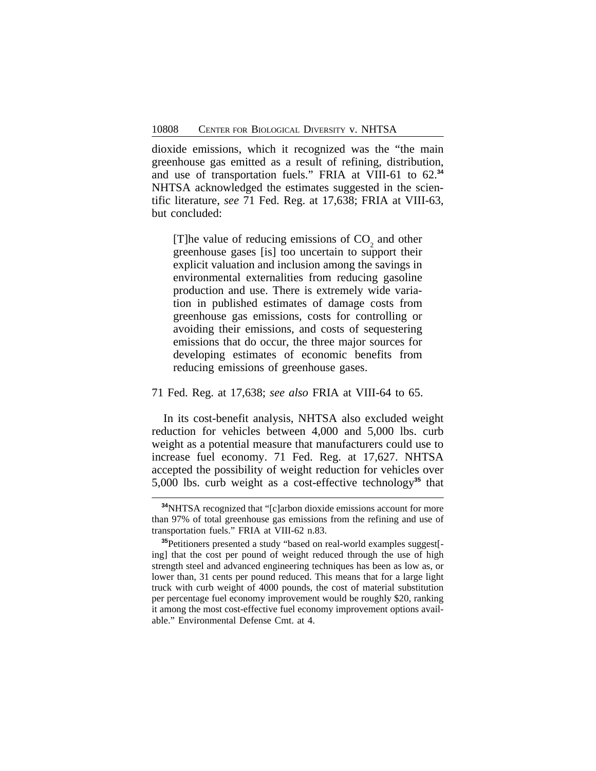dioxide emissions, which it recognized was the "the main greenhouse gas emitted as a result of refining, distribution, and use of transportation fuels." FRIA at VIII-61 to 62.[34] NHTSA acknowledged the estimates suggested in the scientific literature, *see* 71 Fed. Reg. at 17,638; FRIA at VIII-63, but concluded:

> [T]he value of reducing emissions of $CO_2$ and other greenhouse gases [is] too uncertain to support their explicit valuation and inclusion among the savings in environmental externalities from reducing gasoline production and use. There is extremely wide variation in published estimates of damage costs from greenhouse gas emissions, costs for controlling or avoiding their emissions, and costs of sequestering emissions that do occur, the three major sources for developing estimates of economic benefits from reducing emissions of greenhouse gases.

71 Fed. Reg. at 17,638; *see also* FRIA at VIII-64 to 65.

In its cost-benefit analysis, NHTSA also excluded weight reduction for vehicles between 4,000 and 5,000 lbs. curb weight as a potential measure that manufacturers could use to increase fuel economy. 71 Fed. Reg. at 17,627. NHTSA accepted the possibility of weight reduction for vehicles over 5,000 lbs. curb weight as a cost-effective technology[35] that

---

[34]NHTSA recognized that "[c]arbon dioxide emissions account for more than 97% of total greenhouse gas emissions from the refining and use of transportation fuels." FRIA at VIII-62 n.83.

[35]Petitioners presented a study "based on real-world examples suggest[-ing] that the cost per pound of weight reduced through the use of high strength steel and advanced engineering techniques has been as low as, or lower than, 31 cents per pound reduced. This means that for a large light truck with curb weight of 4000 pounds, the cost of material substitution per percentage fuel economy improvement would be roughly $20, ranking it among the most cost-effective fuel economy improvement options available." Environmental Defense Cmt. at 4.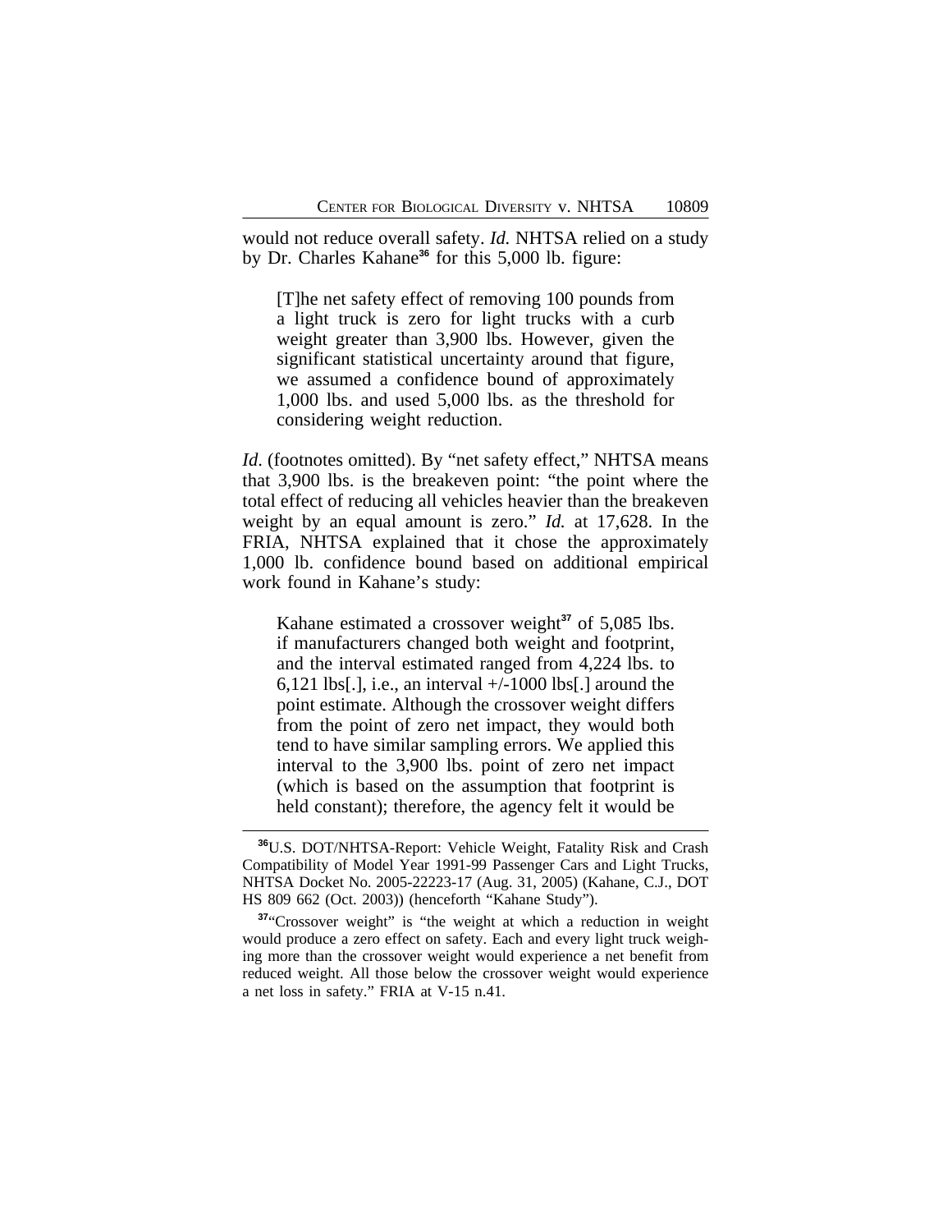would not reduce overall safety. *Id.* NHTSA relied on a study by Dr. Charles Kahane[36] for this 5,000 lb. figure:

> [T]he net safety effect of removing 100 pounds from a light truck is zero for light trucks with a curb weight greater than 3,900 lbs. However, given the significant statistical uncertainty around that figure, we assumed a confidence bound of approximately 1,000 lbs. and used 5,000 lbs. as the threshold for considering weight reduction.

*Id*. (footnotes omitted). By "net safety effect," NHTSA means that 3,900 lbs. is the breakeven point: "the point where the total effect of reducing all vehicles heavier than the breakeven weight by an equal amount is zero." *Id.* at 17,628. In the FRIA, NHTSA explained that it chose the approximately 1,000 lb. confidence bound based on additional empirical work found in Kahane's study:

> Kahane estimated a crossover weight[37] of 5,085 lbs. if manufacturers changed both weight and footprint, and the interval estimated ranged from 4,224 lbs. to 6,121 lbs[.], i.e., an interval +/-1000 lbs[.] around the point estimate. Although the crossover weight differs from the point of zero net impact, they would both tend to have similar sampling errors. We applied this interval to the 3,900 lbs. point of zero net impact (which is based on the assumption that footprint is held constant); therefore, the agency felt it would be

---

[36] U.S. DOT/NHTSA-Report: Vehicle Weight, Fatality Risk and Crash Compatibility of Model Year 1991-99 Passenger Cars and Light Trucks, NHTSA Docket No. 2005-22223-17 (Aug. 31, 2005) (Kahane, C.J., DOT HS 809 662 (Oct. 2003)) (henceforth "Kahane Study").

[37] "Crossover weight" is "the weight at which a reduction in weight would produce a zero effect on safety. Each and every light truck weighing more than the crossover weight would experience a net benefit from reduced weight. All those below the crossover weight would experience a net loss in safety." FRIA at V-15 n.41.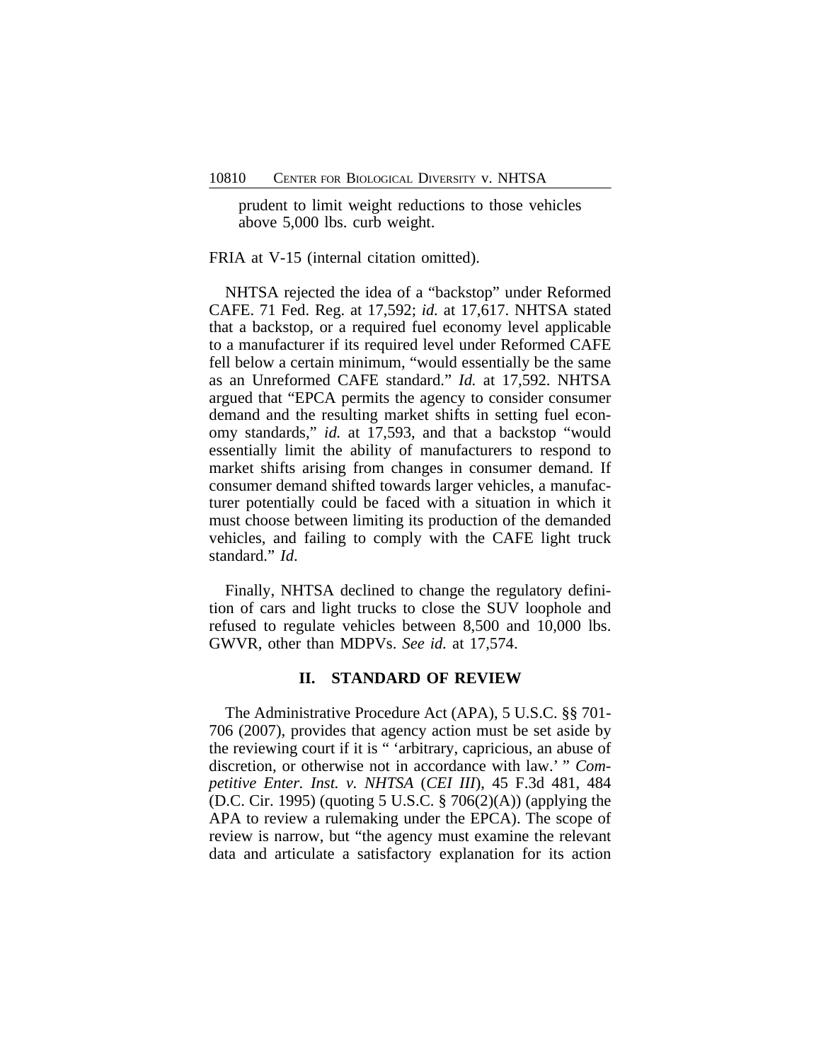> prudent to limit weight reductions to those vehicles above 5,000 lbs. curb weight.

FRIA at V-15 (internal citation omitted).

NHTSA rejected the idea of a "backstop" under Reformed CAFE. 71 Fed. Reg. at 17,592; *id.* at 17,617. NHTSA stated that a backstop, or a required fuel economy level applicable to a manufacturer if its required level under Reformed CAFE fell below a certain minimum, "would essentially be the same as an Unreformed CAFE standard." *Id.* at 17,592. NHTSA argued that "EPCA permits the agency to consider consumer demand and the resulting market shifts in setting fuel economy standards," *id.* at 17,593, and that a backstop "would essentially limit the ability of manufacturers to respond to market shifts arising from changes in consumer demand. If consumer demand shifted towards larger vehicles, a manufacturer potentially could be faced with a situation in which it must choose between limiting its production of the demanded vehicles, and failing to comply with the CAFE light truck standard." *Id*.

Finally, NHTSA declined to change the regulatory definition of cars and light trucks to close the SUV loophole and refused to regulate vehicles between 8,500 and 10,000 lbs. GWVR, other than MDPVs. *See id.* at 17,574.

## II. STANDARD OF REVIEW

The Administrative Procedure Act (APA), 5 U.S.C. §§ 701-706 (2007), provides that agency action must be set aside by the reviewing court if it is " 'arbitrary, capricious, an abuse of discretion, or otherwise not in accordance with law.' " *Competitive Enter. Inst. v. NHTSA* (*CEI III*), 45 F.3d 481, 484 (D.C. Cir. 1995) (quoting 5 U.S.C. § 706(2)(A)) (applying the APA to review a rulemaking under the EPCA). The scope of review is narrow, but "the agency must examine the relevant data and articulate a satisfactory explanation for its action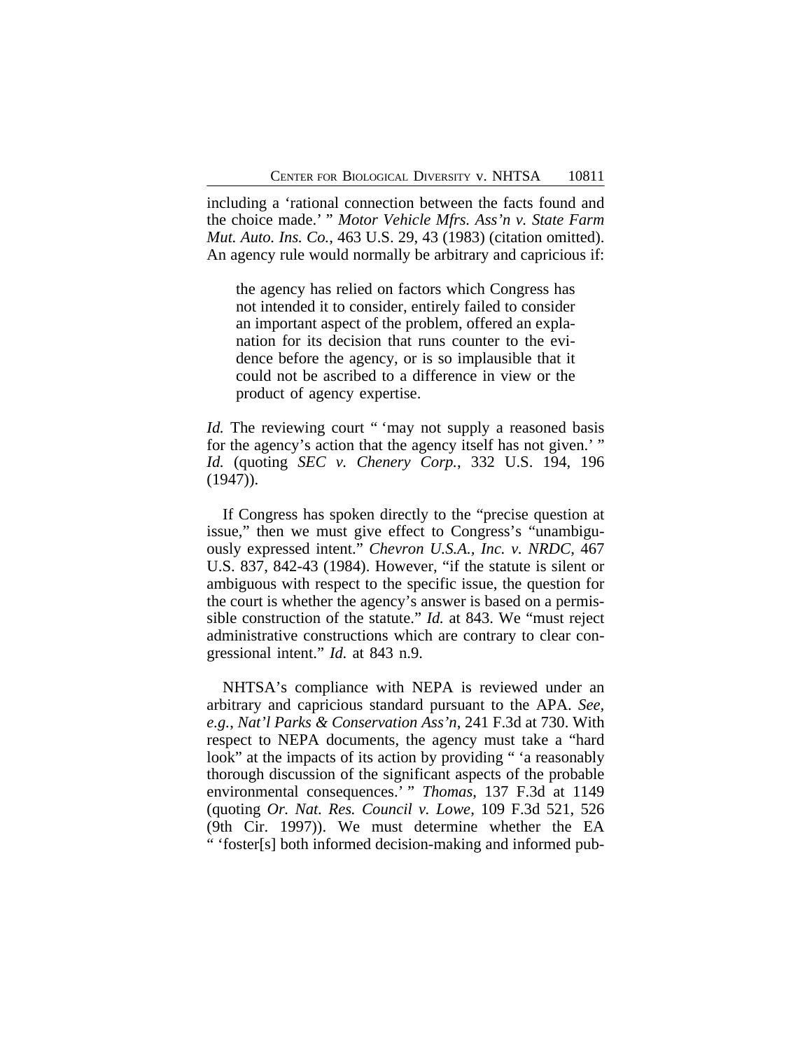including a 'rational connection between the facts found and the choice made.' " *Motor Vehicle Mfrs. Ass'n v. State Farm Mut. Auto. Ins. Co.*, 463 U.S. 29, 43 (1983) (citation omitted). An agency rule would normally be arbitrary and capricious if:

> the agency has relied on factors which Congress has not intended it to consider, entirely failed to consider an important aspect of the problem, offered an explanation for its decision that runs counter to the evidence before the agency, or is so implausible that it could not be ascribed to a difference in view or the product of agency expertise.

*Id.* The reviewing court " 'may not supply a reasoned basis for the agency's action that the agency itself has not given.' " *Id.* (quoting *SEC v. Chenery Corp.*, 332 U.S. 194, 196 (1947)).

If Congress has spoken directly to the "precise question at issue," then we must give effect to Congress's "unambiguously expressed intent." *Chevron U.S.A., Inc. v. NRDC*, 467 U.S. 837, 842-43 (1984). However, "if the statute is silent or ambiguous with respect to the specific issue, the question for the court is whether the agency's answer is based on a permissible construction of the statute." *Id.* at 843. We "must reject administrative constructions which are contrary to clear congressional intent." *Id.* at 843 n.9.

NHTSA's compliance with NEPA is reviewed under an arbitrary and capricious standard pursuant to the APA. *See, e.g.*, *Nat'l Parks & Conservation Ass'n*, 241 F.3d at 730. With respect to NEPA documents, the agency must take a "hard look" at the impacts of its action by providing " 'a reasonably thorough discussion of the significant aspects of the probable environmental consequences.' " *Thomas*, 137 F.3d at 1149 (quoting *Or. Nat. Res. Council v. Lowe*, 109 F.3d 521, 526 (9th Cir. 1997)). We must determine whether the EA " 'foster[s] both informed decision-making and informed pub-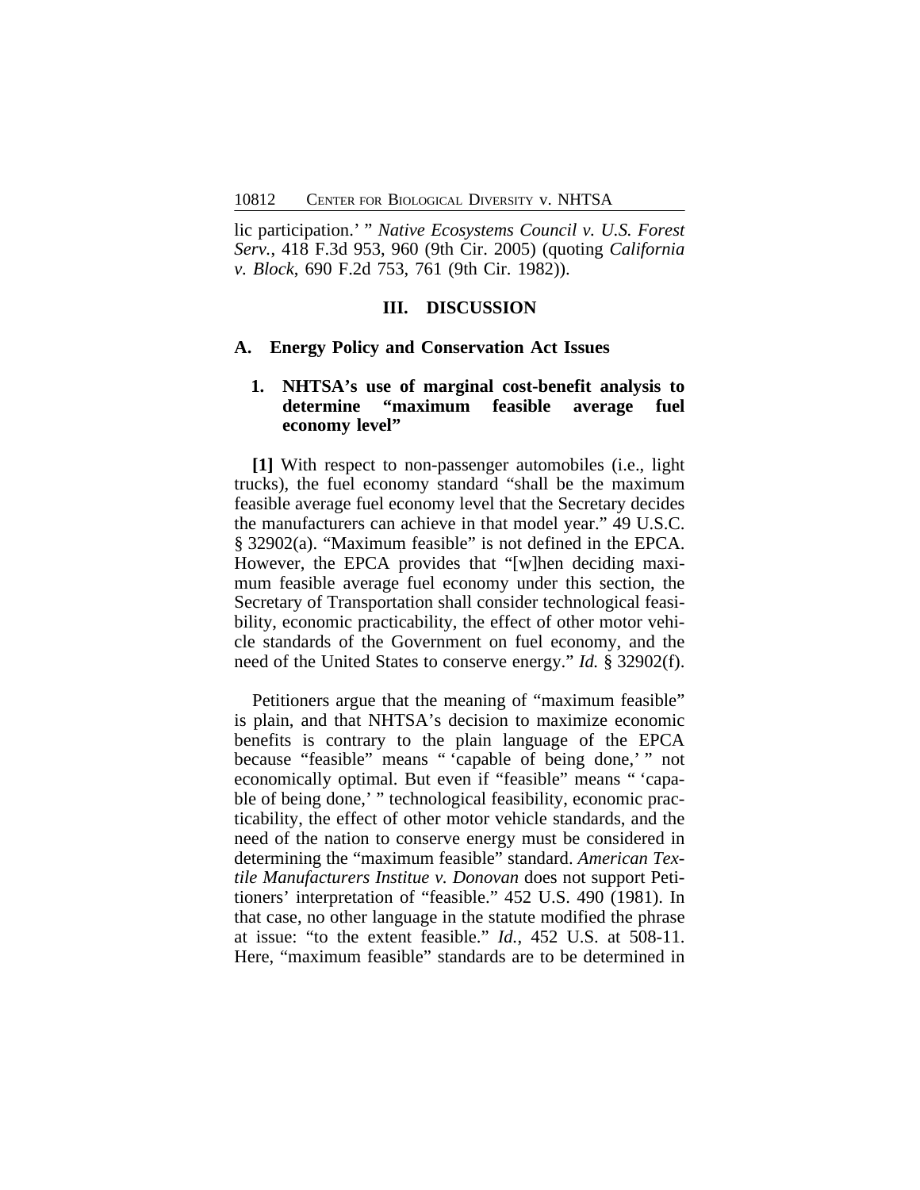lic participation.' " *Native Ecosystems Council v. U.S. Forest Serv.*, 418 F.3d 953, 960 (9th Cir. 2005) (quoting *California v. Block*, 690 F.2d 753, 761 (9th Cir. 1982)).

## III. DISCUSSION

### A. Energy Policy and Conservation Act Issues

#### 1. NHTSA's use of marginal cost-benefit analysis to determine "maximum feasible average fuel economy level"

**[1]** With respect to non-passenger automobiles (i.e., light trucks), the fuel economy standard "shall be the maximum feasible average fuel economy level that the Secretary decides the manufacturers can achieve in that model year." 49 U.S.C. § 32902(a). "Maximum feasible" is not defined in the EPCA. However, the EPCA provides that "[w]hen deciding maximum feasible average fuel economy under this section, the Secretary of Transportation shall consider technological feasibility, economic practicability, the effect of other motor vehicle standards of the Government on fuel economy, and the need of the United States to conserve energy." *Id.* § 32902(f).

Petitioners argue that the meaning of "maximum feasible" is plain, and that NHTSA's decision to maximize economic benefits is contrary to the plain language of the EPCA because "feasible" means " 'capable of being done,' " not economically optimal. But even if "feasible" means " 'capable of being done,' " technological feasibility, economic practicability, the effect of other motor vehicle standards, and the need of the nation to conserve energy must be considered in determining the "maximum feasible" standard. *American Textile Manufacturers Institue v. Donovan* does not support Petitioners' interpretation of "feasible." 452 U.S. 490 (1981). In that case, no other language in the statute modified the phrase at issue: "to the extent feasible." *Id.*, 452 U.S. at 508-11. Here, "maximum feasible" standards are to be determined in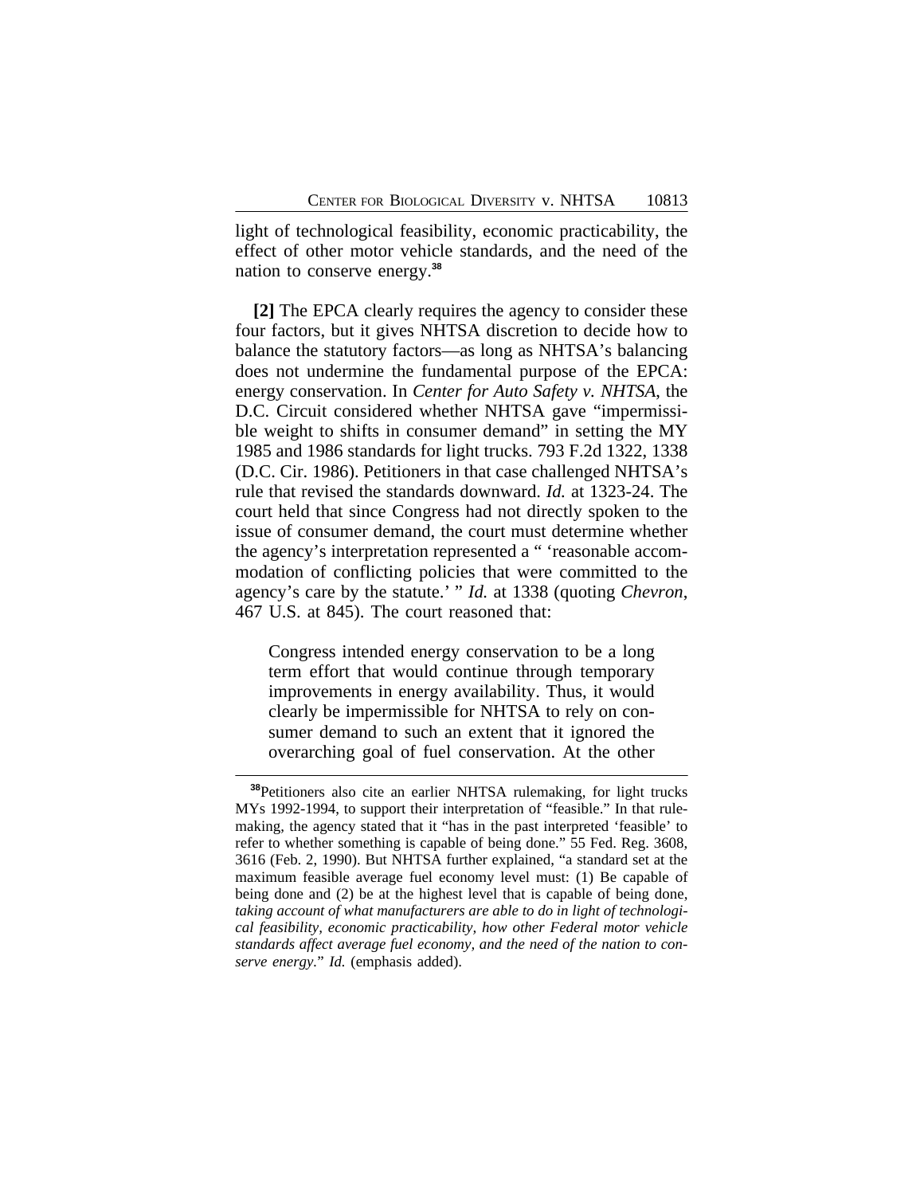light of technological feasibility, economic practicability, the effect of other motor vehicle standards, and the need of the nation to conserve energy.[38]

**[2]** The EPCA clearly requires the agency to consider these four factors, but it gives NHTSA discretion to decide how to balance the statutory factors—as long as NHTSA's balancing does not undermine the fundamental purpose of the EPCA: energy conservation. In *Center for Auto Safety v. NHTSA*, the D.C. Circuit considered whether NHTSA gave "impermissible weight to shifts in consumer demand" in setting the MY 1985 and 1986 standards for light trucks. 793 F.2d 1322, 1338 (D.C. Cir. 1986). Petitioners in that case challenged NHTSA's rule that revised the standards downward. *Id.* at 1323-24. The court held that since Congress had not directly spoken to the issue of consumer demand, the court must determine whether the agency's interpretation represented a " 'reasonable accommodation of conflicting policies that were committed to the agency's care by the statute.' " *Id.* at 1338 (quoting *Chevron*, 467 U.S. at 845). The court reasoned that:

> Congress intended energy conservation to be a long term effort that would continue through temporary improvements in energy availability. Thus, it would clearly be impermissible for NHTSA to rely on consumer demand to such an extent that it ignored the overarching goal of fuel conservation. At the other

---

[38]Petitioners also cite an earlier NHTSA rulemaking, for light trucks MYs 1992-1994, to support their interpretation of "feasible." In that rulemaking, the agency stated that it "has in the past interpreted 'feasible' to refer to whether something is capable of being done." 55 Fed. Reg. 3608, 3616 (Feb. 2, 1990). But NHTSA further explained, "a standard set at the maximum feasible average fuel economy level must: (1) Be capable of being done and (2) be at the highest level that is capable of being done, *taking account of what manufacturers are able to do in light of technological feasibility, economic practicability, how other Federal motor vehicle standards affect average fuel economy, and the need of the nation to conserve energy*." *Id.* (emphasis added).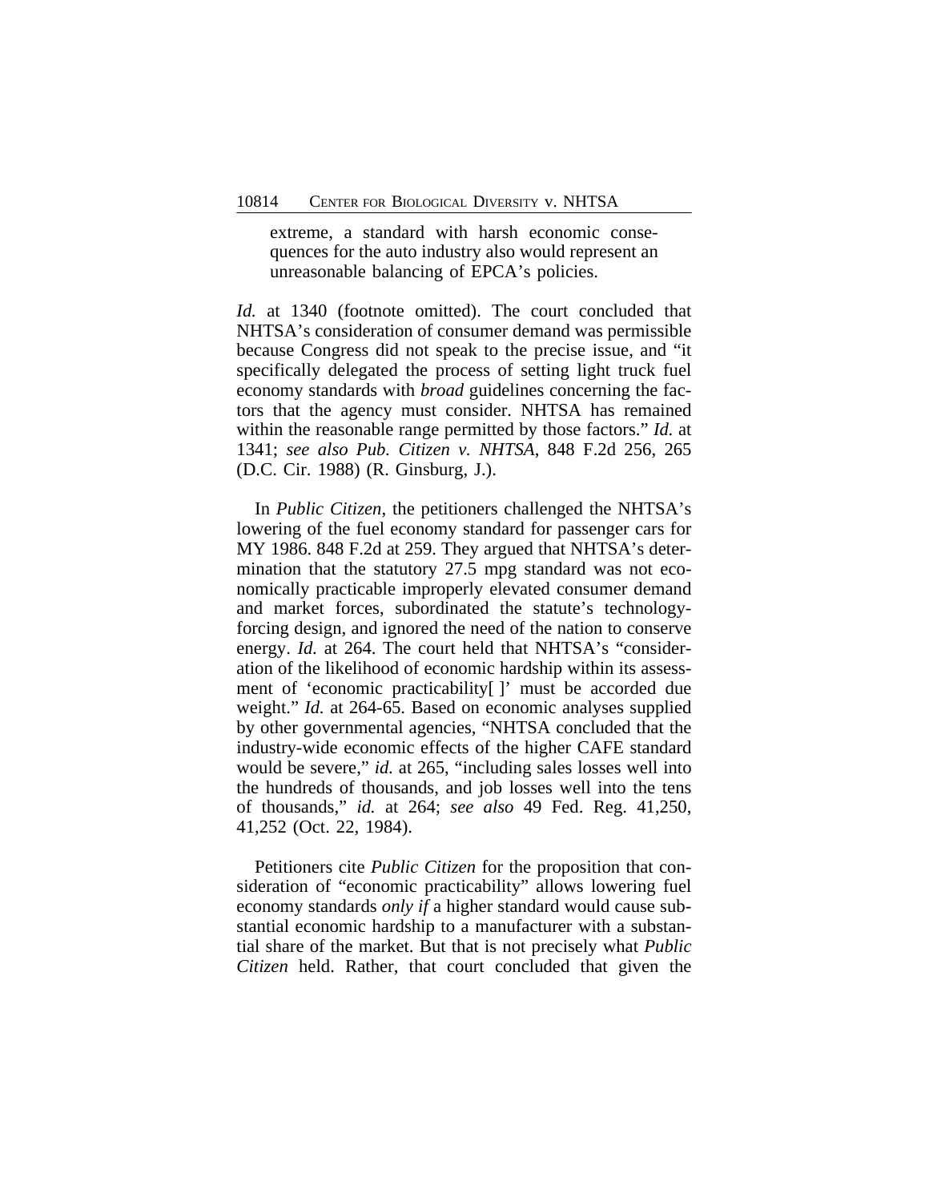> extreme, a standard with harsh economic consequences for the auto industry also would represent an unreasonable balancing of EPCA's policies.

*Id.* at 1340 (footnote omitted). The court concluded that NHTSA's consideration of consumer demand was permissible because Congress did not speak to the precise issue, and "it specifically delegated the process of setting light truck fuel economy standards with *broad* guidelines concerning the factors that the agency must consider. NHTSA has remained within the reasonable range permitted by those factors." *Id.* at 1341; *see also Pub. Citizen v. NHTSA*, 848 F.2d 256, 265 (D.C. Cir. 1988) (R. Ginsburg, J.).

In *Public Citizen*, the petitioners challenged the NHTSA's lowering of the fuel economy standard for passenger cars for MY 1986. 848 F.2d at 259. They argued that NHTSA's determination that the statutory 27.5 mpg standard was not economically practicable improperly elevated consumer demand and market forces, subordinated the statute's technology-forcing design, and ignored the need of the nation to conserve energy. *Id.* at 264. The court held that NHTSA's "consideration of the likelihood of economic hardship within its assessment of 'economic practicability[ ]' must be accorded due weight." *Id.* at 264-65. Based on economic analyses supplied by other governmental agencies, "NHTSA concluded that the industry-wide economic effects of the higher CAFE standard would be severe," *id.* at 265, "including sales losses well into the hundreds of thousands, and job losses well into the tens of thousands," *id.* at 264; *see also* 49 Fed. Reg. 41,250, 41,252 (Oct. 22, 1984).

Petitioners cite *Public Citizen* for the proposition that consideration of "economic practicability" allows lowering fuel economy standards *only if* a higher standard would cause substantial economic hardship to a manufacturer with a substantial share of the market. But that is not precisely what *Public Citizen* held. Rather, that court concluded that given the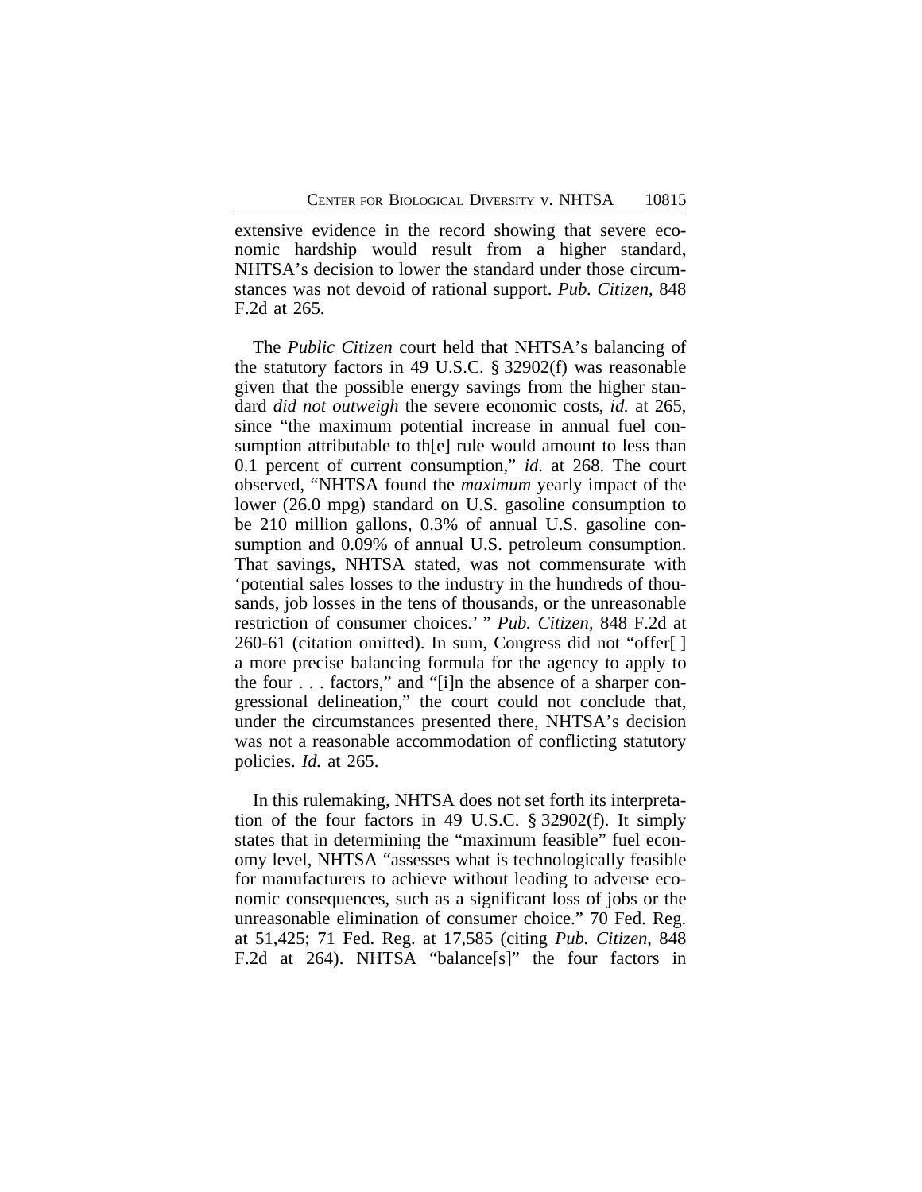extensive evidence in the record showing that severe economic hardship would result from a higher standard, NHTSA's decision to lower the standard under those circumstances was not devoid of rational support. *Pub. Citizen*, 848 F.2d at 265.

The *Public Citizen* court held that NHTSA's balancing of the statutory factors in 49 U.S.C. § 32902(f) was reasonable given that the possible energy savings from the higher standard *did not outweigh* the severe economic costs, *id.* at 265, since "the maximum potential increase in annual fuel consumption attributable to th[e] rule would amount to less than 0.1 percent of current consumption," *id*. at 268. The court observed, "NHTSA found the *maximum* yearly impact of the lower (26.0 mpg) standard on U.S. gasoline consumption to be 210 million gallons, 0.3% of annual U.S. gasoline consumption and 0.09% of annual U.S. petroleum consumption. That savings, NHTSA stated, was not commensurate with 'potential sales losses to the industry in the hundreds of thousands, job losses in the tens of thousands, or the unreasonable restriction of consumer choices.' " *Pub. Citizen*, 848 F.2d at 260-61 (citation omitted). In sum, Congress did not "offer[ ] a more precise balancing formula for the agency to apply to the four . . . factors," and "[i]n the absence of a sharper congressional delineation," the court could not conclude that, under the circumstances presented there, NHTSA's decision was not a reasonable accommodation of conflicting statutory policies. *Id.* at 265.

In this rulemaking, NHTSA does not set forth its interpretation of the four factors in 49 U.S.C. § 32902(f). It simply states that in determining the "maximum feasible" fuel economy level, NHTSA "assesses what is technologically feasible for manufacturers to achieve without leading to adverse economic consequences, such as a significant loss of jobs or the unreasonable elimination of consumer choice." 70 Fed. Reg. at 51,425; 71 Fed. Reg. at 17,585 (citing *Pub. Citizen*, 848 F.2d at 264). NHTSA "balance[s]" the four factors in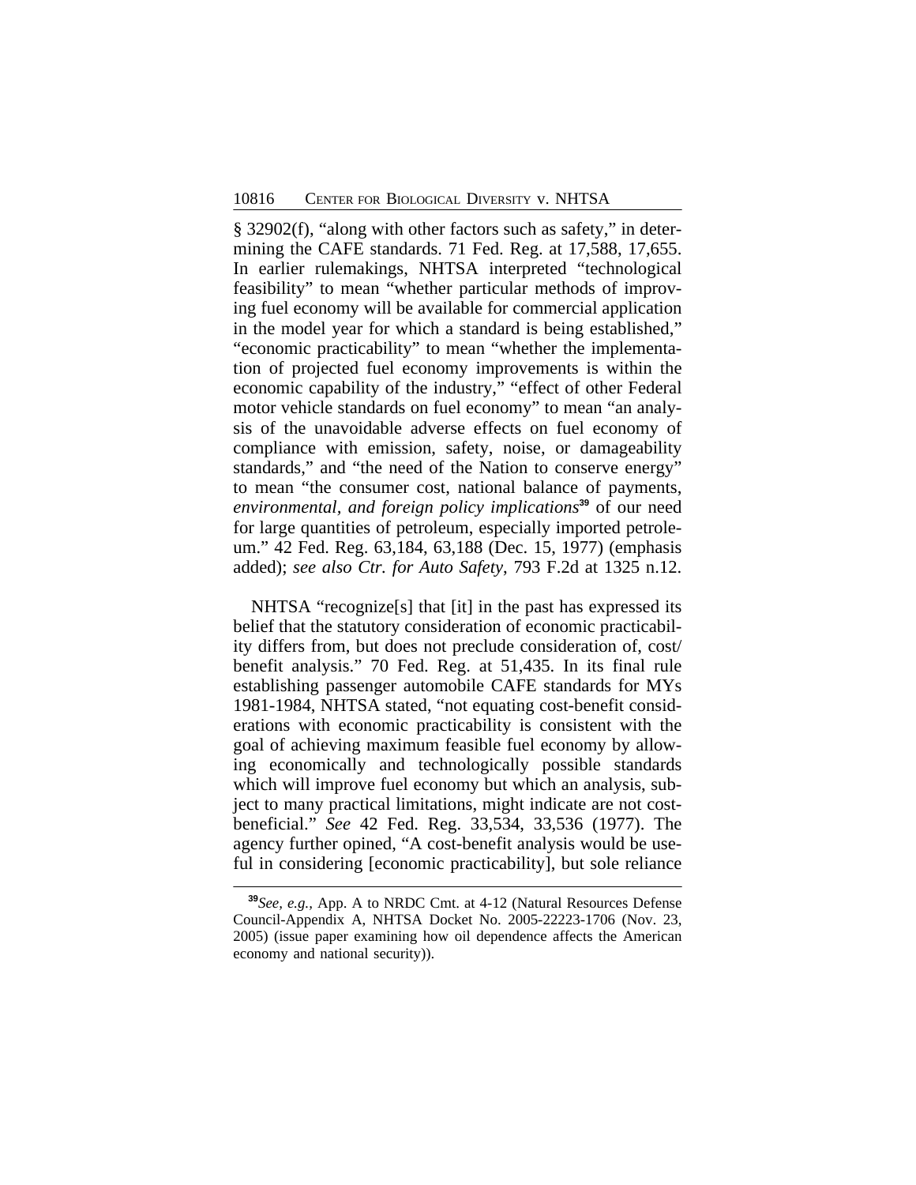§ 32902(f), "along with other factors such as safety," in determining the CAFE standards. 71 Fed. Reg. at 17,588, 17,655. In earlier rulemakings, NHTSA interpreted "technological feasibility" to mean "whether particular methods of improving fuel economy will be available for commercial application in the model year for which a standard is being established," "economic practicability" to mean "whether the implementation of projected fuel economy improvements is within the economic capability of the industry," "effect of other Federal motor vehicle standards on fuel economy" to mean "an analysis of the unavoidable adverse effects on fuel economy of compliance with emission, safety, noise, or damageability standards," and "the need of the Nation to conserve energy" to mean "the consumer cost, national balance of payments, *environmental, and foreign policy implications*[39] of our need for large quantities of petroleum, especially imported petroleum." 42 Fed. Reg. 63,184, 63,188 (Dec. 15, 1977) (emphasis added); *see also Ctr. for Auto Safety*, 793 F.2d at 1325 n.12.

NHTSA "recognize[s] that [it] in the past has expressed its belief that the statutory consideration of economic practicability differs from, but does not preclude consideration of, cost/benefit analysis." 70 Fed. Reg. at 51,435. In its final rule establishing passenger automobile CAFE standards for MYs 1981-1984, NHTSA stated, "not equating cost-benefit considerations with economic practicability is consistent with the goal of achieving maximum feasible fuel economy by allowing economically and technologically possible standards which will improve fuel economy but which an analysis, subject to many practical limitations, might indicate are not cost-beneficial." *See* 42 Fed. Reg. 33,534, 33,536 (1977). The agency further opined, "A cost-benefit analysis would be useful in considering [economic practicability], but sole reliance

[39]*See, e.g.*, App. A to NRDC Cmt. at 4-12 (Natural Resources Defense Council-Appendix A, NHTSA Docket No. 2005-22223-1706 (Nov. 23, 2005) (issue paper examining how oil dependence affects the American economy and national security)).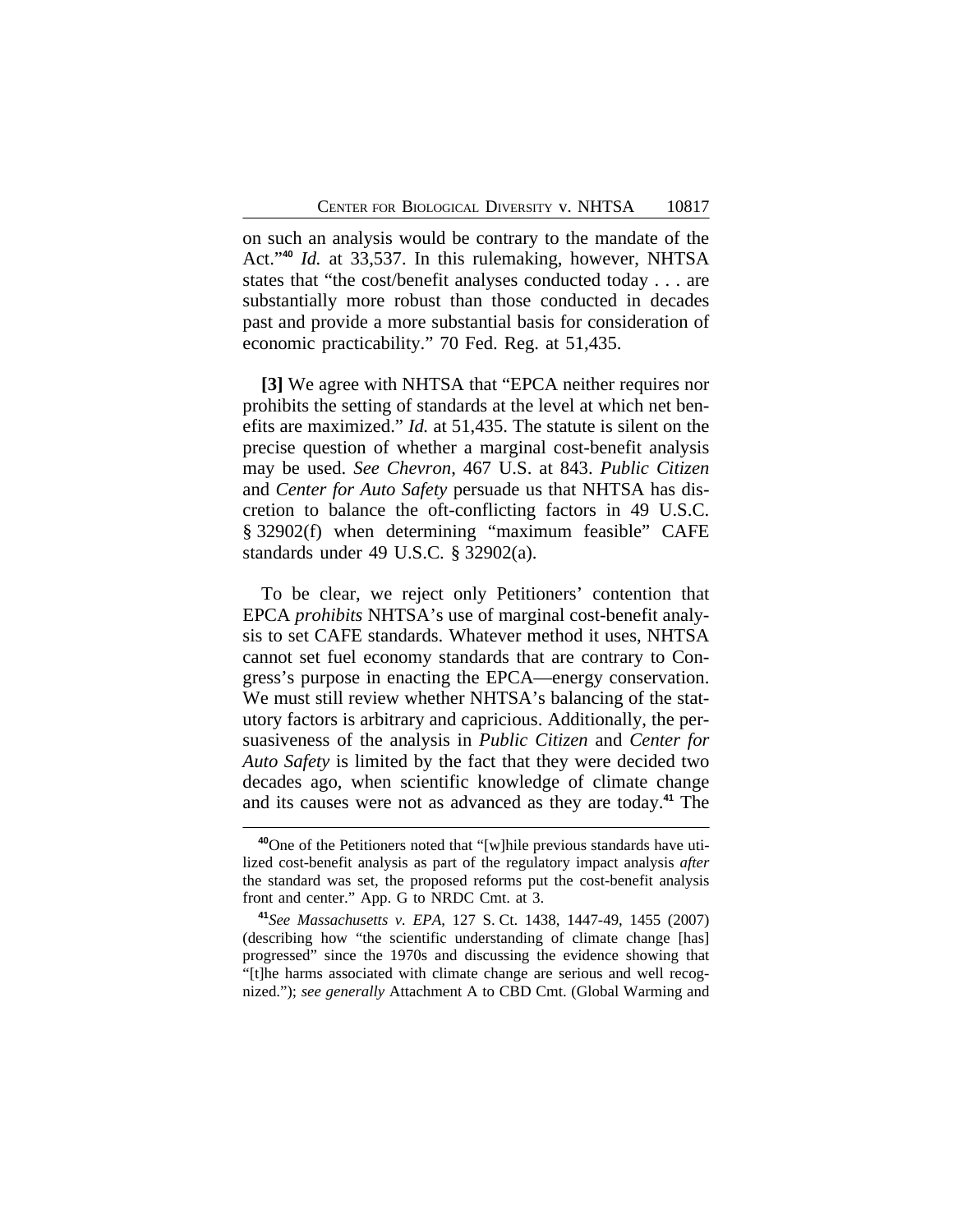on such an analysis would be contrary to the mandate of the Act."[40] *Id.* at 33,537. In this rulemaking, however, NHTSA states that "the cost/benefit analyses conducted today . . . are substantially more robust than those conducted in decades past and provide a more substantial basis for consideration of economic practicability." 70 Fed. Reg. at 51,435.

**[3]** We agree with NHTSA that "EPCA neither requires nor prohibits the setting of standards at the level at which net benefits are maximized." *Id.* at 51,435. The statute is silent on the precise question of whether a marginal cost-benefit analysis may be used. *See Chevron*, 467 U.S. at 843. *Public Citizen* and *Center for Auto Safety* persuade us that NHTSA has discretion to balance the oft-conflicting factors in 49 U.S.C. § 32902(f) when determining "maximum feasible" CAFE standards under 49 U.S.C. § 32902(a).

To be clear, we reject only Petitioners' contention that EPCA *prohibits* NHTSA's use of marginal cost-benefit analysis to set CAFE standards. Whatever method it uses, NHTSA cannot set fuel economy standards that are contrary to Congress's purpose in enacting the EPCA—energy conservation. We must still review whether NHTSA's balancing of the statutory factors is arbitrary and capricious. Additionally, the persuasiveness of the analysis in *Public Citizen* and *Center for Auto Safety* is limited by the fact that they were decided two decades ago, when scientific knowledge of climate change and its causes were not as advanced as they are today.[41] The

---

[40]One of the Petitioners noted that "[w]hile previous standards have utilized cost-benefit analysis as part of the regulatory impact analysis *after* the standard was set, the proposed reforms put the cost-benefit analysis front and center." App. G to NRDC Cmt. at 3.

[41]*See Massachusetts v. EPA*, 127 S. Ct. 1438, 1447-49, 1455 (2007) (describing how "the scientific understanding of climate change [has] progressed" since the 1970s and discussing the evidence showing that "[t]he harms associated with climate change are serious and well recognized."); *see generally* Attachment A to CBD Cmt. (Global Warming and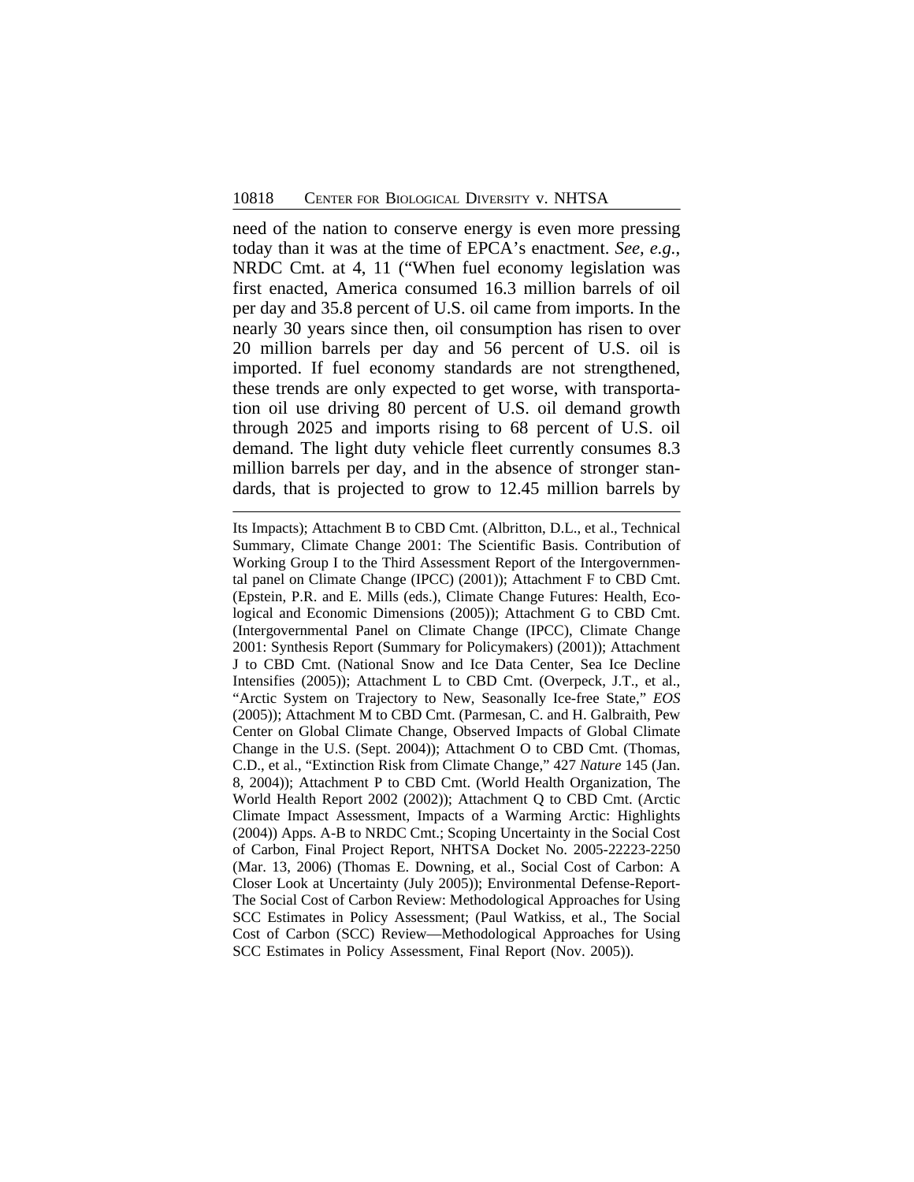need of the nation to conserve energy is even more pressing today than it was at the time of EPCA's enactment. *See, e.g.*, NRDC Cmt. at 4, 11 ("When fuel economy legislation was first enacted, America consumed 16.3 million barrels of oil per day and 35.8 percent of U.S. oil came from imports. In the nearly 30 years since then, oil consumption has risen to over 20 million barrels per day and 56 percent of U.S. oil is imported. If fuel economy standards are not strengthened, these trends are only expected to get worse, with transportation oil use driving 80 percent of U.S. oil demand growth through 2025 and imports rising to 68 percent of U.S. oil demand. The light duty vehicle fleet currently consumes 8.3 million barrels per day, and in the absence of stronger standards, that is projected to grow to 12.45 million barrels by

---

Its Impacts); Attachment B to CBD Cmt. (Albritton, D.L., et al., Technical Summary, Climate Change 2001: The Scientific Basis. Contribution of Working Group I to the Third Assessment Report of the Intergovernmental panel on Climate Change (IPCC) (2001)); Attachment F to CBD Cmt. (Epstein, P.R. and E. Mills (eds.), Climate Change Futures: Health, Ecological and Economic Dimensions (2005)); Attachment G to CBD Cmt. (Intergovernmental Panel on Climate Change (IPCC), Climate Change 2001: Synthesis Report (Summary for Policymakers) (2001)); Attachment J to CBD Cmt. (National Snow and Ice Data Center, Sea Ice Decline Intensifies (2005)); Attachment L to CBD Cmt. (Overpeck, J.T., et al., "Arctic System on Trajectory to New, Seasonally Ice-free State," *EOS* (2005)); Attachment M to CBD Cmt. (Parmesan, C. and H. Galbraith, Pew Center on Global Climate Change, Observed Impacts of Global Climate Change in the U.S. (Sept. 2004)); Attachment O to CBD Cmt. (Thomas, C.D., et al., "Extinction Risk from Climate Change," 427 *Nature* 145 (Jan. 8, 2004)); Attachment P to CBD Cmt. (World Health Organization, The World Health Report 2002 (2002)); Attachment Q to CBD Cmt. (Arctic Climate Impact Assessment, Impacts of a Warming Arctic: Highlights (2004)) Apps. A-B to NRDC Cmt.; Scoping Uncertainty in the Social Cost of Carbon, Final Project Report, NHTSA Docket No. 2005-22223-2250 (Mar. 13, 2006) (Thomas E. Downing, et al., Social Cost of Carbon: A Closer Look at Uncertainty (July 2005)); Environmental Defense-Report-The Social Cost of Carbon Review: Methodological Approaches for Using SCC Estimates in Policy Assessment; (Paul Watkiss, et al., The Social Cost of Carbon (SCC) Review—Methodological Approaches for Using SCC Estimates in Policy Assessment, Final Report (Nov. 2005)).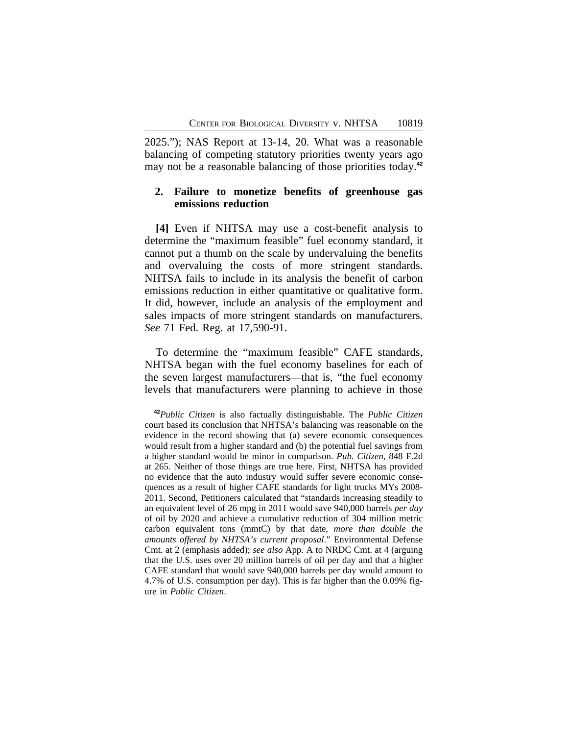2025."); NAS Report at 13-14, 20. What was a reasonable balancing of competing statutory priorities twenty years ago may not be a reasonable balancing of those priorities today.[42]

### 2. Failure to monetize benefits of greenhouse gas emissions reduction

**[4]** Even if NHTSA may use a cost-benefit analysis to determine the "maximum feasible" fuel economy standard, it cannot put a thumb on the scale by undervaluing the benefits and overvaluing the costs of more stringent standards. NHTSA fails to include in its analysis the benefit of carbon emissions reduction in either quantitative or qualitative form. It did, however, include an analysis of the employment and sales impacts of more stringent standards on manufacturers. *See* 71 Fed. Reg. at 17,590-91.

To determine the "maximum feasible" CAFE standards, NHTSA began with the fuel economy baselines for each of the seven largest manufacturers—that is, "the fuel economy levels that manufacturers were planning to achieve in those

---

[42]*Public Citizen* is also factually distinguishable. The *Public Citizen* court based its conclusion that NHTSA's balancing was reasonable on the evidence in the record showing that (a) severe economic consequences would result from a higher standard and (b) the potential fuel savings from a higher standard would be minor in comparison. *Pub. Citizen*, 848 F.2d at 265. Neither of those things are true here. First, NHTSA has provided no evidence that the auto industry would suffer severe economic consequences as a result of higher CAFE standards for light trucks MYs 2008-2011. Second, Petitioners calculated that "standards increasing steadily to an equivalent level of 26 mpg in 2011 would save 940,000 barrels *per day* of oil by 2020 and achieve a cumulative reduction of 304 million metric carbon equivalent tons (mmtC) by that date, *more than double the amounts offered by NHTSA's current proposal*." Environmental Defense Cmt. at 2 (emphasis added); *see also* App. A to NRDC Cmt. at 4 (arguing that the U.S. uses over 20 million barrels of oil per day and that a higher CAFE standard that would save 940,000 barrels per day would amount to 4.7% of U.S. consumption per day). This is far higher than the 0.09% figure in *Public Citizen*.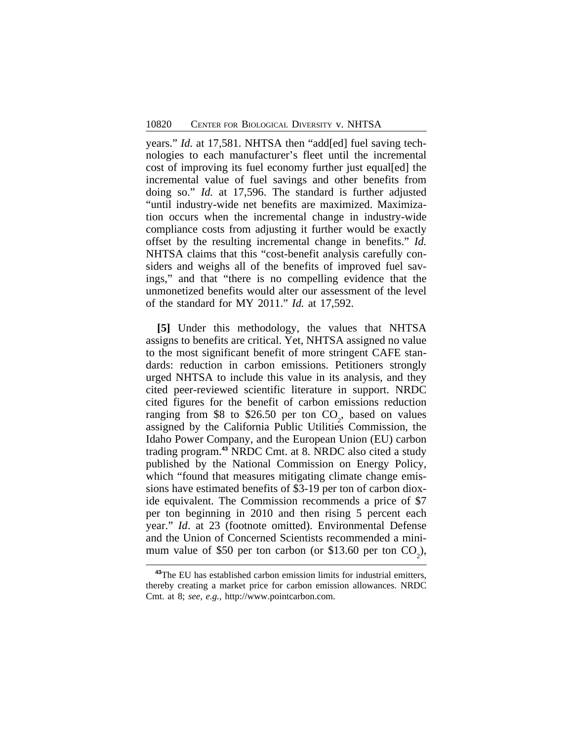years." *Id.* at 17,581. NHTSA then "add[ed] fuel saving technologies to each manufacturer's fleet until the incremental cost of improving its fuel economy further just equal[ed] the incremental value of fuel savings and other benefits from doing so." *Id.* at 17,596. The standard is further adjusted "until industry-wide net benefits are maximized. Maximization occurs when the incremental change in industry-wide compliance costs from adjusting it further would be exactly offset by the resulting incremental change in benefits." *Id.* NHTSA claims that this "cost-benefit analysis carefully considers and weighs all of the benefits of improved fuel savings," and that "there is no compelling evidence that the unmonetized benefits would alter our assessment of the level of the standard for MY 2011." *Id.* at 17,592.

**[5]** Under this methodology, the values that NHTSA assigns to benefits are critical. Yet, NHTSA assigned no value to the most significant benefit of more stringent CAFE standards: reduction in carbon emissions. Petitioners strongly urged NHTSA to include this value in its analysis, and they cited peer-reviewed scientific literature in support. NRDC cited figures for the benefit of carbon emissions reduction ranging from $8 to $26.50 per ton $CO_2$, based on values assigned by the California Public Utilities Commission, the Idaho Power Company, and the European Union (EU) carbon trading program.[43] NRDC Cmt. at 8. NRDC also cited a study published by the National Commission on Energy Policy, which "found that measures mitigating climate change emissions have estimated benefits of $3-19 per ton of carbon dioxide equivalent. The Commission recommends a price of $7 per ton beginning in 2010 and then rising 5 percent each year." *Id*. at 23 (footnote omitted). Environmental Defense and the Union of Concerned Scientists recommended a minimum value of $50 per ton carbon (or $13.60 per ton $CO_2$),

[43]The EU has established carbon emission limits for industrial emitters, thereby creating a market price for carbon emission allowances. NRDC Cmt. at 8; *see, e.g.,* http://www.pointcarbon.com.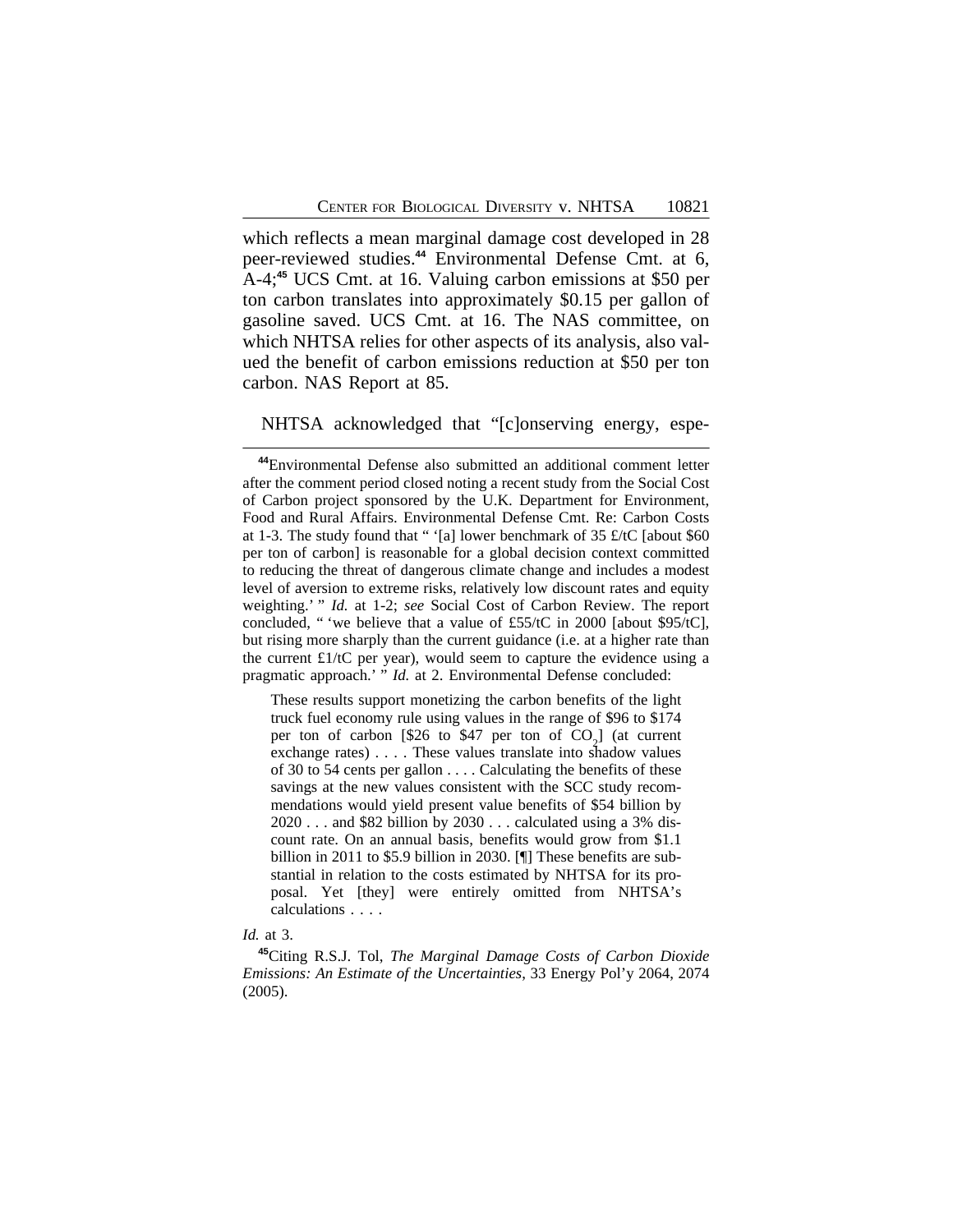which reflects a mean marginal damage cost developed in 28 peer-reviewed studies.[44] Environmental Defense Cmt. at 6, A-4;[45] UCS Cmt. at 16. Valuing carbon emissions at $50 per ton carbon translates into approximately $0.15 per gallon of gasoline saved. UCS Cmt. at 16. The NAS committee, on which NHTSA relies for other aspects of its analysis, also valued the benefit of carbon emissions reduction at $50 per ton carbon. NAS Report at 85.

NHTSA acknowledged that "[c]onserving energy, espe-

---

[44]Environmental Defense also submitted an additional comment letter after the comment period closed noting a recent study from the Social Cost of Carbon project sponsored by the U.K. Department for Environment, Food and Rural Affairs. Environmental Defense Cmt. Re: Carbon Costs at 1-3. The study found that " '[a] lower benchmark of 35 £/tC [about $60 per ton of carbon] is reasonable for a global decision context committed to reducing the threat of dangerous climate change and includes a modest level of aversion to extreme risks, relatively low discount rates and equity weighting.' " *Id.* at 1-2; *see* Social Cost of Carbon Review. The report concluded, " 'we believe that a value of £55/tC in 2000 [about $95/tC], but rising more sharply than the current guidance (i.e. at a higher rate than the current £1/tC per year), would seem to capture the evidence using a pragmatic approach.' " *Id.* at 2. Environmental Defense concluded:

> These results support monetizing the carbon benefits of the light truck fuel economy rule using values in the range of $96 to $174 per ton of carbon [$26 to $47 per ton of $CO_2$] (at current exchange rates) . . . . These values translate into shadow values of 30 to 54 cents per gallon . . . . Calculating the benefits of these savings at the new values consistent with the SCC study recommendations would yield present value benefits of $54 billion by 2020 . . . and $82 billion by 2030 . . . calculated using a 3% discount rate. On an annual basis, benefits would grow from $1.1 billion in 2011 to $5.9 billion in 2030. [¶] These benefits are substantial in relation to the costs estimated by NHTSA for its proposal. Yet [they] were entirely omitted from NHTSA's calculations . . . .

*Id.* at 3.

[45]Citing R.S.J. Tol, *The Marginal Damage Costs of Carbon Dioxide Emissions: An Estimate of the Uncertainties*, 33 Energy Pol'y 2064, 2074 (2005).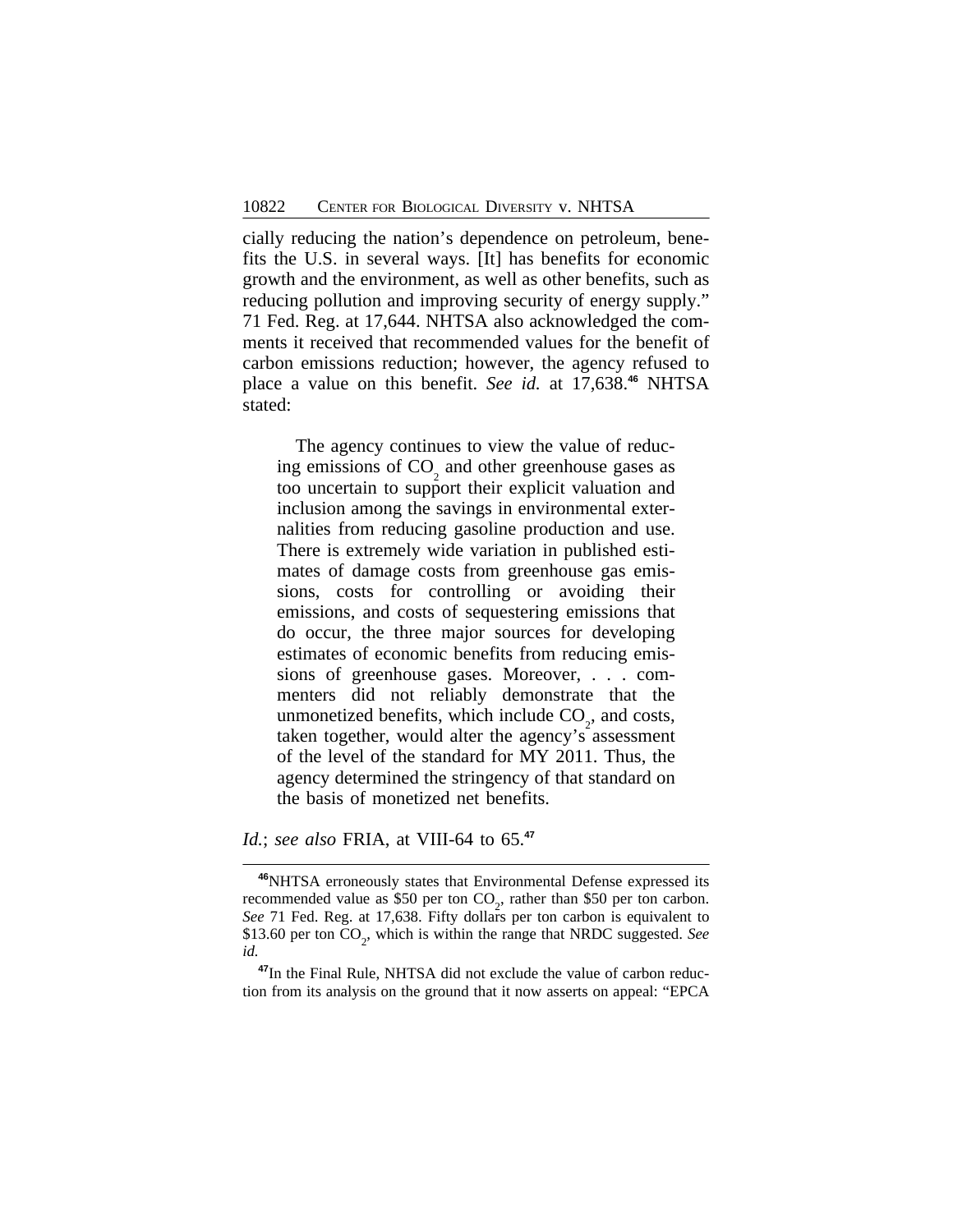cially reducing the nation's dependence on petroleum, benefits the U.S. in several ways. [It] has benefits for economic growth and the environment, as well as other benefits, such as reducing pollution and improving security of energy supply." 71 Fed. Reg. at 17,644. NHTSA also acknowledged the comments it received that recommended values for the benefit of carbon emissions reduction; however, the agency refused to place a value on this benefit. *See id.* at 17,638.[46] NHTSA stated:

> The agency continues to view the value of reducing emissions of $CO_2$ and other greenhouse gases as too uncertain to support their explicit valuation and inclusion among the savings in environmental externalities from reducing gasoline production and use. There is extremely wide variation in published estimates of damage costs from greenhouse gas emissions, costs for controlling or avoiding their emissions, and costs of sequestering emissions that do occur, the three major sources for developing estimates of economic benefits from reducing emissions of greenhouse gases. Moreover, . . . commenters did not reliably demonstrate that the unmonetized benefits, which include $CO_2$, and costs, taken together, would alter the agency's assessment of the level of the standard for MY 2011. Thus, the agency determined the stringency of that standard on the basis of monetized net benefits.

*Id.*; *see also* FRIA, at VIII-64 to 65.[47]

---

[46]NHTSA erroneously states that Environmental Defense expressed its recommended value as \$50 per ton $CO_2$, rather than \$50 per ton carbon. *See* 71 Fed. Reg. at 17,638. Fifty dollars per ton carbon is equivalent to \$13.60 per ton $CO_2$, which is within the range that NRDC suggested. *See id.*

[47]In the Final Rule, NHTSA did not exclude the value of carbon reduction from its analysis on the ground that it now asserts on appeal: "EPCA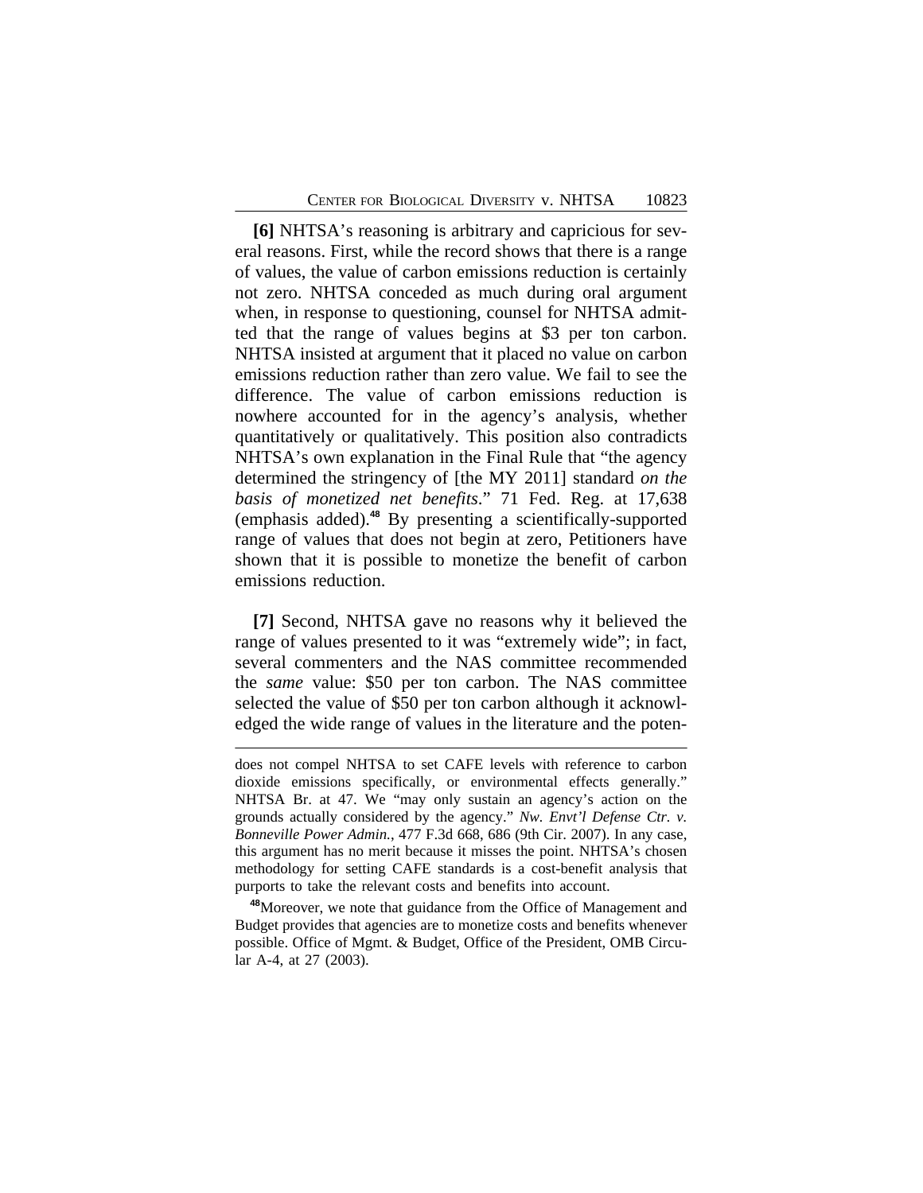**[6]** NHTSA's reasoning is arbitrary and capricious for several reasons. First, while the record shows that there is a range of values, the value of carbon emissions reduction is certainly not zero. NHTSA conceded as much during oral argument when, in response to questioning, counsel for NHTSA admitted that the range of values begins at $3 per ton carbon. NHTSA insisted at argument that it placed no value on carbon emissions reduction rather than zero value. We fail to see the difference. The value of carbon emissions reduction is nowhere accounted for in the agency's analysis, whether quantitatively or qualitatively. This position also contradicts NHTSA's own explanation in the Final Rule that "the agency determined the stringency of [the MY 2011] standard *on the basis of monetized net benefits*." 71 Fed. Reg. at 17,638 (emphasis added).[48] By presenting a scientifically-supported range of values that does not begin at zero, Petitioners have shown that it is possible to monetize the benefit of carbon emissions reduction.

**[7]** Second, NHTSA gave no reasons why it believed the range of values presented to it was "extremely wide"; in fact, several commenters and the NAS committee recommended the *same* value: $50 per ton carbon. The NAS committee selected the value of $50 per ton carbon although it acknowledged the wide range of values in the literature and the poten-

---

does not compel NHTSA to set CAFE levels with reference to carbon dioxide emissions specifically, or environmental effects generally." NHTSA Br. at 47. We "may only sustain an agency's action on the grounds actually considered by the agency." *Nw. Envt'l Defense Ctr. v. Bonneville Power Admin.*, 477 F.3d 668, 686 (9th Cir. 2007). In any case, this argument has no merit because it misses the point. NHTSA's chosen methodology for setting CAFE standards is a cost-benefit analysis that purports to take the relevant costs and benefits into account.

[48]Moreover, we note that guidance from the Office of Management and Budget provides that agencies are to monetize costs and benefits whenever possible. Office of Mgmt. & Budget, Office of the President, OMB Circular A-4, at 27 (2003).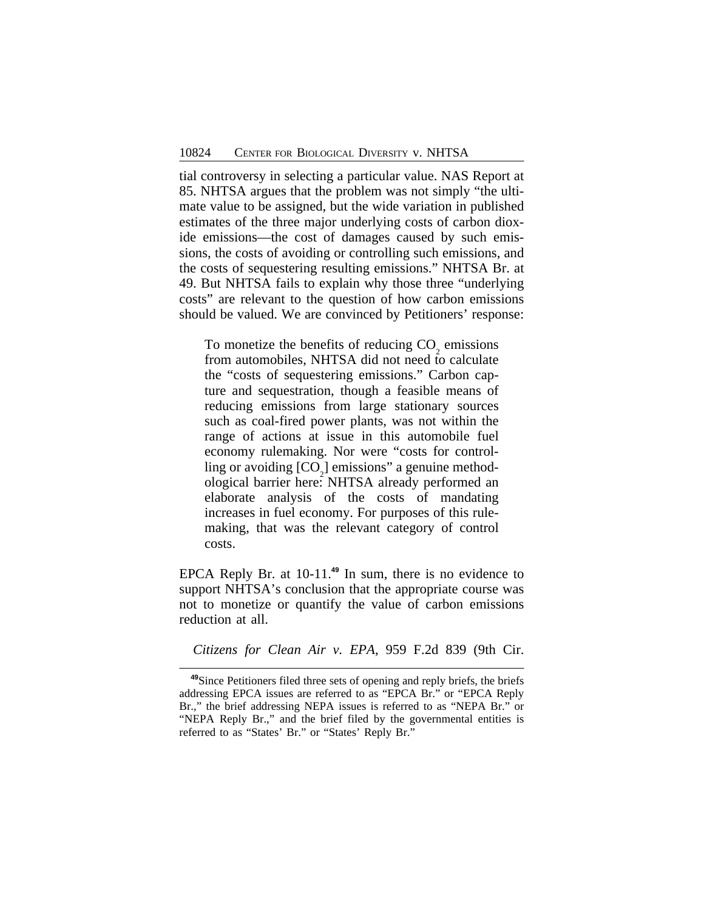tial controversy in selecting a particular value. NAS Report at 85. NHTSA argues that the problem was not simply "the ultimate value to be assigned, but the wide variation in published estimates of the three major underlying costs of carbon dioxide emissions—the cost of damages caused by such emissions, the costs of avoiding or controlling such emissions, and the costs of sequestering resulting emissions." NHTSA Br. at 49. But NHTSA fails to explain why those three "underlying costs" are relevant to the question of how carbon emissions should be valued. We are convinced by Petitioners' response:

> To monetize the benefits of reducing $CO_2$ emissions from automobiles, NHTSA did not need to calculate the "costs of sequestering emissions." Carbon capture and sequestration, though a feasible means of reducing emissions from large stationary sources such as coal-fired power plants, was not within the range of actions at issue in this automobile fuel economy rulemaking. Nor were "costs for controlling or avoiding [$CO_2$] emissions" a genuine methodological barrier here: NHTSA already performed an elaborate analysis of the costs of mandating increases in fuel economy. For purposes of this rulemaking, that was the relevant category of control costs.

EPCA Reply Br. at 10-11.[49] In sum, there is no evidence to support NHTSA's conclusion that the appropriate course was not to monetize or quantify the value of carbon emissions reduction at all.

*Citizens for Clean Air v. EPA*, 959 F.2d 839 (9th Cir.

---

[49]Since Petitioners filed three sets of opening and reply briefs, the briefs addressing EPCA issues are referred to as "EPCA Br." or "EPCA Reply Br.," the brief addressing NEPA issues is referred to as "NEPA Br." or "NEPA Reply Br.," and the brief filed by the governmental entities is referred to as "States' Br." or "States' Reply Br."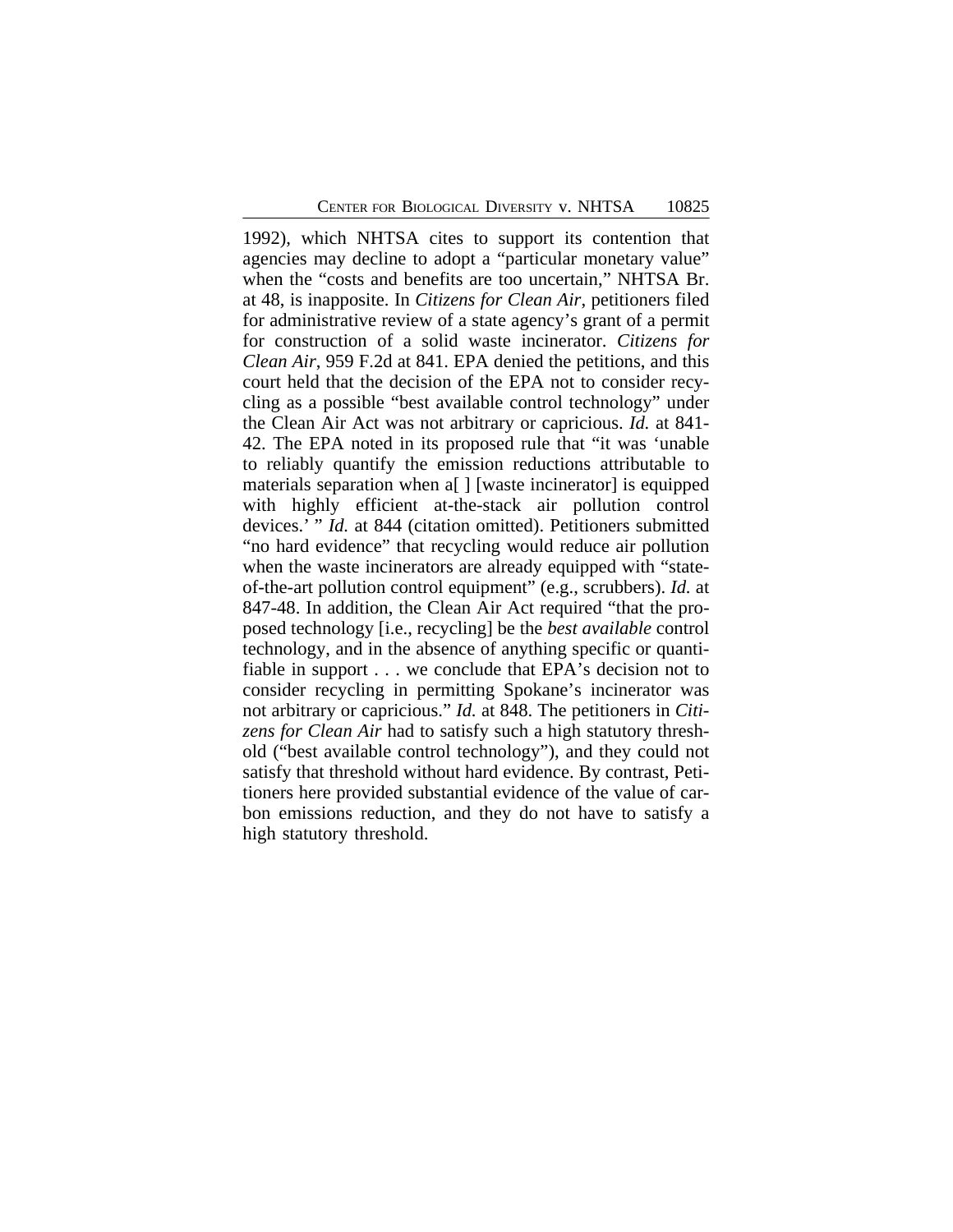1992), which NHTSA cites to support its contention that agencies may decline to adopt a "particular monetary value" when the "costs and benefits are too uncertain," NHTSA Br. at 48, is inapposite. In *Citizens for Clean Air*, petitioners filed for administrative review of a state agency's grant of a permit for construction of a solid waste incinerator. *Citizens for Clean Air*, 959 F.2d at 841. EPA denied the petitions, and this court held that the decision of the EPA not to consider recycling as a possible "best available control technology" under the Clean Air Act was not arbitrary or capricious. *Id.* at 841-42. The EPA noted in its proposed rule that "it was 'unable to reliably quantify the emission reductions attributable to materials separation when a[ ] [waste incinerator] is equipped with highly efficient at-the-stack air pollution control devices.' " *Id.* at 844 (citation omitted). Petitioners submitted "no hard evidence" that recycling would reduce air pollution when the waste incinerators are already equipped with "state-of-the-art pollution control equipment" (e.g., scrubbers). *Id.* at 847-48. In addition, the Clean Air Act required "that the proposed technology [i.e., recycling] be the *best available* control technology, and in the absence of anything specific or quantifiable in support . . . we conclude that EPA's decision not to consider recycling in permitting Spokane's incinerator was not arbitrary or capricious." *Id.* at 848. The petitioners in *Citizens for Clean Air* had to satisfy such a high statutory threshold ("best available control technology"), and they could not satisfy that threshold without hard evidence. By contrast, Petitioners here provided substantial evidence of the value of carbon emissions reduction, and they do not have to satisfy a high statutory threshold.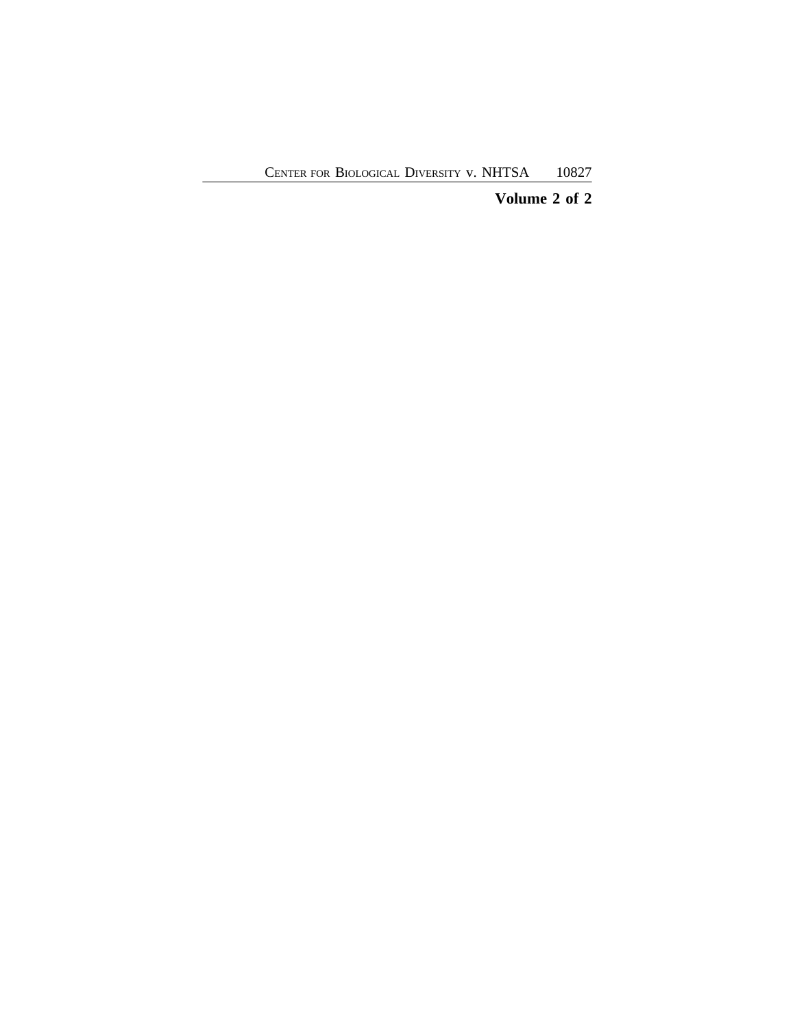**Volume 2 of 2**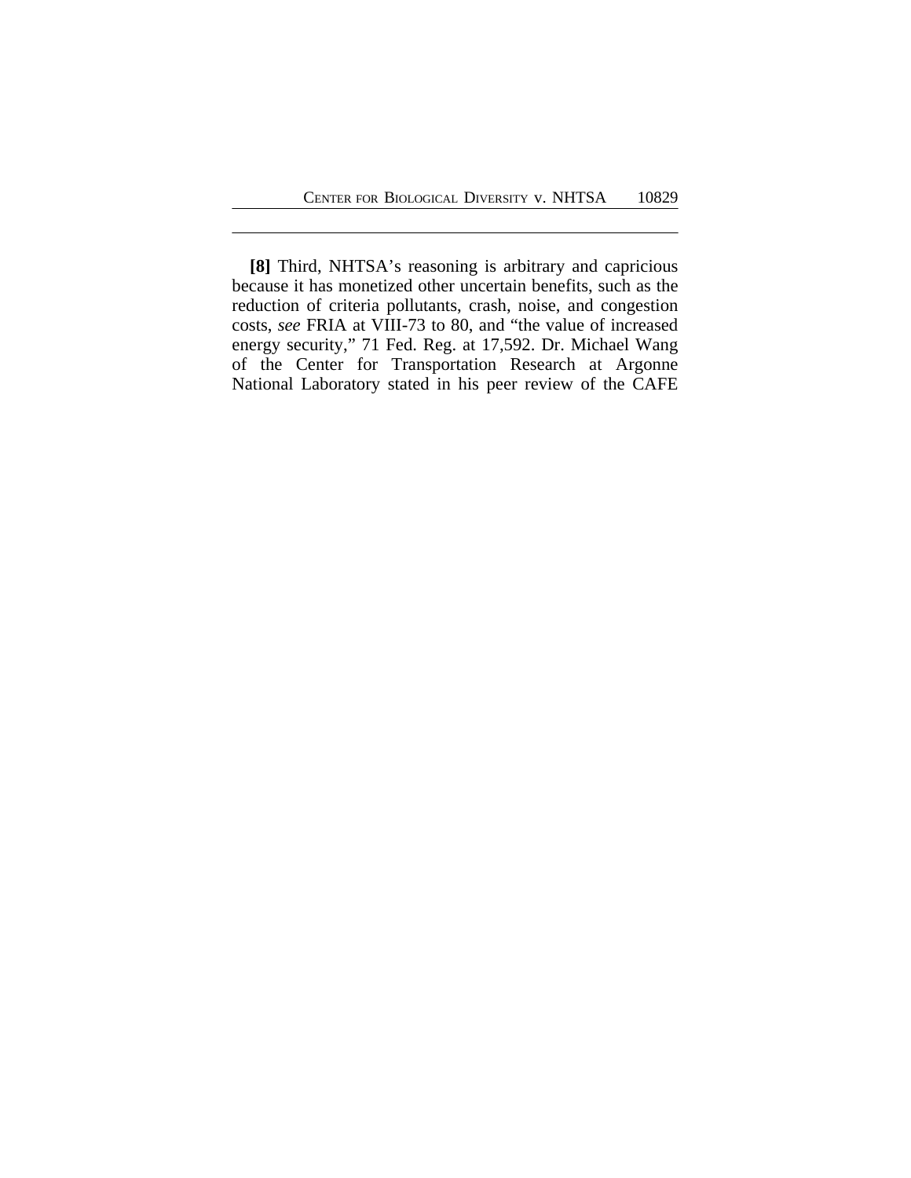**[8]** Third, NHTSA's reasoning is arbitrary and capricious because it has monetized other uncertain benefits, such as the reduction of criteria pollutants, crash, noise, and congestion costs, *see* FRIA at VIII-73 to 80, and "the value of increased energy security," 71 Fed. Reg. at 17,592. Dr. Michael Wang of the Center for Transportation Research at Argonne National Laboratory stated in his peer review of the CAFE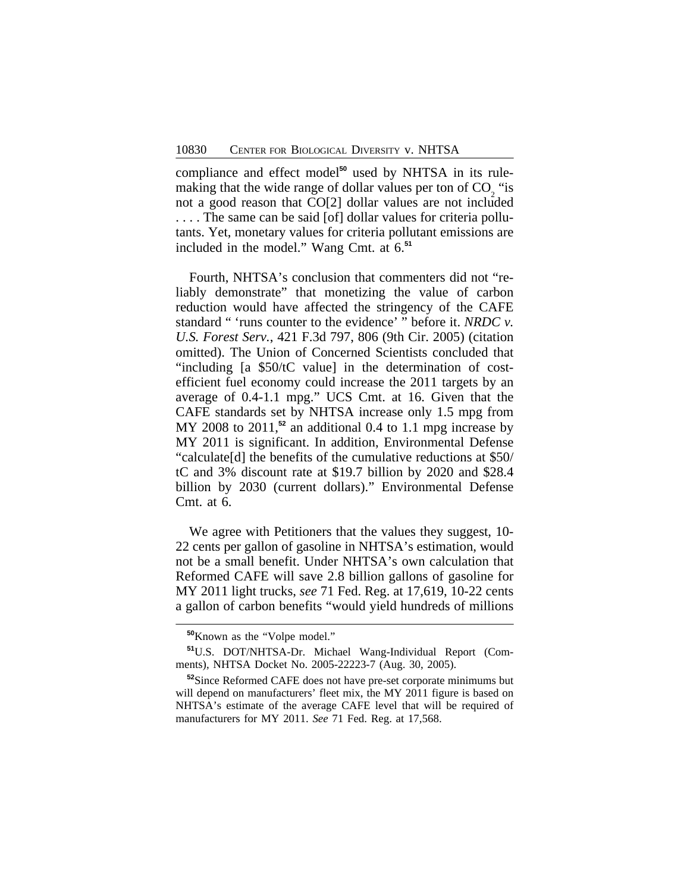compliance and effect model[50] used by NHTSA in its rulemaking that the wide range of dollar values per ton of $CO_2$ "is not a good reason that CO[2] dollar values are not included . . . . The same can be said [of] dollar values for criteria pollutants. Yet, monetary values for criteria pollutant emissions are included in the model." Wang Cmt. at 6.[51]

Fourth, NHTSA's conclusion that commenters did not "reliably demonstrate" that monetizing the value of carbon reduction would have affected the stringency of the CAFE standard " 'runs counter to the evidence' " before it. *NRDC v. U.S. Forest Serv.*, 421 F.3d 797, 806 (9th Cir. 2005) (citation omitted). The Union of Concerned Scientists concluded that "including [a $50/tC value] in the determination of cost-efficient fuel economy could increase the 2011 targets by an average of 0.4-1.1 mpg." UCS Cmt. at 16. Given that the CAFE standards set by NHTSA increase only 1.5 mpg from MY 2008 to 2011,[52] an additional 0.4 to 1.1 mpg increase by MY 2011 is significant. In addition, Environmental Defense "calculate[d] the benefits of the cumulative reductions at $50/tC and 3% discount rate at $19.7 billion by 2020 and $28.4 billion by 2030 (current dollars)." Environmental Defense Cmt. at 6.

We agree with Petitioners that the values they suggest, 10-22 cents per gallon of gasoline in NHTSA's estimation, would not be a small benefit. Under NHTSA's own calculation that Reformed CAFE will save 2.8 billion gallons of gasoline for MY 2011 light trucks, *see* 71 Fed. Reg. at 17,619, 10-22 cents a gallon of carbon benefits "would yield hundreds of millions

---

[50] Known as the "Volpe model."

[51] U.S. DOT/NHTSA-Dr. Michael Wang-Individual Report (Comments), NHTSA Docket No. 2005-22223-7 (Aug. 30, 2005).

[52] Since Reformed CAFE does not have pre-set corporate minimums but will depend on manufacturers' fleet mix, the MY 2011 figure is based on NHTSA's estimate of the average CAFE level that will be required of manufacturers for MY 2011. *See* 71 Fed. Reg. at 17,568.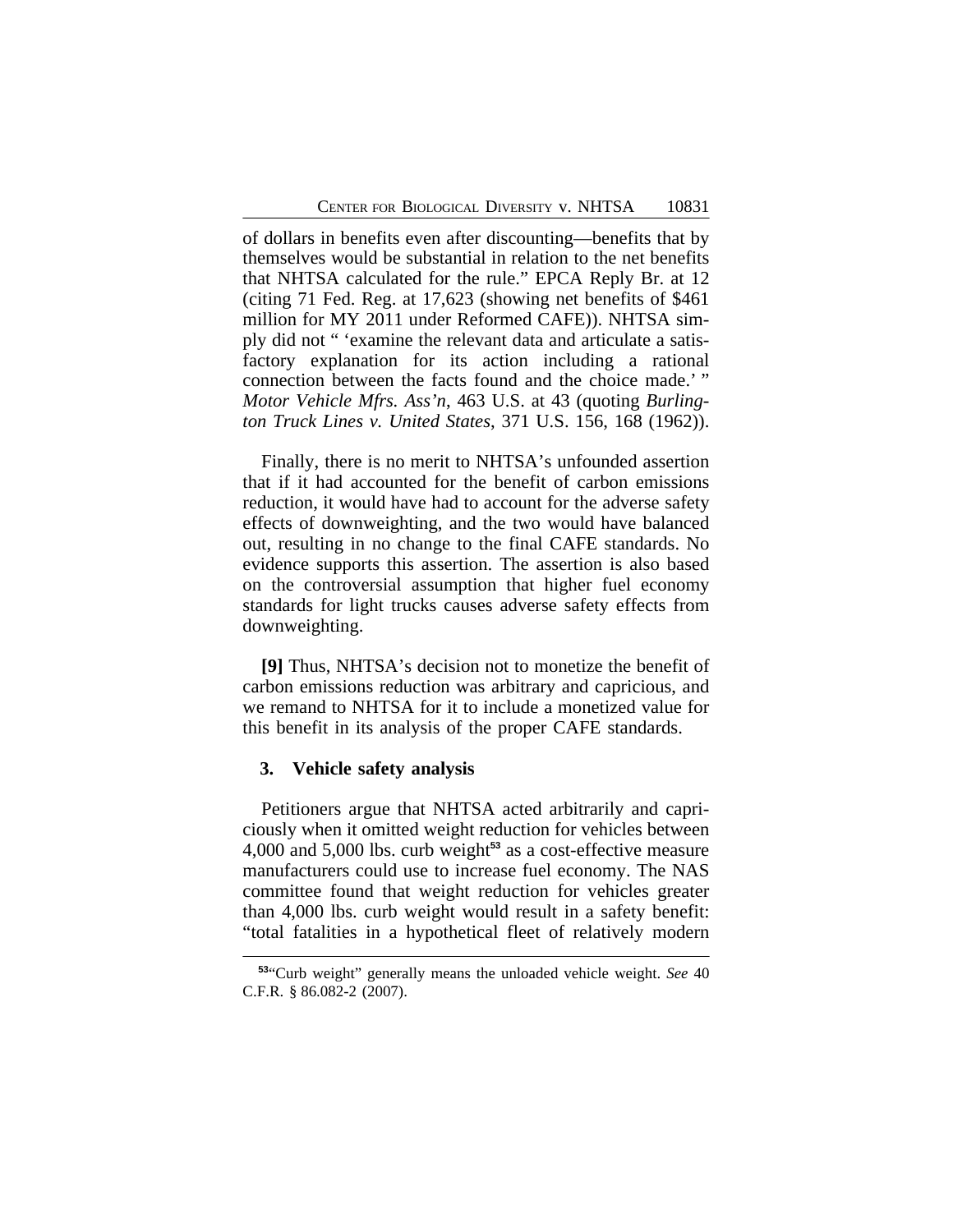of dollars in benefits even after discounting—benefits that by themselves would be substantial in relation to the net benefits that NHTSA calculated for the rule." EPCA Reply Br. at 12 (citing 71 Fed. Reg. at 17,623 (showing net benefits of $461 million for MY 2011 under Reformed CAFE)). NHTSA simply did not " 'examine the relevant data and articulate a satisfactory explanation for its action including a rational connection between the facts found and the choice made.' " *Motor Vehicle Mfrs. Ass'n*, 463 U.S. at 43 (quoting *Burlington Truck Lines v. United States*, 371 U.S. 156, 168 (1962)).

Finally, there is no merit to NHTSA's unfounded assertion that if it had accounted for the benefit of carbon emissions reduction, it would have had to account for the adverse safety effects of downweighting, and the two would have balanced out, resulting in no change to the final CAFE standards. No evidence supports this assertion. The assertion is also based on the controversial assumption that higher fuel economy standards for light trucks causes adverse safety effects from downweighting.

**[9]** Thus, NHTSA's decision not to monetize the benefit of carbon emissions reduction was arbitrary and capricious, and we remand to NHTSA for it to include a monetized value for this benefit in its analysis of the proper CAFE standards.

### 3. Vehicle safety analysis

Petitioners argue that NHTSA acted arbitrarily and capriciously when it omitted weight reduction for vehicles between 4,000 and 5,000 lbs. curb weight[53] as a cost-effective measure manufacturers could use to increase fuel economy. The NAS committee found that weight reduction for vehicles greater than 4,000 lbs. curb weight would result in a safety benefit: "total fatalities in a hypothetical fleet of relatively modern

[53] "Curb weight" generally means the unloaded vehicle weight. *See* 40 C.F.R. § 86.082-2 (2007).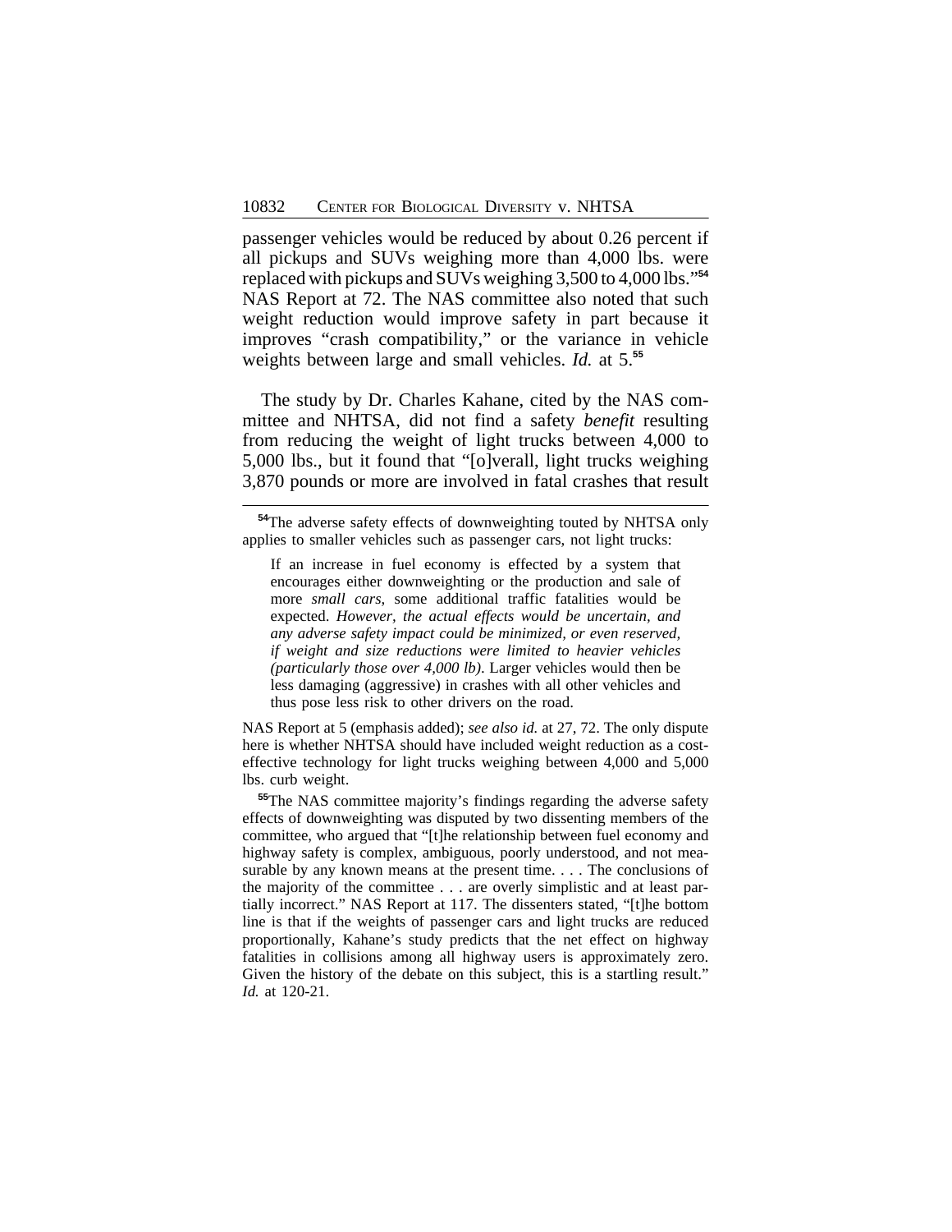passenger vehicles would be reduced by about 0.26 percent if all pickups and SUVs weighing more than 4,000 lbs. were replaced with pickups and SUVs weighing 3,500 to 4,000 lbs."[54] NAS Report at 72. The NAS committee also noted that such weight reduction would improve safety in part because it improves "crash compatibility," or the variance in vehicle weights between large and small vehicles. *Id.* at 5.[55]

The study by Dr. Charles Kahane, cited by the NAS committee and NHTSA, did not find a safety *benefit* resulting from reducing the weight of light trucks between 4,000 to 5,000 lbs., but it found that "[o]verall, light trucks weighing 3,870 pounds or more are involved in fatal crashes that result

---

[54]The adverse safety effects of downweighting touted by NHTSA only applies to smaller vehicles such as passenger cars, not light trucks:

> If an increase in fuel economy is effected by a system that encourages either downweighting or the production and sale of more *small cars*, some additional traffic fatalities would be expected. *However, the actual effects would be uncertain, and any adverse safety impact could be minimized, or even reserved, if weight and size reductions were limited to heavier vehicles (particularly those over 4,000 lb)*. Larger vehicles would then be less damaging (aggressive) in crashes with all other vehicles and thus pose less risk to other drivers on the road.

NAS Report at 5 (emphasis added); *see also id.* at 27, 72. The only dispute here is whether NHTSA should have included weight reduction as a cost-effective technology for light trucks weighing between 4,000 and 5,000 lbs. curb weight.

[55]The NAS committee majority's findings regarding the adverse safety effects of downweighting was disputed by two dissenting members of the committee, who argued that "[t]he relationship between fuel economy and highway safety is complex, ambiguous, poorly understood, and not measurable by any known means at the present time. . . . The conclusions of the majority of the committee . . . are overly simplistic and at least partially incorrect." NAS Report at 117. The dissenters stated, "[t]he bottom line is that if the weights of passenger cars and light trucks are reduced proportionally, Kahane's study predicts that the net effect on highway fatalities in collisions among all highway users is approximately zero. Given the history of the debate on this subject, this is a startling result." *Id.* at 120-21.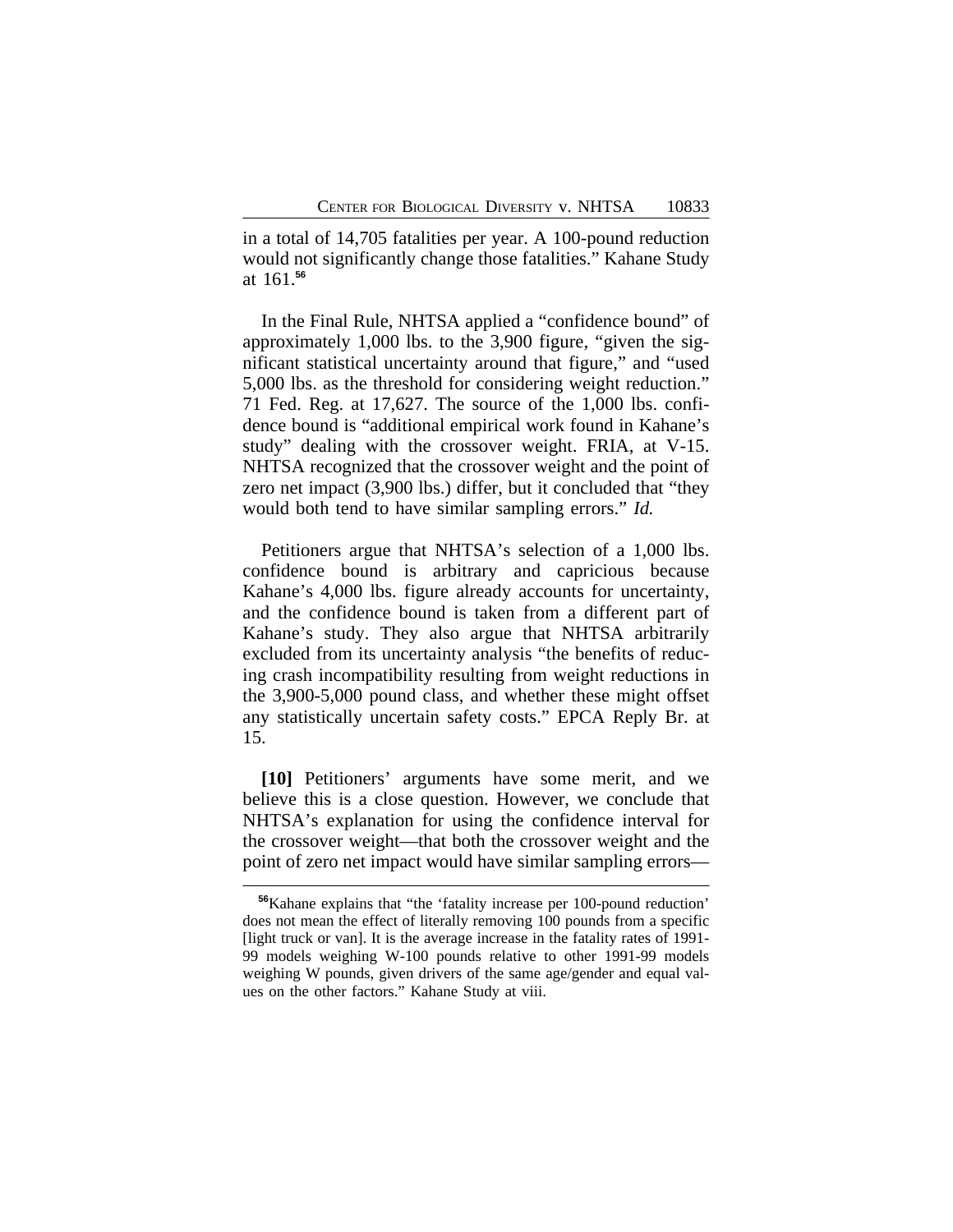in a total of 14,705 fatalities per year. A 100-pound reduction would not significantly change those fatalities." Kahane Study at 161.[56]

In the Final Rule, NHTSA applied a "confidence bound" of approximately 1,000 lbs. to the 3,900 figure, "given the significant statistical uncertainty around that figure," and "used 5,000 lbs. as the threshold for considering weight reduction." 71 Fed. Reg. at 17,627. The source of the 1,000 lbs. confidence bound is "additional empirical work found in Kahane's study" dealing with the crossover weight. FRIA, at V-15. NHTSA recognized that the crossover weight and the point of zero net impact (3,900 lbs.) differ, but it concluded that "they would both tend to have similar sampling errors." *Id.*

Petitioners argue that NHTSA's selection of a 1,000 lbs. confidence bound is arbitrary and capricious because Kahane's 4,000 lbs. figure already accounts for uncertainty, and the confidence bound is taken from a different part of Kahane's study. They also argue that NHTSA arbitrarily excluded from its uncertainty analysis "the benefits of reducing crash incompatibility resulting from weight reductions in the 3,900-5,000 pound class, and whether these might offset any statistically uncertain safety costs." EPCA Reply Br. at 15.

**[10]** Petitioners' arguments have some merit, and we believe this is a close question. However, we conclude that NHTSA's explanation for using the confidence interval for the crossover weight—that both the crossover weight and the point of zero net impact would have similar sampling errors—

---

[56]Kahane explains that "the 'fatality increase per 100-pound reduction' does not mean the effect of literally removing 100 pounds from a specific [light truck or van]. It is the average increase in the fatality rates of 1991-99 models weighing W-100 pounds relative to other 1991-99 models weighing W pounds, given drivers of the same age/gender and equal values on the other factors." Kahane Study at viii.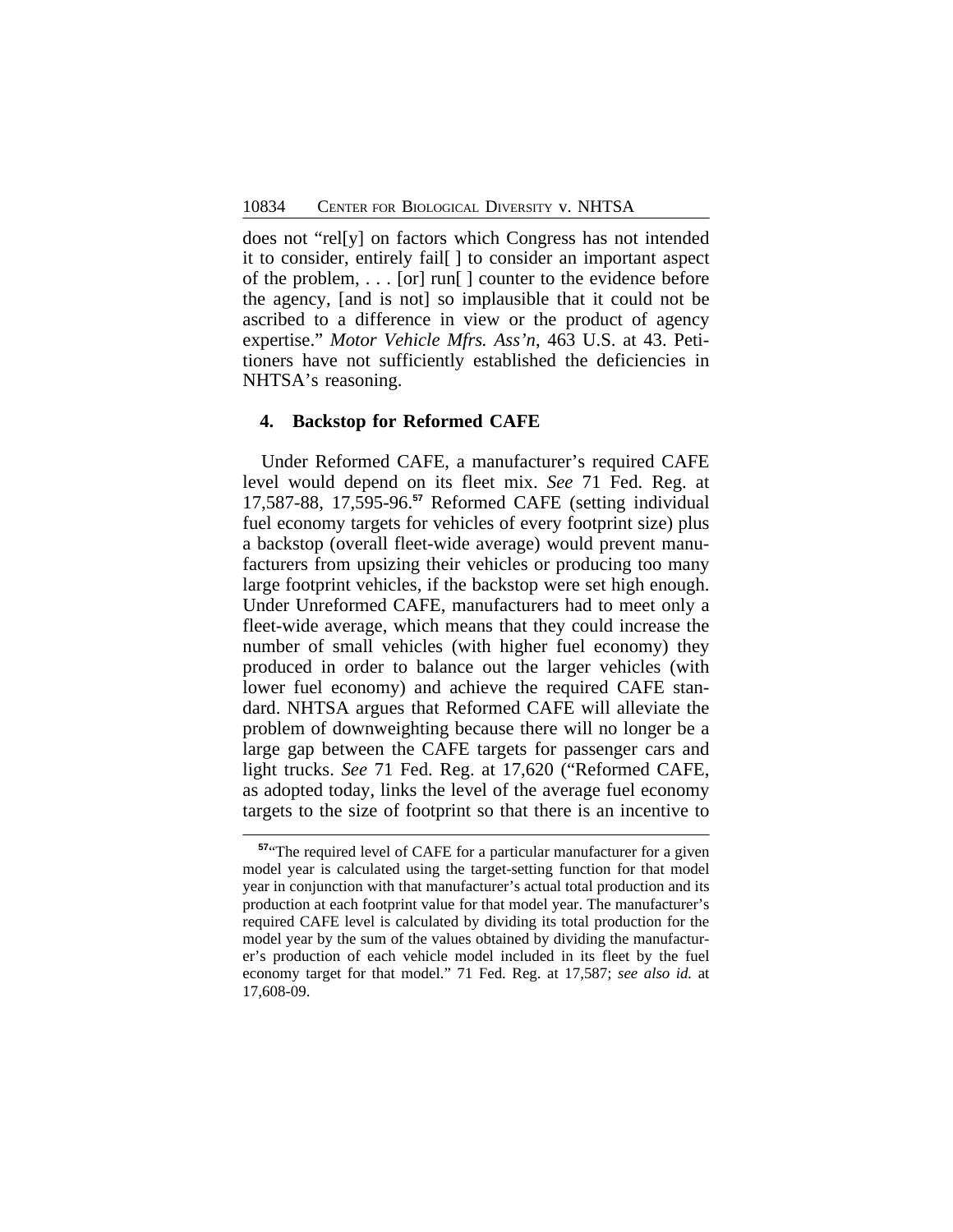does not "rel[y] on factors which Congress has not intended it to consider, entirely fail[ ] to consider an important aspect of the problem, . . . [or] run[ ] counter to the evidence before the agency, [and is not] so implausible that it could not be ascribed to a difference in view or the product of agency expertise." *Motor Vehicle Mfrs. Ass'n*, 463 U.S. at 43. Petitioners have not sufficiently established the deficiencies in NHTSA's reasoning.

### 4. Backstop for Reformed CAFE

Under Reformed CAFE, a manufacturer's required CAFE level would depend on its fleet mix. *See* 71 Fed. Reg. at 17,587-88, 17,595-96.[57] Reformed CAFE (setting individual fuel economy targets for vehicles of every footprint size) plus a backstop (overall fleet-wide average) would prevent manufacturers from upsizing their vehicles or producing too many large footprint vehicles, if the backstop were set high enough. Under Unreformed CAFE, manufacturers had to meet only a fleet-wide average, which means that they could increase the number of small vehicles (with higher fuel economy) they produced in order to balance out the larger vehicles (with lower fuel economy) and achieve the required CAFE standard. NHTSA argues that Reformed CAFE will alleviate the problem of downweighting because there will no longer be a large gap between the CAFE targets for passenger cars and light trucks. *See* 71 Fed. Reg. at 17,620 ("Reformed CAFE, as adopted today, links the level of the average fuel economy targets to the size of footprint so that there is an incentive to

---

[57]"The required level of CAFE for a particular manufacturer for a given model year is calculated using the target-setting function for that model year in conjunction with that manufacturer's actual total production and its production at each footprint value for that model year. The manufacturer's required CAFE level is calculated by dividing its total production for the model year by the sum of the values obtained by dividing the manufacturer's production of each vehicle model included in its fleet by the fuel economy target for that model." 71 Fed. Reg. at 17,587; *see also id.* at 17,608-09.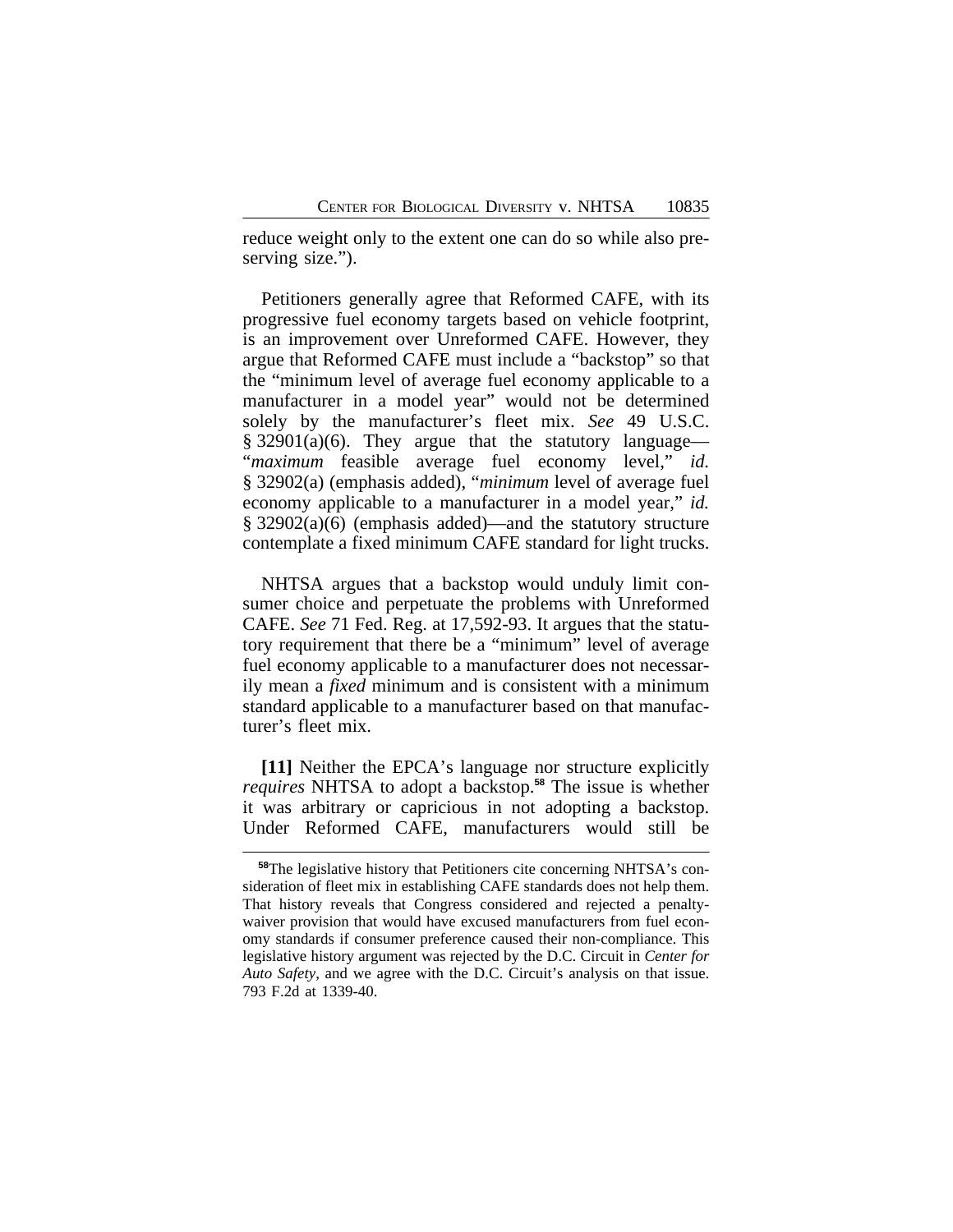reduce weight only to the extent one can do so while also preserving size.").

Petitioners generally agree that Reformed CAFE, with its progressive fuel economy targets based on vehicle footprint, is an improvement over Unreformed CAFE. However, they argue that Reformed CAFE must include a "backstop" so that the "minimum level of average fuel economy applicable to a manufacturer in a model year" would not be determined solely by the manufacturer's fleet mix. *See* 49 U.S.C. § 32901(a)(6). They argue that the statutory language—"*maximum* feasible average fuel economy level," *id.* § 32902(a) (emphasis added), "*minimum* level of average fuel economy applicable to a manufacturer in a model year," *id.* § 32902(a)(6) (emphasis added)—and the statutory structure contemplate a fixed minimum CAFE standard for light trucks.

NHTSA argues that a backstop would unduly limit consumer choice and perpetuate the problems with Unreformed CAFE. *See* 71 Fed. Reg. at 17,592-93. It argues that the statutory requirement that there be a "minimum" level of average fuel economy applicable to a manufacturer does not necessarily mean a *fixed* minimum and is consistent with a minimum standard applicable to a manufacturer based on that manufacturer's fleet mix.

**[11]** Neither the EPCA's language nor structure explicitly *requires* NHTSA to adopt a backstop.[58] The issue is whether it was arbitrary or capricious in not adopting a backstop. Under Reformed CAFE, manufacturers would still be

[58] The legislative history that Petitioners cite concerning NHTSA's consideration of fleet mix in establishing CAFE standards does not help them. That history reveals that Congress considered and rejected a penalty-waiver provision that would have excused manufacturers from fuel economy standards if consumer preference caused their non-compliance. This legislative history argument was rejected by the D.C. Circuit in *Center for Auto Safety*, and we agree with the D.C. Circuit's analysis on that issue. 793 F.2d at 1339-40.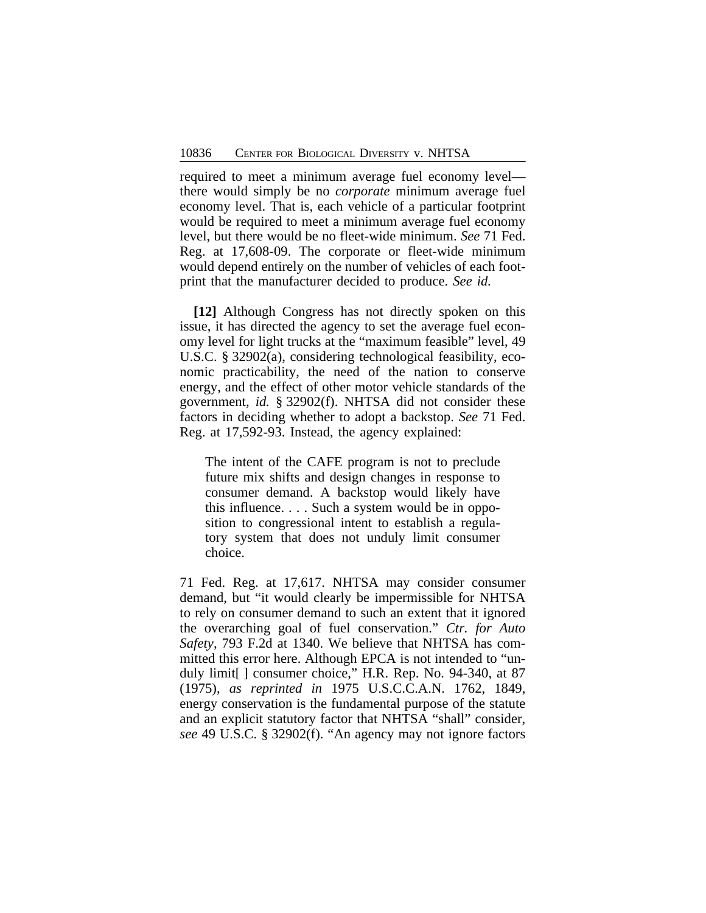required to meet a minimum average fuel economy level—there would simply be no *corporate* minimum average fuel economy level. That is, each vehicle of a particular footprint would be required to meet a minimum average fuel economy level, but there would be no fleet-wide minimum. *See* 71 Fed. Reg. at 17,608-09. The corporate or fleet-wide minimum would depend entirely on the number of vehicles of each footprint that the manufacturer decided to produce. *See id.*

**[12]** Although Congress has not directly spoken on this issue, it has directed the agency to set the average fuel economy level for light trucks at the "maximum feasible" level, 49 U.S.C. § 32902(a), considering technological feasibility, economic practicability, the need of the nation to conserve energy, and the effect of other motor vehicle standards of the government, *id.* § 32902(f). NHTSA did not consider these factors in deciding whether to adopt a backstop. *See* 71 Fed. Reg. at 17,592-93. Instead, the agency explained:

> The intent of the CAFE program is not to preclude future mix shifts and design changes in response to consumer demand. A backstop would likely have this influence. . . . Such a system would be in opposition to congressional intent to establish a regulatory system that does not unduly limit consumer choice.

71 Fed. Reg. at 17,617. NHTSA may consider consumer demand, but "it would clearly be impermissible for NHTSA to rely on consumer demand to such an extent that it ignored the overarching goal of fuel conservation." *Ctr. for Auto Safety*, 793 F.2d at 1340. We believe that NHTSA has committed this error here. Although EPCA is not intended to "unduly limit[ ] consumer choice," H.R. Rep. No. 94-340, at 87 (1975), *as reprinted in* 1975 U.S.C.C.A.N. 1762, 1849, energy conservation is the fundamental purpose of the statute and an explicit statutory factor that NHTSA "shall" consider, *see* 49 U.S.C. § 32902(f). "An agency may not ignore factors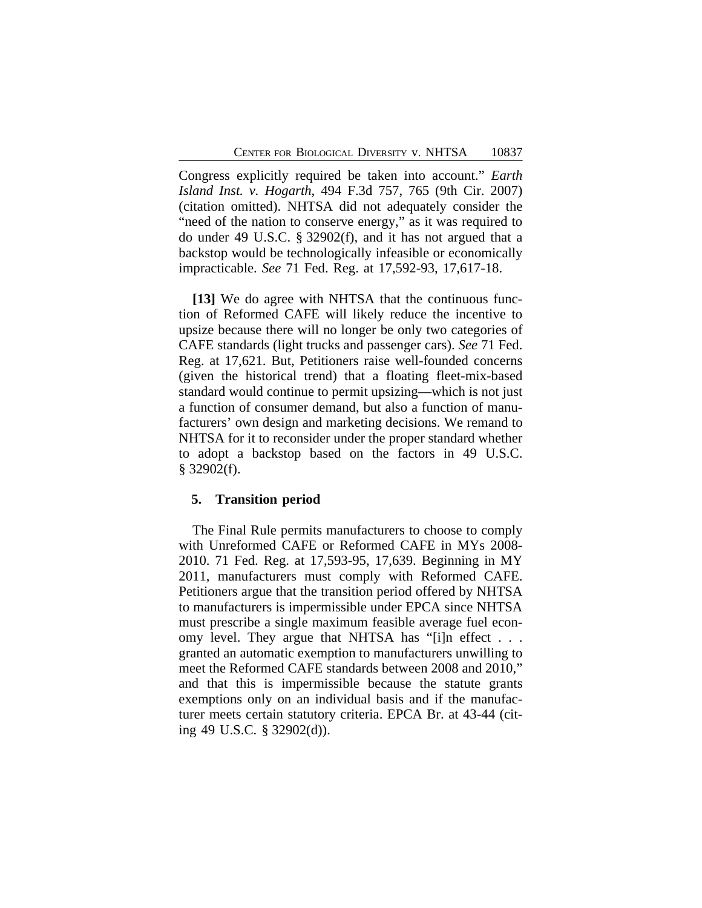Congress explicitly required be taken into account." *Earth Island Inst. v. Hogarth*, 494 F.3d 757, 765 (9th Cir. 2007) (citation omitted). NHTSA did not adequately consider the "need of the nation to conserve energy," as it was required to do under 49 U.S.C. § 32902(f), and it has not argued that a backstop would be technologically infeasible or economically impracticable. *See* 71 Fed. Reg. at 17,592-93, 17,617-18.

**[13]** We do agree with NHTSA that the continuous function of Reformed CAFE will likely reduce the incentive to upsize because there will no longer be only two categories of CAFE standards (light trucks and passenger cars). *See* 71 Fed. Reg. at 17,621. But, Petitioners raise well-founded concerns (given the historical trend) that a floating fleet-mix-based standard would continue to permit upsizing—which is not just a function of consumer demand, but also a function of manufacturers' own design and marketing decisions. We remand to NHTSA for it to reconsider under the proper standard whether to adopt a backstop based on the factors in 49 U.S.C. § 32902(f).

### 5. Transition period

The Final Rule permits manufacturers to choose to comply with Unreformed CAFE or Reformed CAFE in MYs 2008-2010. 71 Fed. Reg. at 17,593-95, 17,639. Beginning in MY 2011, manufacturers must comply with Reformed CAFE. Petitioners argue that the transition period offered by NHTSA to manufacturers is impermissible under EPCA since NHTSA must prescribe a single maximum feasible average fuel economy level. They argue that NHTSA has "[i]n effect . . . granted an automatic exemption to manufacturers unwilling to meet the Reformed CAFE standards between 2008 and 2010," and that this is impermissible because the statute grants exemptions only on an individual basis and if the manufacturer meets certain statutory criteria. EPCA Br. at 43-44 (citing 49 U.S.C. § 32902(d)).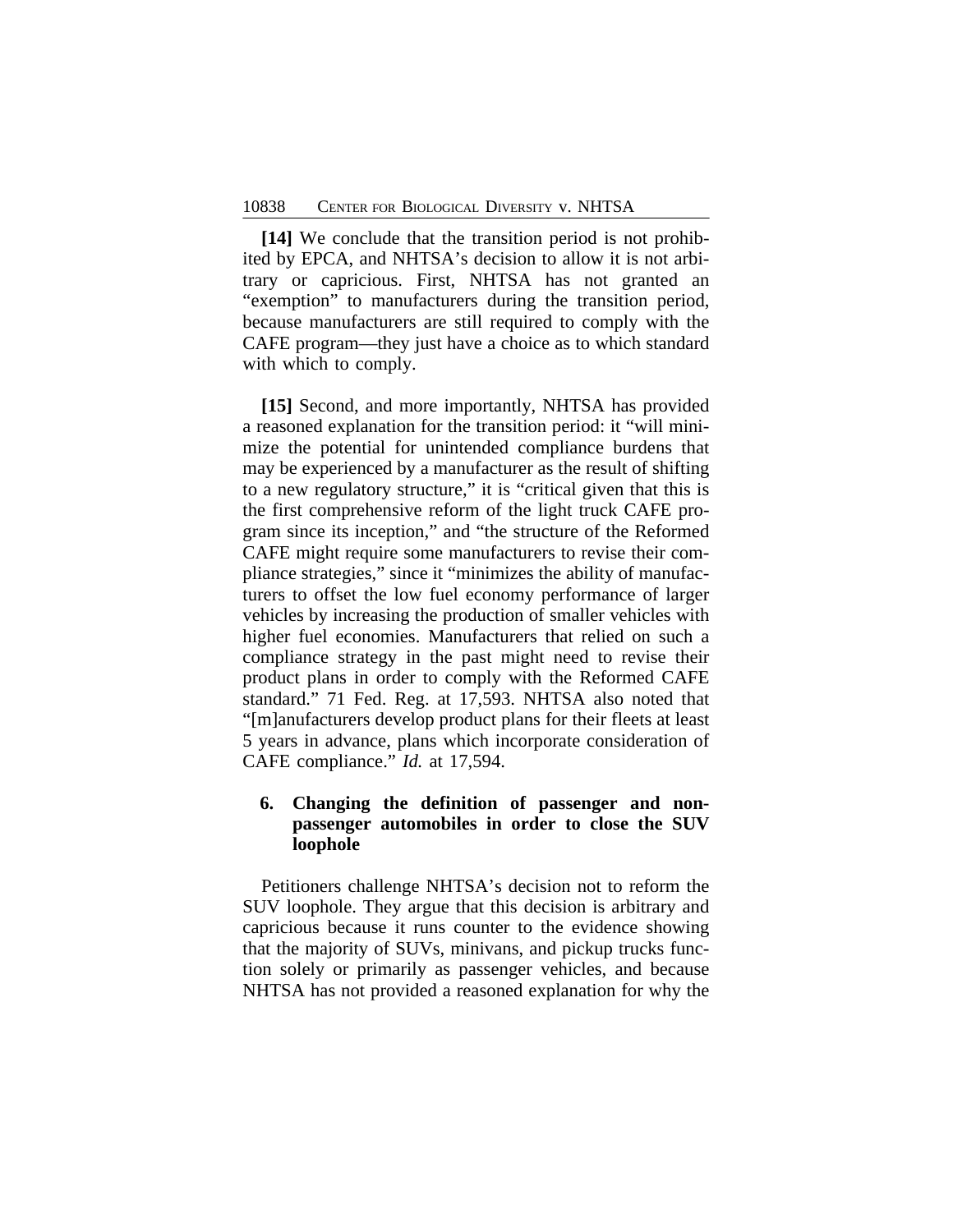**[14]** We conclude that the transition period is not prohibited by EPCA, and NHTSA's decision to allow it is not arbitrary or capricious. First, NHTSA has not granted an "exemption" to manufacturers during the transition period, because manufacturers are still required to comply with the CAFE program—they just have a choice as to which standard with which to comply.

**[15]** Second, and more importantly, NHTSA has provided a reasoned explanation for the transition period: it "will minimize the potential for unintended compliance burdens that may be experienced by a manufacturer as the result of shifting to a new regulatory structure," it is "critical given that this is the first comprehensive reform of the light truck CAFE program since its inception," and "the structure of the Reformed CAFE might require some manufacturers to revise their compliance strategies," since it "minimizes the ability of manufacturers to offset the low fuel economy performance of larger vehicles by increasing the production of smaller vehicles with higher fuel economies. Manufacturers that relied on such a compliance strategy in the past might need to revise their product plans in order to comply with the Reformed CAFE standard." 71 Fed. Reg. at 17,593. NHTSA also noted that "[m]anufacturers develop product plans for their fleets at least 5 years in advance, plans which incorporate consideration of CAFE compliance." *Id.* at 17,594.

### 6. Changing the definition of passenger and non-passenger automobiles in order to close the SUV loophole

Petitioners challenge NHTSA's decision not to reform the SUV loophole. They argue that this decision is arbitrary and capricious because it runs counter to the evidence showing that the majority of SUVs, minivans, and pickup trucks function solely or primarily as passenger vehicles, and because NHTSA has not provided a reasoned explanation for why the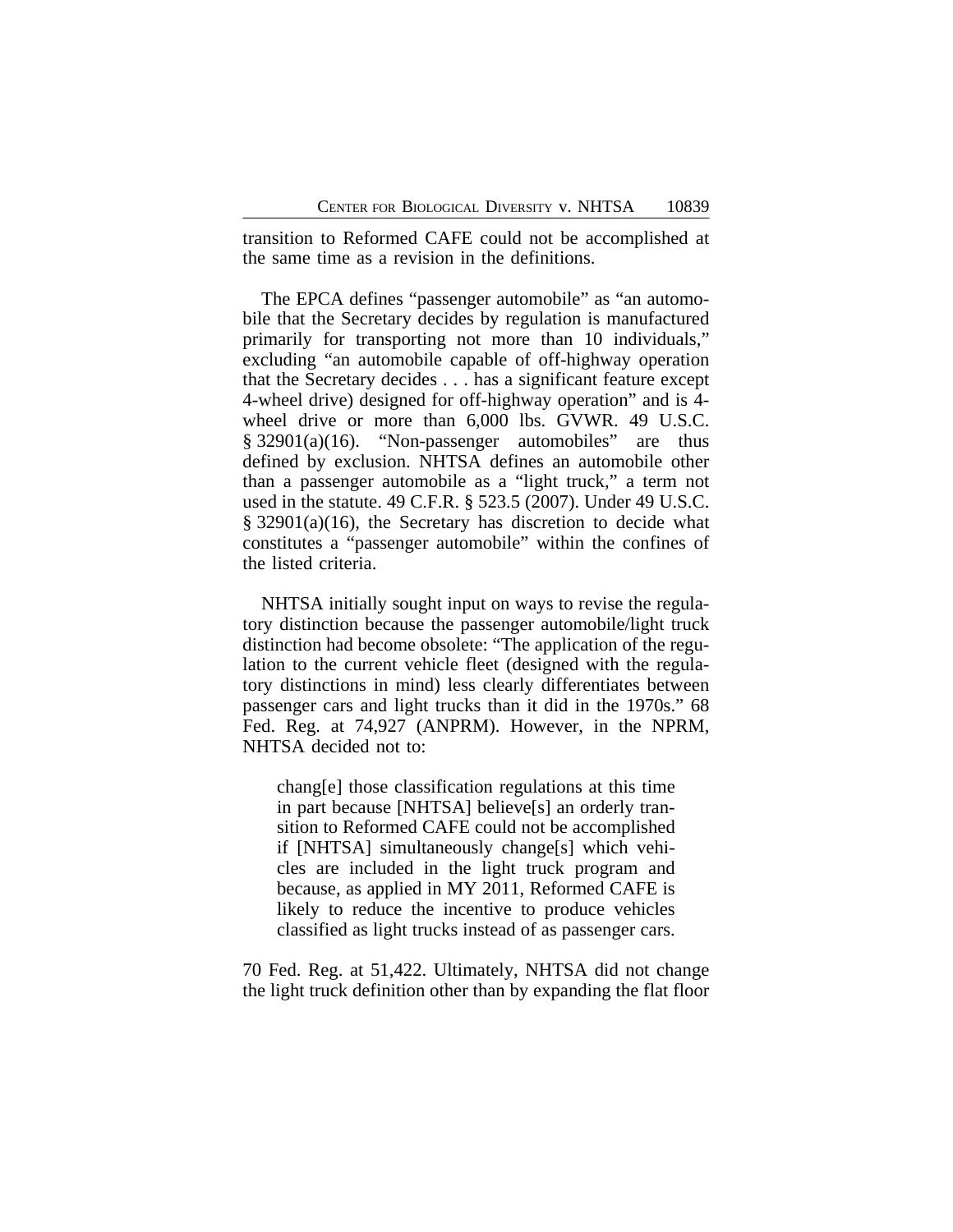transition to Reformed CAFE could not be accomplished at the same time as a revision in the definitions.

The EPCA defines "passenger automobile" as "an automobile that the Secretary decides by regulation is manufactured primarily for transporting not more than 10 individuals," excluding "an automobile capable of off-highway operation that the Secretary decides . . . has a significant feature except 4-wheel drive) designed for off-highway operation" and is 4-wheel drive or more than 6,000 lbs. GVWR. 49 U.S.C. § 32901(a)(16). "Non-passenger automobiles" are thus defined by exclusion. NHTSA defines an automobile other than a passenger automobile as a "light truck," a term not used in the statute. 49 C.F.R. § 523.5 (2007). Under 49 U.S.C. § 32901(a)(16), the Secretary has discretion to decide what constitutes a "passenger automobile" within the confines of the listed criteria.

NHTSA initially sought input on ways to revise the regulatory distinction because the passenger automobile/light truck distinction had become obsolete: "The application of the regulation to the current vehicle fleet (designed with the regulatory distinctions in mind) less clearly differentiates between passenger cars and light trucks than it did in the 1970s." 68 Fed. Reg. at 74,927 (ANPRM). However, in the NPRM, NHTSA decided not to:

> chang[e] those classification regulations at this time in part because [NHTSA] believe[s] an orderly transition to Reformed CAFE could not be accomplished if [NHTSA] simultaneously change[s] which vehicles are included in the light truck program and because, as applied in MY 2011, Reformed CAFE is likely to reduce the incentive to produce vehicles classified as light trucks instead of as passenger cars.

70 Fed. Reg. at 51,422. Ultimately, NHTSA did not change the light truck definition other than by expanding the flat floor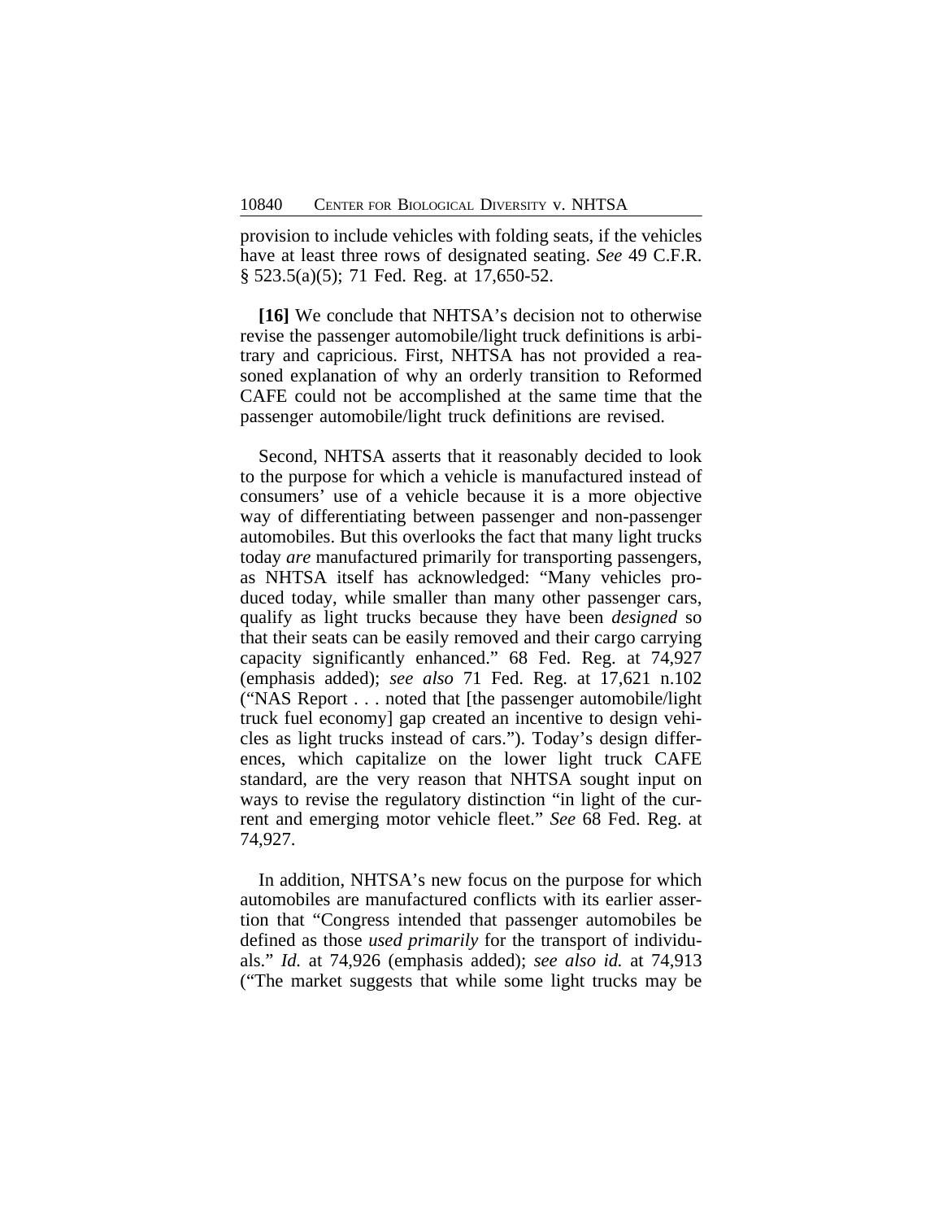provision to include vehicles with folding seats, if the vehicles have at least three rows of designated seating. *See* 49 C.F.R. § 523.5(a)(5); 71 Fed. Reg. at 17,650-52.

**[16]** We conclude that NHTSA's decision not to otherwise revise the passenger automobile/light truck definitions is arbitrary and capricious. First, NHTSA has not provided a reasoned explanation of why an orderly transition to Reformed CAFE could not be accomplished at the same time that the passenger automobile/light truck definitions are revised.

Second, NHTSA asserts that it reasonably decided to look to the purpose for which a vehicle is manufactured instead of consumers' use of a vehicle because it is a more objective way of differentiating between passenger and non-passenger automobiles. But this overlooks the fact that many light trucks today *are* manufactured primarily for transporting passengers, as NHTSA itself has acknowledged: "Many vehicles produced today, while smaller than many other passenger cars, qualify as light trucks because they have been *designed* so that their seats can be easily removed and their cargo carrying capacity significantly enhanced." 68 Fed. Reg. at 74,927 (emphasis added); *see also* 71 Fed. Reg. at 17,621 n.102 ("NAS Report . . . noted that [the passenger automobile/light truck fuel economy] gap created an incentive to design vehicles as light trucks instead of cars."). Today's design differences, which capitalize on the lower light truck CAFE standard, are the very reason that NHTSA sought input on ways to revise the regulatory distinction "in light of the current and emerging motor vehicle fleet." *See* 68 Fed. Reg. at 74,927.

In addition, NHTSA's new focus on the purpose for which automobiles are manufactured conflicts with its earlier assertion that "Congress intended that passenger automobiles be defined as those *used primarily* for the transport of individuals." *Id.* at 74,926 (emphasis added); *see also id.* at 74,913 ("The market suggests that while some light trucks may be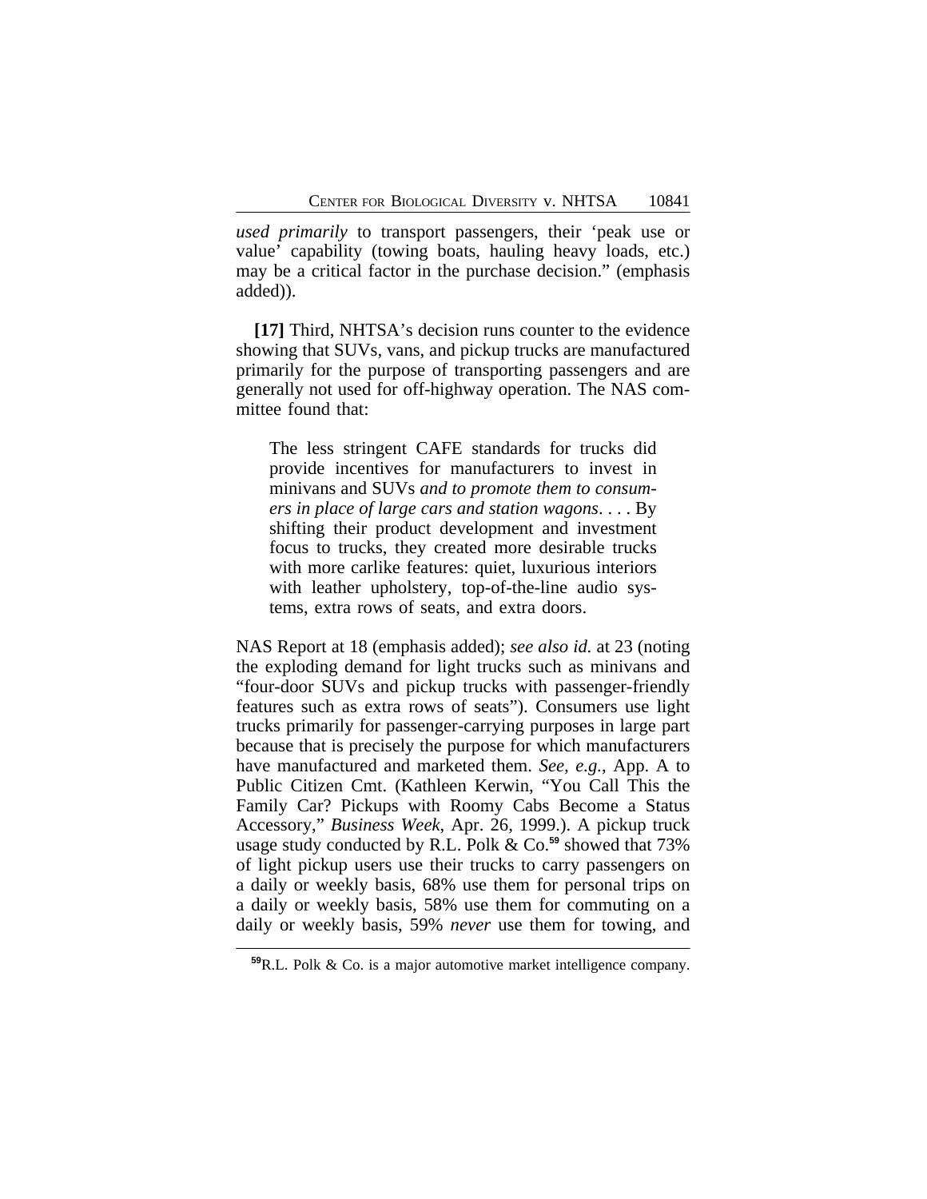*used primarily* to transport passengers, their 'peak use or value' capability (towing boats, hauling heavy loads, etc.) may be a critical factor in the purchase decision." (emphasis added)).

**[17]** Third, NHTSA's decision runs counter to the evidence showing that SUVs, vans, and pickup trucks are manufactured primarily for the purpose of transporting passengers and are generally not used for off-highway operation. The NAS committee found that:

> The less stringent CAFE standards for trucks did provide incentives for manufacturers to invest in minivans and SUVs *and to promote them to consumers in place of large cars and station wagons*. . . . By shifting their product development and investment focus to trucks, they created more desirable trucks with more carlike features: quiet, luxurious interiors with leather upholstery, top-of-the-line audio systems, extra rows of seats, and extra doors.

NAS Report at 18 (emphasis added); *see also id.* at 23 (noting the exploding demand for light trucks such as minivans and "four-door SUVs and pickup trucks with passenger-friendly features such as extra rows of seats"). Consumers use light trucks primarily for passenger-carrying purposes in large part because that is precisely the purpose for which manufacturers have manufactured and marketed them. *See, e.g.*, App. A to Public Citizen Cmt. (Kathleen Kerwin, "You Call This the Family Car? Pickups with Roomy Cabs Become a Status Accessory," *Business Week*, Apr. 26, 1999.). A pickup truck usage study conducted by R.L. Polk & Co.[59] showed that 73% of light pickup users use their trucks to carry passengers on a daily or weekly basis, 68% use them for personal trips on a daily or weekly basis, 58% use them for commuting on a daily or weekly basis, 59% *never* use them for towing, and

[59] R.L. Polk & Co. is a major automotive market intelligence company.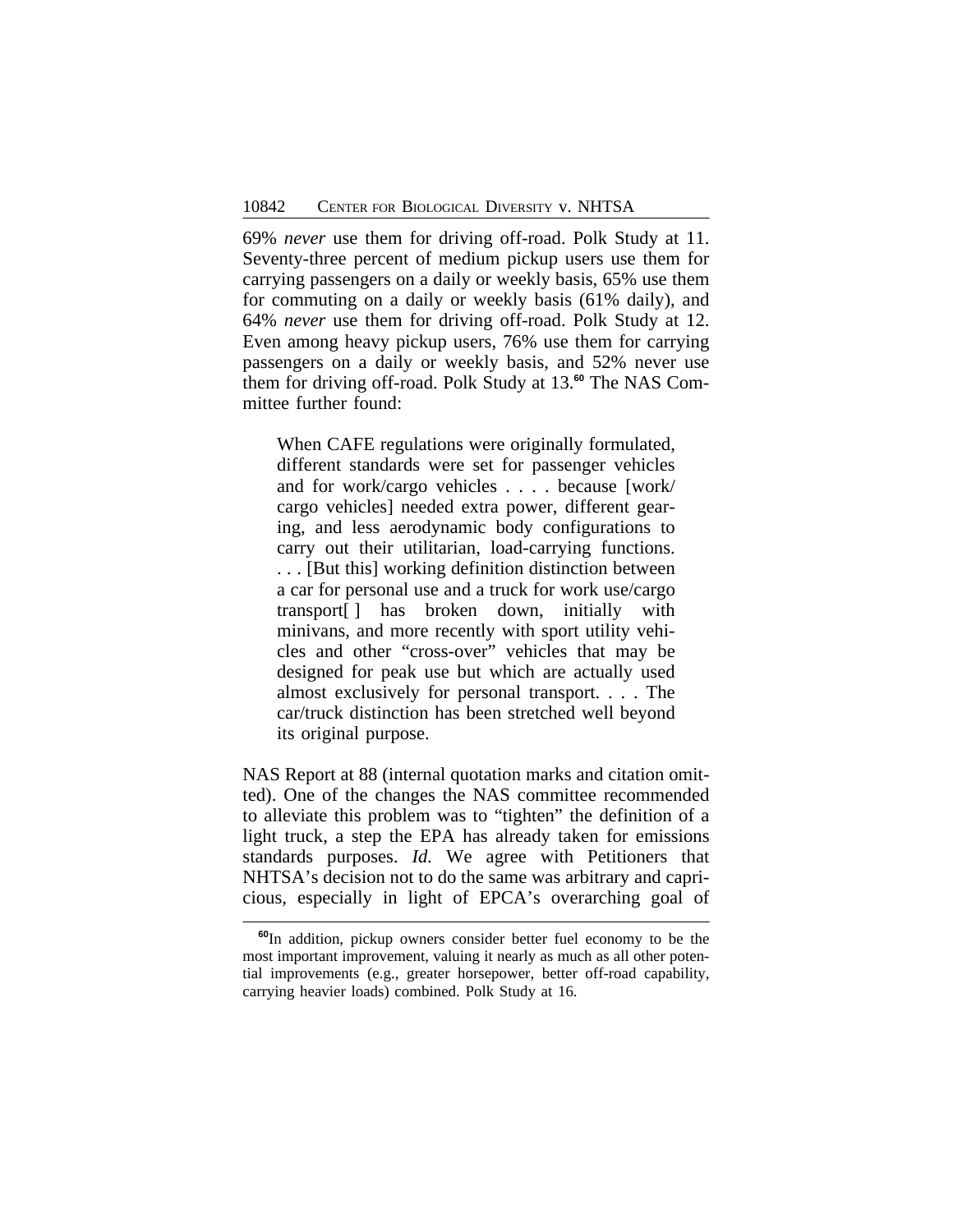69% *never* use them for driving off-road. Polk Study at 11. Seventy-three percent of medium pickup users use them for carrying passengers on a daily or weekly basis, 65% use them for commuting on a daily or weekly basis (61% daily), and 64% *never* use them for driving off-road. Polk Study at 12. Even among heavy pickup users, 76% use them for carrying passengers on a daily or weekly basis, and 52% never use them for driving off-road. Polk Study at 13.[60] The NAS Committee further found:

> When CAFE regulations were originally formulated, different standards were set for passenger vehicles and for work/cargo vehicles . . . . because [work/cargo vehicles] needed extra power, different gearing, and less aerodynamic body configurations to carry out their utilitarian, load-carrying functions. . . . [But this] working definition distinction between a car for personal use and a truck for work use/cargo transport[ ] has broken down, initially with minivans, and more recently with sport utility vehicles and other "cross-over" vehicles that may be designed for peak use but which are actually used almost exclusively for personal transport. . . . The car/truck distinction has been stretched well beyond its original purpose.

NAS Report at 88 (internal quotation marks and citation omitted). One of the changes the NAS committee recommended to alleviate this problem was to "tighten" the definition of a light truck, a step the EPA has already taken for emissions standards purposes. *Id.* We agree with Petitioners that NHTSA's decision not to do the same was arbitrary and capricious, especially in light of EPCA's overarching goal of

[60] In addition, pickup owners consider better fuel economy to be the most important improvement, valuing it nearly as much as all other potential improvements (e.g., greater horsepower, better off-road capability, carrying heavier loads) combined. Polk Study at 16.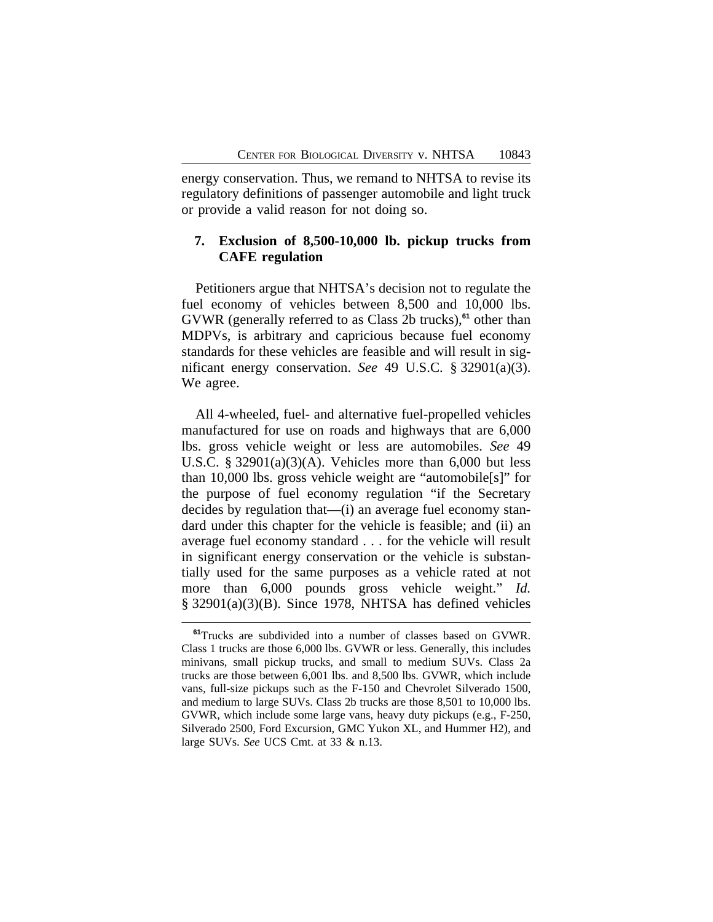energy conservation. Thus, we remand to NHTSA to revise its regulatory definitions of passenger automobile and light truck or provide a valid reason for not doing so.

### 7. Exclusion of 8,500-10,000 lb. pickup trucks from CAFE regulation

Petitioners argue that NHTSA's decision not to regulate the fuel economy of vehicles between 8,500 and 10,000 lbs. GVWR (generally referred to as Class 2b trucks),[61] other than MDPVs, is arbitrary and capricious because fuel economy standards for these vehicles are feasible and will result in significant energy conservation. *See* 49 U.S.C. § 32901(a)(3). We agree.

All 4-wheeled, fuel- and alternative fuel-propelled vehicles manufactured for use on roads and highways that are 6,000 lbs. gross vehicle weight or less are automobiles. *See* 49 U.S.C. § 32901(a)(3)(A). Vehicles more than 6,000 but less than 10,000 lbs. gross vehicle weight are "automobile[s]" for the purpose of fuel economy regulation "if the Secretary decides by regulation that—(i) an average fuel economy standard under this chapter for the vehicle is feasible; and (ii) an average fuel economy standard . . . for the vehicle will result in significant energy conservation or the vehicle is substantially used for the same purposes as a vehicle rated at not more than 6,000 pounds gross vehicle weight." *Id.* § 32901(a)(3)(B). Since 1978, NHTSA has defined vehicles

---

[61]Trucks are subdivided into a number of classes based on GVWR. Class 1 trucks are those 6,000 lbs. GVWR or less. Generally, this includes minivans, small pickup trucks, and small to medium SUVs. Class 2a trucks are those between 6,001 lbs. and 8,500 lbs. GVWR, which include vans, full-size pickups such as the F-150 and Chevrolet Silverado 1500, and medium to large SUVs. Class 2b trucks are those 8,501 to 10,000 lbs. GVWR, which include some large vans, heavy duty pickups (e.g., F-250, Silverado 2500, Ford Excursion, GMC Yukon XL, and Hummer H2), and large SUVs. *See* UCS Cmt. at 33 & n.13.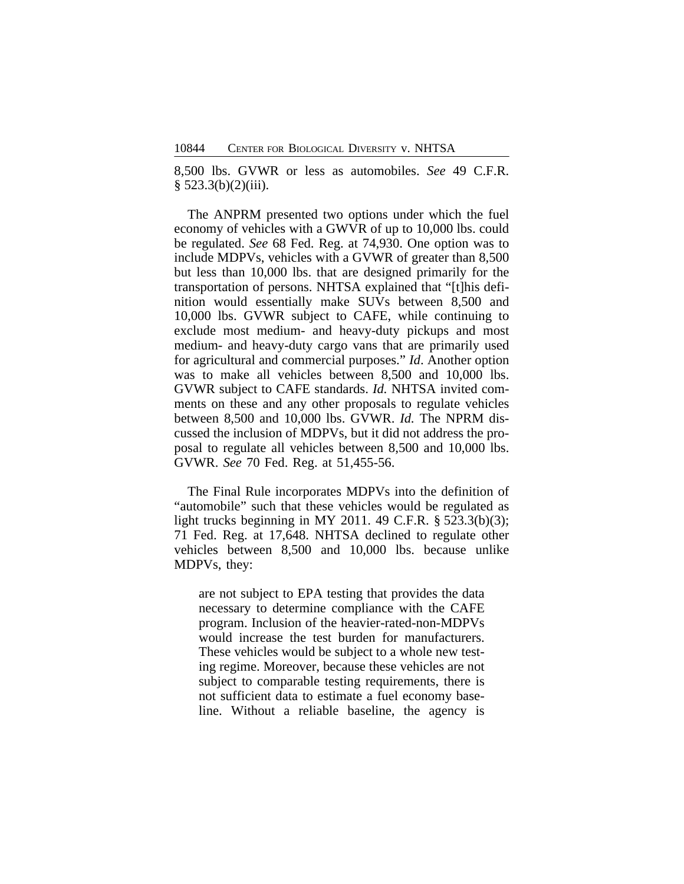8,500 lbs. GVWR or less as automobiles. *See* 49 C.F.R. § 523.3(b)(2)(iii).

The ANPRM presented two options under which the fuel economy of vehicles with a GWVR of up to 10,000 lbs. could be regulated. *See* 68 Fed. Reg. at 74,930. One option was to include MDPVs, vehicles with a GVWR of greater than 8,500 but less than 10,000 lbs. that are designed primarily for the transportation of persons. NHTSA explained that "[t]his definition would essentially make SUVs between 8,500 and 10,000 lbs. GVWR subject to CAFE, while continuing to exclude most medium- and heavy-duty pickups and most medium- and heavy-duty cargo vans that are primarily used for agricultural and commercial purposes." *Id*. Another option was to make all vehicles between 8,500 and 10,000 lbs. GVWR subject to CAFE standards. *Id.* NHTSA invited comments on these and any other proposals to regulate vehicles between 8,500 and 10,000 lbs. GVWR. *Id.* The NPRM discussed the inclusion of MDPVs, but it did not address the proposal to regulate all vehicles between 8,500 and 10,000 lbs. GVWR. *See* 70 Fed. Reg. at 51,455-56.

The Final Rule incorporates MDPVs into the definition of "automobile" such that these vehicles would be regulated as light trucks beginning in MY 2011. 49 C.F.R. § 523.3(b)(3); 71 Fed. Reg. at 17,648. NHTSA declined to regulate other vehicles between 8,500 and 10,000 lbs. because unlike MDPVs, they:

> are not subject to EPA testing that provides the data necessary to determine compliance with the CAFE program. Inclusion of the heavier-rated-non-MDPVs would increase the test burden for manufacturers. These vehicles would be subject to a whole new testing regime. Moreover, because these vehicles are not subject to comparable testing requirements, there is not sufficient data to estimate a fuel economy baseline. Without a reliable baseline, the agency is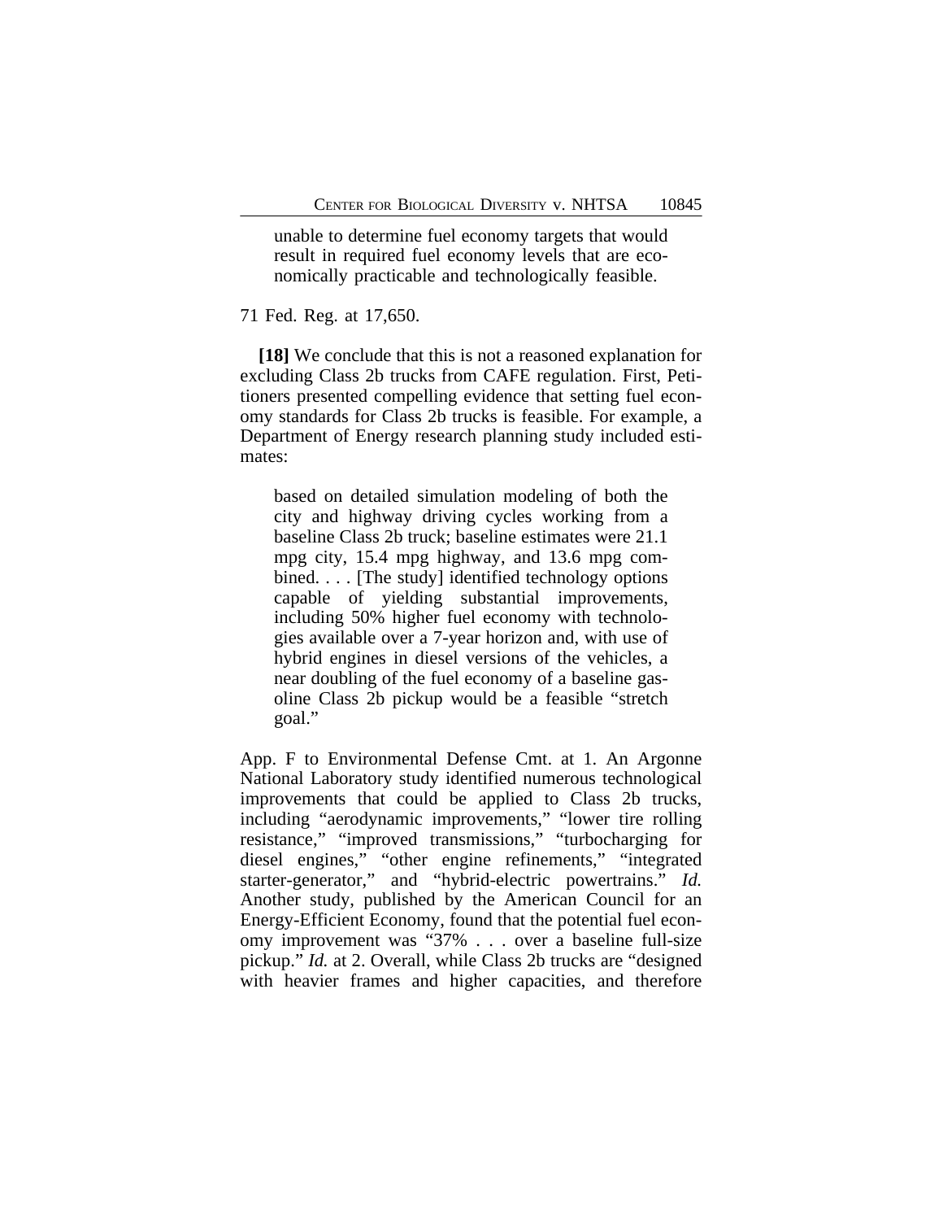> unable to determine fuel economy targets that would result in required fuel economy levels that are economically practicable and technologically feasible.

71 Fed. Reg. at 17,650.

**[18]** We conclude that this is not a reasoned explanation for excluding Class 2b trucks from CAFE regulation. First, Petitioners presented compelling evidence that setting fuel economy standards for Class 2b trucks is feasible. For example, a Department of Energy research planning study included estimates:

> based on detailed simulation modeling of both the city and highway driving cycles working from a baseline Class 2b truck; baseline estimates were 21.1 mpg city, 15.4 mpg highway, and 13.6 mpg combined. . . . [The study] identified technology options capable of yielding substantial improvements, including 50% higher fuel economy with technologies available over a 7-year horizon and, with use of hybrid engines in diesel versions of the vehicles, a near doubling of the fuel economy of a baseline gasoline Class 2b pickup would be a feasible "stretch goal."

App. F to Environmental Defense Cmt. at 1. An Argonne National Laboratory study identified numerous technological improvements that could be applied to Class 2b trucks, including "aerodynamic improvements," "lower tire rolling resistance," "improved transmissions," "turbocharging for diesel engines," "other engine refinements," "integrated starter-generator," and "hybrid-electric powertrains." *Id.* Another study, published by the American Council for an Energy-Efficient Economy, found that the potential fuel economy improvement was "37% . . . over a baseline full-size pickup." *Id.* at 2. Overall, while Class 2b trucks are "designed with heavier frames and higher capacities, and therefore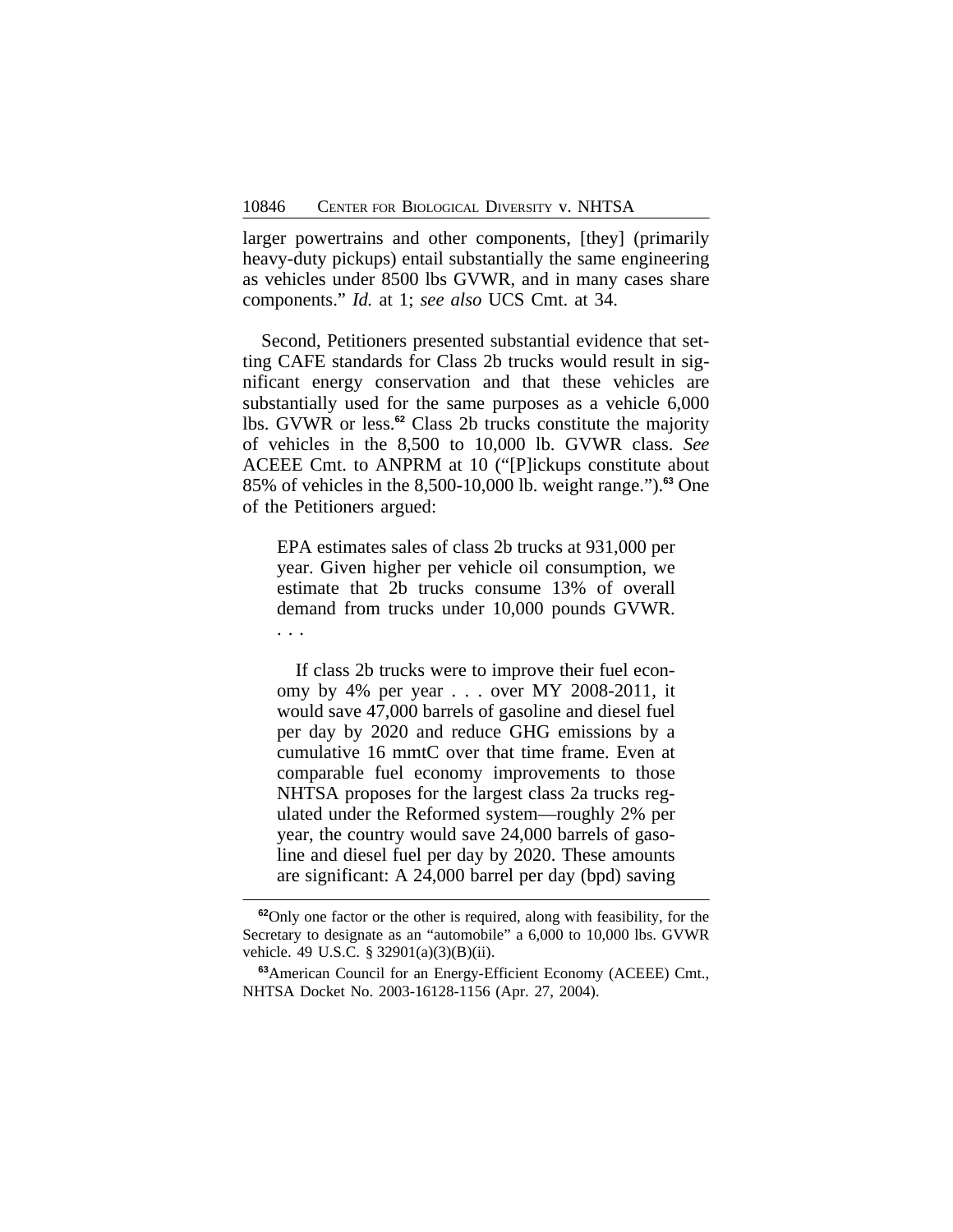larger powertrains and other components, [they] (primarily heavy-duty pickups) entail substantially the same engineering as vehicles under 8500 lbs GVWR, and in many cases share components." *Id.* at 1; *see also* UCS Cmt. at 34.

Second, Petitioners presented substantial evidence that setting CAFE standards for Class 2b trucks would result in significant energy conservation and that these vehicles are substantially used for the same purposes as a vehicle 6,000 lbs. GVWR or less.[62] Class 2b trucks constitute the majority of vehicles in the 8,500 to 10,000 lb. GVWR class. *See* ACEEE Cmt. to ANPRM at 10 ("[P]ickups constitute about 85% of vehicles in the 8,500-10,000 lb. weight range.").[63] One of the Petitioners argued:

> EPA estimates sales of class 2b trucks at 931,000 per year. Given higher per vehicle oil consumption, we estimate that 2b trucks consume 13% of overall demand from trucks under 10,000 pounds GVWR. . . .
>
> If class 2b trucks were to improve their fuel economy by 4% per year . . . over MY 2008-2011, it would save 47,000 barrels of gasoline and diesel fuel per day by 2020 and reduce GHG emissions by a cumulative 16 mmtC over that time frame. Even at comparable fuel economy improvements to those NHTSA proposes for the largest class 2a trucks regulated under the Reformed system—roughly 2% per year, the country would save 24,000 barrels of gasoline and diesel fuel per day by 2020. These amounts are significant: A 24,000 barrel per day (bpd) saving

---

[62] Only one factor or the other is required, along with feasibility, for the Secretary to designate as an "automobile" a 6,000 to 10,000 lbs. GVWR vehicle. 49 U.S.C. § 32901(a)(3)(B)(ii).

[63] American Council for an Energy-Efficient Economy (ACEEE) Cmt., NHTSA Docket No. 2003-16128-1156 (Apr. 27, 2004).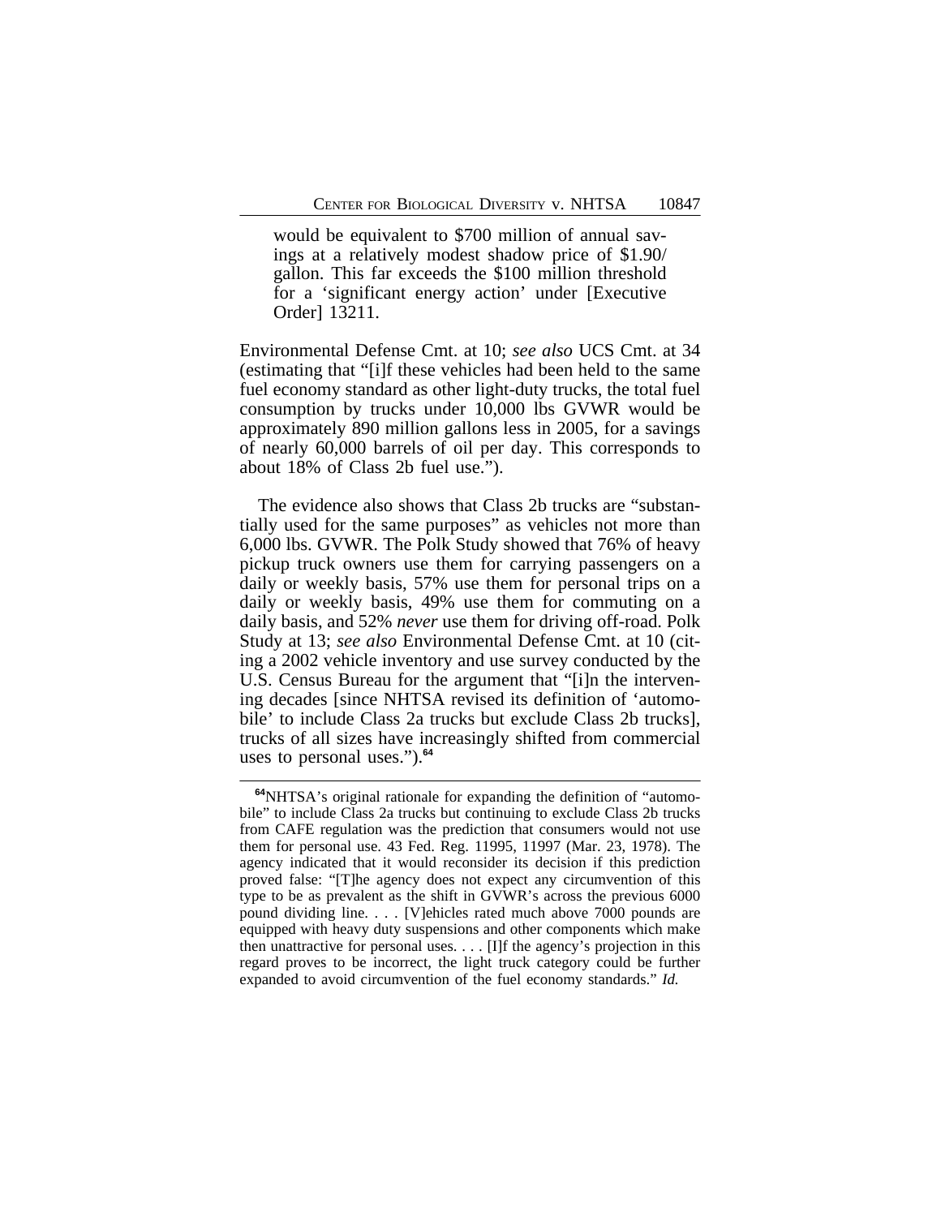> would be equivalent to $700 million of annual savings at a relatively modest shadow price of $1.90/gallon. This far exceeds the $100 million threshold for a 'significant energy action' under [Executive Order] 13211.

Environmental Defense Cmt. at 10; *see also* UCS Cmt. at 34 (estimating that "[i]f these vehicles had been held to the same fuel economy standard as other light-duty trucks, the total fuel consumption by trucks under 10,000 lbs GVWR would be approximately 890 million gallons less in 2005, for a savings of nearly 60,000 barrels of oil per day. This corresponds to about 18% of Class 2b fuel use.").

The evidence also shows that Class 2b trucks are "substantially used for the same purposes" as vehicles not more than 6,000 lbs. GVWR. The Polk Study showed that 76% of heavy pickup truck owners use them for carrying passengers on a daily or weekly basis, 57% use them for personal trips on a daily or weekly basis, 49% use them for commuting on a daily basis, and 52% *never* use them for driving off-road. Polk Study at 13; *see also* Environmental Defense Cmt. at 10 (citing a 2002 vehicle inventory and use survey conducted by the U.S. Census Bureau for the argument that "[i]n the intervening decades [since NHTSA revised its definition of 'automobile' to include Class 2a trucks but exclude Class 2b trucks], trucks of all sizes have increasingly shifted from commercial uses to personal uses.").[64]

---

[64] NHTSA's original rationale for expanding the definition of "automobile" to include Class 2a trucks but continuing to exclude Class 2b trucks from CAFE regulation was the prediction that consumers would not use them for personal use. 43 Fed. Reg. 11995, 11997 (Mar. 23, 1978). The agency indicated that it would reconsider its decision if this prediction proved false: "[T]he agency does not expect any circumvention of this type to be as prevalent as the shift in GVWR's across the previous 6000 pound dividing line. . . . [V]ehicles rated much above 7000 pounds are equipped with heavy duty suspensions and other components which make then unattractive for personal uses. . . . [I]f the agency's projection in this regard proves to be incorrect, the light truck category could be further expanded to avoid circumvention of the fuel economy standards." *Id.*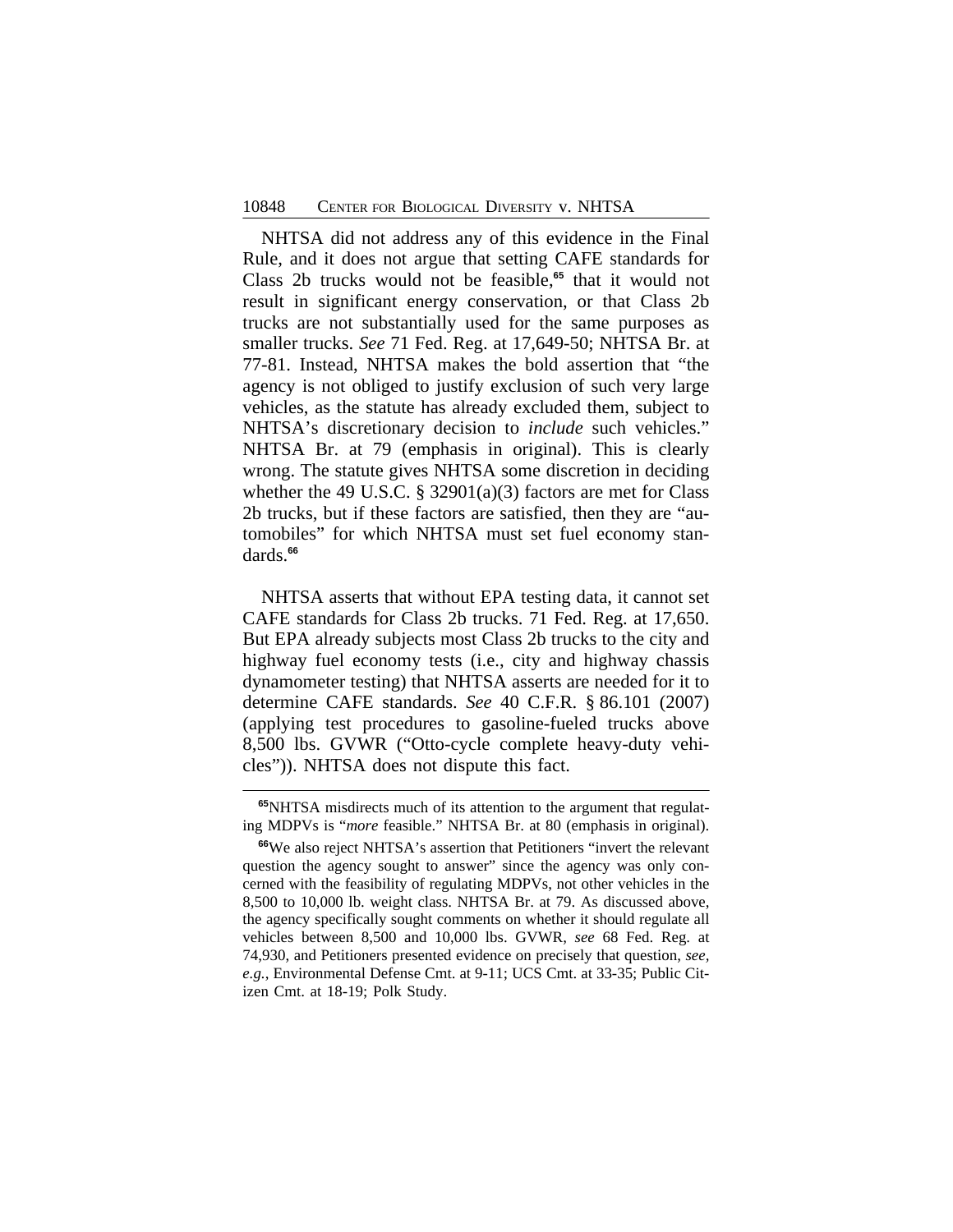NHTSA did not address any of this evidence in the Final Rule, and it does not argue that setting CAFE standards for Class 2b trucks would not be feasible,[65] that it would not result in significant energy conservation, or that Class 2b trucks are not substantially used for the same purposes as smaller trucks. *See* 71 Fed. Reg. at 17,649-50; NHTSA Br. at 77-81. Instead, NHTSA makes the bold assertion that "the agency is not obliged to justify exclusion of such very large vehicles, as the statute has already excluded them, subject to NHTSA's discretionary decision to *include* such vehicles." NHTSA Br. at 79 (emphasis in original). This is clearly wrong. The statute gives NHTSA some discretion in deciding whether the 49 U.S.C. § 32901(a)(3) factors are met for Class 2b trucks, but if these factors are satisfied, then they are "automobiles" for which NHTSA must set fuel economy standards.[66]

NHTSA asserts that without EPA testing data, it cannot set CAFE standards for Class 2b trucks. 71 Fed. Reg. at 17,650. But EPA already subjects most Class 2b trucks to the city and highway fuel economy tests (i.e., city and highway chassis dynamometer testing) that NHTSA asserts are needed for it to determine CAFE standards. *See* 40 C.F.R. § 86.101 (2007) (applying test procedures to gasoline-fueled trucks above 8,500 lbs. GVWR ("Otto-cycle complete heavy-duty vehicles")). NHTSA does not dispute this fact.

---

[65] NHTSA misdirects much of its attention to the argument that regulating MDPVs is "*more* feasible." NHTSA Br. at 80 (emphasis in original).

[66] We also reject NHTSA's assertion that Petitioners "invert the relevant question the agency sought to answer" since the agency was only concerned with the feasibility of regulating MDPVs, not other vehicles in the 8,500 to 10,000 lb. weight class. NHTSA Br. at 79. As discussed above, the agency specifically sought comments on whether it should regulate all vehicles between 8,500 and 10,000 lbs. GVWR, *see* 68 Fed. Reg. at 74,930, and Petitioners presented evidence on precisely that question, *see, e.g.*, Environmental Defense Cmt. at 9-11; UCS Cmt. at 33-35; Public Citizen Cmt. at 18-19; Polk Study.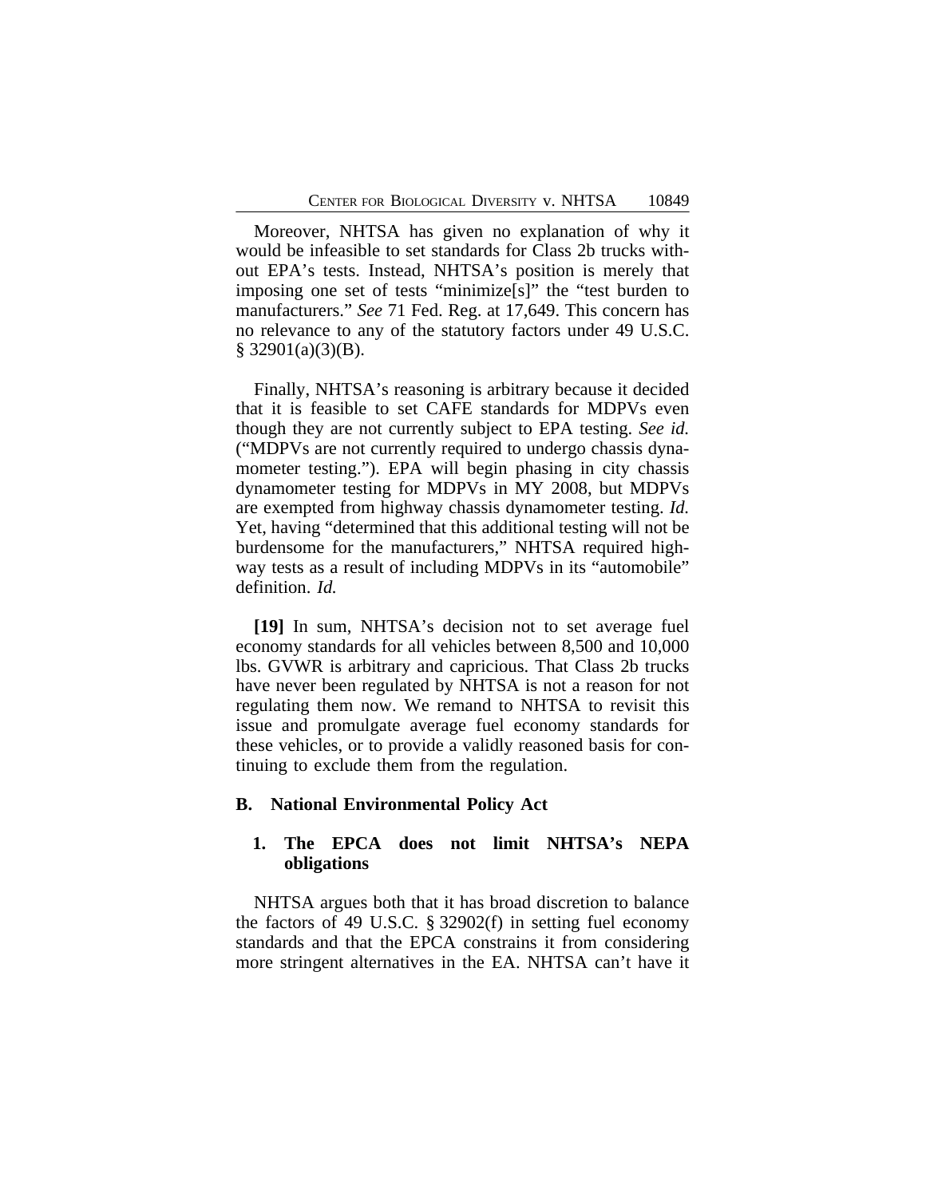Moreover, NHTSA has given no explanation of why it would be infeasible to set standards for Class 2b trucks without EPA's tests. Instead, NHTSA's position is merely that imposing one set of tests "minimize[s]" the "test burden to manufacturers." *See* 71 Fed. Reg. at 17,649. This concern has no relevance to any of the statutory factors under 49 U.S.C. § 32901(a)(3)(B).

Finally, NHTSA's reasoning is arbitrary because it decided that it is feasible to set CAFE standards for MDPVs even though they are not currently subject to EPA testing. *See id.* ("MDPVs are not currently required to undergo chassis dynamometer testing."). EPA will begin phasing in city chassis dynamometer testing for MDPVs in MY 2008, but MDPVs are exempted from highway chassis dynamometer testing. *Id.* Yet, having "determined that this additional testing will not be burdensome for the manufacturers," NHTSA required highway tests as a result of including MDPVs in its "automobile" definition. *Id.*

**[19]** In sum, NHTSA's decision not to set average fuel economy standards for all vehicles between 8,500 and 10,000 lbs. GVWR is arbitrary and capricious. That Class 2b trucks have never been regulated by NHTSA is not a reason for not regulating them now. We remand to NHTSA to revisit this issue and promulgate average fuel economy standards for these vehicles, or to provide a validly reasoned basis for continuing to exclude them from the regulation.

### B. National Environmental Policy Act

#### 1. The EPCA does not limit NHTSA's NEPA obligations

NHTSA argues both that it has broad discretion to balance the factors of 49 U.S.C. § 32902(f) in setting fuel economy standards and that the EPCA constrains it from considering more stringent alternatives in the EA. NHTSA can't have it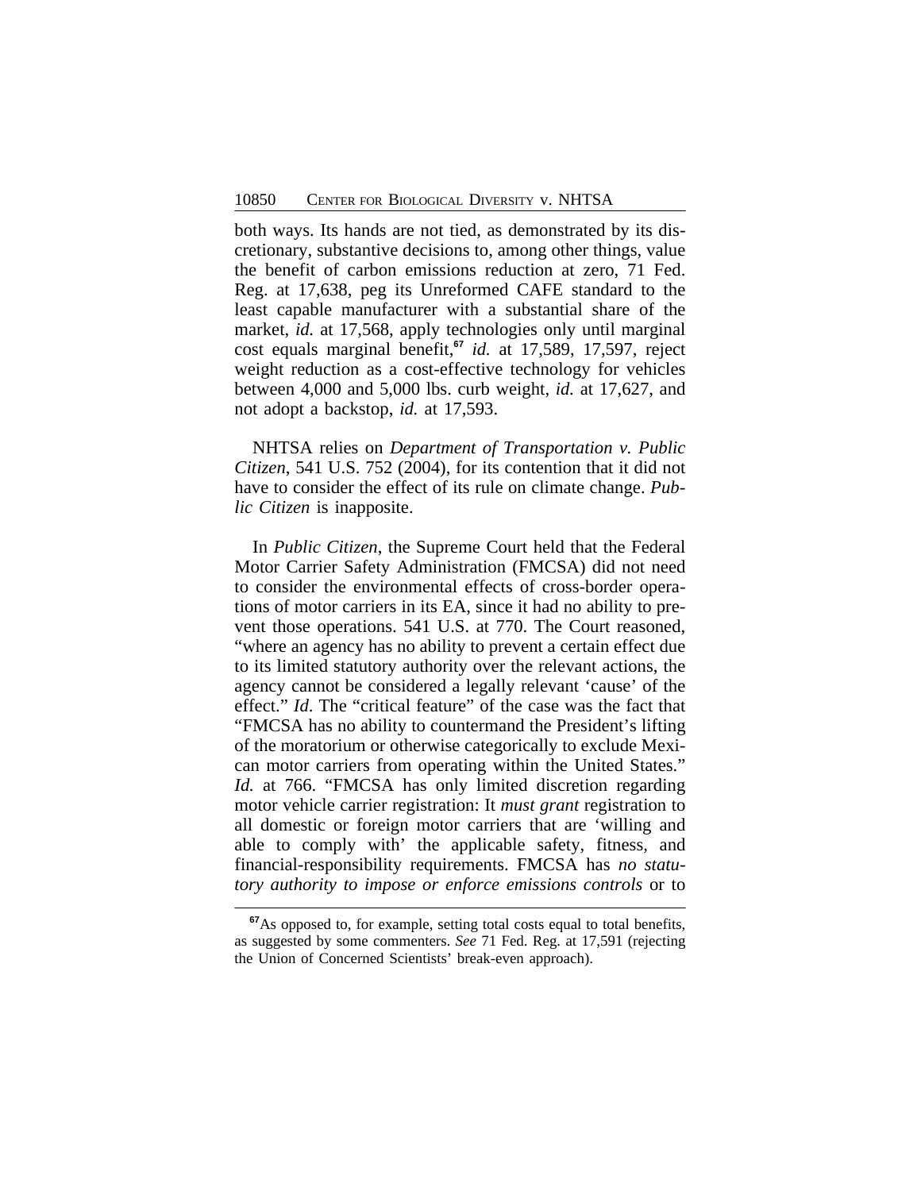both ways. Its hands are not tied, as demonstrated by its discretionary, substantive decisions to, among other things, value the benefit of carbon emissions reduction at zero, 71 Fed. Reg. at 17,638, peg its Unreformed CAFE standard to the least capable manufacturer with a substantial share of the market, *id.* at 17,568, apply technologies only until marginal cost equals marginal benefit,[67] *id.* at 17,589, 17,597, reject weight reduction as a cost-effective technology for vehicles between 4,000 and 5,000 lbs. curb weight, *id.* at 17,627, and not adopt a backstop, *id.* at 17,593.

NHTSA relies on *Department of Transportation v. Public Citizen*, 541 U.S. 752 (2004), for its contention that it did not have to consider the effect of its rule on climate change. *Public Citizen* is inapposite.

In *Public Citizen*, the Supreme Court held that the Federal Motor Carrier Safety Administration (FMCSA) did not need to consider the environmental effects of cross-border operations of motor carriers in its EA, since it had no ability to prevent those operations. 541 U.S. at 770. The Court reasoned, "where an agency has no ability to prevent a certain effect due to its limited statutory authority over the relevant actions, the agency cannot be considered a legally relevant 'cause' of the effect." *Id*. The "critical feature" of the case was the fact that "FMCSA has no ability to countermand the President's lifting of the moratorium or otherwise categorically to exclude Mexican motor carriers from operating within the United States." *Id.* at 766. "FMCSA has only limited discretion regarding motor vehicle carrier registration: It *must grant* registration to all domestic or foreign motor carriers that are 'willing and able to comply with' the applicable safety, fitness, and financial-responsibility requirements. FMCSA has *no statutory authority to impose or enforce emissions controls* or to

[67]As opposed to, for example, setting total costs equal to total benefits, as suggested by some commenters. *See* 71 Fed. Reg. at 17,591 (rejecting the Union of Concerned Scientists' break-even approach).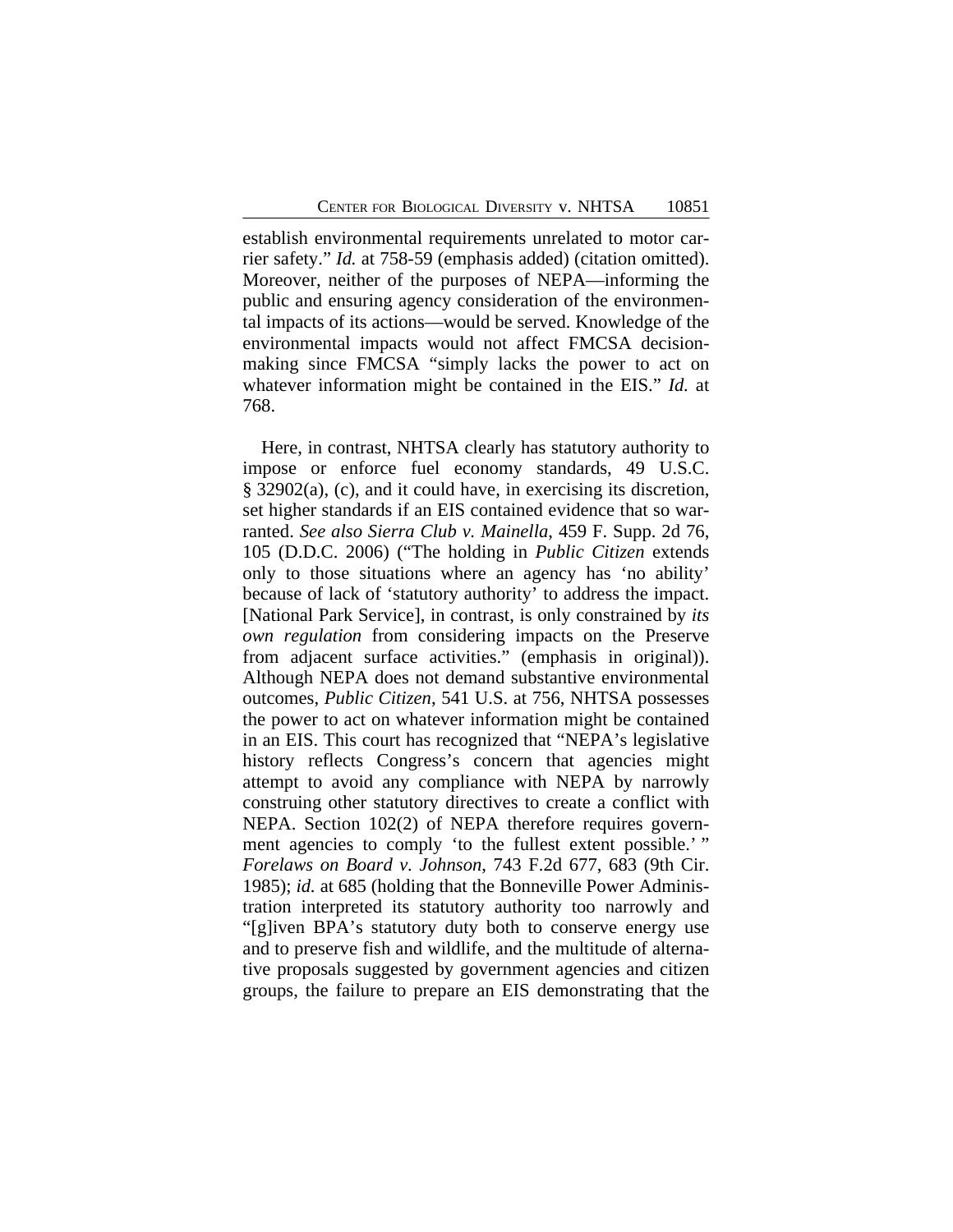establish environmental requirements unrelated to motor carrier safety." *Id.* at 758-59 (emphasis added) (citation omitted). Moreover, neither of the purposes of NEPA—informing the public and ensuring agency consideration of the environmental impacts of its actions—would be served. Knowledge of the environmental impacts would not affect FMCSA decisionmaking since FMCSA "simply lacks the power to act on whatever information might be contained in the EIS." *Id.* at 768.

Here, in contrast, NHTSA clearly has statutory authority to impose or enforce fuel economy standards, 49 U.S.C. § 32902(a), (c), and it could have, in exercising its discretion, set higher standards if an EIS contained evidence that so warranted. *See also Sierra Club v. Mainella*, 459 F. Supp. 2d 76, 105 (D.D.C. 2006) ("The holding in *Public Citizen* extends only to those situations where an agency has 'no ability' because of lack of 'statutory authority' to address the impact. [National Park Service], in contrast, is only constrained by *its own regulation* from considering impacts on the Preserve from adjacent surface activities." (emphasis in original)). Although NEPA does not demand substantive environmental outcomes, *Public Citizen*, 541 U.S. at 756, NHTSA possesses the power to act on whatever information might be contained in an EIS. This court has recognized that "NEPA's legislative history reflects Congress's concern that agencies might attempt to avoid any compliance with NEPA by narrowly construing other statutory directives to create a conflict with NEPA. Section 102(2) of NEPA therefore requires government agencies to comply 'to the fullest extent possible.' " *Forelaws on Board v. Johnson*, 743 F.2d 677, 683 (9th Cir. 1985); *id.* at 685 (holding that the Bonneville Power Administration interpreted its statutory authority too narrowly and "[g]iven BPA's statutory duty both to conserve energy use and to preserve fish and wildlife, and the multitude of alternative proposals suggested by government agencies and citizen groups, the failure to prepare an EIS demonstrating that the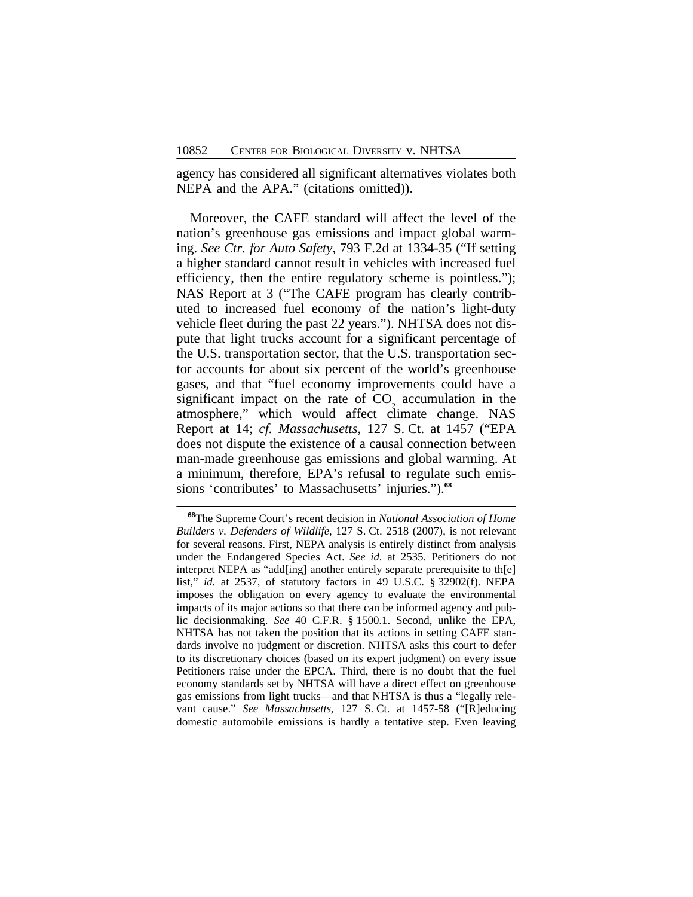agency has considered all significant alternatives violates both NEPA and the APA." (citations omitted)).

Moreover, the CAFE standard will affect the level of the nation's greenhouse gas emissions and impact global warming. *See Ctr. for Auto Safety*, 793 F.2d at 1334-35 ("If setting a higher standard cannot result in vehicles with increased fuel efficiency, then the entire regulatory scheme is pointless."); NAS Report at 3 ("The CAFE program has clearly contributed to increased fuel economy of the nation's light-duty vehicle fleet during the past 22 years."). NHTSA does not dispute that light trucks account for a significant percentage of the U.S. transportation sector, that the U.S. transportation sector accounts for about six percent of the world's greenhouse gases, and that "fuel economy improvements could have a significant impact on the rate of $CO_2$ accumulation in the atmosphere," which would affect climate change. NAS Report at 14; *cf. Massachusetts*, 127 S. Ct. at 1457 ("EPA does not dispute the existence of a causal connection between man-made greenhouse gas emissions and global warming. At a minimum, therefore, EPA's refusal to regulate such emissions 'contributes' to Massachusetts' injuries.").[68]

---

[68]The Supreme Court's recent decision in *National Association of Home Builders v. Defenders of Wildlife*, 127 S. Ct. 2518 (2007), is not relevant for several reasons. First, NEPA analysis is entirely distinct from analysis under the Endangered Species Act. *See id.* at 2535. Petitioners do not interpret NEPA as "add[ing] another entirely separate prerequisite to th[e] list," *id.* at 2537, of statutory factors in 49 U.S.C. § 32902(f). NEPA imposes the obligation on every agency to evaluate the environmental impacts of its major actions so that there can be informed agency and public decisionmaking. *See* 40 C.F.R. § 1500.1. Second, unlike the EPA, NHTSA has not taken the position that its actions in setting CAFE standards involve no judgment or discretion. NHTSA asks this court to defer to its discretionary choices (based on its expert judgment) on every issue Petitioners raise under the EPCA. Third, there is no doubt that the fuel economy standards set by NHTSA will have a direct effect on greenhouse gas emissions from light trucks—and that NHTSA is thus a "legally relevant cause." *See Massachusetts*, 127 S. Ct. at 1457-58 ("[R]educing domestic automobile emissions is hardly a tentative step. Even leaving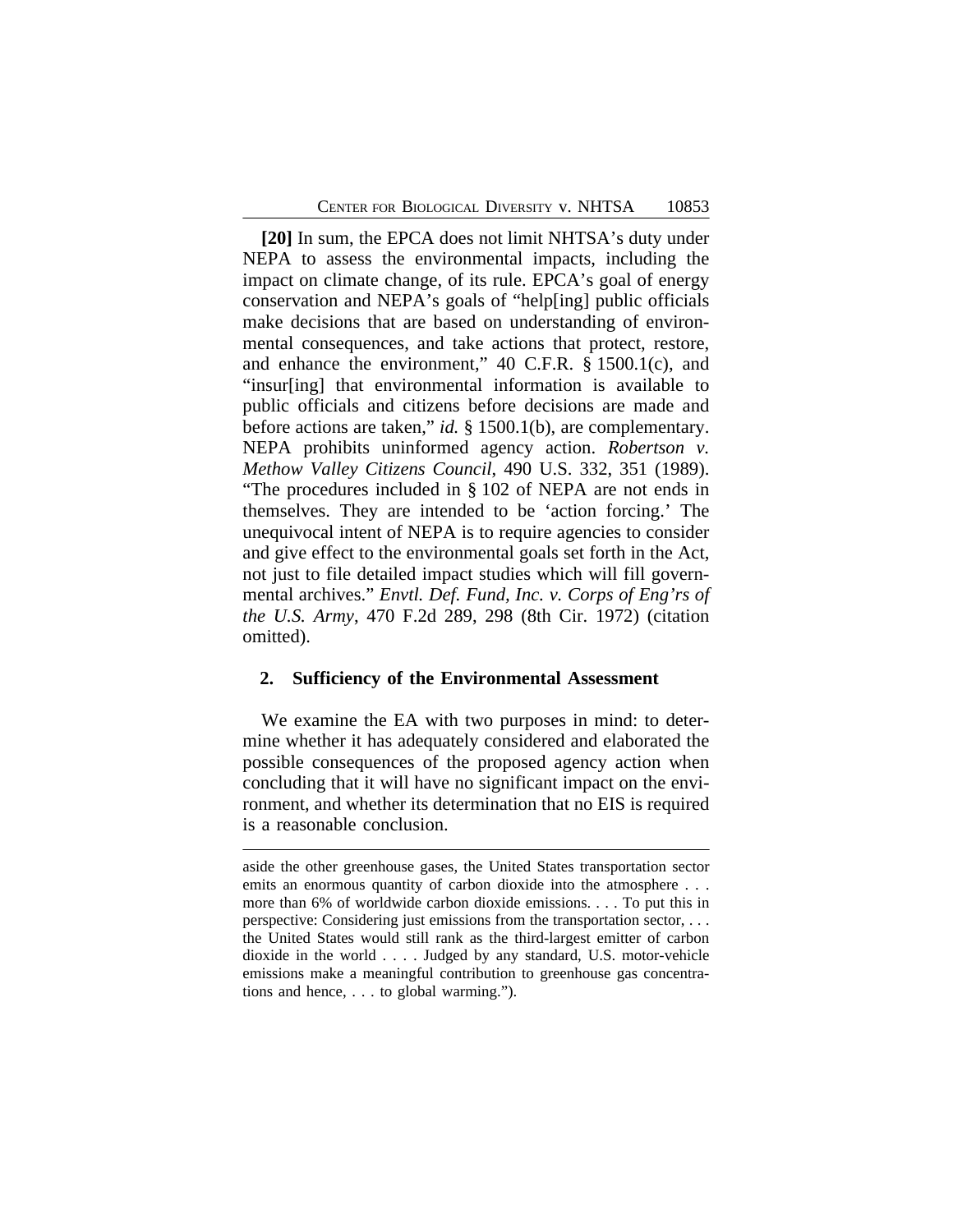**[20]** In sum, the EPCA does not limit NHTSA's duty under NEPA to assess the environmental impacts, including the impact on climate change, of its rule. EPCA's goal of energy conservation and NEPA's goals of "help[ing] public officials make decisions that are based on understanding of environmental consequences, and take actions that protect, restore, and enhance the environment," 40 C.F.R. § 1500.1(c), and "insur[ing] that environmental information is available to public officials and citizens before decisions are made and before actions are taken," *id.* § 1500.1(b), are complementary. NEPA prohibits uninformed agency action. *Robertson v. Methow Valley Citizens Council*, 490 U.S. 332, 351 (1989). "The procedures included in § 102 of NEPA are not ends in themselves. They are intended to be 'action forcing.' The unequivocal intent of NEPA is to require agencies to consider and give effect to the environmental goals set forth in the Act, not just to file detailed impact studies which will fill governmental archives." *Envtl. Def. Fund, Inc. v. Corps of Eng'rs of the U.S. Army*, 470 F.2d 289, 298 (8th Cir. 1972) (citation omitted).

## 2. Sufficiency of the Environmental Assessment

We examine the EA with two purposes in mind: to determine whether it has adequately considered and elaborated the possible consequences of the proposed agency action when concluding that it will have no significant impact on the environment, and whether its determination that no EIS is required is a reasonable conclusion.

---

aside the other greenhouse gases, the United States transportation sector emits an enormous quantity of carbon dioxide into the atmosphere . . . more than 6% of worldwide carbon dioxide emissions. . . . To put this in perspective: Considering just emissions from the transportation sector, . . . the United States would still rank as the third-largest emitter of carbon dioxide in the world . . . . Judged by any standard, U.S. motor-vehicle emissions make a meaningful contribution to greenhouse gas concentrations and hence, . . . to global warming.").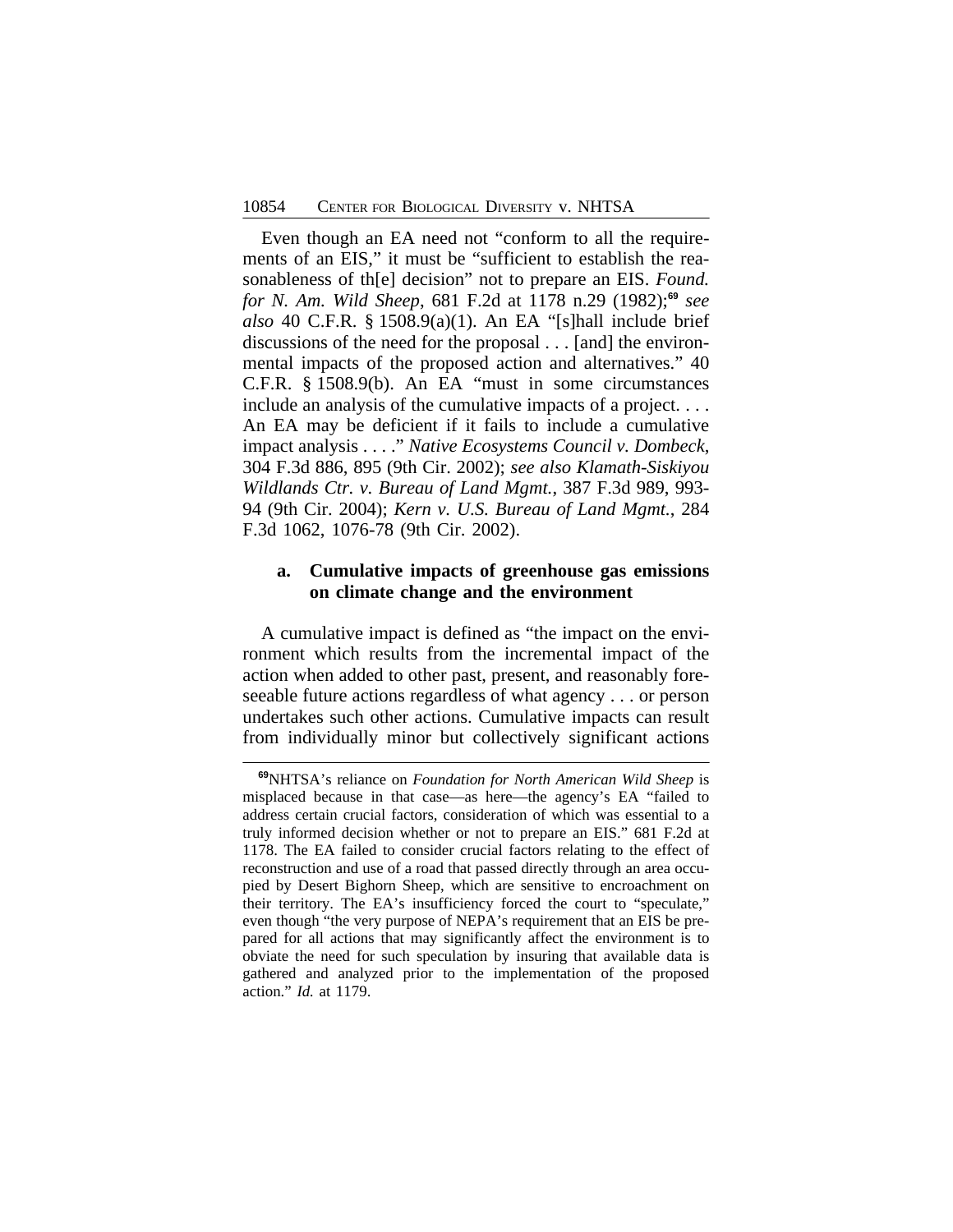Even though an EA need not "conform to all the requirements of an EIS," it must be "sufficient to establish the reasonableness of th[e] decision" not to prepare an EIS. *Found. for N. Am. Wild Sheep*, 681 F.2d at 1178 n.29 (1982);[69] *see also* 40 C.F.R. § 1508.9(a)(1). An EA "[s]hall include brief discussions of the need for the proposal . . . [and] the environmental impacts of the proposed action and alternatives." 40 C.F.R. § 1508.9(b). An EA "must in some circumstances include an analysis of the cumulative impacts of a project. . . . An EA may be deficient if it fails to include a cumulative impact analysis . . . ." *Native Ecosystems Council v. Dombeck*, 304 F.3d 886, 895 (9th Cir. 2002); *see also Klamath-Siskiyou Wildlands Ctr. v. Bureau of Land Mgmt.*, 387 F.3d 989, 993-94 (9th Cir. 2004); *Kern v. U.S. Bureau of Land Mgmt.*, 284 F.3d 1062, 1076-78 (9th Cir. 2002).

### a. Cumulative impacts of greenhouse gas emissions on climate change and the environment

A cumulative impact is defined as "the impact on the environment which results from the incremental impact of the action when added to other past, present, and reasonably foreseeable future actions regardless of what agency . . . or person undertakes such other actions. Cumulative impacts can result from individually minor but collectively significant actions

---

[69]NHTSA's reliance on *Foundation for North American Wild Sheep* is misplaced because in that case—as here—the agency's EA "failed to address certain crucial factors, consideration of which was essential to a truly informed decision whether or not to prepare an EIS." 681 F.2d at 1178. The EA failed to consider crucial factors relating to the effect of reconstruction and use of a road that passed directly through an area occupied by Desert Bighorn Sheep, which are sensitive to encroachment on their territory. The EA's insufficiency forced the court to "speculate," even though "the very purpose of NEPA's requirement that an EIS be prepared for all actions that may significantly affect the environment is to obviate the need for such speculation by insuring that available data is gathered and analyzed prior to the implementation of the proposed action." *Id.* at 1179.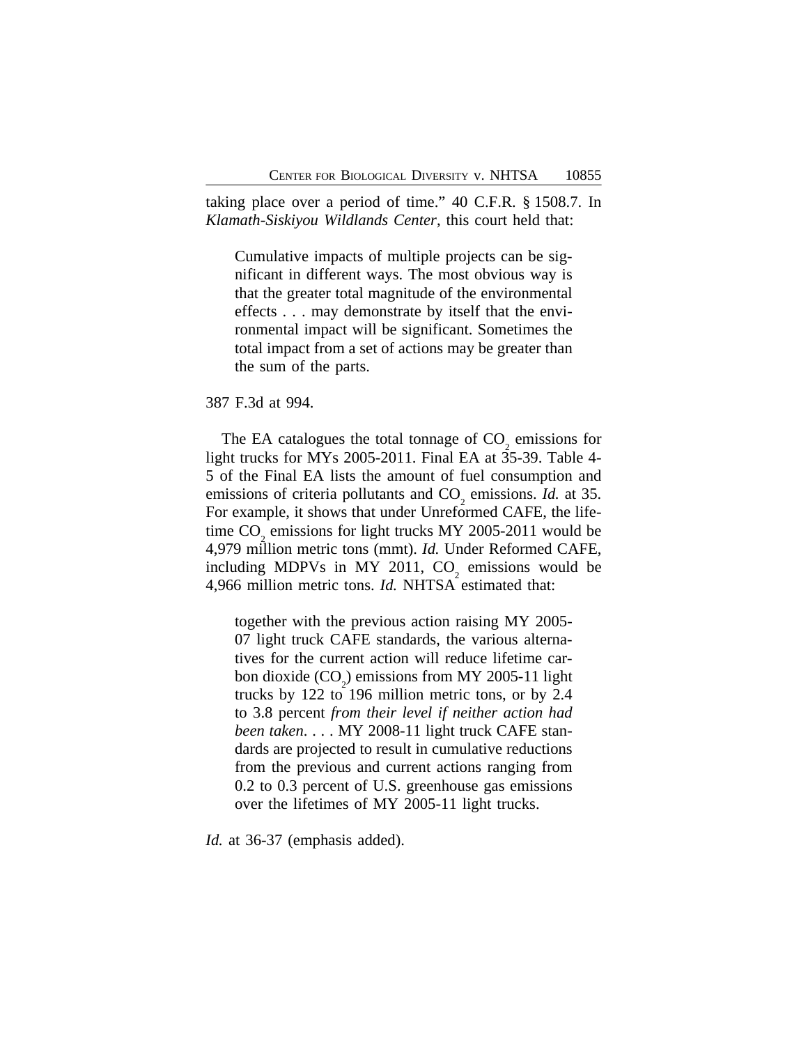taking place over a period of time." 40 C.F.R. § 1508.7. In *Klamath-Siskiyou Wildlands Center*, this court held that:

> Cumulative impacts of multiple projects can be significant in different ways. The most obvious way is that the greater total magnitude of the environmental effects . . . may demonstrate by itself that the environmental impact will be significant. Sometimes the total impact from a set of actions may be greater than the sum of the parts.

387 F.3d at 994.

The EA catalogues the total tonnage of $CO_2$ emissions for light trucks for MYs 2005-2011. Final EA at 35-39. Table 4-5 of the Final EA lists the amount of fuel consumption and emissions of criteria pollutants and $CO_2$ emissions. *Id.* at 35. For example, it shows that under Unreformed CAFE, the lifetime $CO_2$ emissions for light trucks MY 2005-2011 would be 4,979 million metric tons (mmt). *Id.* Under Reformed CAFE, including MDPVs in MY 2011, $CO_2$ emissions would be 4,966 million metric tons. *Id.* NHTSA estimated that:

> together with the previous action raising MY 2005-07 light truck CAFE standards, the various alternatives for the current action will reduce lifetime carbon dioxide ($CO_2$) emissions from MY 2005-11 light trucks by 122 to 196 million metric tons, or by 2.4 to 3.8 percent *from their level if neither action had been taken*. . . . MY 2008-11 light truck CAFE standards are projected to result in cumulative reductions from the previous and current actions ranging from 0.2 to 0.3 percent of U.S. greenhouse gas emissions over the lifetimes of MY 2005-11 light trucks.

*Id.* at 36-37 (emphasis added).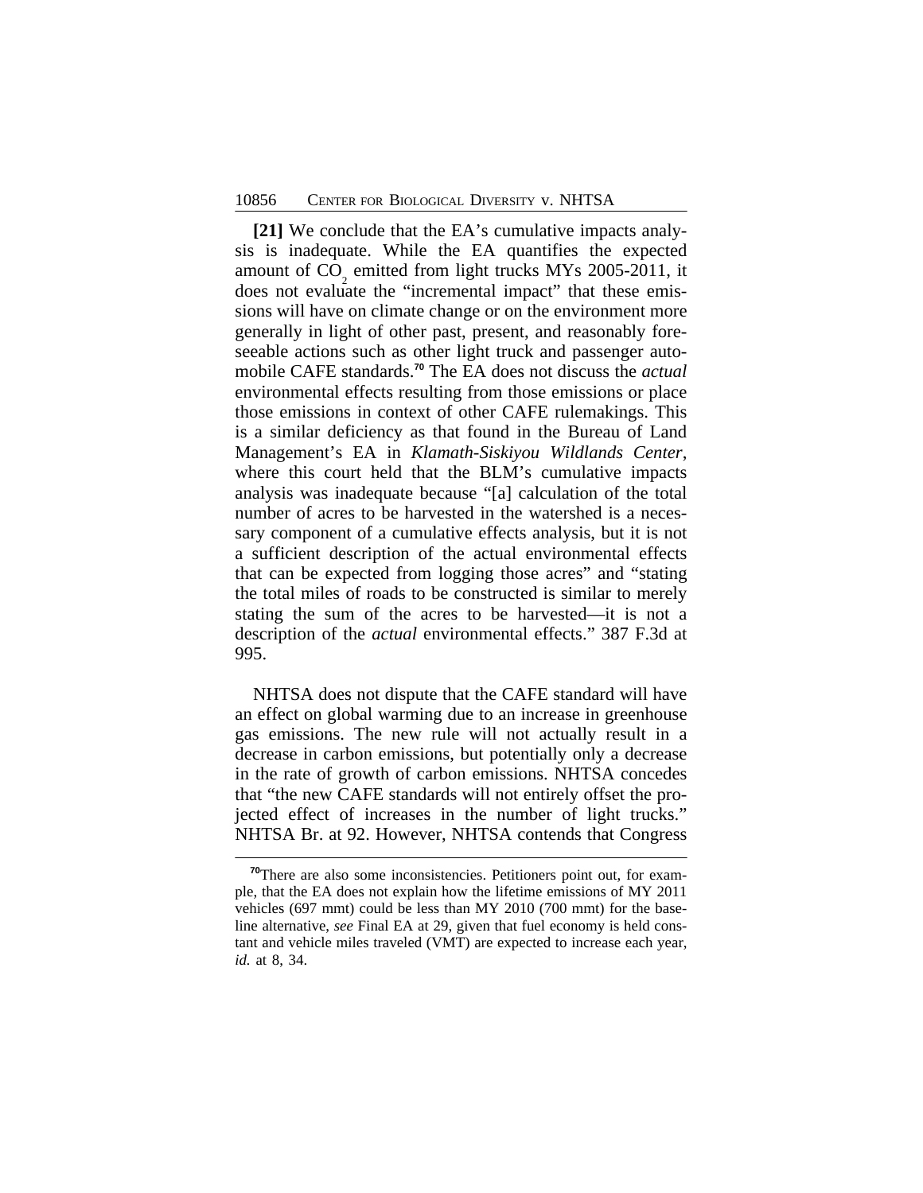**[21]** We conclude that the EA's cumulative impacts analysis is inadequate. While the EA quantifies the expected amount of $CO_2$ emitted from light trucks MYs 2005-2011, it does not evaluate the "incremental impact" that these emissions will have on climate change or on the environment more generally in light of other past, present, and reasonably foreseeable actions such as other light truck and passenger automobile CAFE standards.[70] The EA does not discuss the *actual* environmental effects resulting from those emissions or place those emissions in context of other CAFE rulemakings. This is a similar deficiency as that found in the Bureau of Land Management's EA in *Klamath-Siskiyou Wildlands Center*, where this court held that the BLM's cumulative impacts analysis was inadequate because "[a] calculation of the total number of acres to be harvested in the watershed is a necessary component of a cumulative effects analysis, but it is not a sufficient description of the actual environmental effects that can be expected from logging those acres" and "stating the total miles of roads to be constructed is similar to merely stating the sum of the acres to be harvested—it is not a description of the *actual* environmental effects." 387 F.3d at 995.

NHTSA does not dispute that the CAFE standard will have an effect on global warming due to an increase in greenhouse gas emissions. The new rule will not actually result in a decrease in carbon emissions, but potentially only a decrease in the rate of growth of carbon emissions. NHTSA concedes that "the new CAFE standards will not entirely offset the projected effect of increases in the number of light trucks." NHTSA Br. at 92. However, NHTSA contends that Congress

---

[70]There are also some inconsistencies. Petitioners point out, for example, that the EA does not explain how the lifetime emissions of MY 2011 vehicles (697 mmt) could be less than MY 2010 (700 mmt) for the baseline alternative, *see* Final EA at 29, given that fuel economy is held constant and vehicle miles traveled (VMT) are expected to increase each year, *id.* at 8, 34.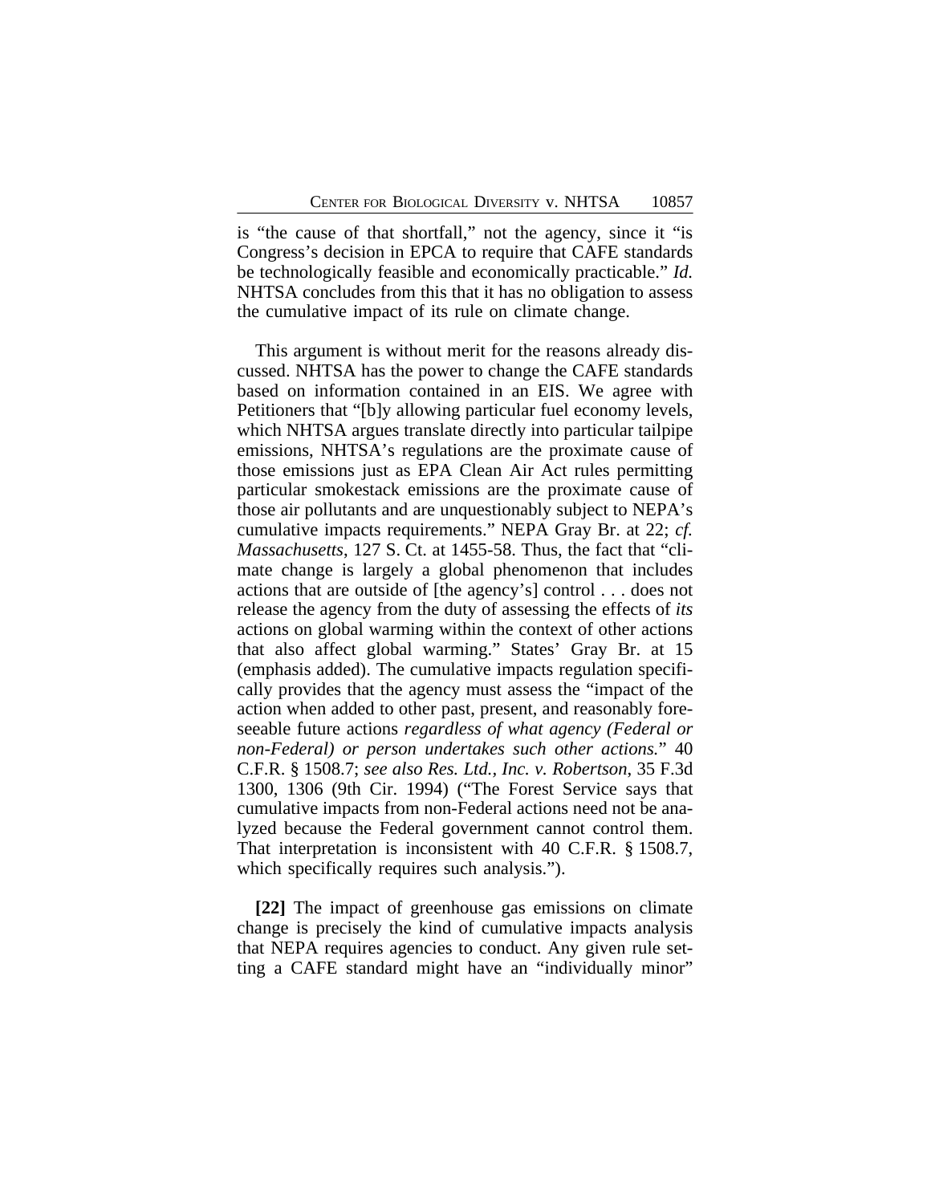is "the cause of that shortfall," not the agency, since it "is Congress's decision in EPCA to require that CAFE standards be technologically feasible and economically practicable." *Id.* NHTSA concludes from this that it has no obligation to assess the cumulative impact of its rule on climate change.

This argument is without merit for the reasons already discussed. NHTSA has the power to change the CAFE standards based on information contained in an EIS. We agree with Petitioners that "[b]y allowing particular fuel economy levels, which NHTSA argues translate directly into particular tailpipe emissions, NHTSA's regulations are the proximate cause of those emissions just as EPA Clean Air Act rules permitting particular smokestack emissions are the proximate cause of those air pollutants and are unquestionably subject to NEPA's cumulative impacts requirements." NEPA Gray Br. at 22; *cf. Massachusetts*, 127 S. Ct. at 1455-58. Thus, the fact that "climate change is largely a global phenomenon that includes actions that are outside of [the agency's] control . . . does not release the agency from the duty of assessing the effects of *its* actions on global warming within the context of other actions that also affect global warming." States' Gray Br. at 15 (emphasis added). The cumulative impacts regulation specifically provides that the agency must assess the "impact of the action when added to other past, present, and reasonably foreseeable future actions *regardless of what agency (Federal or non-Federal) or person undertakes such other actions.*" 40 C.F.R. § 1508.7; *see also Res. Ltd., Inc. v. Robertson*, 35 F.3d 1300, 1306 (9th Cir. 1994) ("The Forest Service says that cumulative impacts from non-Federal actions need not be analyzed because the Federal government cannot control them. That interpretation is inconsistent with 40 C.F.R. § 1508.7, which specifically requires such analysis.").

**[22]** The impact of greenhouse gas emissions on climate change is precisely the kind of cumulative impacts analysis that NEPA requires agencies to conduct. Any given rule setting a CAFE standard might have an "individually minor"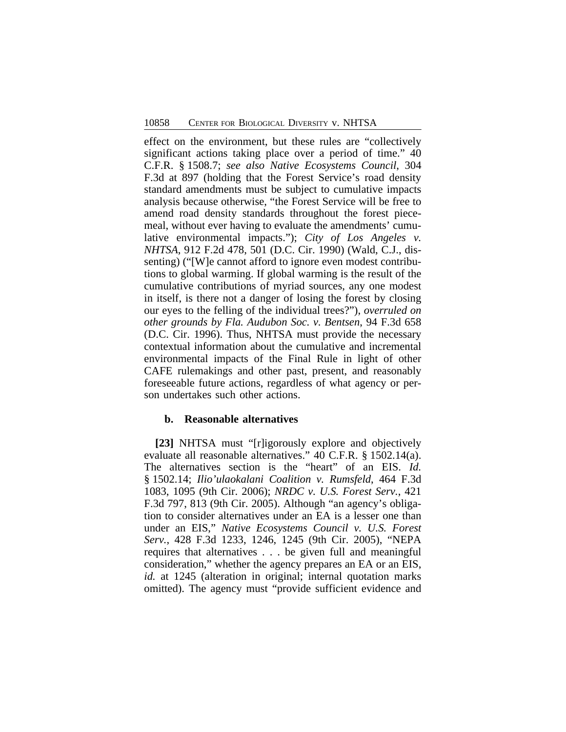effect on the environment, but these rules are "collectively significant actions taking place over a period of time." 40 C.F.R. § 1508.7; *see also Native Ecosystems Council*, 304 F.3d at 897 (holding that the Forest Service's road density standard amendments must be subject to cumulative impacts analysis because otherwise, "the Forest Service will be free to amend road density standards throughout the forest piecemeal, without ever having to evaluate the amendments' cumulative environmental impacts."); *City of Los Angeles v. NHTSA*, 912 F.2d 478, 501 (D.C. Cir. 1990) (Wald, C.J., dissenting) ("[W]e cannot afford to ignore even modest contributions to global warming. If global warming is the result of the cumulative contributions of myriad sources, any one modest in itself, is there not a danger of losing the forest by closing our eyes to the felling of the individual trees?"), *overruled on other grounds by Fla. Audubon Soc. v. Bentsen*, 94 F.3d 658 (D.C. Cir. 1996). Thus, NHTSA must provide the necessary contextual information about the cumulative and incremental environmental impacts of the Final Rule in light of other CAFE rulemakings and other past, present, and reasonably foreseeable future actions, regardless of what agency or person undertakes such other actions.

#### b. Reasonable alternatives

**[23]** NHTSA must "[r]igorously explore and objectively evaluate all reasonable alternatives." 40 C.F.R. § 1502.14(a). The alternatives section is the "heart" of an EIS. *Id.* § 1502.14; *Ilio'ulaokalani Coalition v. Rumsfeld*, 464 F.3d 1083, 1095 (9th Cir. 2006); *NRDC v. U.S. Forest Serv.*, 421 F.3d 797, 813 (9th Cir. 2005). Although "an agency's obligation to consider alternatives under an EA is a lesser one than under an EIS," *Native Ecosystems Council v. U.S. Forest Serv.*, 428 F.3d 1233, 1246, 1245 (9th Cir. 2005), "NEPA requires that alternatives . . . be given full and meaningful consideration," whether the agency prepares an EA or an EIS, *id.* at 1245 (alteration in original; internal quotation marks omitted). The agency must "provide sufficient evidence and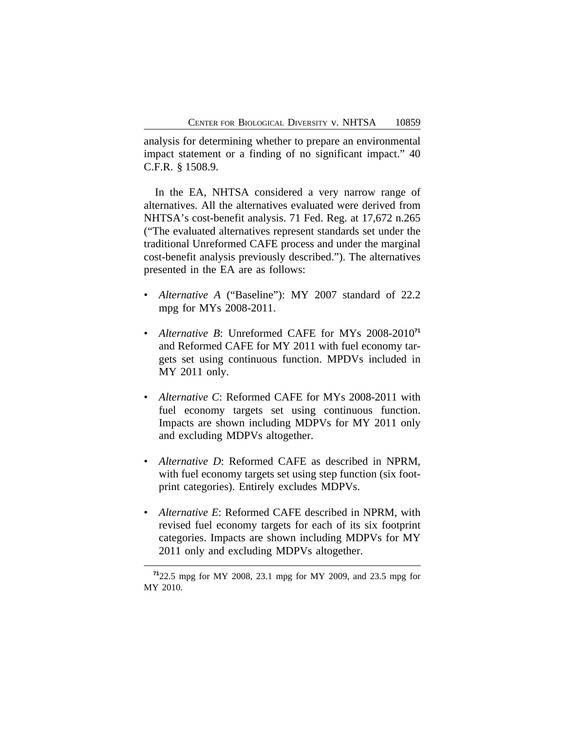analysis for determining whether to prepare an environmental impact statement or a finding of no significant impact." 40 C.F.R. § 1508.9.

In the EA, NHTSA considered a very narrow range of alternatives. All the alternatives evaluated were derived from NHTSA's cost-benefit analysis. 71 Fed. Reg. at 17,672 n.265 ("The evaluated alternatives represent standards set under the traditional Unreformed CAFE process and under the marginal cost-benefit analysis previously described."). The alternatives presented in the EA are as follows:

- *Alternative A* ("Baseline"): MY 2007 standard of 22.2 mpg for MYs 2008-2011.
- *Alternative B*: Unreformed CAFE for MYs 2008-2010[71] and Reformed CAFE for MY 2011 with fuel economy targets set using continuous function. MPDVs included in MY 2011 only.
- *Alternative C*: Reformed CAFE for MYs 2008-2011 with fuel economy targets set using continuous function. Impacts are shown including MDPVs for MY 2011 only and excluding MDPVs altogether.
- *Alternative D*: Reformed CAFE as described in NPRM, with fuel economy targets set using step function (six footprint categories). Entirely excludes MDPVs.
- *Alternative E*: Reformed CAFE described in NPRM, with revised fuel economy targets for each of its six footprint categories. Impacts are shown including MDPVs for MY 2011 only and excluding MDPVs altogether.

[71] 22.5 mpg for MY 2008, 23.1 mpg for MY 2009, and 23.5 mpg for MY 2010.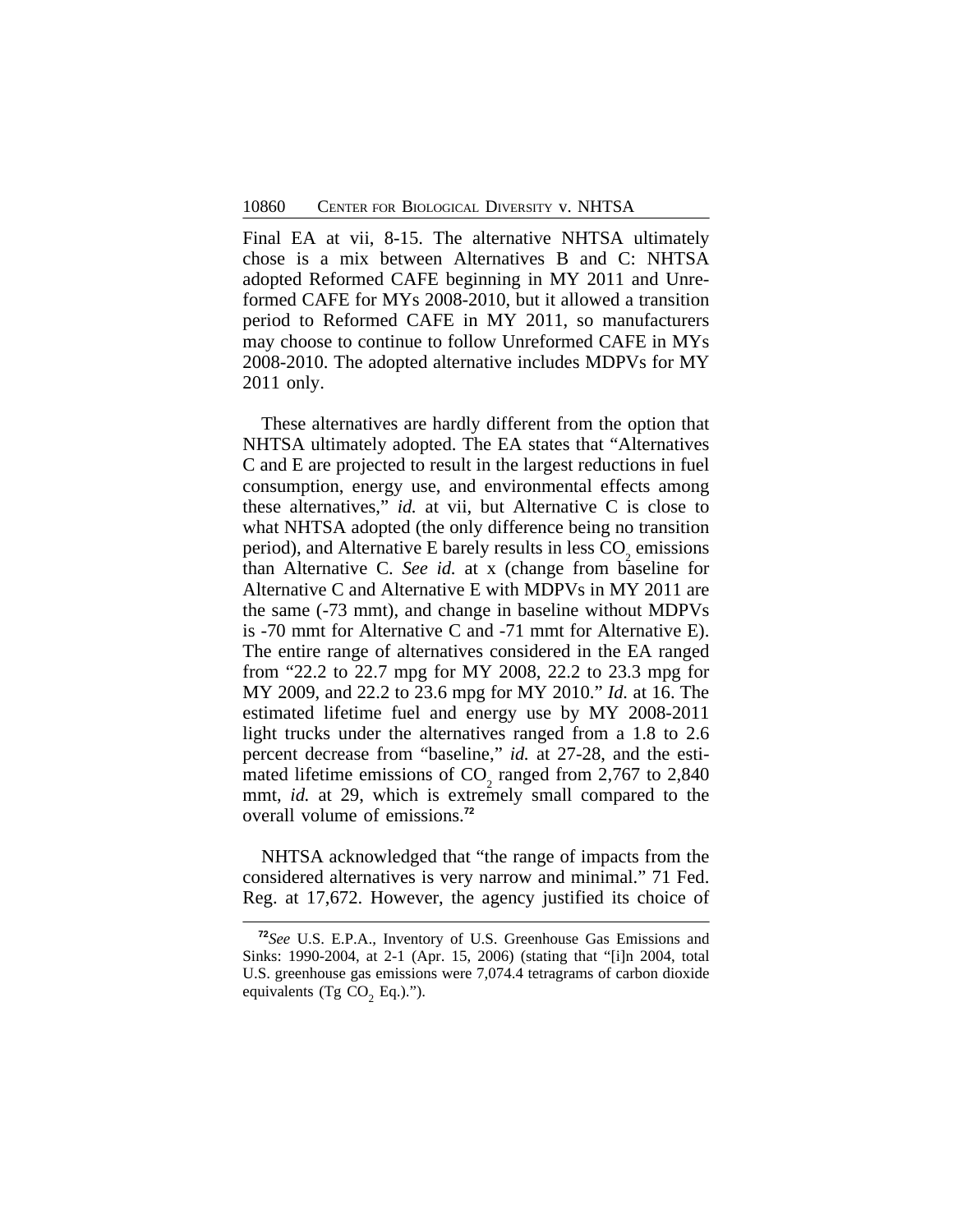Final EA at vii, 8-15. The alternative NHTSA ultimately chose is a mix between Alternatives B and C: NHTSA adopted Reformed CAFE beginning in MY 2011 and Unreformed CAFE for MYs 2008-2010, but it allowed a transition period to Reformed CAFE in MY 2011, so manufacturers may choose to continue to follow Unreformed CAFE in MYs 2008-2010. The adopted alternative includes MDPVs for MY 2011 only.

These alternatives are hardly different from the option that NHTSA ultimately adopted. The EA states that "Alternatives C and E are projected to result in the largest reductions in fuel consumption, energy use, and environmental effects among these alternatives," *id.* at vii, but Alternative C is close to what NHTSA adopted (the only difference being no transition period), and Alternative E barely results in less $CO_2$ emissions than Alternative C. *See id.* at x (change from baseline for Alternative C and Alternative E with MDPVs in MY 2011 are the same (-73 mmt), and change in baseline without MDPVs is -70 mmt for Alternative C and -71 mmt for Alternative E). The entire range of alternatives considered in the EA ranged from "22.2 to 22.7 mpg for MY 2008, 22.2 to 23.3 mpg for MY 2009, and 22.2 to 23.6 mpg for MY 2010." *Id.* at 16. The estimated lifetime fuel and energy use by MY 2008-2011 light trucks under the alternatives ranged from a 1.8 to 2.6 percent decrease from "baseline," *id.* at 27-28, and the estimated lifetime emissions of $CO_2$ ranged from 2,767 to 2,840 mmt, *id.* at 29, which is extremely small compared to the overall volume of emissions.[72]

NHTSA acknowledged that "the range of impacts from the considered alternatives is very narrow and minimal." 71 Fed. Reg. at 17,672. However, the agency justified its choice of

[72]*See* U.S. E.P.A., Inventory of U.S. Greenhouse Gas Emissions and Sinks: 1990-2004, at 2-1 (Apr. 15, 2006) (stating that "[i]n 2004, total U.S. greenhouse gas emissions were 7,074.4 tetragrams of carbon dioxide equivalents (Tg $CO_2$ Eq.).").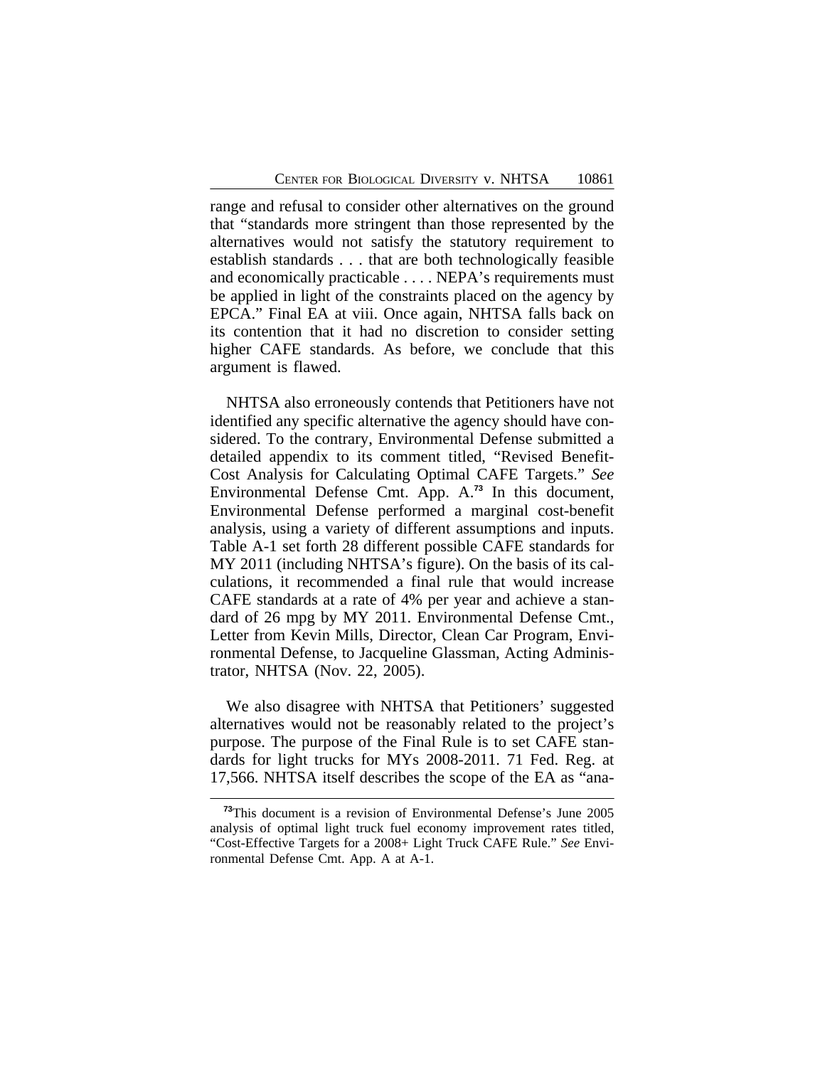range and refusal to consider other alternatives on the ground that "standards more stringent than those represented by the alternatives would not satisfy the statutory requirement to establish standards . . . that are both technologically feasible and economically practicable . . . . NEPA's requirements must be applied in light of the constraints placed on the agency by EPCA." Final EA at viii. Once again, NHTSA falls back on its contention that it had no discretion to consider setting higher CAFE standards. As before, we conclude that this argument is flawed.

NHTSA also erroneously contends that Petitioners have not identified any specific alternative the agency should have considered. To the contrary, Environmental Defense submitted a detailed appendix to its comment titled, "Revised Benefit-Cost Analysis for Calculating Optimal CAFE Targets." *See* Environmental Defense Cmt. App. A.[73] In this document, Environmental Defense performed a marginal cost-benefit analysis, using a variety of different assumptions and inputs. Table A-1 set forth 28 different possible CAFE standards for MY 2011 (including NHTSA's figure). On the basis of its calculations, it recommended a final rule that would increase CAFE standards at a rate of 4% per year and achieve a standard of 26 mpg by MY 2011. Environmental Defense Cmt., Letter from Kevin Mills, Director, Clean Car Program, Environmental Defense, to Jacqueline Glassman, Acting Administrator, NHTSA (Nov. 22, 2005).

We also disagree with NHTSA that Petitioners' suggested alternatives would not be reasonably related to the project's purpose. The purpose of the Final Rule is to set CAFE standards for light trucks for MYs 2008-2011. 71 Fed. Reg. at 17,566. NHTSA itself describes the scope of the EA as "ana-

[73] This document is a revision of Environmental Defense's June 2005 analysis of optimal light truck fuel economy improvement rates titled, "Cost-Effective Targets for a 2008+ Light Truck CAFE Rule." *See* Environmental Defense Cmt. App. A at A-1.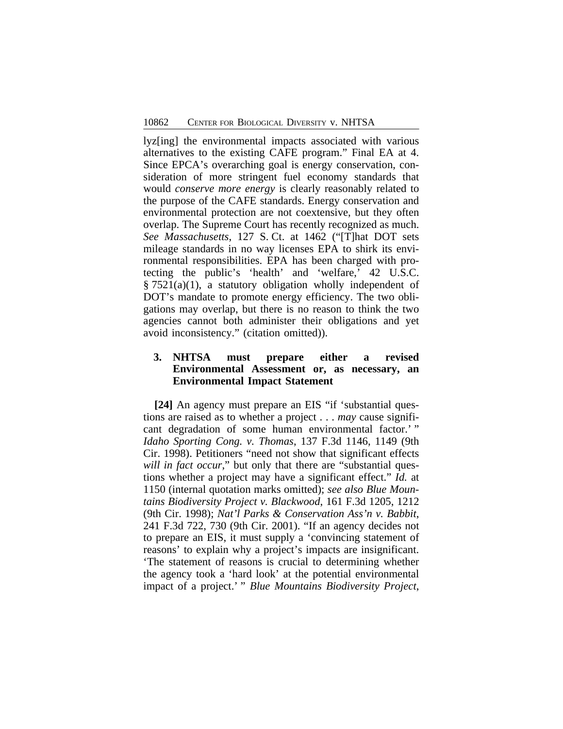lyz[ing] the environmental impacts associated with various alternatives to the existing CAFE program." Final EA at 4. Since EPCA's overarching goal is energy conservation, consideration of more stringent fuel economy standards that would *conserve more energy* is clearly reasonably related to the purpose of the CAFE standards. Energy conservation and environmental protection are not coextensive, but they often overlap. The Supreme Court has recently recognized as much. *See Massachusetts*, 127 S. Ct. at 1462 ("[T]hat DOT sets mileage standards in no way licenses EPA to shirk its environmental responsibilities. EPA has been charged with protecting the public's 'health' and 'welfare,' 42 U.S.C. § 7521(a)(1), a statutory obligation wholly independent of DOT's mandate to promote energy efficiency. The two obligations may overlap, but there is no reason to think the two agencies cannot both administer their obligations and yet avoid inconsistency." (citation omitted)).

### 3. NHTSA must prepare either a revised Environmental Assessment or, as necessary, an Environmental Impact Statement

**[24]** An agency must prepare an EIS "if 'substantial questions are raised as to whether a project . . . *may* cause significant degradation of some human environmental factor.' " *Idaho Sporting Cong. v. Thomas*, 137 F.3d 1146, 1149 (9th Cir. 1998). Petitioners "need not show that significant effects *will in fact occur*," but only that there are "substantial questions whether a project may have a significant effect." *Id.* at 1150 (internal quotation marks omitted); *see also Blue Mountains Biodiversity Project v. Blackwood*, 161 F.3d 1205, 1212 (9th Cir. 1998); *Nat'l Parks & Conservation Ass'n v. Babbit*, 241 F.3d 722, 730 (9th Cir. 2001). "If an agency decides not to prepare an EIS, it must supply a 'convincing statement of reasons' to explain why a project's impacts are insignificant. 'The statement of reasons is crucial to determining whether the agency took a 'hard look' at the potential environmental impact of a project.' " *Blue Mountains Biodiversity Project*,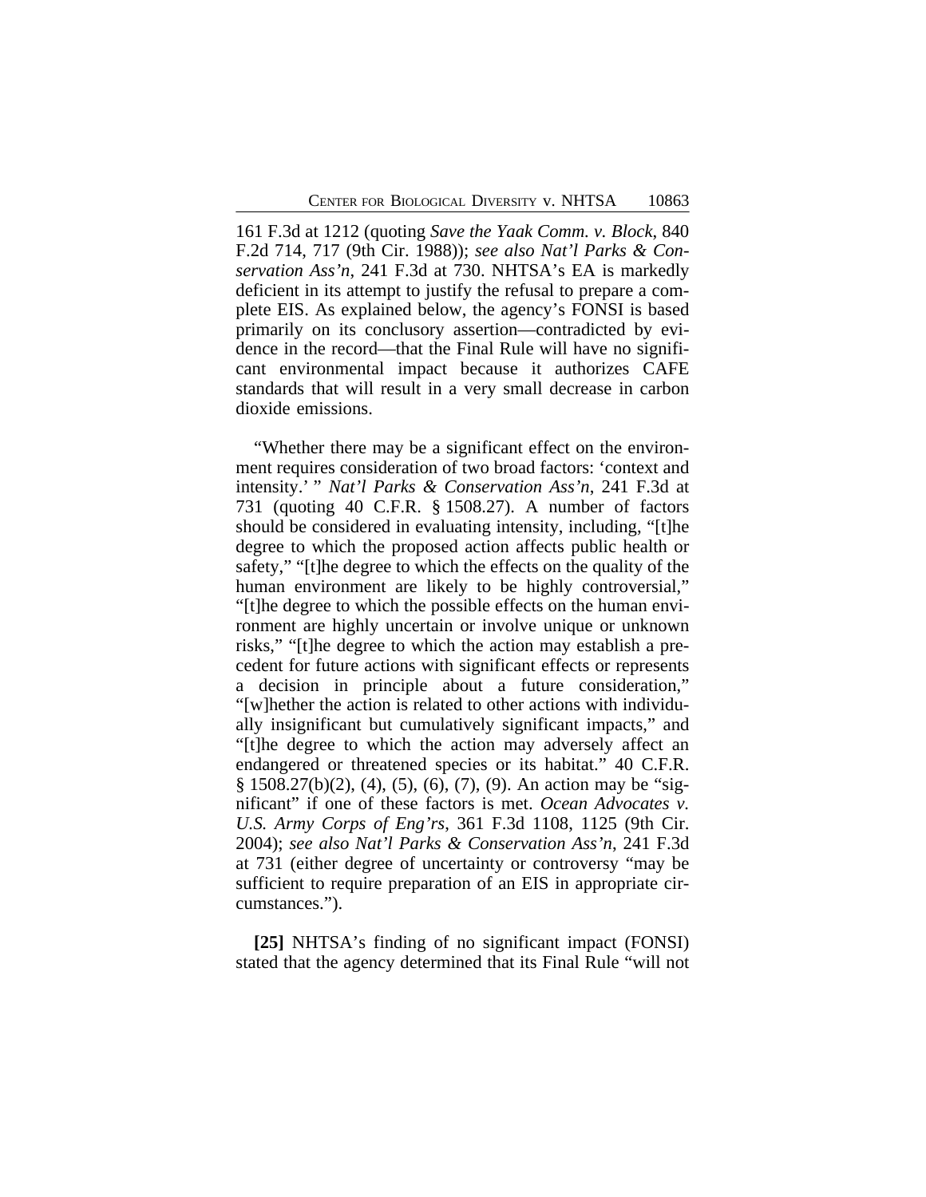161 F.3d at 1212 (quoting *Save the Yaak Comm. v. Block*, 840 F.2d 714, 717 (9th Cir. 1988)); *see also Nat'l Parks & Conservation Ass'n*, 241 F.3d at 730. NHTSA's EA is markedly deficient in its attempt to justify the refusal to prepare a complete EIS. As explained below, the agency's FONSI is based primarily on its conclusory assertion—contradicted by evidence in the record—that the Final Rule will have no significant environmental impact because it authorizes CAFE standards that will result in a very small decrease in carbon dioxide emissions.

"Whether there may be a significant effect on the environment requires consideration of two broad factors: 'context and intensity.' " *Nat'l Parks & Conservation Ass'n*, 241 F.3d at 731 (quoting 40 C.F.R. § 1508.27). A number of factors should be considered in evaluating intensity, including, "[t]he degree to which the proposed action affects public health or safety," "[t]he degree to which the effects on the quality of the human environment are likely to be highly controversial," "[t]he degree to which the possible effects on the human environment are highly uncertain or involve unique or unknown risks," "[t]he degree to which the action may establish a precedent for future actions with significant effects or represents a decision in principle about a future consideration," "[w]hether the action is related to other actions with individually insignificant but cumulatively significant impacts," and "[t]he degree to which the action may adversely affect an endangered or threatened species or its habitat." 40 C.F.R. § 1508.27(b)(2), (4), (5), (6), (7), (9). An action may be "significant" if one of these factors is met. *Ocean Advocates v. U.S. Army Corps of Eng'rs*, 361 F.3d 1108, 1125 (9th Cir. 2004); *see also Nat'l Parks & Conservation Ass'n*, 241 F.3d at 731 (either degree of uncertainty or controversy "may be sufficient to require preparation of an EIS in appropriate circumstances.").

**[25]** NHTSA's finding of no significant impact (FONSI) stated that the agency determined that its Final Rule "will not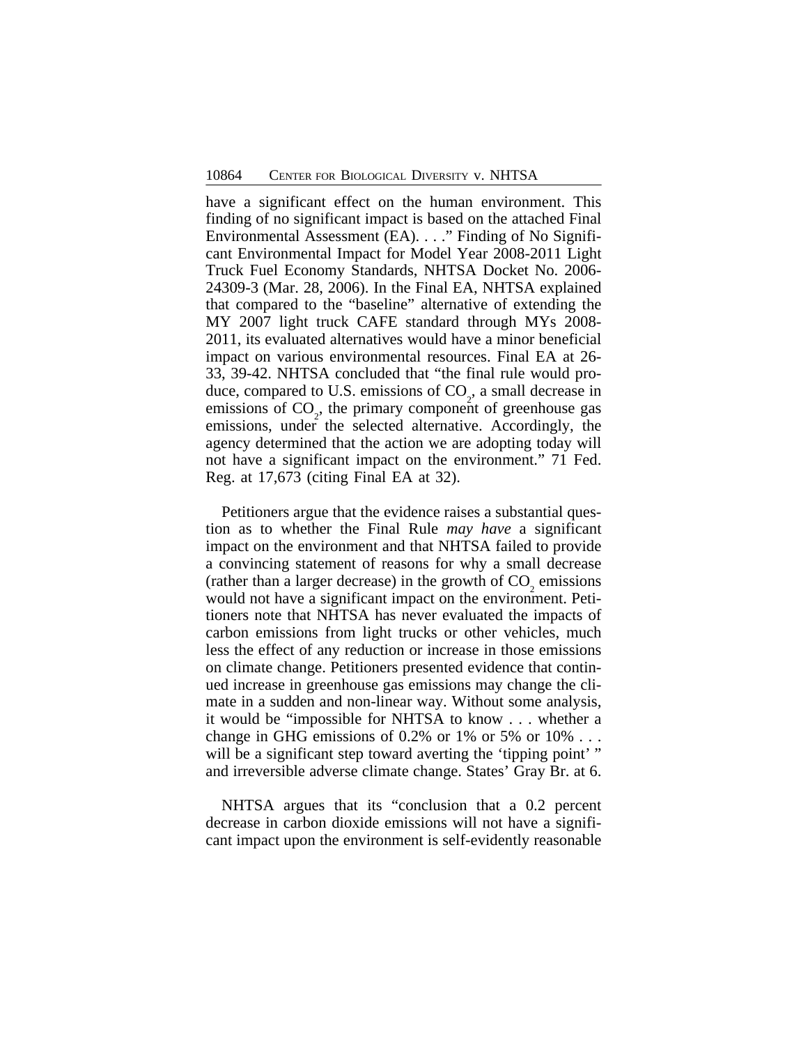have a significant effect on the human environment. This finding of no significant impact is based on the attached Final Environmental Assessment (EA). . . ." Finding of No Significant Environmental Impact for Model Year 2008-2011 Light Truck Fuel Economy Standards, NHTSA Docket No. 2006-24309-3 (Mar. 28, 2006). In the Final EA, NHTSA explained that compared to the "baseline" alternative of extending the MY 2007 light truck CAFE standard through MYs 2008-2011, its evaluated alternatives would have a minor beneficial impact on various environmental resources. Final EA at 26-33, 39-42. NHTSA concluded that "the final rule would produce, compared to U.S. emissions of $CO_2$, a small decrease in emissions of $CO_2$, the primary component of greenhouse gas emissions, under the selected alternative. Accordingly, the agency determined that the action we are adopting today will not have a significant impact on the environment." 71 Fed. Reg. at 17,673 (citing Final EA at 32).

Petitioners argue that the evidence raises a substantial question as to whether the Final Rule *may have* a significant impact on the environment and that NHTSA failed to provide a convincing statement of reasons for why a small decrease (rather than a larger decrease) in the growth of $CO_2$ emissions would not have a significant impact on the environment. Petitioners note that NHTSA has never evaluated the impacts of carbon emissions from light trucks or other vehicles, much less the effect of any reduction or increase in those emissions on climate change. Petitioners presented evidence that continued increase in greenhouse gas emissions may change the climate in a sudden and non-linear way. Without some analysis, it would be "impossible for NHTSA to know . . . whether a change in GHG emissions of 0.2% or 1% or 5% or 10% . . . will be a significant step toward averting the 'tipping point' " and irreversible adverse climate change. States' Gray Br. at 6.

NHTSA argues that its "conclusion that a 0.2 percent decrease in carbon dioxide emissions will not have a significant impact upon the environment is self-evidently reasonable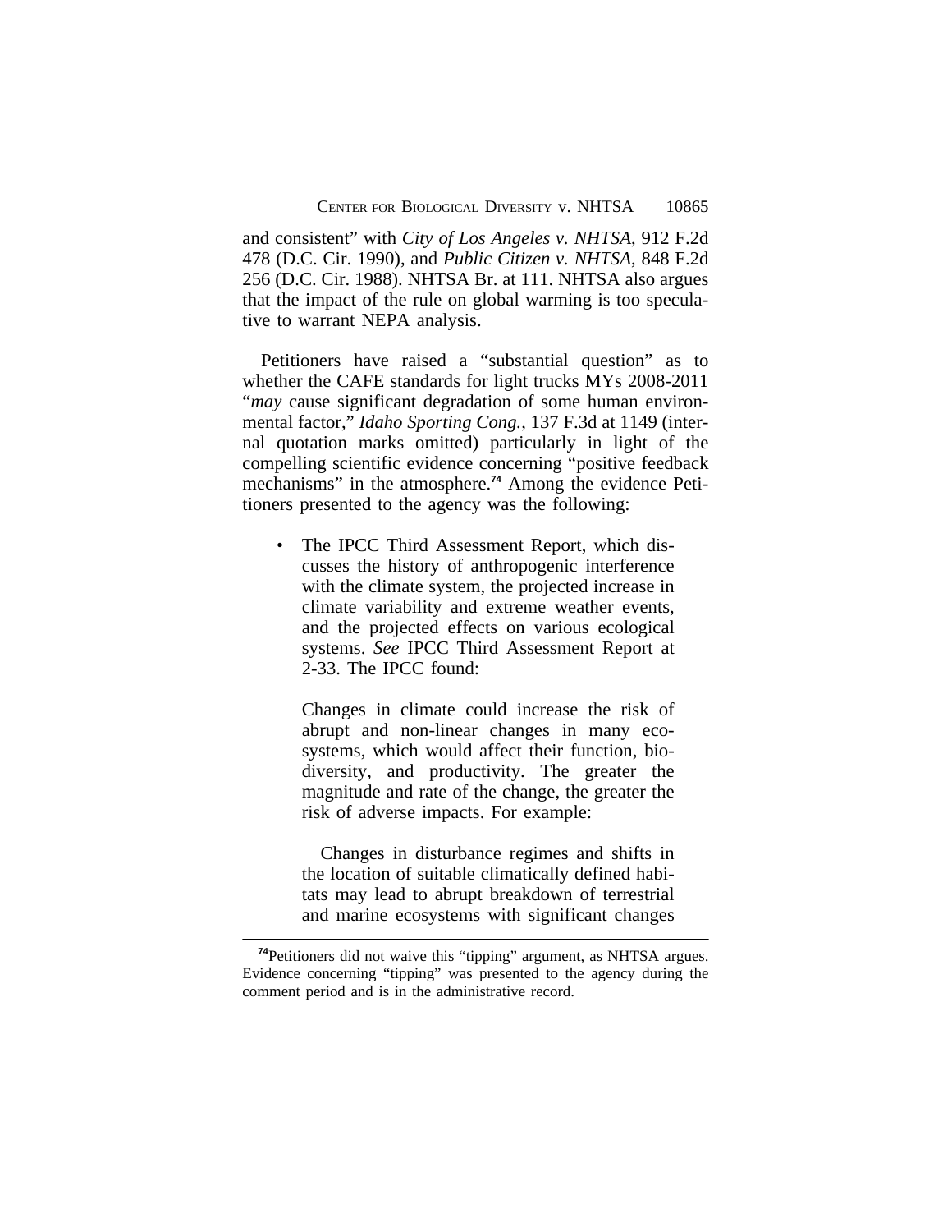and consistent" with *City of Los Angeles v. NHTSA*, 912 F.2d 478 (D.C. Cir. 1990), and *Public Citizen v. NHTSA*, 848 F.2d 256 (D.C. Cir. 1988). NHTSA Br. at 111. NHTSA also argues that the impact of the rule on global warming is too speculative to warrant NEPA analysis.

Petitioners have raised a "substantial question" as to whether the CAFE standards for light trucks MYs 2008-2011 "*may* cause significant degradation of some human environmental factor," *Idaho Sporting Cong.*, 137 F.3d at 1149 (internal quotation marks omitted) particularly in light of the compelling scientific evidence concerning "positive feedback mechanisms" in the atmosphere.[74] Among the evidence Petitioners presented to the agency was the following:

- The IPCC Third Assessment Report, which discusses the history of anthropogenic interference with the climate system, the projected increase in climate variability and extreme weather events, and the projected effects on various ecological systems. *See* IPCC Third Assessment Report at 2-33. The IPCC found:

  > Changes in climate could increase the risk of abrupt and non-linear changes in many ecosystems, which would affect their function, biodiversity, and productivity. The greater the magnitude and rate of the change, the greater the risk of adverse impacts. For example:
  >
  > Changes in disturbance regimes and shifts in the location of suitable climatically defined habitats may lead to abrupt breakdown of terrestrial and marine ecosystems with significant changes

---

[74] Petitioners did not waive this "tipping" argument, as NHTSA argues. Evidence concerning "tipping" was presented to the agency during the comment period and is in the administrative record.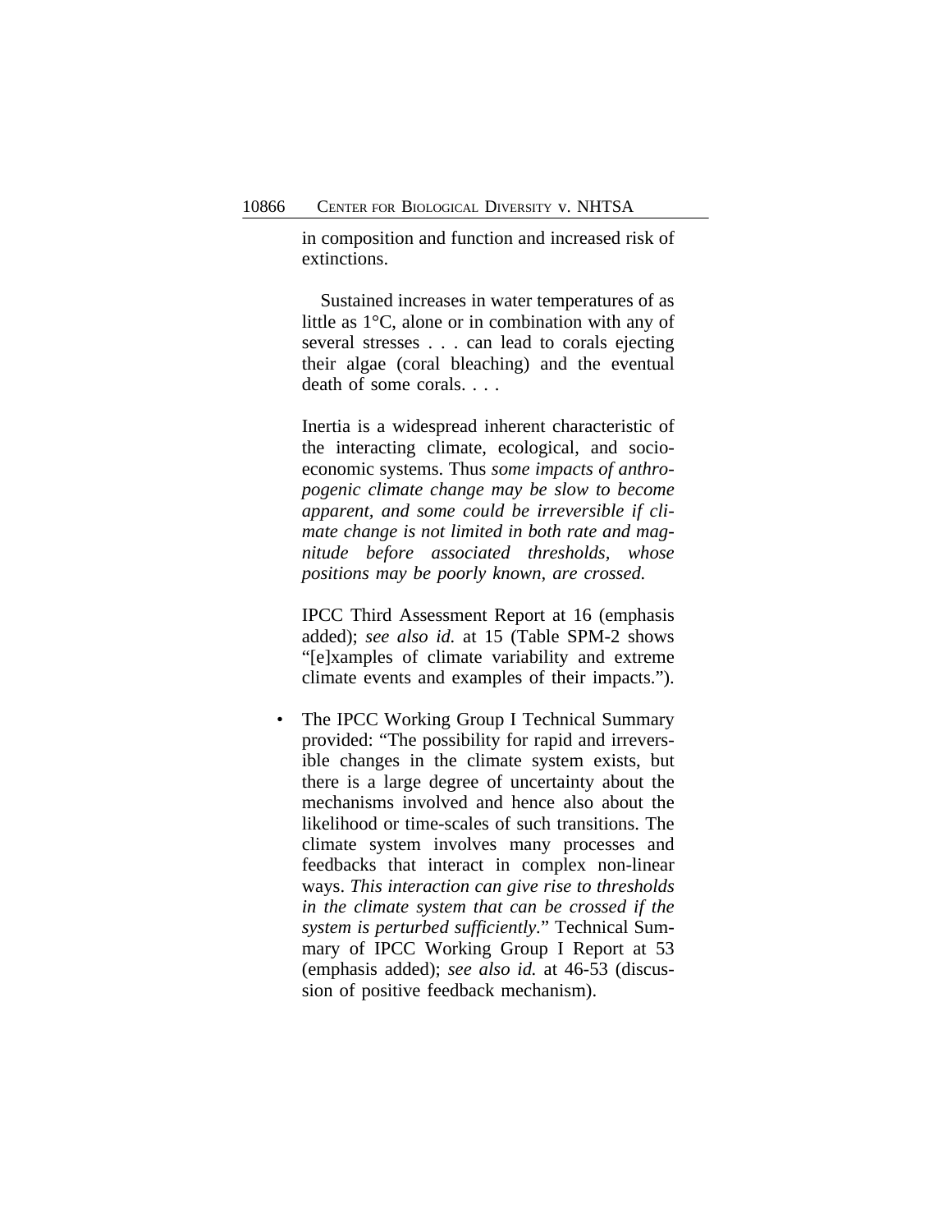in composition and function and increased risk of extinctions.

Sustained increases in water temperatures of as little as 1°C, alone or in combination with any of several stresses . . . can lead to corals ejecting their algae (coral bleaching) and the eventual death of some corals. . . .

Inertia is a widespread inherent characteristic of the interacting climate, ecological, and socio-economic systems. Thus *some impacts of anthropogenic climate change may be slow to become apparent, and some could be irreversible if climate change is not limited in both rate and magnitude before associated thresholds, whose positions may be poorly known, are crossed.*

IPCC Third Assessment Report at 16 (emphasis added); *see also id.* at 15 (Table SPM-2 shows "[e]xamples of climate variability and extreme climate events and examples of their impacts.").

- The IPCC Working Group I Technical Summary provided: "The possibility for rapid and irreversible changes in the climate system exists, but there is a large degree of uncertainty about the mechanisms involved and hence also about the likelihood or time-scales of such transitions. The climate system involves many processes and feedbacks that interact in complex non-linear ways. *This interaction can give rise to thresholds in the climate system that can be crossed if the system is perturbed sufficiently.*" Technical Summary of IPCC Working Group I Report at 53 (emphasis added); *see also id.* at 46-53 (discussion of positive feedback mechanism).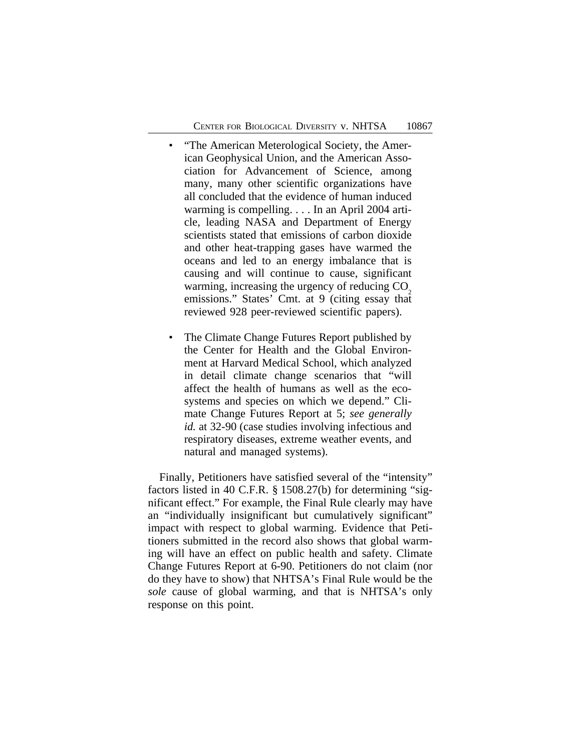- "The American Meterological Society, the American Geophysical Union, and the American Association for Advancement of Science, among many, many other scientific organizations have all concluded that the evidence of human induced warming is compelling. . . . In an April 2004 article, leading NASA and Department of Energy scientists stated that emissions of carbon dioxide and other heat-trapping gases have warmed the oceans and led to an energy imbalance that is causing and will continue to cause, significant warming, increasing the urgency of reducing $CO_2$ emissions." States' Cmt. at 9 (citing essay that reviewed 928 peer-reviewed scientific papers).

- The Climate Change Futures Report published by the Center for Health and the Global Environment at Harvard Medical School, which analyzed in detail climate change scenarios that "will affect the health of humans as well as the ecosystems and species on which we depend." Climate Change Futures Report at 5; *see generally id.* at 32-90 (case studies involving infectious and respiratory diseases, extreme weather events, and natural and managed systems).

Finally, Petitioners have satisfied several of the "intensity" factors listed in 40 C.F.R. § 1508.27(b) for determining "significant effect." For example, the Final Rule clearly may have an "individually insignificant but cumulatively significant" impact with respect to global warming. Evidence that Petitioners submitted in the record also shows that global warming will have an effect on public health and safety. Climate Change Futures Report at 6-90. Petitioners do not claim (nor do they have to show) that NHTSA's Final Rule would be the *sole* cause of global warming, and that is NHTSA's only response on this point.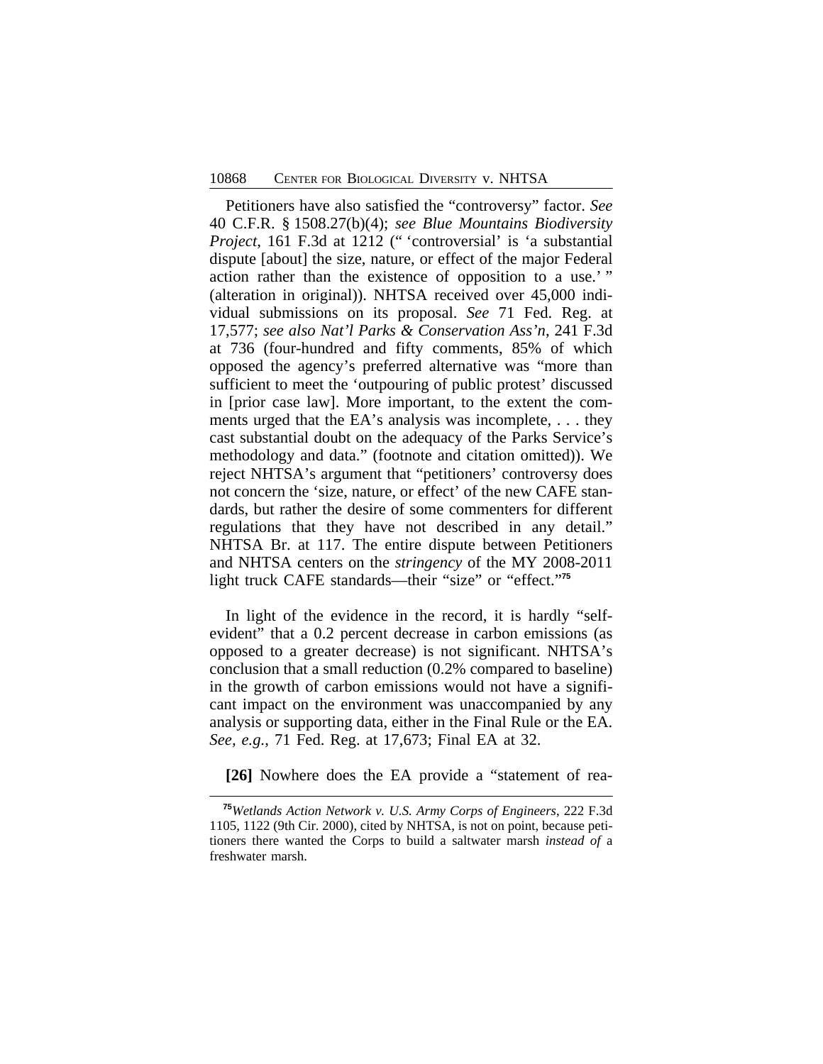Petitioners have also satisfied the "controversy" factor. *See* 40 C.F.R. § 1508.27(b)(4); *see Blue Mountains Biodiversity Project*, 161 F.3d at 1212 (" 'controversial' is 'a substantial dispute [about] the size, nature, or effect of the major Federal action rather than the existence of opposition to a use.' " (alteration in original)). NHTSA received over 45,000 individual submissions on its proposal. *See* 71 Fed. Reg. at 17,577; *see also Nat'l Parks & Conservation Ass'n*, 241 F.3d at 736 (four-hundred and fifty comments, 85% of which opposed the agency's preferred alternative was "more than sufficient to meet the 'outpouring of public protest' discussed in [prior case law]. More important, to the extent the comments urged that the EA's analysis was incomplete, . . . they cast substantial doubt on the adequacy of the Parks Service's methodology and data." (footnote and citation omitted)). We reject NHTSA's argument that "petitioners' controversy does not concern the 'size, nature, or effect' of the new CAFE standards, but rather the desire of some commenters for different regulations that they have not described in any detail." NHTSA Br. at 117. The entire dispute between Petitioners and NHTSA centers on the *stringency* of the MY 2008-2011 light truck CAFE standards—their "size" or "effect."[75]

In light of the evidence in the record, it is hardly "self-evident" that a 0.2 percent decrease in carbon emissions (as opposed to a greater decrease) is not significant. NHTSA's conclusion that a small reduction (0.2% compared to baseline) in the growth of carbon emissions would not have a significant impact on the environment was unaccompanied by any analysis or supporting data, either in the Final Rule or the EA. *See, e.g.*, 71 Fed. Reg. at 17,673; Final EA at 32.

**[26]** Nowhere does the EA provide a "statement of rea-

---

[75]*Wetlands Action Network v. U.S. Army Corps of Engineers*, 222 F.3d 1105, 1122 (9th Cir. 2000), cited by NHTSA, is not on point, because petitioners there wanted the Corps to build a saltwater marsh *instead of* a freshwater marsh.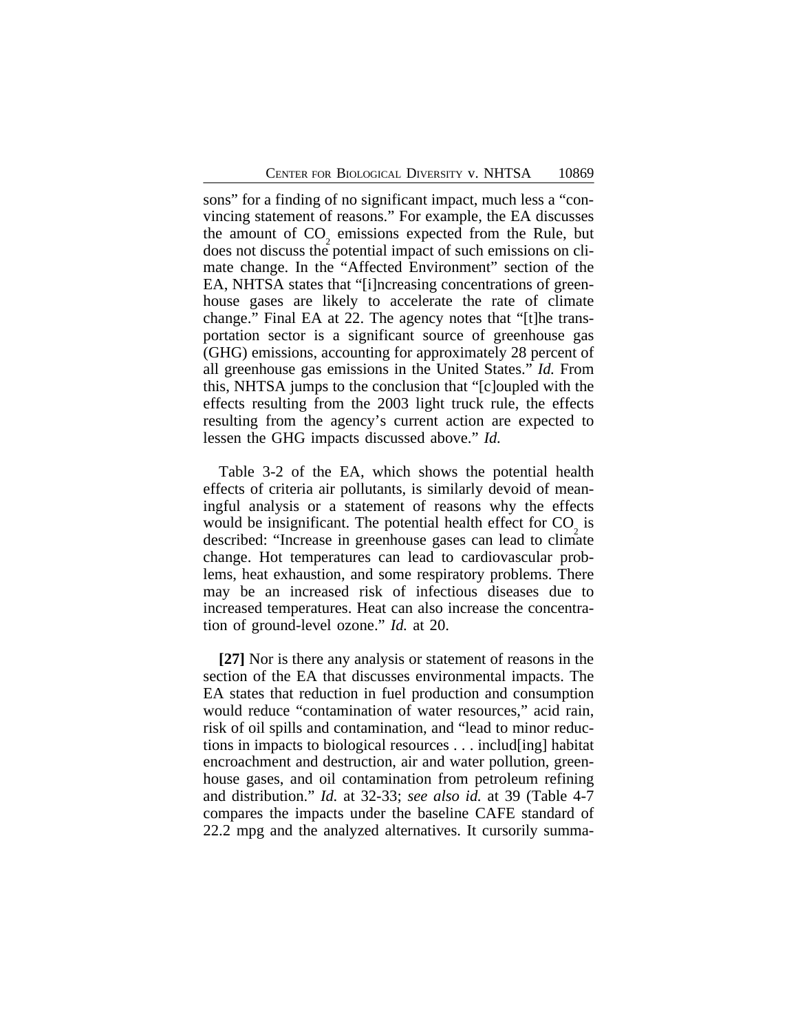sons" for a finding of no significant impact, much less a "convincing statement of reasons." For example, the EA discusses the amount of $CO_2$ emissions expected from the Rule, but does not discuss the potential impact of such emissions on climate change. In the "Affected Environment" section of the EA, NHTSA states that "[i]ncreasing concentrations of greenhouse gases are likely to accelerate the rate of climate change." Final EA at 22. The agency notes that "[t]he transportation sector is a significant source of greenhouse gas (GHG) emissions, accounting for approximately 28 percent of all greenhouse gas emissions in the United States." *Id.* From this, NHTSA jumps to the conclusion that "[c]oupled with the effects resulting from the 2003 light truck rule, the effects resulting from the agency's current action are expected to lessen the GHG impacts discussed above." *Id.*

Table 3-2 of the EA, which shows the potential health effects of criteria air pollutants, is similarly devoid of meaningful analysis or a statement of reasons why the effects would be insignificant. The potential health effect for $CO_2$ is described: "Increase in greenhouse gases can lead to climate change. Hot temperatures can lead to cardiovascular problems, heat exhaustion, and some respiratory problems. There may be an increased risk of infectious diseases due to increased temperatures. Heat can also increase the concentration of ground-level ozone." *Id.* at 20.

**[27]** Nor is there any analysis or statement of reasons in the section of the EA that discusses environmental impacts. The EA states that reduction in fuel production and consumption would reduce "contamination of water resources," acid rain, risk of oil spills and contamination, and "lead to minor reductions in impacts to biological resources . . . includ[ing] habitat encroachment and destruction, air and water pollution, greenhouse gases, and oil contamination from petroleum refining and distribution." *Id.* at 32-33; *see also id.* at 39 (Table 4-7 compares the impacts under the baseline CAFE standard of 22.2 mpg and the analyzed alternatives. It cursorily summa-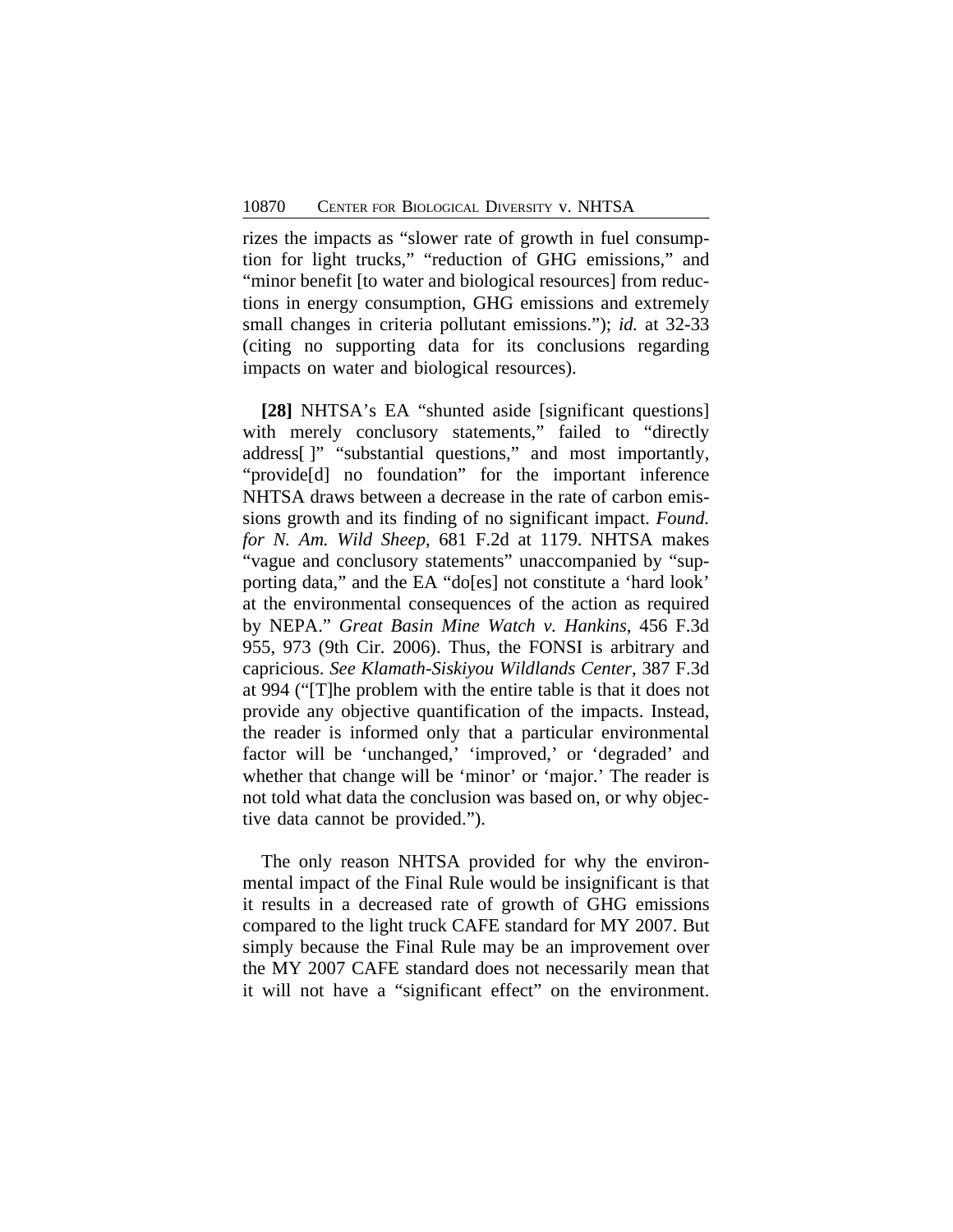rizes the impacts as "slower rate of growth in fuel consumption for light trucks," "reduction of GHG emissions," and "minor benefit [to water and biological resources] from reductions in energy consumption, GHG emissions and extremely small changes in criteria pollutant emissions."); *id.* at 32-33 (citing no supporting data for its conclusions regarding impacts on water and biological resources).

**[28]** NHTSA's EA "shunted aside [significant questions] with merely conclusory statements," failed to "directly address[ ]" "substantial questions," and most importantly, "provide[d] no foundation" for the important inference NHTSA draws between a decrease in the rate of carbon emissions growth and its finding of no significant impact. *Found. for N. Am. Wild Sheep*, 681 F.2d at 1179. NHTSA makes "vague and conclusory statements" unaccompanied by "supporting data," and the EA "do[es] not constitute a 'hard look' at the environmental consequences of the action as required by NEPA." *Great Basin Mine Watch v. Hankins*, 456 F.3d 955, 973 (9th Cir. 2006). Thus, the FONSI is arbitrary and capricious. *See Klamath-Siskiyou Wildlands Center*, 387 F.3d at 994 ("[T]he problem with the entire table is that it does not provide any objective quantification of the impacts. Instead, the reader is informed only that a particular environmental factor will be 'unchanged,' 'improved,' or 'degraded' and whether that change will be 'minor' or 'major.' The reader is not told what data the conclusion was based on, or why objective data cannot be provided.").

The only reason NHTSA provided for why the environmental impact of the Final Rule would be insignificant is that it results in a decreased rate of growth of GHG emissions compared to the light truck CAFE standard for MY 2007. But simply because the Final Rule may be an improvement over the MY 2007 CAFE standard does not necessarily mean that it will not have a "significant effect" on the environment.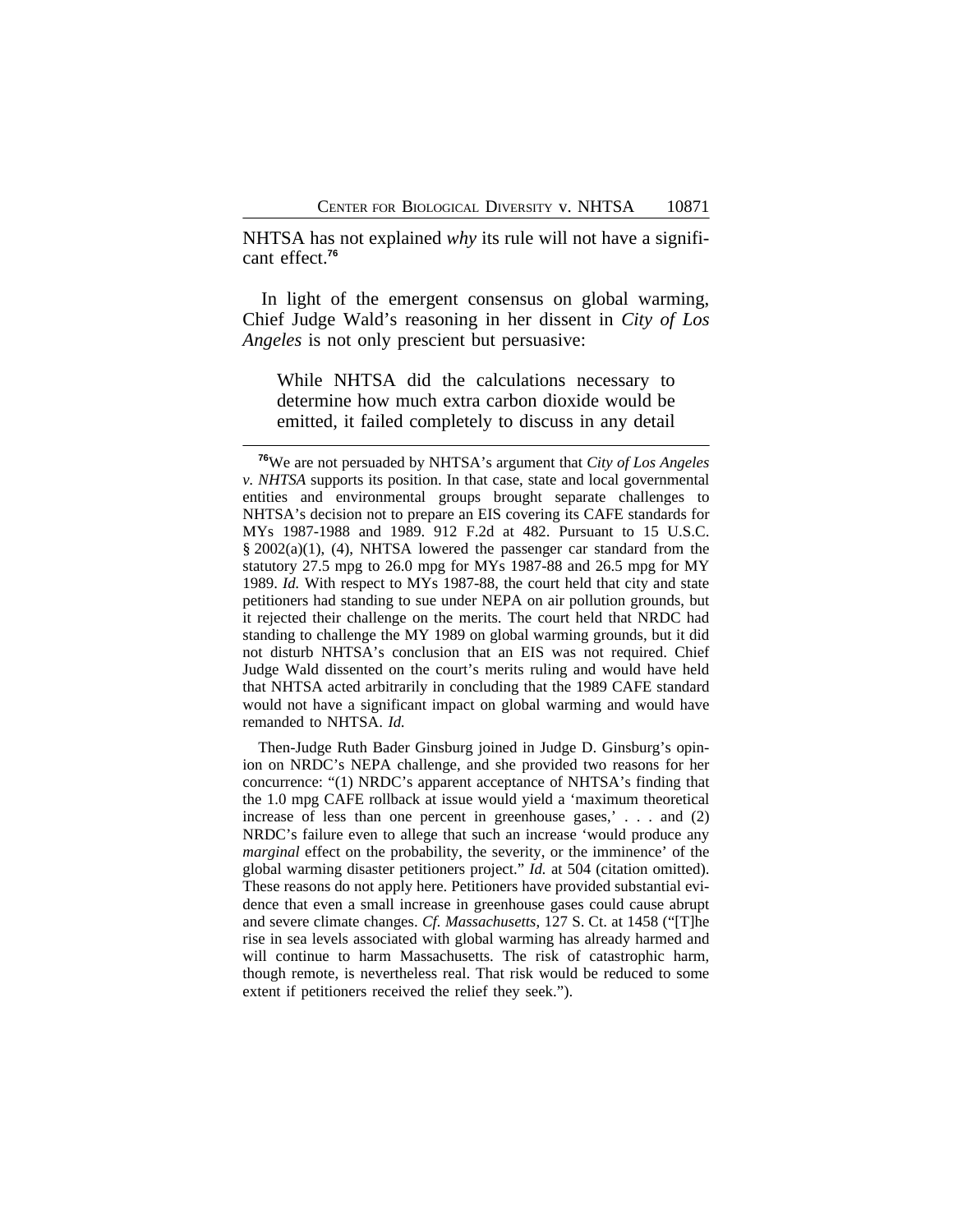NHTSA has not explained *why* its rule will not have a significant effect.[76]

In light of the emergent consensus on global warming, Chief Judge Wald's reasoning in her dissent in *City of Los Angeles* is not only prescient but persuasive:

> While NHTSA did the calculations necessary to determine how much extra carbon dioxide would be emitted, it failed completely to discuss in any detail

---

[76]We are not persuaded by NHTSA's argument that *City of Los Angeles v. NHTSA* supports its position. In that case, state and local governmental entities and environmental groups brought separate challenges to NHTSA's decision not to prepare an EIS covering its CAFE standards for MYs 1987-1988 and 1989. 912 F.2d at 482. Pursuant to 15 U.S.C. § 2002(a)(1), (4), NHTSA lowered the passenger car standard from the statutory 27.5 mpg to 26.0 mpg for MYs 1987-88 and 26.5 mpg for MY 1989. *Id.* With respect to MYs 1987-88, the court held that city and state petitioners had standing to sue under NEPA on air pollution grounds, but it rejected their challenge on the merits. The court held that NRDC had standing to challenge the MY 1989 on global warming grounds, but it did not disturb NHTSA's conclusion that an EIS was not required. Chief Judge Wald dissented on the court's merits ruling and would have held that NHTSA acted arbitrarily in concluding that the 1989 CAFE standard would not have a significant impact on global warming and would have remanded to NHTSA. *Id.*

Then-Judge Ruth Bader Ginsburg joined in Judge D. Ginsburg's opinion on NRDC's NEPA challenge, and she provided two reasons for her concurrence: "(1) NRDC's apparent acceptance of NHTSA's finding that the 1.0 mpg CAFE rollback at issue would yield a 'maximum theoretical increase of less than one percent in greenhouse gases,' . . . and (2) NRDC's failure even to allege that such an increase 'would produce any *marginal* effect on the probability, the severity, or the imminence' of the global warming disaster petitioners project." *Id.* at 504 (citation omitted). These reasons do not apply here. Petitioners have provided substantial evidence that even a small increase in greenhouse gases could cause abrupt and severe climate changes. *Cf. Massachusetts*, 127 S. Ct. at 1458 ("[T]he rise in sea levels associated with global warming has already harmed and will continue to harm Massachusetts. The risk of catastrophic harm, though remote, is nevertheless real. That risk would be reduced to some extent if petitioners received the relief they seek.").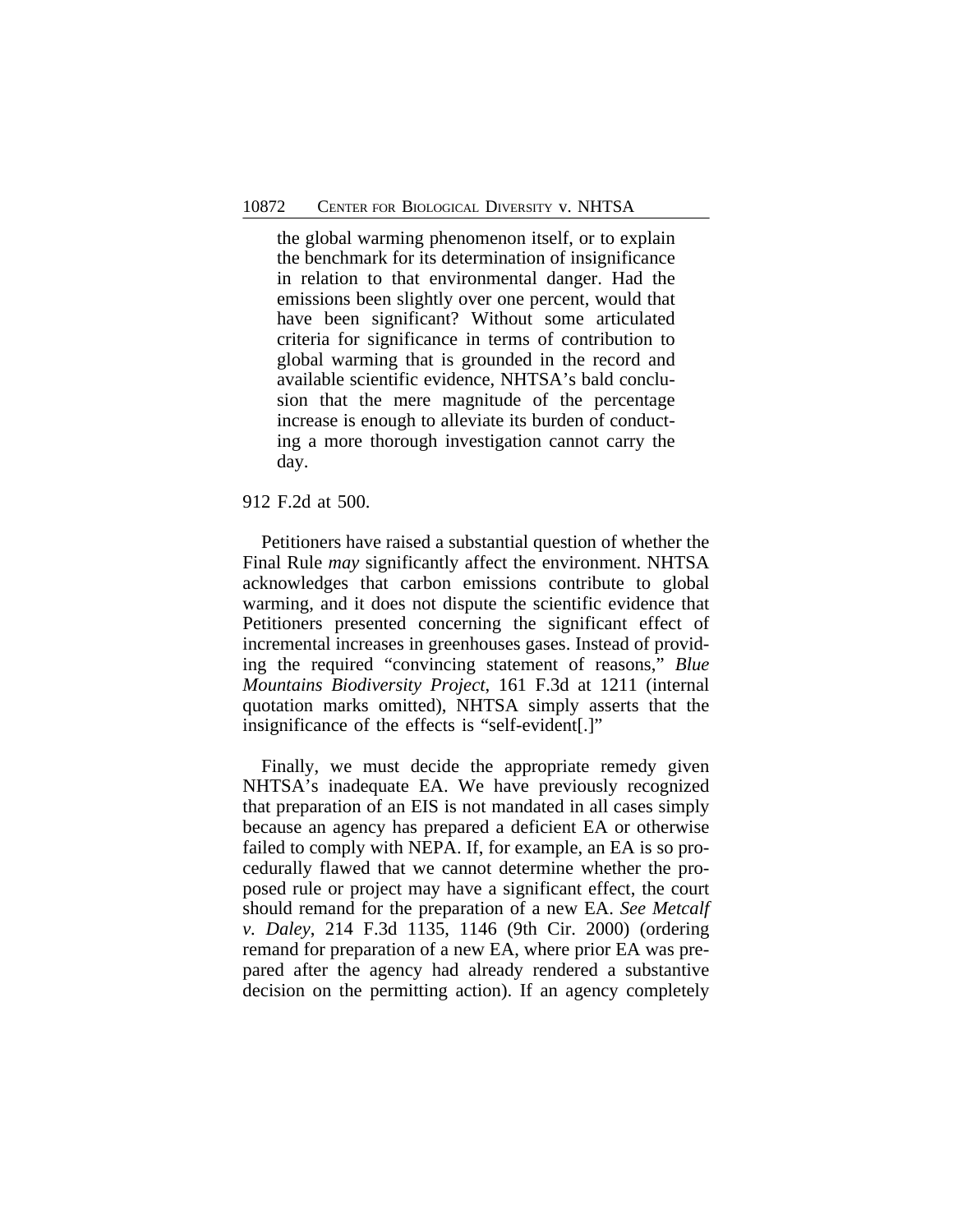> the global warming phenomenon itself, or to explain the benchmark for its determination of insignificance in relation to that environmental danger. Had the emissions been slightly over one percent, would that have been significant? Without some articulated criteria for significance in terms of contribution to global warming that is grounded in the record and available scientific evidence, NHTSA's bald conclusion that the mere magnitude of the percentage increase is enough to alleviate its burden of conducting a more thorough investigation cannot carry the day.

912 F.2d at 500.

Petitioners have raised a substantial question of whether the Final Rule *may* significantly affect the environment. NHTSA acknowledges that carbon emissions contribute to global warming, and it does not dispute the scientific evidence that Petitioners presented concerning the significant effect of incremental increases in greenhouses gases. Instead of providing the required "convincing statement of reasons," *Blue Mountains Biodiversity Project*, 161 F.3d at 1211 (internal quotation marks omitted), NHTSA simply asserts that the insignificance of the effects is "self-evident[.]"

Finally, we must decide the appropriate remedy given NHTSA's inadequate EA. We have previously recognized that preparation of an EIS is not mandated in all cases simply because an agency has prepared a deficient EA or otherwise failed to comply with NEPA. If, for example, an EA is so procedurally flawed that we cannot determine whether the proposed rule or project may have a significant effect, the court should remand for the preparation of a new EA. *See Metcalf v. Daley*, 214 F.3d 1135, 1146 (9th Cir. 2000) (ordering remand for preparation of a new EA, where prior EA was prepared after the agency had already rendered a substantive decision on the permitting action). If an agency completely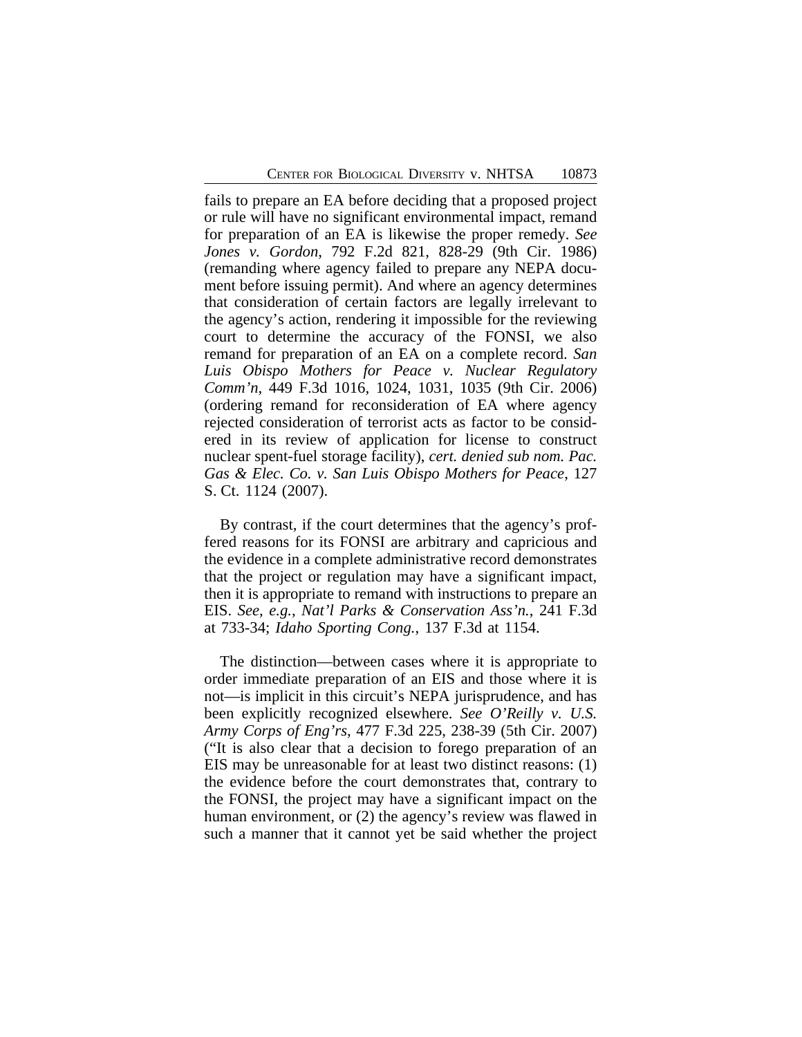fails to prepare an EA before deciding that a proposed project or rule will have no significant environmental impact, remand for preparation of an EA is likewise the proper remedy. *See Jones v. Gordon*, 792 F.2d 821, 828-29 (9th Cir. 1986) (remanding where agency failed to prepare any NEPA document before issuing permit). And where an agency determines that consideration of certain factors are legally irrelevant to the agency's action, rendering it impossible for the reviewing court to determine the accuracy of the FONSI, we also remand for preparation of an EA on a complete record. *San Luis Obispo Mothers for Peace v. Nuclear Regulatory Comm'n*, 449 F.3d 1016, 1024, 1031, 1035 (9th Cir. 2006) (ordering remand for reconsideration of EA where agency rejected consideration of terrorist acts as factor to be considered in its review of application for license to construct nuclear spent-fuel storage facility), *cert. denied sub nom. Pac. Gas & Elec. Co. v. San Luis Obispo Mothers for Peace*, 127 S. Ct. 1124 (2007).

By contrast, if the court determines that the agency's proffered reasons for its FONSI are arbitrary and capricious and the evidence in a complete administrative record demonstrates that the project or regulation may have a significant impact, then it is appropriate to remand with instructions to prepare an EIS. *See, e.g., Nat'l Parks & Conservation Ass'n.*, 241 F.3d at 733-34; *Idaho Sporting Cong.*, 137 F.3d at 1154.

The distinction—between cases where it is appropriate to order immediate preparation of an EIS and those where it is not—is implicit in this circuit's NEPA jurisprudence, and has been explicitly recognized elsewhere. *See O'Reilly v. U.S. Army Corps of Eng'rs*, 477 F.3d 225, 238-39 (5th Cir. 2007) ("It is also clear that a decision to forego preparation of an EIS may be unreasonable for at least two distinct reasons: (1) the evidence before the court demonstrates that, contrary to the FONSI, the project may have a significant impact on the human environment, or (2) the agency's review was flawed in such a manner that it cannot yet be said whether the project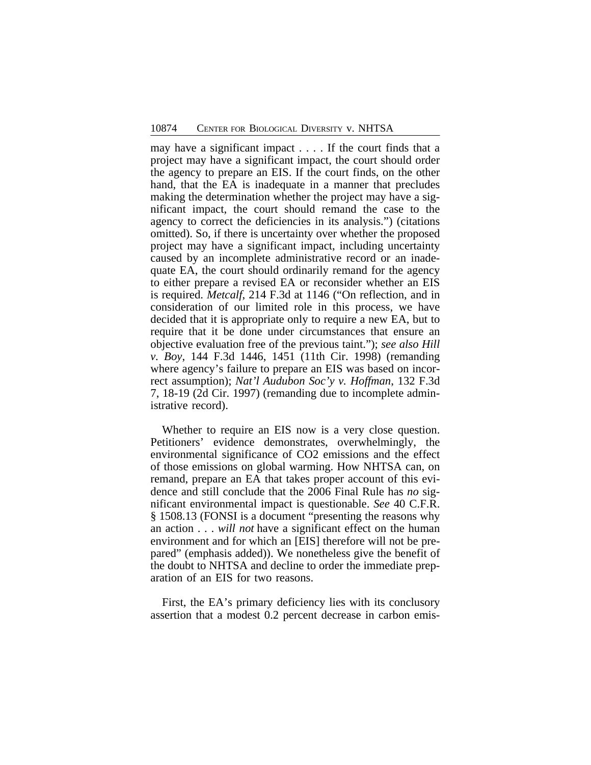may have a significant impact . . . . If the court finds that a project may have a significant impact, the court should order the agency to prepare an EIS. If the court finds, on the other hand, that the EA is inadequate in a manner that precludes making the determination whether the project may have a significant impact, the court should remand the case to the agency to correct the deficiencies in its analysis.") (citations omitted). So, if there is uncertainty over whether the proposed project may have a significant impact, including uncertainty caused by an incomplete administrative record or an inadequate EA, the court should ordinarily remand for the agency to either prepare a revised EA or reconsider whether an EIS is required. *Metcalf*, 214 F.3d at 1146 ("On reflection, and in consideration of our limited role in this process, we have decided that it is appropriate only to require a new EA, but to require that it be done under circumstances that ensure an objective evaluation free of the previous taint."); *see also Hill v. Boy*, 144 F.3d 1446, 1451 (11th Cir. 1998) (remanding where agency's failure to prepare an EIS was based on incorrect assumption); *Nat'l Audubon Soc'y v. Hoffman*, 132 F.3d 7, 18-19 (2d Cir. 1997) (remanding due to incomplete administrative record).

Whether to require an EIS now is a very close question. Petitioners' evidence demonstrates, overwhelmingly, the environmental significance of CO2 emissions and the effect of those emissions on global warming. How NHTSA can, on remand, prepare an EA that takes proper account of this evidence and still conclude that the 2006 Final Rule has *no* significant environmental impact is questionable. *See* 40 C.F.R. § 1508.13 (FONSI is a document "presenting the reasons why an action . . . *will not* have a significant effect on the human environment and for which an [EIS] therefore will not be prepared" (emphasis added)). We nonetheless give the benefit of the doubt to NHTSA and decline to order the immediate preparation of an EIS for two reasons.

First, the EA's primary deficiency lies with its conclusory assertion that a modest 0.2 percent decrease in carbon emis-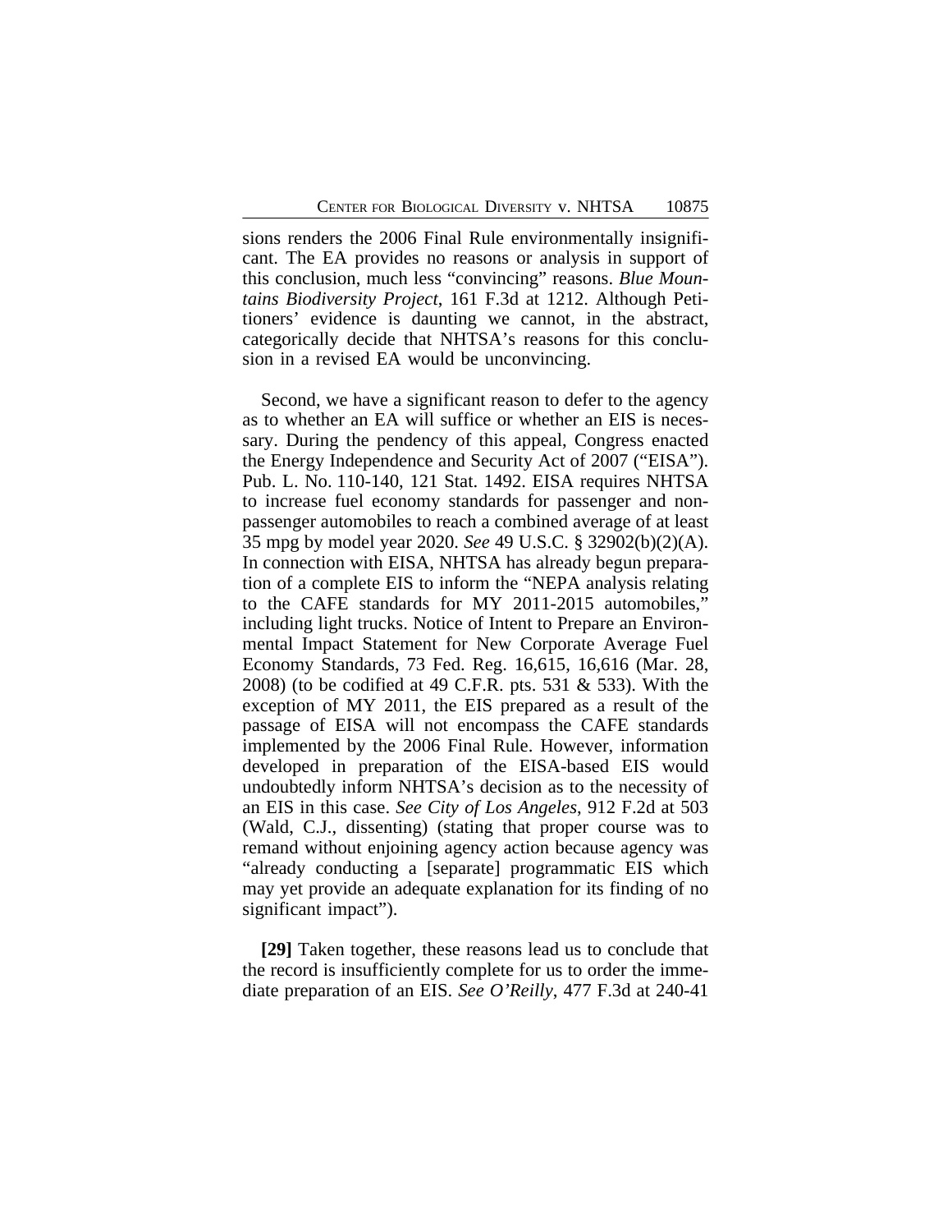sions renders the 2006 Final Rule environmentally insignificant. The EA provides no reasons or analysis in support of this conclusion, much less "convincing" reasons. *Blue Mountains Biodiversity Project*, 161 F.3d at 1212. Although Petitioners' evidence is daunting we cannot, in the abstract, categorically decide that NHTSA's reasons for this conclusion in a revised EA would be unconvincing.

Second, we have a significant reason to defer to the agency as to whether an EA will suffice or whether an EIS is necessary. During the pendency of this appeal, Congress enacted the Energy Independence and Security Act of 2007 ("EISA"). Pub. L. No. 110-140, 121 Stat. 1492. EISA requires NHTSA to increase fuel economy standards for passenger and non-passenger automobiles to reach a combined average of at least 35 mpg by model year 2020. *See* 49 U.S.C. § 32902(b)(2)(A). In connection with EISA, NHTSA has already begun preparation of a complete EIS to inform the "NEPA analysis relating to the CAFE standards for MY 2011-2015 automobiles," including light trucks. Notice of Intent to Prepare an Environmental Impact Statement for New Corporate Average Fuel Economy Standards, 73 Fed. Reg. 16,615, 16,616 (Mar. 28, 2008) (to be codified at 49 C.F.R. pts. 531 & 533). With the exception of MY 2011, the EIS prepared as a result of the passage of EISA will not encompass the CAFE standards implemented by the 2006 Final Rule. However, information developed in preparation of the EISA-based EIS would undoubtedly inform NHTSA's decision as to the necessity of an EIS in this case. *See City of Los Angeles*, 912 F.2d at 503 (Wald, C.J., dissenting) (stating that proper course was to remand without enjoining agency action because agency was "already conducting a [separate] programmatic EIS which may yet provide an adequate explanation for its finding of no significant impact").

**[29]** Taken together, these reasons lead us to conclude that the record is insufficiently complete for us to order the immediate preparation of an EIS. *See O'Reilly*, 477 F.3d at 240-41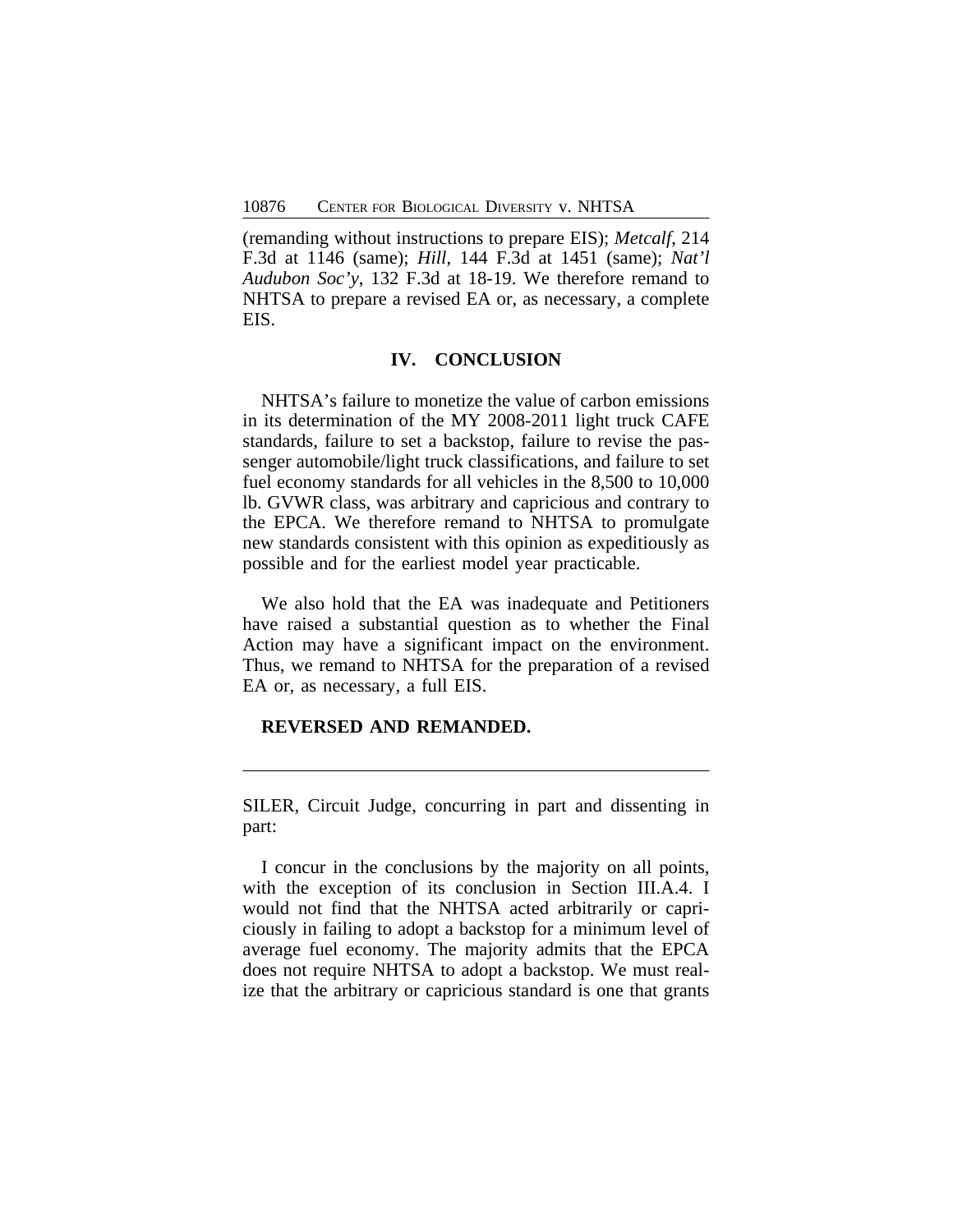(remanding without instructions to prepare EIS); *Metcalf*, 214 F.3d at 1146 (same); *Hill*, 144 F.3d at 1451 (same); *Nat'l Audubon Soc'y*, 132 F.3d at 18-19. We therefore remand to NHTSA to prepare a revised EA or, as necessary, a complete EIS.

## IV. CONCLUSION

NHTSA's failure to monetize the value of carbon emissions in its determination of the MY 2008-2011 light truck CAFE standards, failure to set a backstop, failure to revise the passenger automobile/light truck classifications, and failure to set fuel economy standards for all vehicles in the 8,500 to 10,000 lb. GVWR class, was arbitrary and capricious and contrary to the EPCA. We therefore remand to NHTSA to promulgate new standards consistent with this opinion as expeditiously as possible and for the earliest model year practicable.

We also hold that the EA was inadequate and Petitioners have raised a substantial question as to whether the Final Action may have a significant impact on the environment. Thus, we remand to NHTSA for the preparation of a revised EA or, as necessary, a full EIS.

**REVERSED AND REMANDED.**

---

SILER, Circuit Judge, concurring in part and dissenting in part:

I concur in the conclusions by the majority on all points, with the exception of its conclusion in Section III.A.4. I would not find that the NHTSA acted arbitrarily or capriciously in failing to adopt a backstop for a minimum level of average fuel economy. The majority admits that the EPCA does not require NHTSA to adopt a backstop. We must realize that the arbitrary or capricious standard is one that grants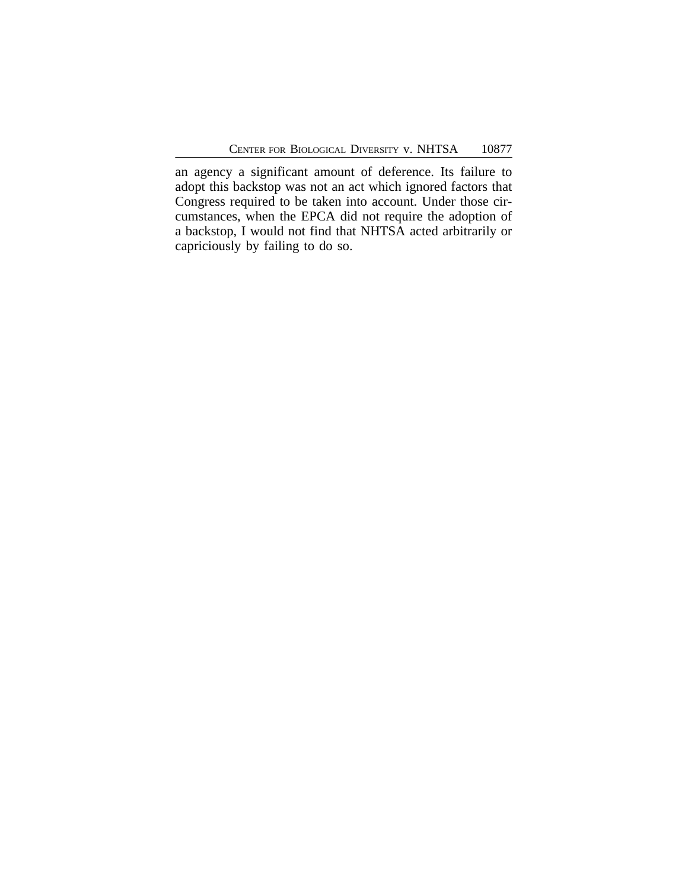an agency a significant amount of deference. Its failure to adopt this backstop was not an act which ignored factors that Congress required to be taken into account. Under those circumstances, when the EPCA did not require the adoption of a backstop, I would not find that NHTSA acted arbitrarily or capriciously by failing to do so.